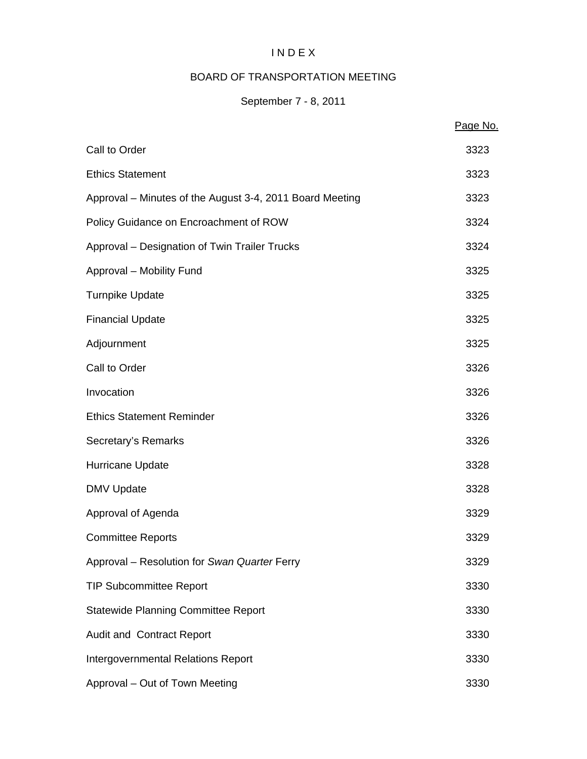# I N D E X

## BOARD OF TRANSPORTATION MEETING

### September 7 - 8, 2011

| | Page No. |
|---|---|
| Call to Order | 3323 |
| Ethics Statement | 3323 |
| Approval – Minutes of the August 3-4, 2011 Board Meeting | 3323 |
| Policy Guidance on Encroachment of ROW | 3324 |
| Approval – Designation of Twin Trailer Trucks | 3324 |
| Approval – Mobility Fund | 3325 |
| Turnpike Update | 3325 |
| Financial Update | 3325 |
| Adjournment | 3325 |
| Call to Order | 3326 |
| Invocation | 3326 |
| Ethics Statement Reminder | 3326 |
| Secretary's Remarks | 3326 |
| Hurricane Update | 3328 |
| DMV Update | 3328 |
| Approval of Agenda | 3329 |
| Committee Reports | 3329 |
| Approval – Resolution for *Swan Quarter* Ferry | 3329 |
| TIP Subcommittee Report | 3330 |
| Statewide Planning Committee Report | 3330 |
| Audit and Contract Report | 3330 |
| Intergovernmental Relations Report | 3330 |
| Approval – Out of Town Meeting | 3330 |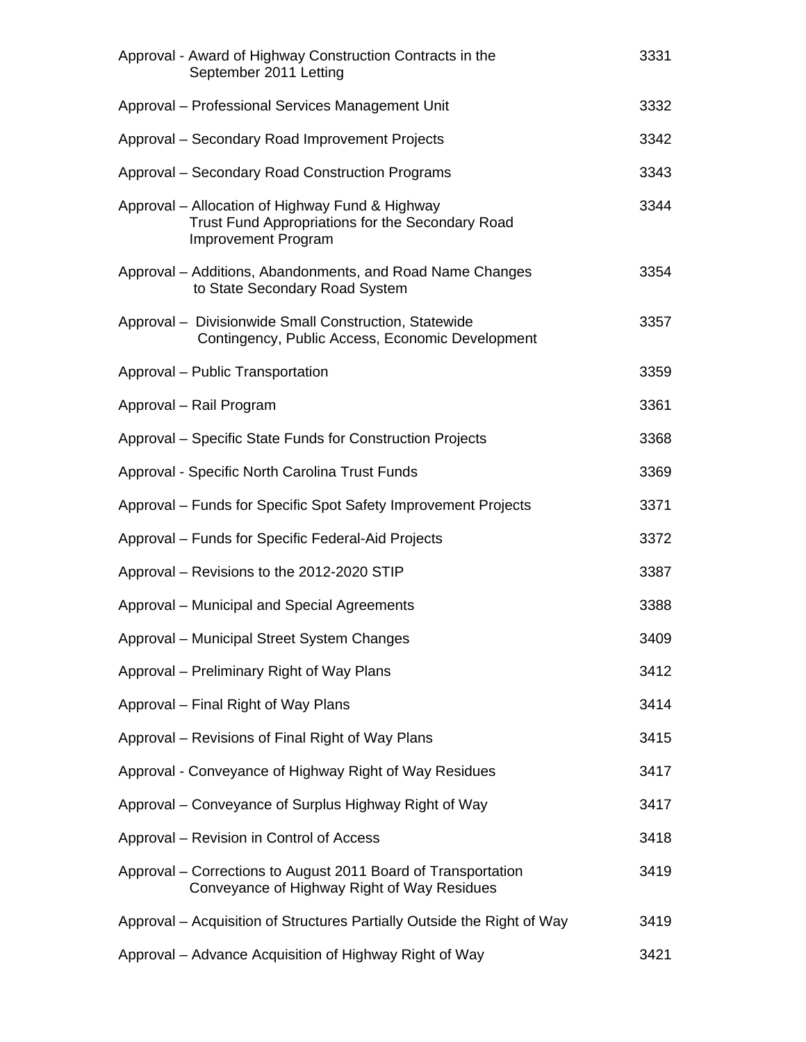| | |
|---|---|
| Approval - Award of Highway Construction Contracts in the September 2011 Letting | 3331 |
| Approval – Professional Services Management Unit | 3332 |
| Approval – Secondary Road Improvement Projects | 3342 |
| Approval – Secondary Road Construction Programs | 3343 |
| Approval – Allocation of Highway Fund & Highway Trust Fund Appropriations for the Secondary Road Improvement Program | 3344 |
| Approval – Additions, Abandonments, and Road Name Changes to State Secondary Road System | 3354 |
| Approval – Divisionwide Small Construction, Statewide Contingency, Public Access, Economic Development | 3357 |
| Approval – Public Transportation | 3359 |
| Approval – Rail Program | 3361 |
| Approval – Specific State Funds for Construction Projects | 3368 |
| Approval - Specific North Carolina Trust Funds | 3369 |
| Approval – Funds for Specific Spot Safety Improvement Projects | 3371 |
| Approval – Funds for Specific Federal-Aid Projects | 3372 |
| Approval – Revisions to the 2012-2020 STIP | 3387 |
| Approval – Municipal and Special Agreements | 3388 |
| Approval – Municipal Street System Changes | 3409 |
| Approval – Preliminary Right of Way Plans | 3412 |
| Approval – Final Right of Way Plans | 3414 |
| Approval – Revisions of Final Right of Way Plans | 3415 |
| Approval - Conveyance of Highway Right of Way Residues | 3417 |
| Approval – Conveyance of Surplus Highway Right of Way | 3417 |
| Approval – Revision in Control of Access | 3418 |
| Approval – Corrections to August 2011 Board of Transportation Conveyance of Highway Right of Way Residues | 3419 |
| Approval – Acquisition of Structures Partially Outside the Right of Way | 3419 |
| Approval – Advance Acquisition of Highway Right of Way | 3421 |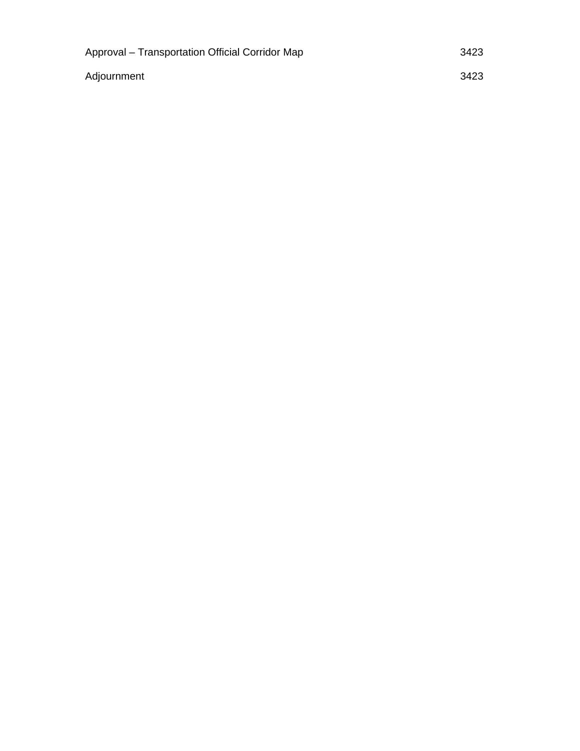| | |
|---|---|
| Approval – Transportation Official Corridor Map | 3423 |
| Adjournment | 3423 |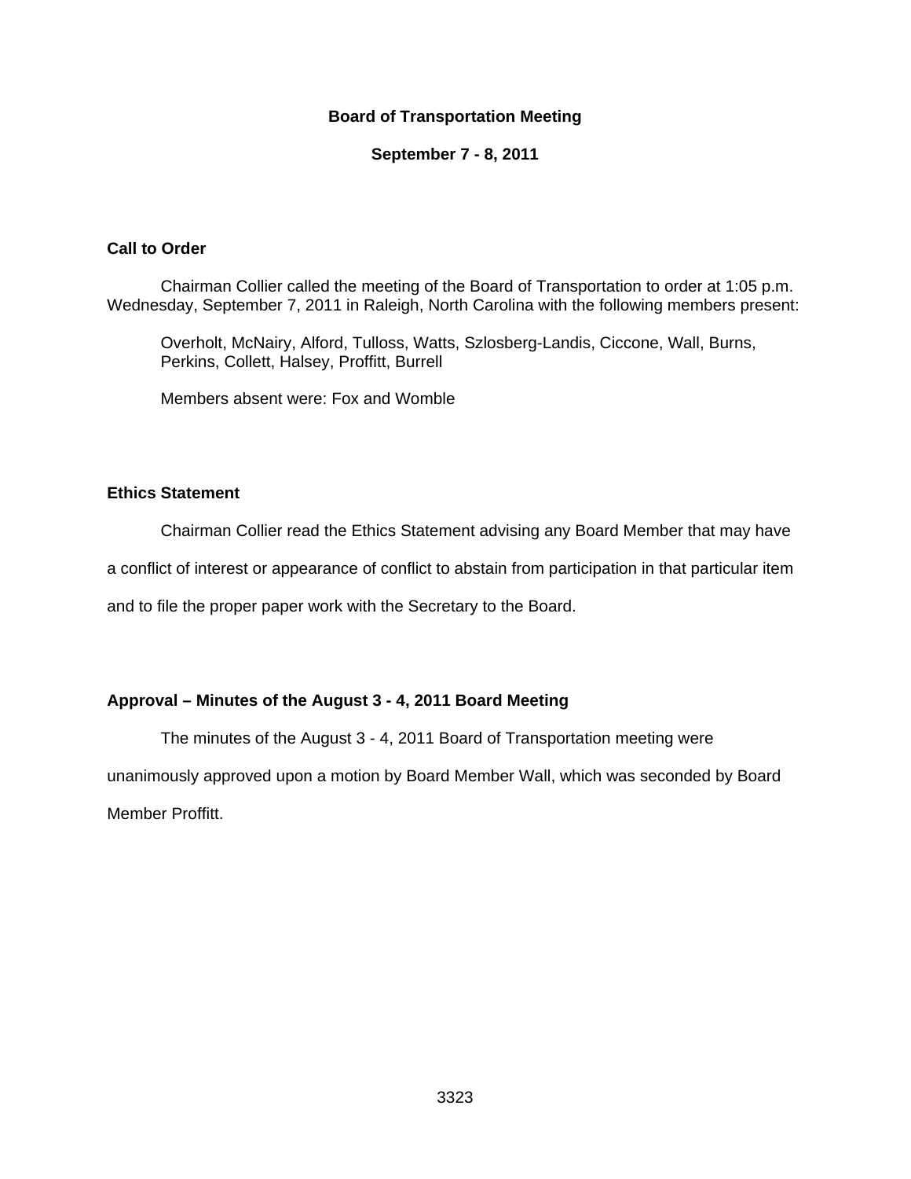# Board of Transportation Meeting

## September 7 - 8, 2011

### Call to Order

Chairman Collier called the meeting of the Board of Transportation to order at 1:05 p.m. Wednesday, September 7, 2011 in Raleigh, North Carolina with the following members present:

Overholt, McNairy, Alford, Tulloss, Watts, Szlosberg-Landis, Ciccone, Wall, Burns, Perkins, Collett, Halsey, Proffitt, Burrell

Members absent were: Fox and Womble

### Ethics Statement

Chairman Collier read the Ethics Statement advising any Board Member that may have a conflict of interest or appearance of conflict to abstain from participation in that particular item and to file the proper paper work with the Secretary to the Board.

### Approval – Minutes of the August 3 - 4, 2011 Board Meeting

The minutes of the August 3 - 4, 2011 Board of Transportation meeting were unanimously approved upon a motion by Board Member Wall, which was seconded by Board Member Proffitt.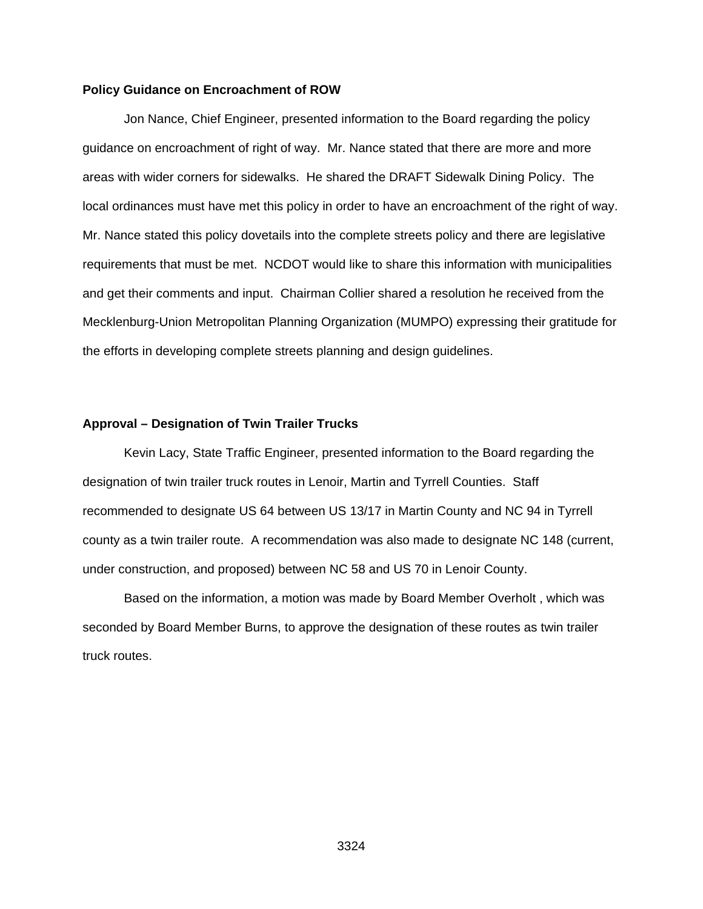**Policy Guidance on Encroachment of ROW**

Jon Nance, Chief Engineer, presented information to the Board regarding the policy guidance on encroachment of right of way. Mr. Nance stated that there are more and more areas with wider corners for sidewalks. He shared the DRAFT Sidewalk Dining Policy. The local ordinances must have met this policy in order to have an encroachment of the right of way. Mr. Nance stated this policy dovetails into the complete streets policy and there are legislative requirements that must be met. NCDOT would like to share this information with municipalities and get their comments and input. Chairman Collier shared a resolution he received from the Mecklenburg-Union Metropolitan Planning Organization (MUMPO) expressing their gratitude for the efforts in developing complete streets planning and design guidelines.

**Approval – Designation of Twin Trailer Trucks**

Kevin Lacy, State Traffic Engineer, presented information to the Board regarding the designation of twin trailer truck routes in Lenoir, Martin and Tyrrell Counties. Staff recommended to designate US 64 between US 13/17 in Martin County and NC 94 in Tyrrell county as a twin trailer route. A recommendation was also made to designate NC 148 (current, under construction, and proposed) between NC 58 and US 70 in Lenoir County.

Based on the information, a motion was made by Board Member Overholt , which was seconded by Board Member Burns, to approve the designation of these routes as twin trailer truck routes.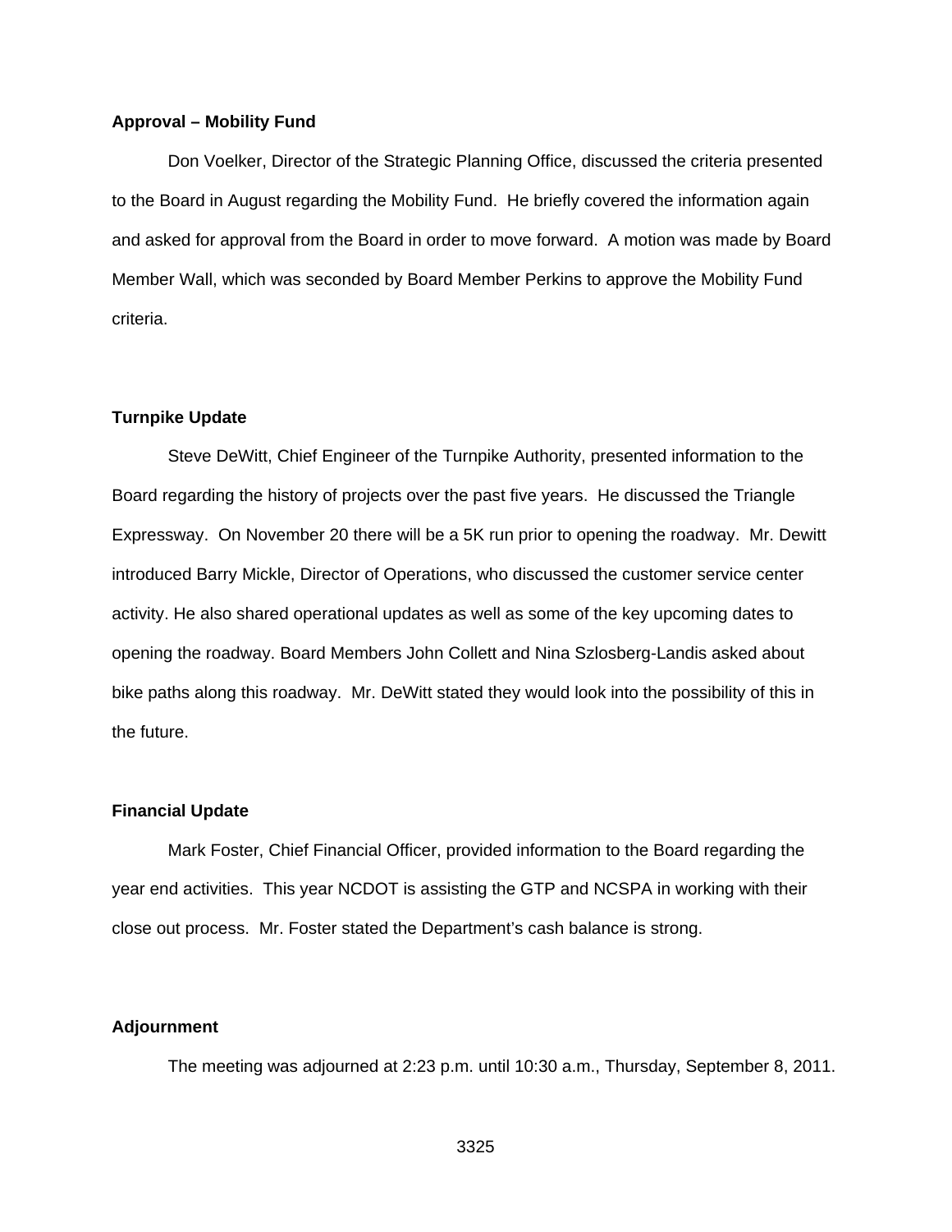**Approval – Mobility Fund**

Don Voelker, Director of the Strategic Planning Office, discussed the criteria presented to the Board in August regarding the Mobility Fund. He briefly covered the information again and asked for approval from the Board in order to move forward. A motion was made by Board Member Wall, which was seconded by Board Member Perkins to approve the Mobility Fund criteria.

**Turnpike Update**

Steve DeWitt, Chief Engineer of the Turnpike Authority, presented information to the Board regarding the history of projects over the past five years. He discussed the Triangle Expressway. On November 20 there will be a 5K run prior to opening the roadway. Mr. Dewitt introduced Barry Mickle, Director of Operations, who discussed the customer service center activity. He also shared operational updates as well as some of the key upcoming dates to opening the roadway. Board Members John Collett and Nina Szlosberg-Landis asked about bike paths along this roadway. Mr. DeWitt stated they would look into the possibility of this in the future.

**Financial Update**

Mark Foster, Chief Financial Officer, provided information to the Board regarding the year end activities. This year NCDOT is assisting the GTP and NCSPA in working with their close out process. Mr. Foster stated the Department's cash balance is strong.

**Adjournment**

The meeting was adjourned at 2:23 p.m. until 10:30 a.m., Thursday, September 8, 2011.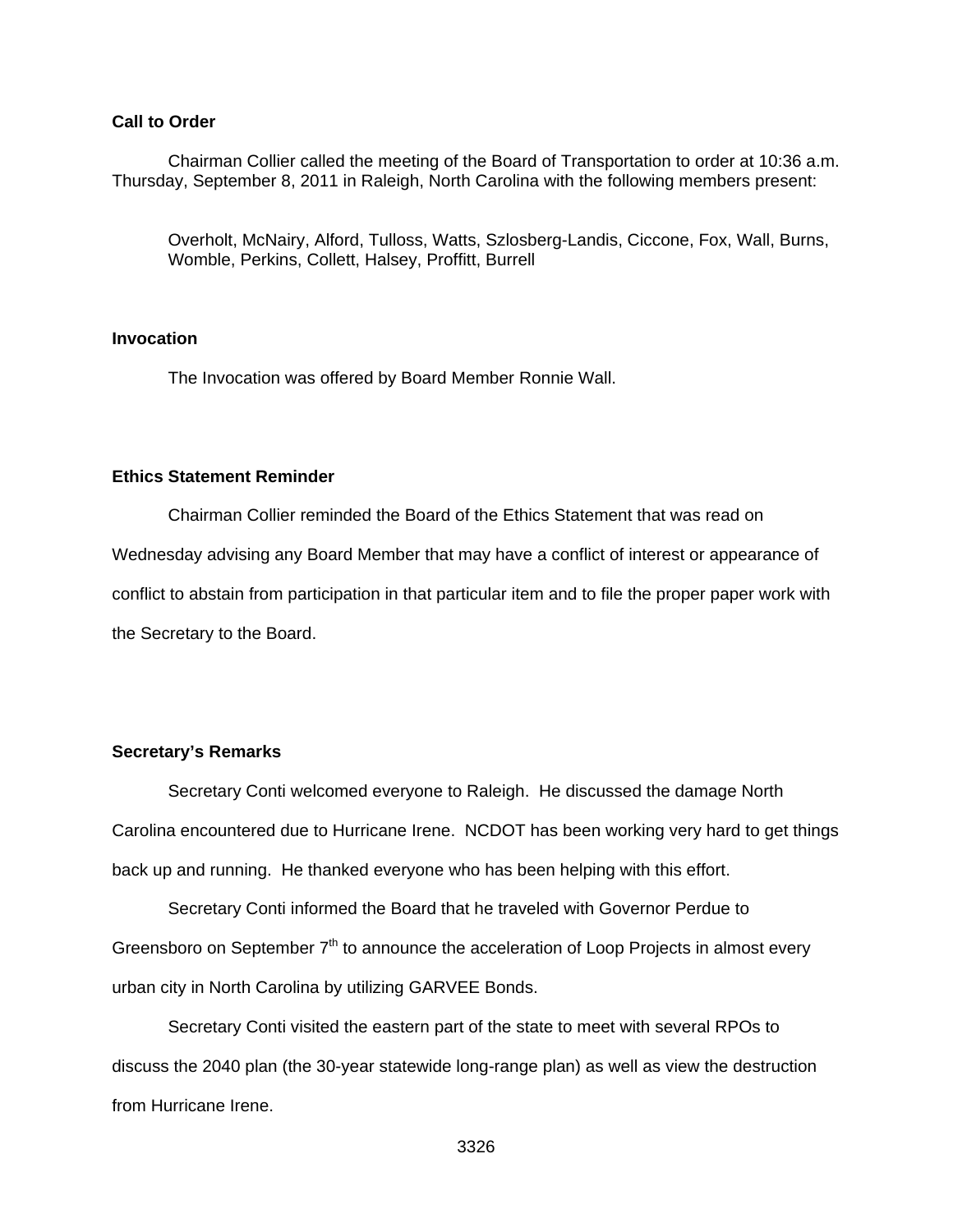**Call to Order**

Chairman Collier called the meeting of the Board of Transportation to order at 10:36 a.m. Thursday, September 8, 2011 in Raleigh, North Carolina with the following members present:

Overholt, McNairy, Alford, Tulloss, Watts, Szlosberg-Landis, Ciccone, Fox, Wall, Burns, Womble, Perkins, Collett, Halsey, Proffitt, Burrell

**Invocation**

The Invocation was offered by Board Member Ronnie Wall.

**Ethics Statement Reminder**

Chairman Collier reminded the Board of the Ethics Statement that was read on Wednesday advising any Board Member that may have a conflict of interest or appearance of conflict to abstain from participation in that particular item and to file the proper paper work with the Secretary to the Board.

**Secretary's Remarks**

Secretary Conti welcomed everyone to Raleigh. He discussed the damage North Carolina encountered due to Hurricane Irene. NCDOT has been working very hard to get things back up and running. He thanked everyone who has been helping with this effort.

Secretary Conti informed the Board that he traveled with Governor Perdue to Greensboro on September 7th to announce the acceleration of Loop Projects in almost every urban city in North Carolina by utilizing GARVEE Bonds.

Secretary Conti visited the eastern part of the state to meet with several RPOs to discuss the 2040 plan (the 30-year statewide long-range plan) as well as view the destruction from Hurricane Irene.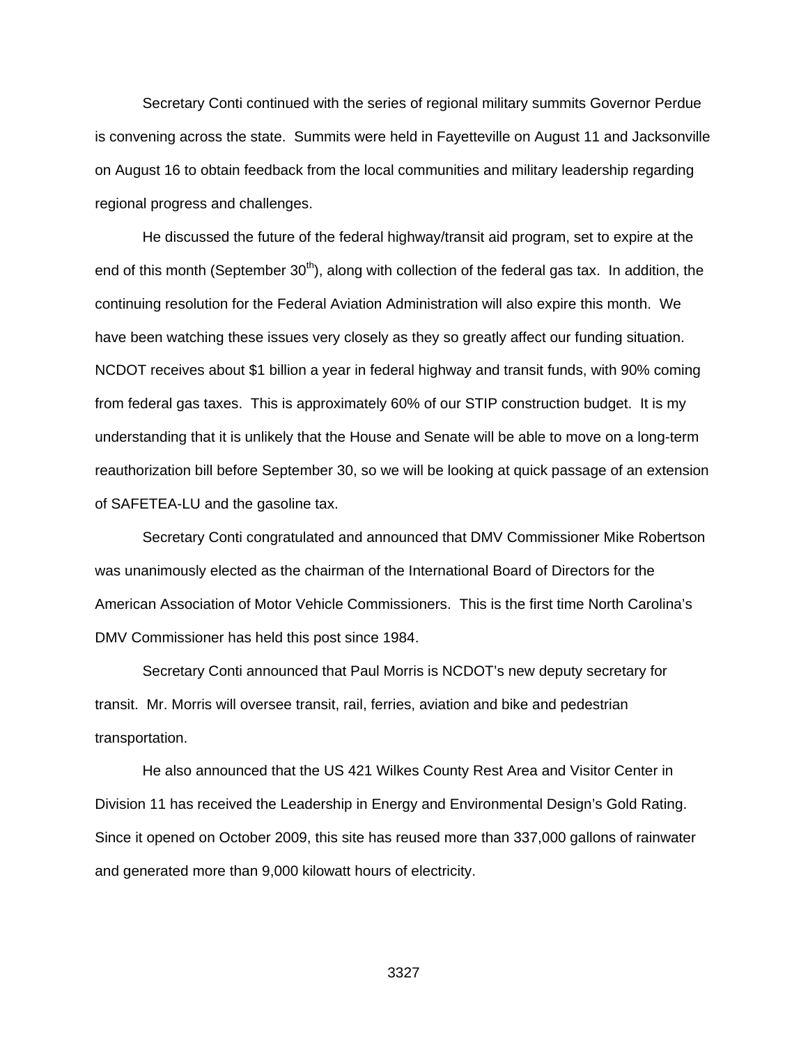Secretary Conti continued with the series of regional military summits Governor Perdue is convening across the state. Summits were held in Fayetteville on August 11 and Jacksonville on August 16 to obtain feedback from the local communities and military leadership regarding regional progress and challenges.

He discussed the future of the federal highway/transit aid program, set to expire at the end of this month (September 30$^{th}$), along with collection of the federal gas tax. In addition, the continuing resolution for the Federal Aviation Administration will also expire this month. We have been watching these issues very closely as they so greatly affect our funding situation. NCDOT receives about $1 billion a year in federal highway and transit funds, with 90% coming from federal gas taxes. This is approximately 60% of our STIP construction budget. It is my understanding that it is unlikely that the House and Senate will be able to move on a long-term reauthorization bill before September 30, so we will be looking at quick passage of an extension of SAFETEA-LU and the gasoline tax.

Secretary Conti congratulated and announced that DMV Commissioner Mike Robertson was unanimously elected as the chairman of the International Board of Directors for the American Association of Motor Vehicle Commissioners. This is the first time North Carolina's DMV Commissioner has held this post since 1984.

Secretary Conti announced that Paul Morris is NCDOT's new deputy secretary for transit. Mr. Morris will oversee transit, rail, ferries, aviation and bike and pedestrian transportation.

He also announced that the US 421 Wilkes County Rest Area and Visitor Center in Division 11 has received the Leadership in Energy and Environmental Design's Gold Rating. Since it opened on October 2009, this site has reused more than 337,000 gallons of rainwater and generated more than 9,000 kilowatt hours of electricity.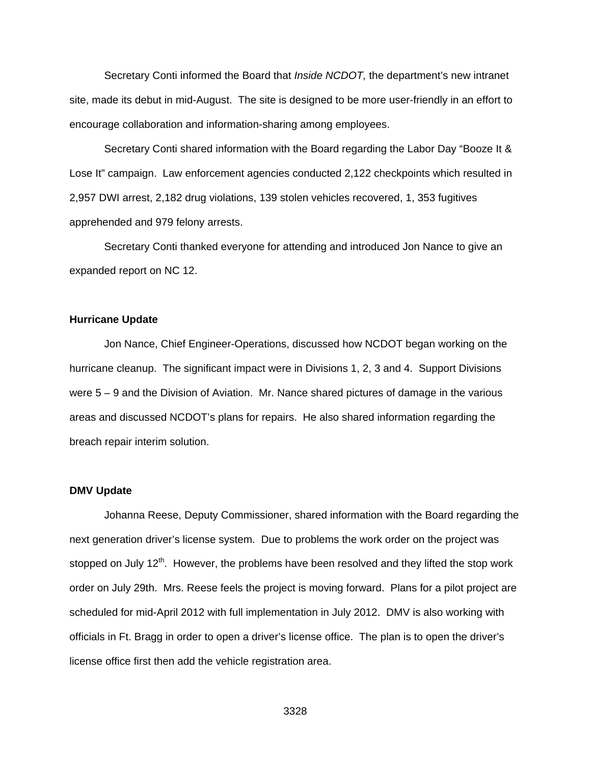Secretary Conti informed the Board that *Inside NCDOT,* the department's new intranet site, made its debut in mid-August. The site is designed to be more user-friendly in an effort to encourage collaboration and information-sharing among employees.

Secretary Conti shared information with the Board regarding the Labor Day "Booze It & Lose It" campaign. Law enforcement agencies conducted 2,122 checkpoints which resulted in 2,957 DWI arrest, 2,182 drug violations, 139 stolen vehicles recovered, 1, 353 fugitives apprehended and 979 felony arrests.

Secretary Conti thanked everyone for attending and introduced Jon Nance to give an expanded report on NC 12.

**Hurricane Update**

Jon Nance, Chief Engineer-Operations, discussed how NCDOT began working on the hurricane cleanup. The significant impact were in Divisions 1, 2, 3 and 4. Support Divisions were 5 – 9 and the Division of Aviation. Mr. Nance shared pictures of damage in the various areas and discussed NCDOT's plans for repairs. He also shared information regarding the breach repair interim solution.

**DMV Update**

Johanna Reese, Deputy Commissioner, shared information with the Board regarding the next generation driver's license system. Due to problems the work order on the project was stopped on July 12th. However, the problems have been resolved and they lifted the stop work order on July 29th. Mrs. Reese feels the project is moving forward. Plans for a pilot project are scheduled for mid-April 2012 with full implementation in July 2012. DMV is also working with officials in Ft. Bragg in order to open a driver's license office. The plan is to open the driver's license office first then add the vehicle registration area.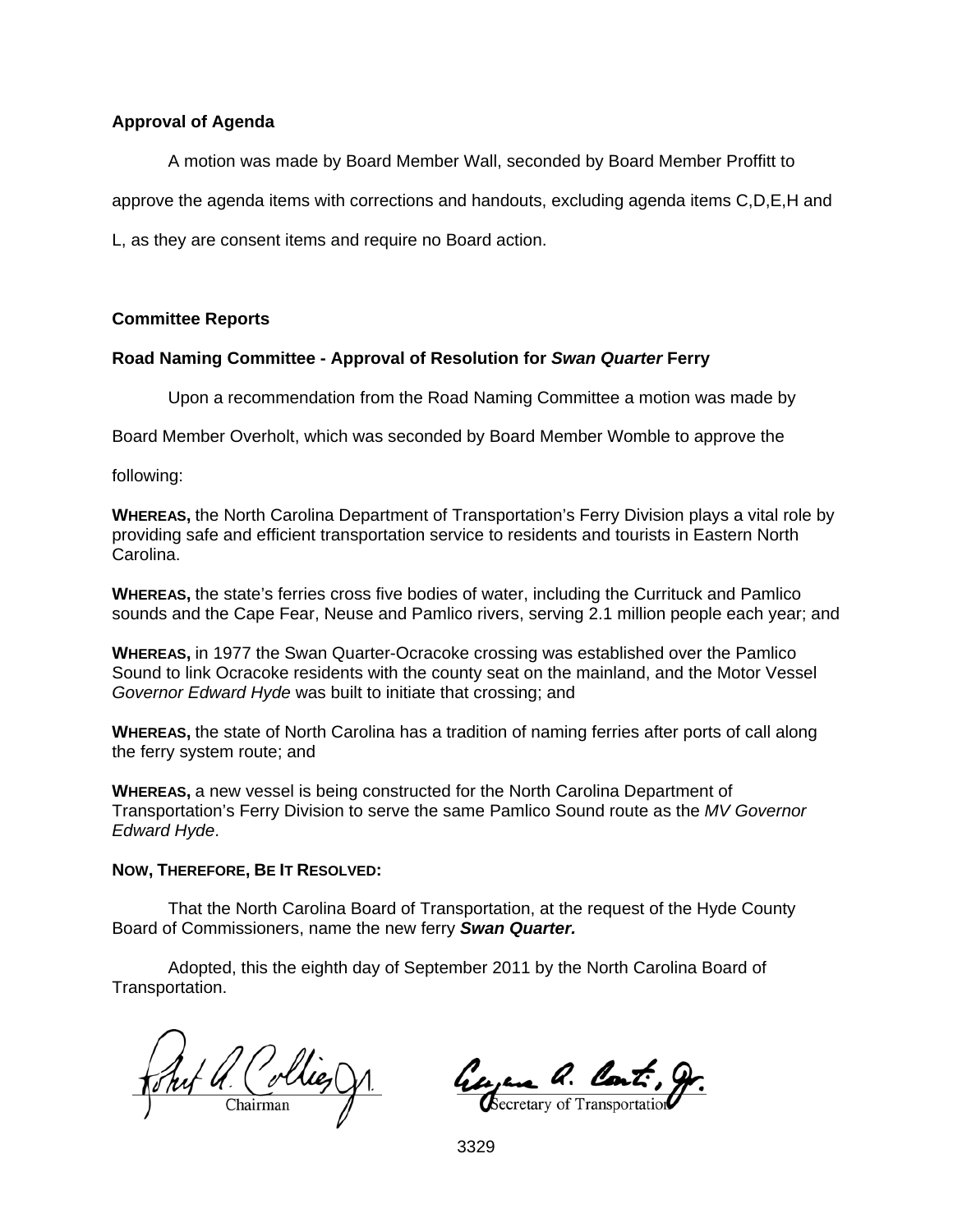**Approval of Agenda**

A motion was made by Board Member Wall, seconded by Board Member Proffitt to approve the agenda items with corrections and handouts, excluding agenda items C,D,E,H and L, as they are consent items and require no Board action.

**Committee Reports**

**Road Naming Committee - Approval of Resolution for *Swan Quarter* Ferry**

Upon a recommendation from the Road Naming Committee a motion was made by Board Member Overholt, which was seconded by Board Member Womble to approve the following:

**WHEREAS,** the North Carolina Department of Transportation's Ferry Division plays a vital role by providing safe and efficient transportation service to residents and tourists in Eastern North Carolina.

**WHEREAS,** the state's ferries cross five bodies of water, including the Currituck and Pamlico sounds and the Cape Fear, Neuse and Pamlico rivers, serving 2.1 million people each year; and

**WHEREAS,** in 1977 the Swan Quarter-Ocracoke crossing was established over the Pamlico Sound to link Ocracoke residents with the county seat on the mainland, and the Motor Vessel *Governor Edward Hyde* was built to initiate that crossing; and

**WHEREAS,** the state of North Carolina has a tradition of naming ferries after ports of call along the ferry system route; and

**WHEREAS,** a new vessel is being constructed for the North Carolina Department of Transportation's Ferry Division to serve the same Pamlico Sound route as the *MV Governor Edward Hyde*.

**NOW, THEREFORE, BE IT RESOLVED:**

That the North Carolina Board of Transportation, at the request of the Hyde County Board of Commissioners, name the new ferry ***Swan Quarter.***

Adopted, this the eighth day of September 2011 by the North Carolina Board of Transportation.

Chairman

Secretary of Transportation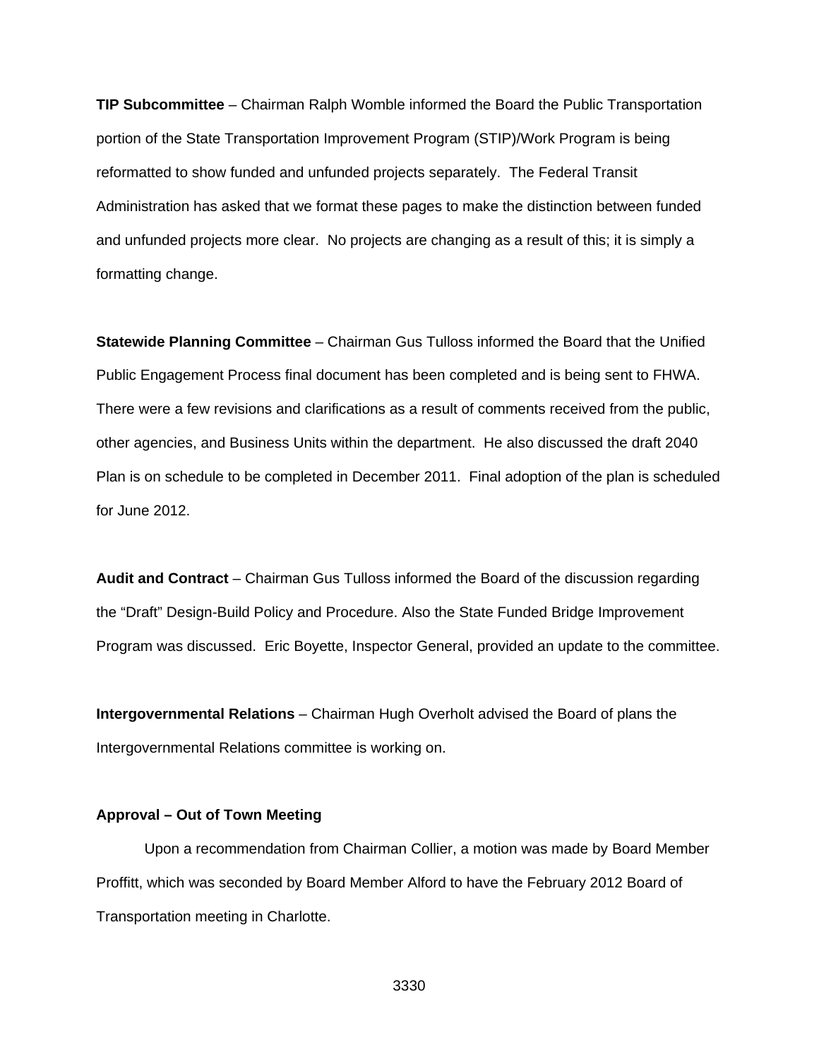**TIP Subcommittee** – Chairman Ralph Womble informed the Board the Public Transportation portion of the State Transportation Improvement Program (STIP)/Work Program is being reformatted to show funded and unfunded projects separately. The Federal Transit Administration has asked that we format these pages to make the distinction between funded and unfunded projects more clear. No projects are changing as a result of this; it is simply a formatting change.

**Statewide Planning Committee** – Chairman Gus Tulloss informed the Board that the Unified Public Engagement Process final document has been completed and is being sent to FHWA. There were a few revisions and clarifications as a result of comments received from the public, other agencies, and Business Units within the department. He also discussed the draft 2040 Plan is on schedule to be completed in December 2011. Final adoption of the plan is scheduled for June 2012.

**Audit and Contract** – Chairman Gus Tulloss informed the Board of the discussion regarding the "Draft" Design-Build Policy and Procedure. Also the State Funded Bridge Improvement Program was discussed. Eric Boyette, Inspector General, provided an update to the committee.

**Intergovernmental Relations** – Chairman Hugh Overholt advised the Board of plans the Intergovernmental Relations committee is working on.

**Approval – Out of Town Meeting**

Upon a recommendation from Chairman Collier, a motion was made by Board Member Proffitt, which was seconded by Board Member Alford to have the February 2012 Board of Transportation meeting in Charlotte.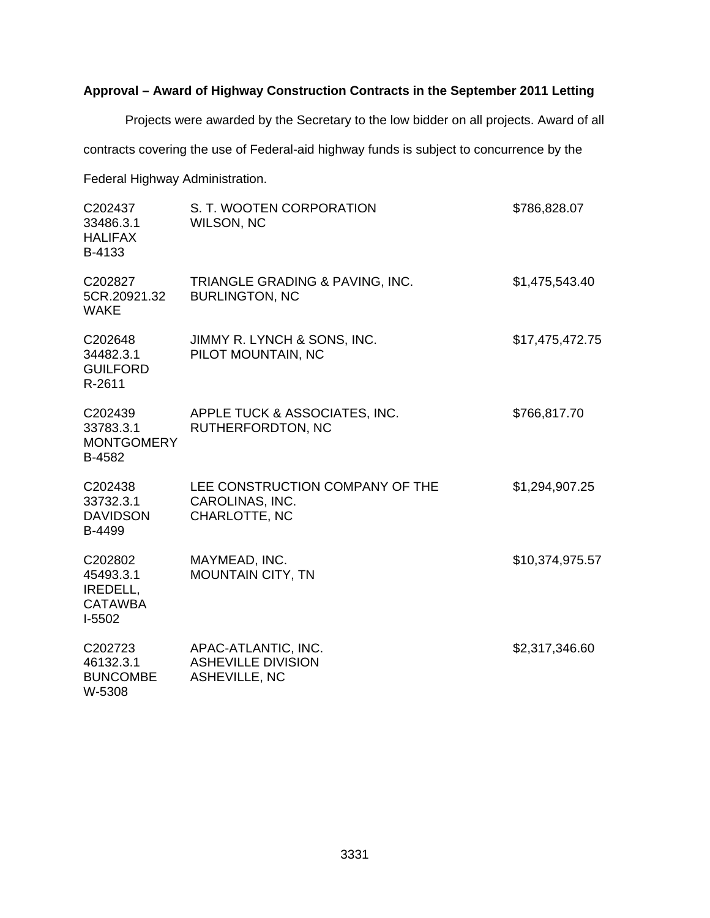**Approval – Award of Highway Construction Contracts in the September 2011 Letting**

Projects were awarded by the Secretary to the low bidder on all projects. Award of all contracts covering the use of Federal-aid highway funds is subject to concurrence by the Federal Highway Administration.

| | | |
|---|---|---|
| C202437<br>33486.3.1<br>HALIFAX<br>B-4133 | S. T. WOOTEN CORPORATION<br>WILSON, NC | $786,828.07 |
| C202827<br>5CR.20921.32<br>WAKE | TRIANGLE GRADING & PAVING, INC.<br>BURLINGTON, NC | $1,475,543.40 |
| C202648<br>34482.3.1<br>GUILFORD<br>R-2611 | JIMMY R. LYNCH & SONS, INC.<br>PILOT MOUNTAIN, NC | $17,475,472.75 |
| C202439<br>33783.3.1<br>MONTGOMERY<br>B-4582 | APPLE TUCK & ASSOCIATES, INC.<br>RUTHERFORDTON, NC | $766,817.70 |
| C202438<br>33732.3.1<br>DAVIDSON<br>B-4499 | LEE CONSTRUCTION COMPANY OF THE CAROLINAS, INC.<br>CHARLOTTE, NC | $1,294,907.25 |
| C202802<br>45493.3.1<br>IREDELL, CATAWBA<br>I-5502 | MAYMEAD, INC.<br>MOUNTAIN CITY, TN | $10,374,975.57 |
| C202723<br>46132.3.1<br>BUNCOMBE<br>W-5308 | APAC-ATLANTIC, INC.<br>ASHEVILLE DIVISION<br>ASHEVILLE, NC | $2,317,346.60 |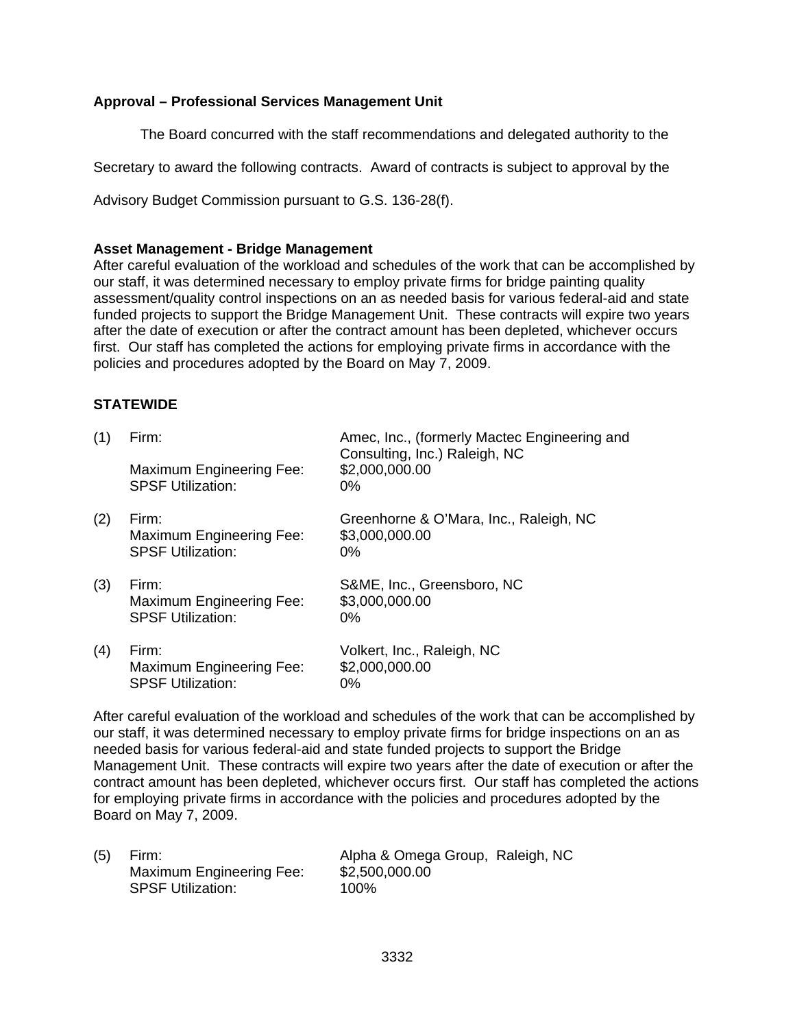**Approval – Professional Services Management Unit**

The Board concurred with the staff recommendations and delegated authority to the Secretary to award the following contracts. Award of contracts is subject to approval by the Advisory Budget Commission pursuant to G.S. 136-28(f).

**Asset Management - Bridge Management**

After careful evaluation of the workload and schedules of the work that can be accomplished by our staff, it was determined necessary to employ private firms for bridge painting quality assessment/quality control inspections on an as needed basis for various federal-aid and state funded projects to support the Bridge Management Unit. These contracts will expire two years after the date of execution or after the contract amount has been depleted, whichever occurs first. Our staff has completed the actions for employing private firms in accordance with the policies and procedures adopted by the Board on May 7, 2009.

**STATEWIDE**

(1) Firm: Amec, Inc., (formerly Mactec Engineering and Consulting, Inc.) Raleigh, NC
Maximum Engineering Fee: $2,000,000.00
SPSF Utilization: 0%

(2) Firm: Greenhorne & O'Mara, Inc., Raleigh, NC
Maximum Engineering Fee: $3,000,000.00
SPSF Utilization: 0%

(3) Firm: S&ME, Inc., Greensboro, NC
Maximum Engineering Fee: $3,000,000.00
SPSF Utilization: 0%

(4) Firm: Volkert, Inc., Raleigh, NC
Maximum Engineering Fee: $2,000,000.00
SPSF Utilization: 0%

After careful evaluation of the workload and schedules of the work that can be accomplished by our staff, it was determined necessary to employ private firms for bridge inspections on an as needed basis for various federal-aid and state funded projects to support the Bridge Management Unit. These contracts will expire two years after the date of execution or after the contract amount has been depleted, whichever occurs first. Our staff has completed the actions for employing private firms in accordance with the policies and procedures adopted by the Board on May 7, 2009.

(5) Firm: Alpha & Omega Group, Raleigh, NC
Maximum Engineering Fee: $2,500,000.00
SPSF Utilization: 100%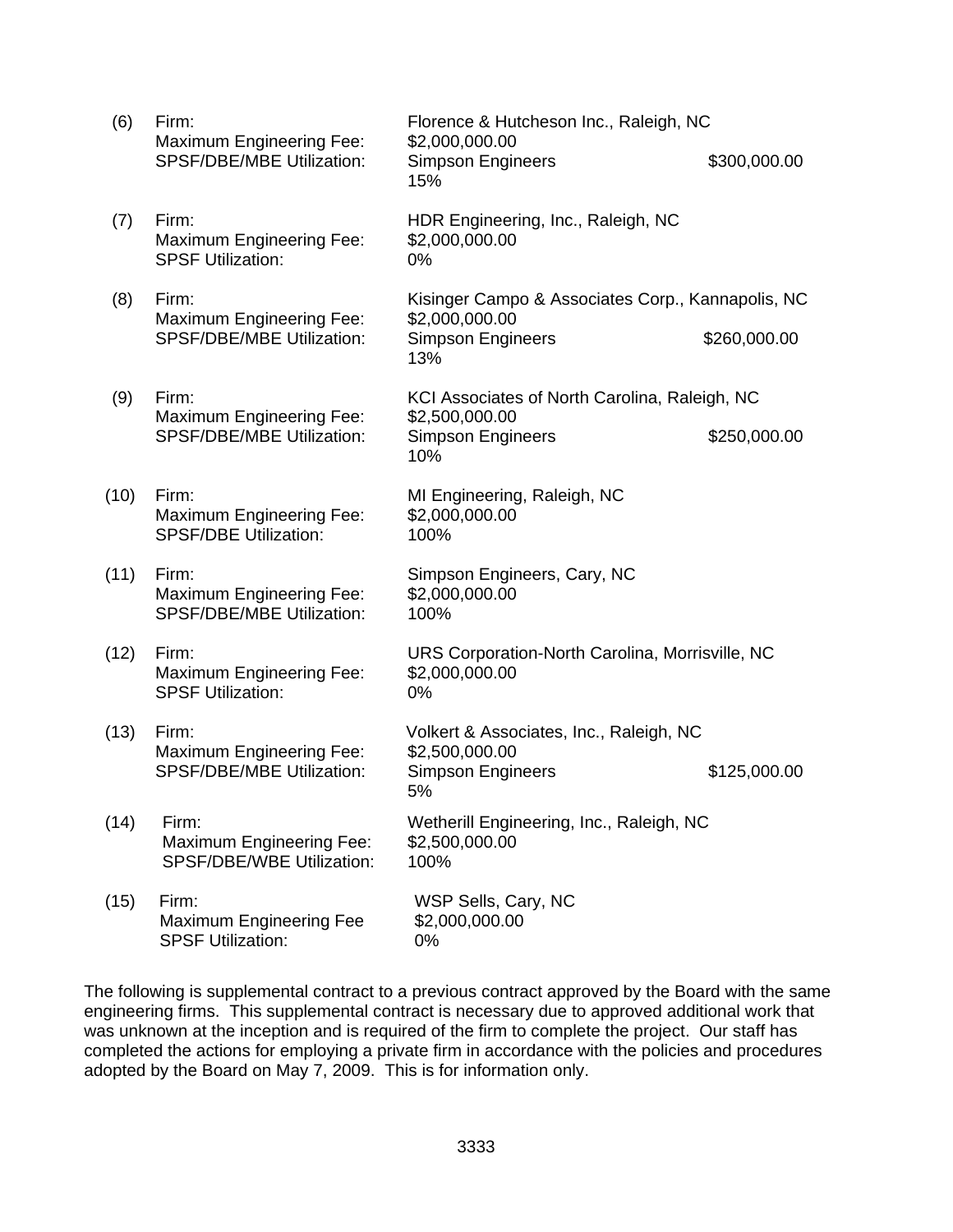(6) Firm: Florence & Hutcheson Inc., Raleigh, NC
Maximum Engineering Fee: $2,000,000.00
SPSF/DBE/MBE Utilization: Simpson Engineers $300,000.00
15%

(7) Firm: HDR Engineering, Inc., Raleigh, NC
Maximum Engineering Fee: $2,000,000.00
SPSF Utilization: 0%

(8) Firm: Kisinger Campo & Associates Corp., Kannapolis, NC
Maximum Engineering Fee: $2,000,000.00
SPSF/DBE/MBE Utilization: Simpson Engineers $260,000.00
13%

(9) Firm: KCI Associates of North Carolina, Raleigh, NC
Maximum Engineering Fee: $2,500,000.00
SPSF/DBE/MBE Utilization: Simpson Engineers $250,000.00
10%

(10) Firm: MI Engineering, Raleigh, NC
Maximum Engineering Fee: $2,000,000.00
SPSF/DBE Utilization: 100%

(11) Firm: Simpson Engineers, Cary, NC
Maximum Engineering Fee: $2,000,000.00
SPSF/DBE/MBE Utilization: 100%

(12) Firm: URS Corporation-North Carolina, Morrisville, NC
Maximum Engineering Fee: $2,000,000.00
SPSF Utilization: 0%

(13) Firm: Volkert & Associates, Inc., Raleigh, NC
Maximum Engineering Fee: $2,500,000.00
SPSF/DBE/MBE Utilization: Simpson Engineers $125,000.00
5%

(14) Firm: Wetherill Engineering, Inc., Raleigh, NC
Maximum Engineering Fee: $2,500,000.00
SPSF/DBE/WBE Utilization: 100%

(15) Firm: WSP Sells, Cary, NC
Maximum Engineering Fee $2,000,000.00
SPSF Utilization: 0%

The following is supplemental contract to a previous contract approved by the Board with the same engineering firms. This supplemental contract is necessary due to approved additional work that was unknown at the inception and is required of the firm to complete the project. Our staff has completed the actions for employing a private firm in accordance with the policies and procedures adopted by the Board on May 7, 2009. This is for information only.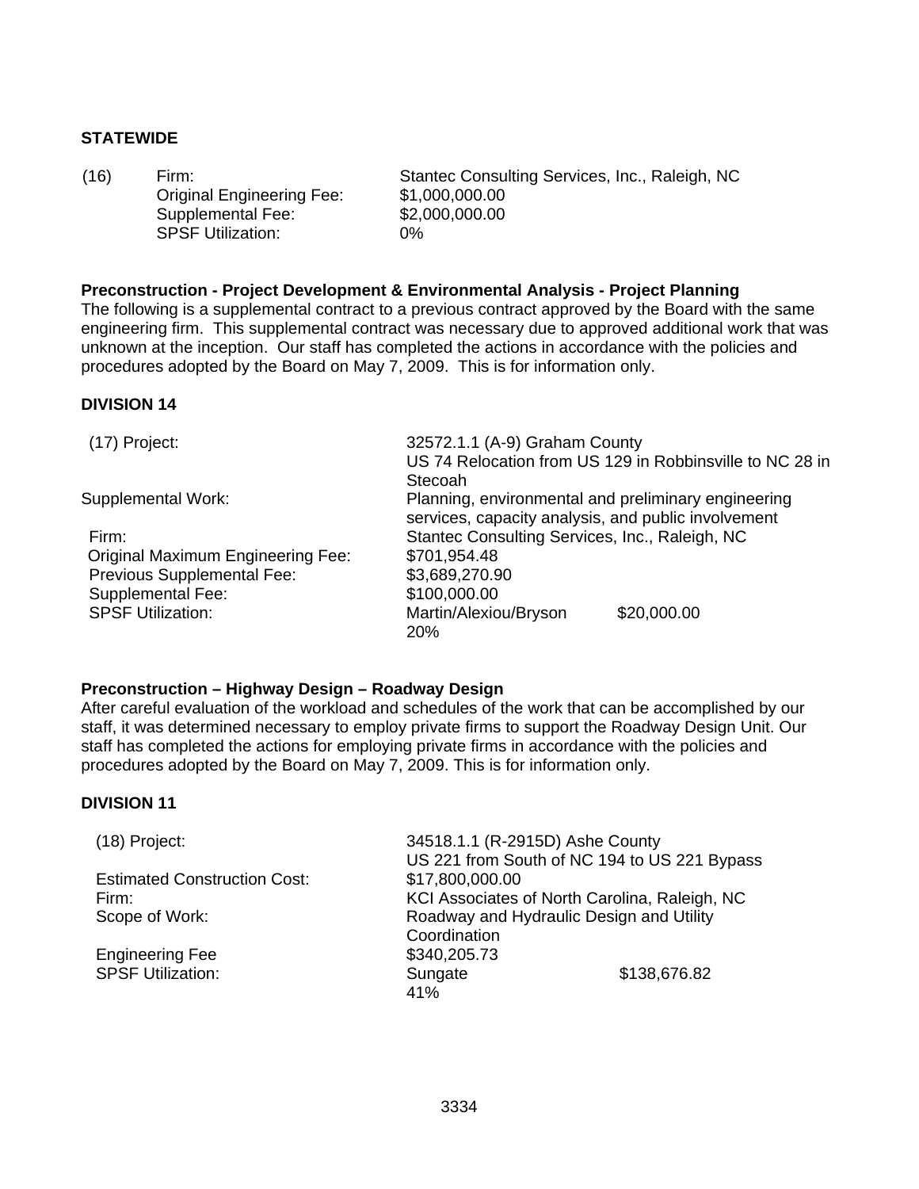**STATEWIDE**

(16) Firm: Stantec Consulting Services, Inc., Raleigh, NC
Original Engineering Fee: $1,000,000.00
Supplemental Fee: $2,000,000.00
SPSF Utilization: 0%

**Preconstruction - Project Development & Environmental Analysis - Project Planning**

The following is a supplemental contract to a previous contract approved by the Board with the same engineering firm. This supplemental contract was necessary due to approved additional work that was unknown at the inception. Our staff has completed the actions in accordance with the policies and procedures adopted by the Board on May 7, 2009. This is for information only.

**DIVISION 14**

(17) Project: 32572.1.1 (A-9) Graham County
US 74 Relocation from US 129 in Robbinsville to NC 28 in Stecoah
Supplemental Work: Planning, environmental and preliminary engineering services, capacity analysis, and public involvement
Firm: Stantec Consulting Services, Inc., Raleigh, NC
Original Maximum Engineering Fee: $701,954.48
Previous Supplemental Fee: $3,689,270.90
Supplemental Fee: $100,000.00
SPSF Utilization: Martin/Alexiou/Bryson $20,000.00
20%

**Preconstruction – Highway Design – Roadway Design**

After careful evaluation of the workload and schedules of the work that can be accomplished by our staff, it was determined necessary to employ private firms to support the Roadway Design Unit. Our staff has completed the actions for employing private firms in accordance with the policies and procedures adopted by the Board on May 7, 2009. This is for information only.

**DIVISION 11**

(18) Project: 34518.1.1 (R-2915D) Ashe County
US 221 from South of NC 194 to US 221 Bypass
Estimated Construction Cost: $17,800,000.00
Firm: KCI Associates of North Carolina, Raleigh, NC
Scope of Work: Roadway and Hydraulic Design and Utility Coordination
Engineering Fee $340,205.73
SPSF Utilization: Sungate $138,676.82
41%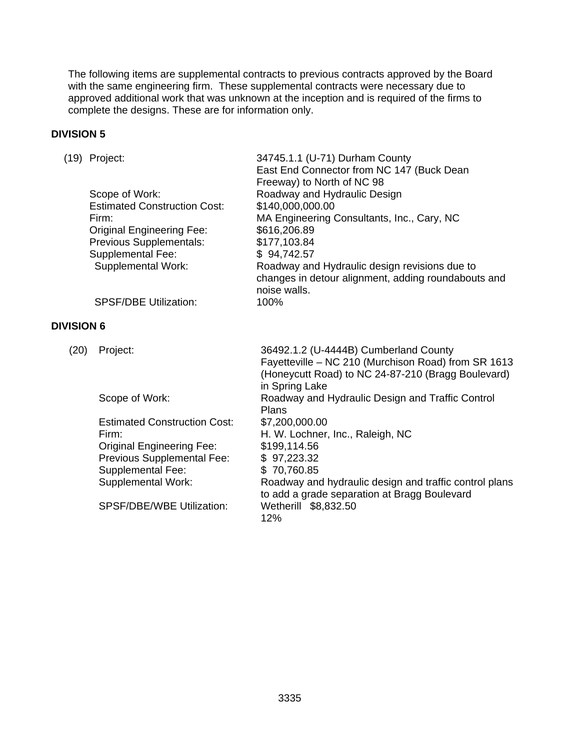The following items are supplemental contracts to previous contracts approved by the Board with the same engineering firm. These supplemental contracts were necessary due to approved additional work that was unknown at the inception and is required of the firms to complete the designs. These are for information only.

**DIVISION 5**

(19) Project: 34745.1.1 (U-71) Durham County
East End Connector from NC 147 (Buck Dean Freeway) to North of NC 98

Scope of Work: Roadway and Hydraulic Design
Estimated Construction Cost: $140,000,000.00
Firm: MA Engineering Consultants, Inc., Cary, NC
Original Engineering Fee: $616,206.89
Previous Supplementals: $177,103.84
Supplemental Fee: $ 94,742.57
Supplemental Work: Roadway and Hydraulic design revisions due to changes in detour alignment, adding roundabouts and noise walls.
SPSF/DBE Utilization: 100%

**DIVISION 6**

(20) Project: 36492.1.2 (U-4444B) Cumberland County
Fayetteville – NC 210 (Murchison Road) from SR 1613 (Honeycutt Road) to NC 24-87-210 (Bragg Boulevard) in Spring Lake

Scope of Work: Roadway and Hydraulic Design and Traffic Control Plans
Estimated Construction Cost: $7,200,000.00
Firm: H. W. Lochner, Inc., Raleigh, NC
Original Engineering Fee: $199,114.56
Previous Supplemental Fee: $ 97,223.32
Supplemental Fee: $ 70,760.85
Supplemental Work: Roadway and hydraulic design and traffic control plans to add a grade separation at Bragg Boulevard
SPSF/DBE/WBE Utilization: Wetherill $8,832.50
12%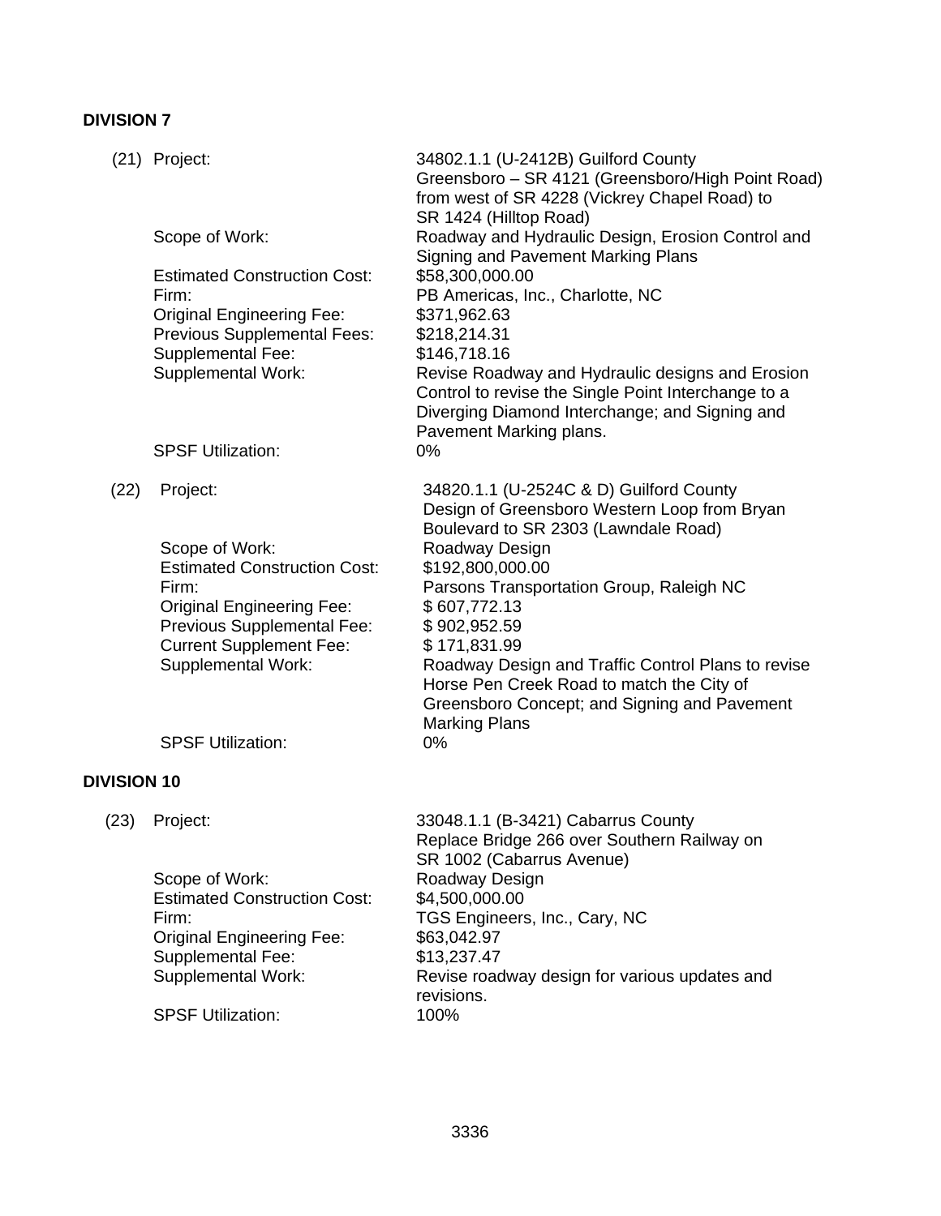**DIVISION 7**

(21) Project: 34802.1.1 (U-2412B) Guilford County
Greensboro – SR 4121 (Greensboro/High Point Road) from west of SR 4228 (Vickrey Chapel Road) to SR 1424 (Hilltop Road)

Scope of Work: Roadway and Hydraulic Design, Erosion Control and Signing and Pavement Marking Plans

Estimated Construction Cost: $58,300,000.00

Firm: PB Americas, Inc., Charlotte, NC

Original Engineering Fee: $371,962.63

Previous Supplemental Fees: $218,214.31

Supplemental Fee: $146,718.16

Supplemental Work: Revise Roadway and Hydraulic designs and Erosion Control to revise the Single Point Interchange to a Diverging Diamond Interchange; and Signing and Pavement Marking plans.

SPSF Utilization: 0%

(22) Project: 34820.1.1 (U-2524C & D) Guilford County
Design of Greensboro Western Loop from Bryan Boulevard to SR 2303 (Lawndale Road)

Scope of Work: Roadway Design

Estimated Construction Cost: $192,800,000.00

Firm: Parsons Transportation Group, Raleigh NC

Original Engineering Fee: $ 607,772.13

Previous Supplemental Fee: $ 902,952.59

Current Supplement Fee: $ 171,831.99

Supplemental Work: Roadway Design and Traffic Control Plans to revise Horse Pen Creek Road to match the City of Greensboro Concept; and Signing and Pavement Marking Plans

SPSF Utilization: 0%

**DIVISION 10**

(23) Project: 33048.1.1 (B-3421) Cabarrus County
Replace Bridge 266 over Southern Railway on SR 1002 (Cabarrus Avenue)

Scope of Work: Roadway Design

Estimated Construction Cost: $4,500,000.00

Firm: TGS Engineers, Inc., Cary, NC

Original Engineering Fee: $63,042.97

Supplemental Fee: $13,237.47

Supplemental Work: Revise roadway design for various updates and revisions.

SPSF Utilization: 100%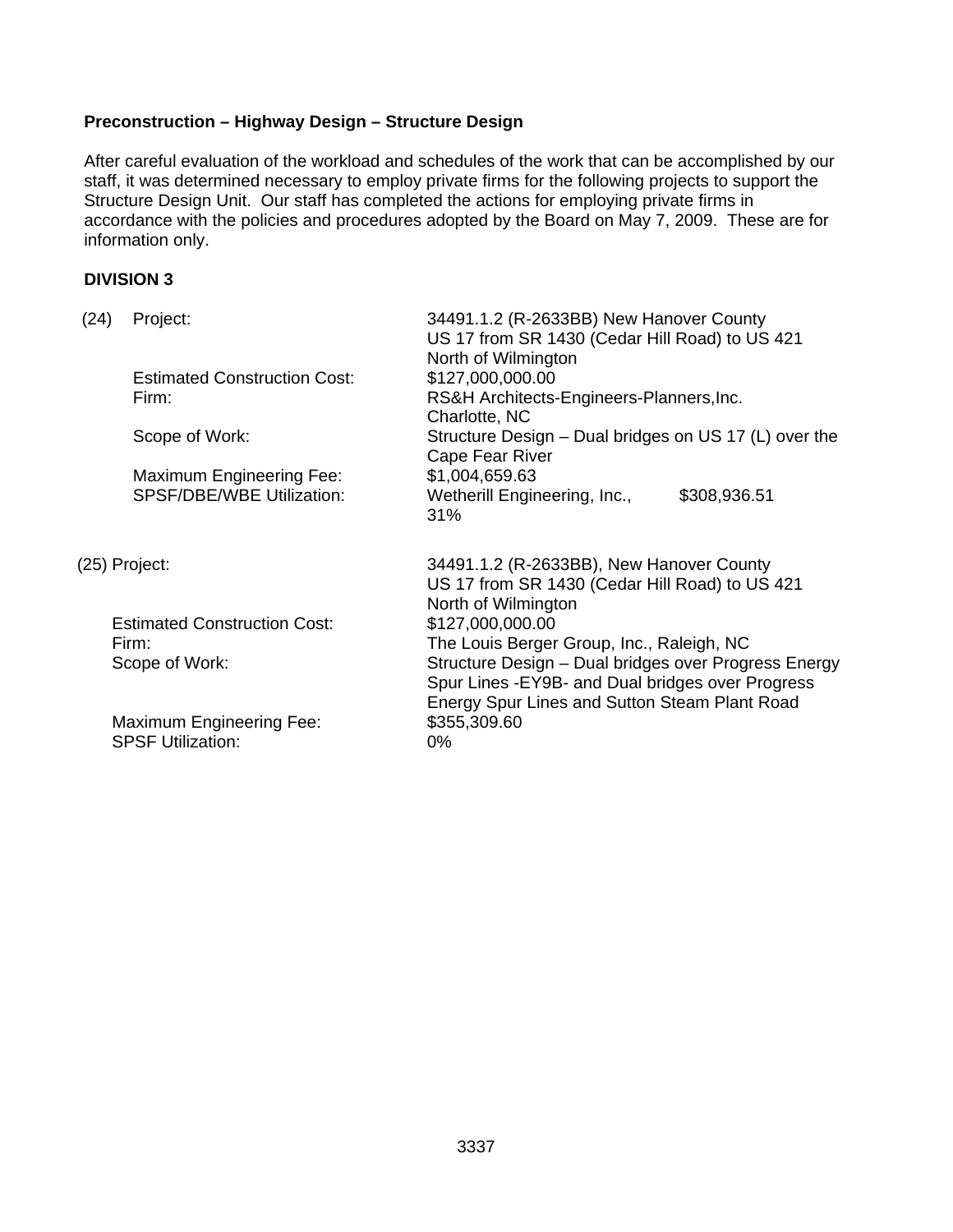**Preconstruction – Highway Design – Structure Design**

After careful evaluation of the workload and schedules of the work that can be accomplished by our staff, it was determined necessary to employ private firms for the following projects to support the Structure Design Unit. Our staff has completed the actions for employing private firms in accordance with the policies and procedures adopted by the Board on May 7, 2009. These are for information only.

**DIVISION 3**

(24) Project: 34491.1.2 (R-2633BB) New Hanover County
US 17 from SR 1430 (Cedar Hill Road) to US 421 North of Wilmington

Estimated Construction Cost: $127,000,000.00

Firm: RS&H Architects-Engineers-Planners,Inc.
Charlotte, NC

Scope of Work: Structure Design – Dual bridges on US 17 (L) over the Cape Fear River

Maximum Engineering Fee: $1,004,659.63

SPSF/DBE/WBE Utilization: Wetherill Engineering, Inc., $308,936.51
31%

(25) Project: 34491.1.2 (R-2633BB), New Hanover County
US 17 from SR 1430 (Cedar Hill Road) to US 421 North of Wilmington

Estimated Construction Cost: $127,000,000.00

Firm: The Louis Berger Group, Inc., Raleigh, NC

Scope of Work: Structure Design – Dual bridges over Progress Energy Spur Lines -EY9B- and Dual bridges over Progress Energy Spur Lines and Sutton Steam Plant Road

Maximum Engineering Fee: $355,309.60

SPSF Utilization: 0%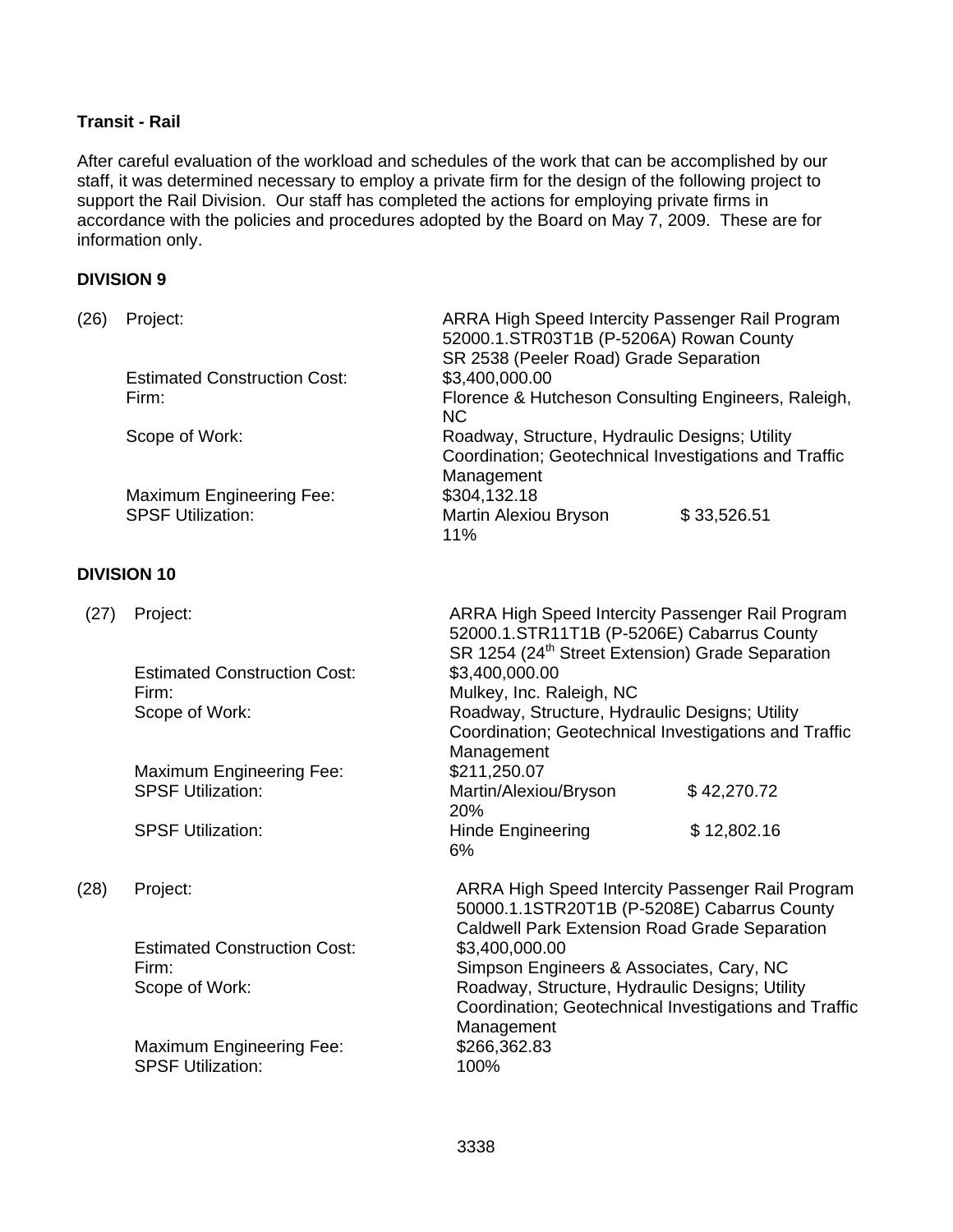**Transit - Rail**

After careful evaluation of the workload and schedules of the work that can be accomplished by our staff, it was determined necessary to employ a private firm for the design of the following project to support the Rail Division. Our staff has completed the actions for employing private firms in accordance with the policies and procedures adopted by the Board on May 7, 2009. These are for information only.

**DIVISION 9**

(26) Project: ARRA High Speed Intercity Passenger Rail Program 52000.1.STR03T1B (P-5206A) Rowan County SR 2538 (Peeler Road) Grade Separation

Estimated Construction Cost: $3,400,000.00

Firm: Florence & Hutcheson Consulting Engineers, Raleigh, NC

Scope of Work: Roadway, Structure, Hydraulic Designs; Utility Coordination; Geotechnical Investigations and Traffic Management

Maximum Engineering Fee: $304,132.18

SPSF Utilization: Martin Alexiou Bryson $ 33,526.51 11%

**DIVISION 10**

(27) Project: ARRA High Speed Intercity Passenger Rail Program 52000.1.STR11T1B (P-5206E) Cabarrus County SR 1254 (24th Street Extension) Grade Separation

Estimated Construction Cost: $3,400,000.00

Firm: Mulkey, Inc. Raleigh, NC

Scope of Work: Roadway, Structure, Hydraulic Designs; Utility Coordination; Geotechnical Investigations and Traffic Management

Maximum Engineering Fee: $211,250.07

SPSF Utilization: Martin/Alexiou/Bryson $ 42,270.72 20%

SPSF Utilization: Hinde Engineering $ 12,802.16 6%

(28) Project: ARRA High Speed Intercity Passenger Rail Program 50000.1.1STR20T1B (P-5208E) Cabarrus County Caldwell Park Extension Road Grade Separation

Estimated Construction Cost: $3,400,000.00

Firm: Simpson Engineers & Associates, Cary, NC

Scope of Work: Roadway, Structure, Hydraulic Designs; Utility Coordination; Geotechnical Investigations and Traffic Management

Maximum Engineering Fee: $266,362.83

SPSF Utilization: 100%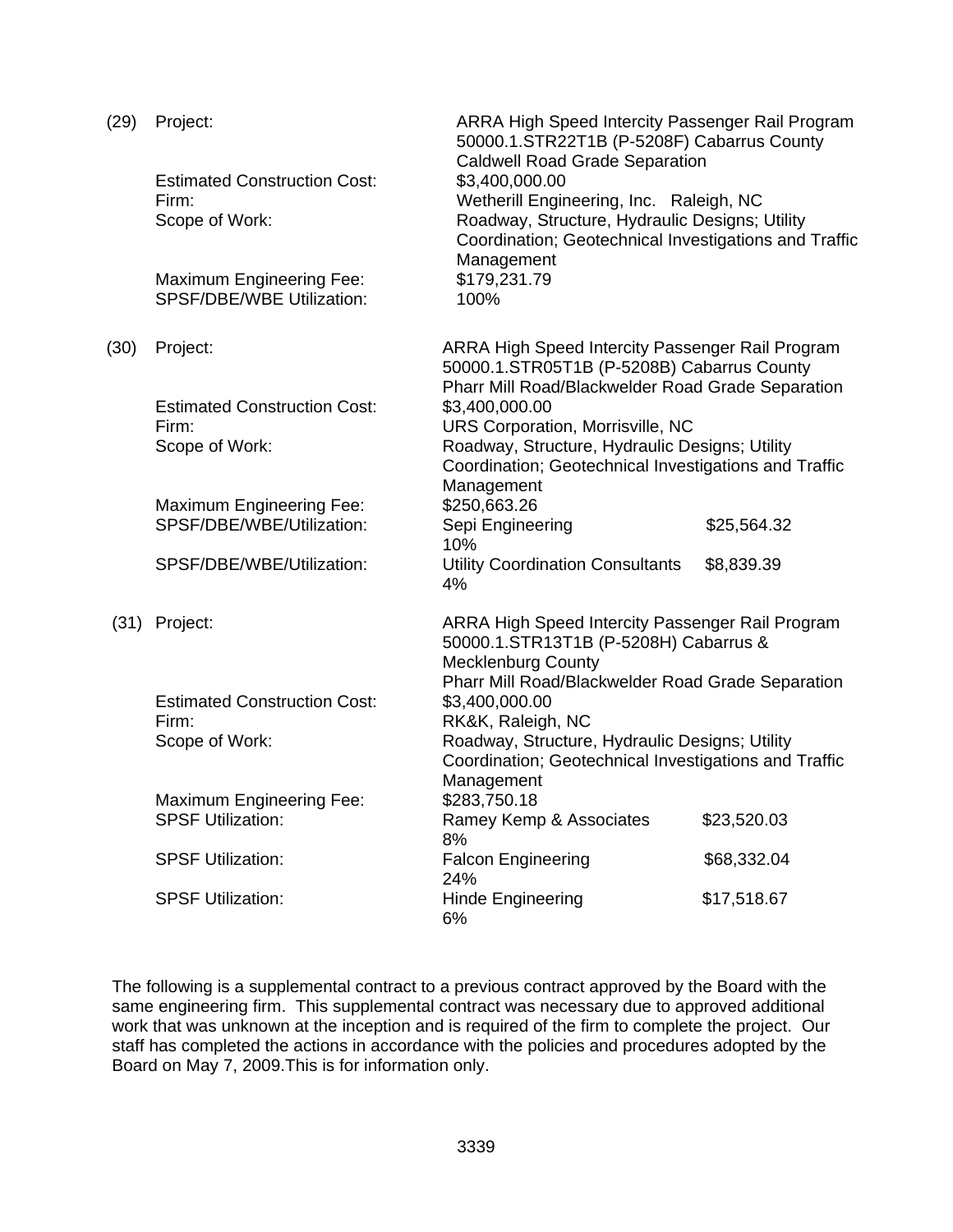(29) Project: ARRA High Speed Intercity Passenger Rail Program 50000.1.STR22T1B (P-5208F) Cabarrus County Caldwell Road Grade Separation

Estimated Construction Cost: $3,400,000.00

Firm: Wetherill Engineering, Inc. Raleigh, NC

Scope of Work: Roadway, Structure, Hydraulic Designs; Utility Coordination; Geotechnical Investigations and Traffic Management

Maximum Engineering Fee: $179,231.79

SPSF/DBE/WBE Utilization: 100%

(30) Project: ARRA High Speed Intercity Passenger Rail Program 50000.1.STR05T1B (P-5208B) Cabarrus County Pharr Mill Road/Blackwelder Road Grade Separation

Estimated Construction Cost: $3,400,000.00

Firm: URS Corporation, Morrisville, NC

Scope of Work: Roadway, Structure, Hydraulic Designs; Utility Coordination; Geotechnical Investigations and Traffic Management

Maximum Engineering Fee: $250,663.26

SPSF/DBE/WBE/Utilization: Sepi Engineering $25,564.32 10%

SPSF/DBE/WBE/Utilization: Utility Coordination Consultants $8,839.39 4%

(31) Project: ARRA High Speed Intercity Passenger Rail Program 50000.1.STR13T1B (P-5208H) Cabarrus & Mecklenburg County Pharr Mill Road/Blackwelder Road Grade Separation

Estimated Construction Cost: $3,400,000.00

Firm: RK&K, Raleigh, NC

Scope of Work: Roadway, Structure, Hydraulic Designs; Utility Coordination; Geotechnical Investigations and Traffic Management

Maximum Engineering Fee: $283,750.18

SPSF Utilization: Ramey Kemp & Associates $23,520.03 8%

SPSF Utilization: Falcon Engineering $68,332.04 24%

SPSF Utilization: Hinde Engineering $17,518.67 6%

The following is a supplemental contract to a previous contract approved by the Board with the same engineering firm. This supplemental contract was necessary due to approved additional work that was unknown at the inception and is required of the firm to complete the project. Our staff has completed the actions in accordance with the policies and procedures adopted by the Board on May 7, 2009.This is for information only.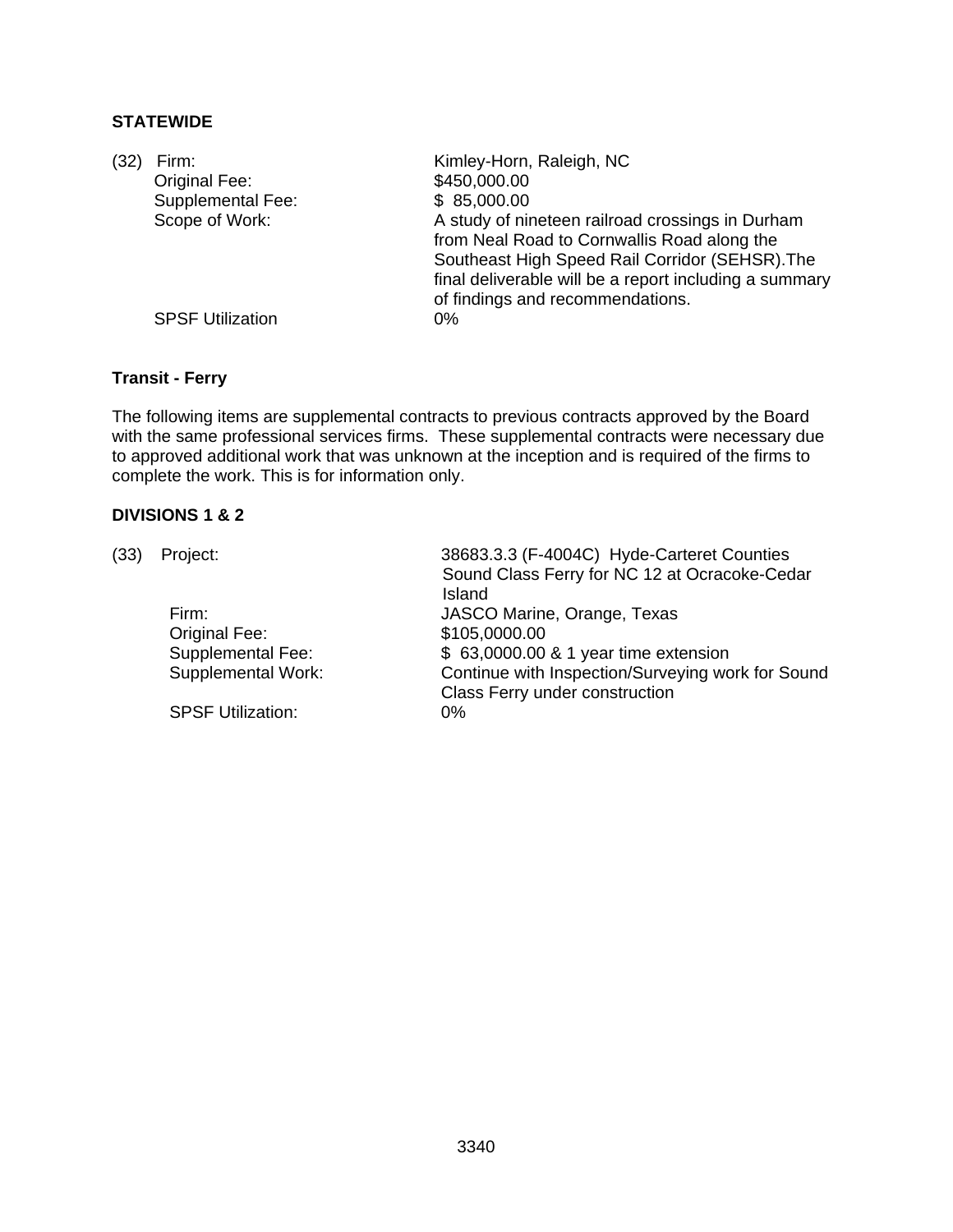**STATEWIDE**

(32) Firm: Kimley-Horn, Raleigh, NC
Original Fee: $450,000.00
Supplemental Fee: $ 85,000.00
Scope of Work: A study of nineteen railroad crossings in Durham from Neal Road to Cornwallis Road along the Southeast High Speed Rail Corridor (SEHSR).The final deliverable will be a report including a summary of findings and recommendations.
SPSF Utilization 0%

**Transit - Ferry**

The following items are supplemental contracts to previous contracts approved by the Board with the same professional services firms. These supplemental contracts were necessary due to approved additional work that was unknown at the inception and is required of the firms to complete the work. This is for information only.

**DIVISIONS 1 & 2**

(33) Project: 38683.3.3 (F-4004C) Hyde-Carteret Counties Sound Class Ferry for NC 12 at Ocracoke-Cedar Island
Firm: JASCO Marine, Orange, Texas
Original Fee: $105,0000.00
Supplemental Fee: $ 63,0000.00 & 1 year time extension
Supplemental Work: Continue with Inspection/Surveying work for Sound Class Ferry under construction
SPSF Utilization: 0%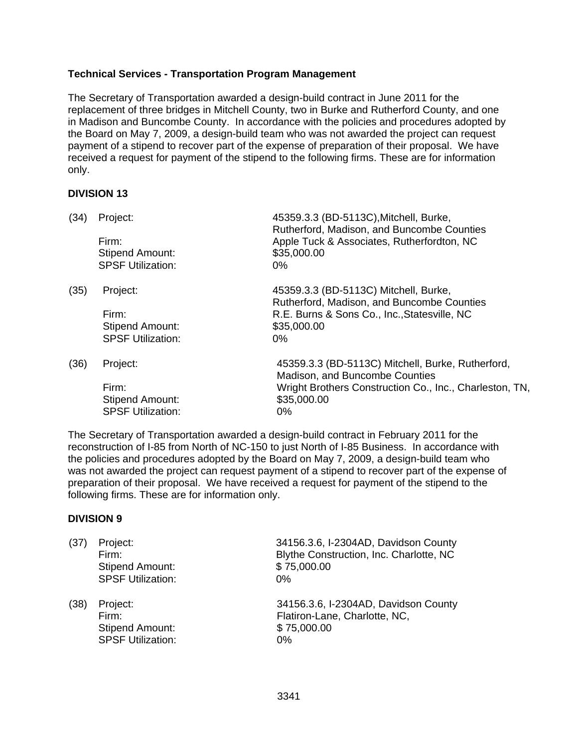**Technical Services - Transportation Program Management**

The Secretary of Transportation awarded a design-build contract in June 2011 for the replacement of three bridges in Mitchell County, two in Burke and Rutherford County, and one in Madison and Buncombe County. In accordance with the policies and procedures adopted by the Board on May 7, 2009, a design-build team who was not awarded the project can request payment of a stipend to recover part of the expense of preparation of their proposal. We have received a request for payment of the stipend to the following firms. These are for information only.

**DIVISION 13**

(34) Project: 45359.3.3 (BD-5113C),Mitchell, Burke, Rutherford, Madison, and Buncombe Counties
Firm: Apple Tuck & Associates, Rutherfordton, NC
Stipend Amount: $35,000.00
SPSF Utilization: 0%

(35) Project: 45359.3.3 (BD-5113C) Mitchell, Burke, Rutherford, Madison, and Buncombe Counties
Firm: R.E. Burns & Sons Co., Inc.,Statesville, NC
Stipend Amount: $35,000.00
SPSF Utilization: 0%

(36) Project: 45359.3.3 (BD-5113C) Mitchell, Burke, Rutherford, Madison, and Buncombe Counties
Firm: Wright Brothers Construction Co., Inc., Charleston, TN,
Stipend Amount: $35,000.00
SPSF Utilization: 0%

The Secretary of Transportation awarded a design-build contract in February 2011 for the reconstruction of I-85 from North of NC-150 to just North of I-85 Business. In accordance with the policies and procedures adopted by the Board on May 7, 2009, a design-build team who was not awarded the project can request payment of a stipend to recover part of the expense of preparation of their proposal. We have received a request for payment of the stipend to the following firms. These are for information only.

**DIVISION 9**

(37) Project: 34156.3.6, I-2304AD, Davidson County
Firm: Blythe Construction, Inc. Charlotte, NC
Stipend Amount: $ 75,000.00
SPSF Utilization: 0%

(38) Project: 34156.3.6, I-2304AD, Davidson County
Firm: Flatiron-Lane, Charlotte, NC,
Stipend Amount: $ 75,000.00
SPSF Utilization: 0%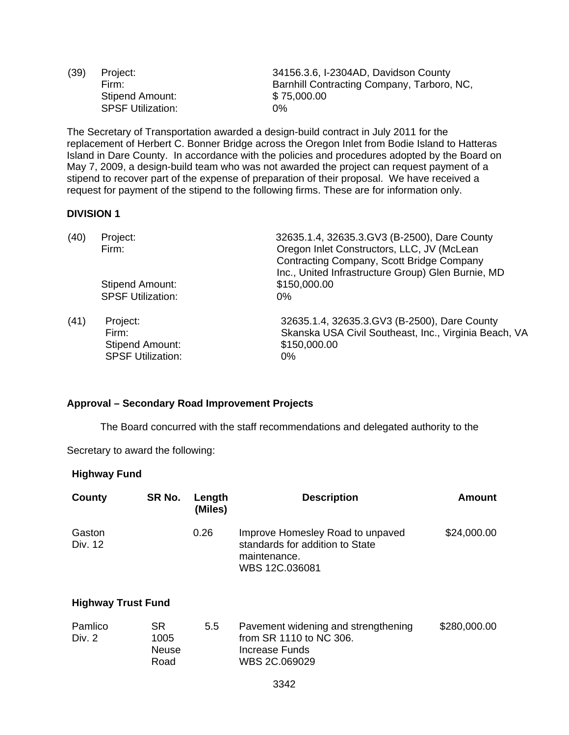| | | |
|---|---|---|
| (39) | Project: | 34156.3.6, I-2304AD, Davidson County |
| | Firm: | Barnhill Contracting Company, Tarboro, NC, |
| | Stipend Amount: | $ 75,000.00 |
| | SPSF Utilization: | 0% |

The Secretary of Transportation awarded a design-build contract in July 2011 for the replacement of Herbert C. Bonner Bridge across the Oregon Inlet from Bodie Island to Hatteras Island in Dare County. In accordance with the policies and procedures adopted by the Board on May 7, 2009, a design-build team who was not awarded the project can request payment of a stipend to recover part of the expense of preparation of their proposal. We have received a request for payment of the stipend to the following firms. These are for information only.

**DIVISION 1**

| | | |
|---|---|---|
| (40) | Project: | 32635.1.4, 32635.3.GV3 (B-2500), Dare County |
| | Firm: | Oregon Inlet Constructors, LLC, JV (McLean Contracting Company, Scott Bridge Company Inc., United Infrastructure Group) Glen Burnie, MD |
| | Stipend Amount: | $150,000.00 |
| | SPSF Utilization: | 0% |
| (41) | Project: | 32635.1.4, 32635.3.GV3 (B-2500), Dare County |
| | Firm: | Skanska USA Civil Southeast, Inc., Virginia Beach, VA |
| | Stipend Amount: | $150,000.00 |
| | SPSF Utilization: | 0% |

**Approval – Secondary Road Improvement Projects**

The Board concurred with the staff recommendations and delegated authority to the Secretary to award the following:

**Highway Fund**

| County | SR No. | Length (Miles) | Description | Amount |
|---|---|---|---|---|
| Gaston Div. 12 | | 0.26 | Improve Homesley Road to unpaved standards for addition to State maintenance. WBS 12C.036081 | $24,000.00 |

**Highway Trust Fund**

| County | SR No. | Length (Miles) | Description | Amount |
|---|---|---|---|---|
| Pamlico Div. 2 | SR 1005 Neuse Road | 5.5 | Pavement widening and strengthening from SR 1110 to NC 306. Increase Funds WBS 2C.069029 | $280,000.00 |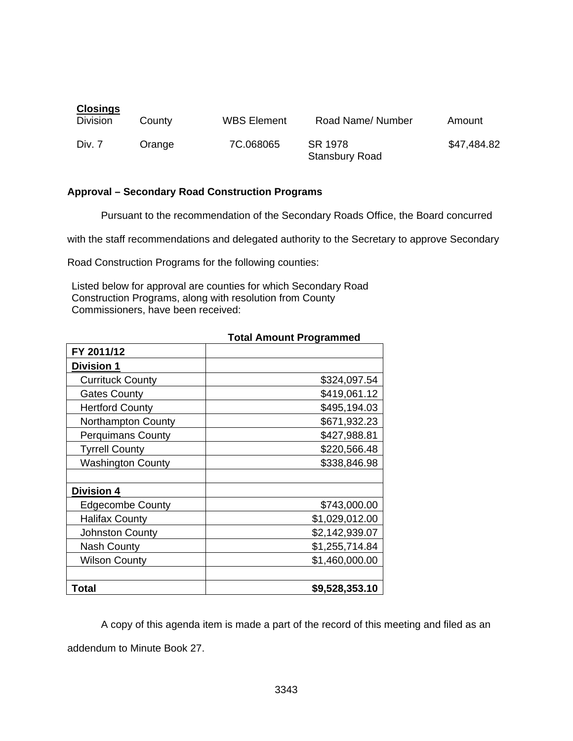**Closings**

| Division | County | WBS Element | Road Name/ Number | Amount |
|---|---|---|---|---|
| Div. 7 | Orange | 7C.068065 | SR 1978 Stansbury Road | $47,484.82 |

**Approval – Secondary Road Construction Programs**

Pursuant to the recommendation of the Secondary Roads Office, the Board concurred with the staff recommendations and delegated authority to the Secretary to approve Secondary Road Construction Programs for the following counties:

Listed below for approval are counties for which Secondary Road Construction Programs, along with resolution from County Commissioners, have been received:

| | Total Amount Programmed |
|---|---|
| **FY 2011/12** | |
| **Division 1** | |
| Currituck County | $324,097.54 |
| Gates County | $419,061.12 |
| Hertford County | $495,194.03 |
| Northampton County | $671,932.23 |
| Perquimans County | $427,988.81 |
| Tyrrell County | $220,566.48 |
| Washington County | $338,846.98 |
| | |
| **Division 4** | |
| Edgecombe County | $743,000.00 |
| Halifax County | $1,029,012.00 |
| Johnston County | $2,142,939.07 |
| Nash County | $1,255,714.84 |
| Wilson County | $1,460,000.00 |
| | |
| **Total** | **$9,528,353.10** |

A copy of this agenda item is made a part of the record of this meeting and filed as an addendum to Minute Book 27.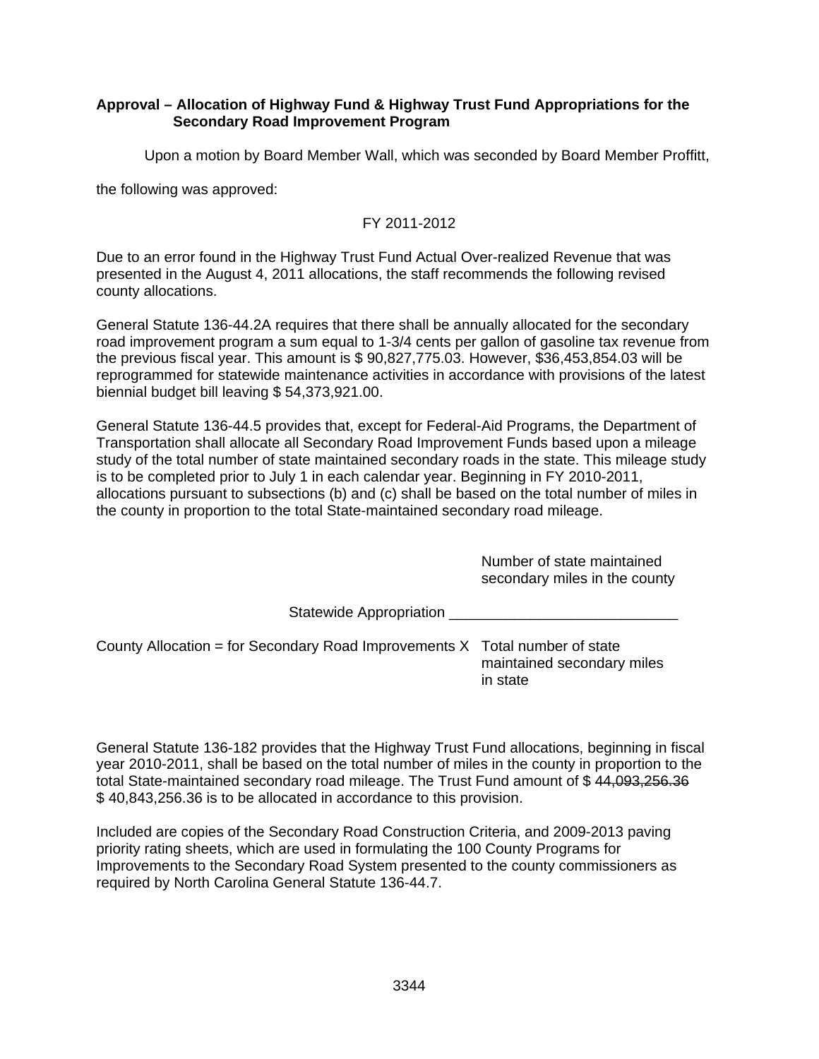**Approval – Allocation of Highway Fund & Highway Trust Fund Appropriations for the Secondary Road Improvement Program**

Upon a motion by Board Member Wall, which was seconded by Board Member Proffitt, the following was approved:

FY 2011-2012

Due to an error found in the Highway Trust Fund Actual Over-realized Revenue that was presented in the August 4, 2011 allocations, the staff recommends the following revised county allocations.

General Statute 136-44.2A requires that there shall be annually allocated for the secondary road improvement program a sum equal to 1-3/4 cents per gallon of gasoline tax revenue from the previous fiscal year. This amount is $ 90,827,775.03. However, $36,453,854.03 will be reprogrammed for statewide maintenance activities in accordance with provisions of the latest biennial budget bill leaving $ 54,373,921.00.

General Statute 136-44.5 provides that, except for Federal-Aid Programs, the Department of Transportation shall allocate all Secondary Road Improvement Funds based upon a mileage study of the total number of state maintained secondary roads in the state. This mileage study is to be completed prior to July 1 in each calendar year. Beginning in FY 2010-2011, allocations pursuant to subsections (b) and (c) shall be based on the total number of miles in the county in proportion to the total State-maintained secondary road mileage.

$$\text{County Allocation} = \text{Statewide Appropriation for Secondary Road Improvements} \times \frac{\text{Number of state maintained secondary miles in the county}}{\text{Total number of state maintained secondary miles in state}}$$

General Statute 136-182 provides that the Highway Trust Fund allocations, beginning in fiscal year 2010-2011, shall be based on the total number of miles in the county in proportion to the total State-maintained secondary road mileage. The Trust Fund amount of $ ~~44,093,256.36~~ $ 40,843,256.36 is to be allocated in accordance to this provision.

Included are copies of the Secondary Road Construction Criteria, and 2009-2013 paving priority rating sheets, which are used in formulating the 100 County Programs for Improvements to the Secondary Road System presented to the county commissioners as required by North Carolina General Statute 136-44.7.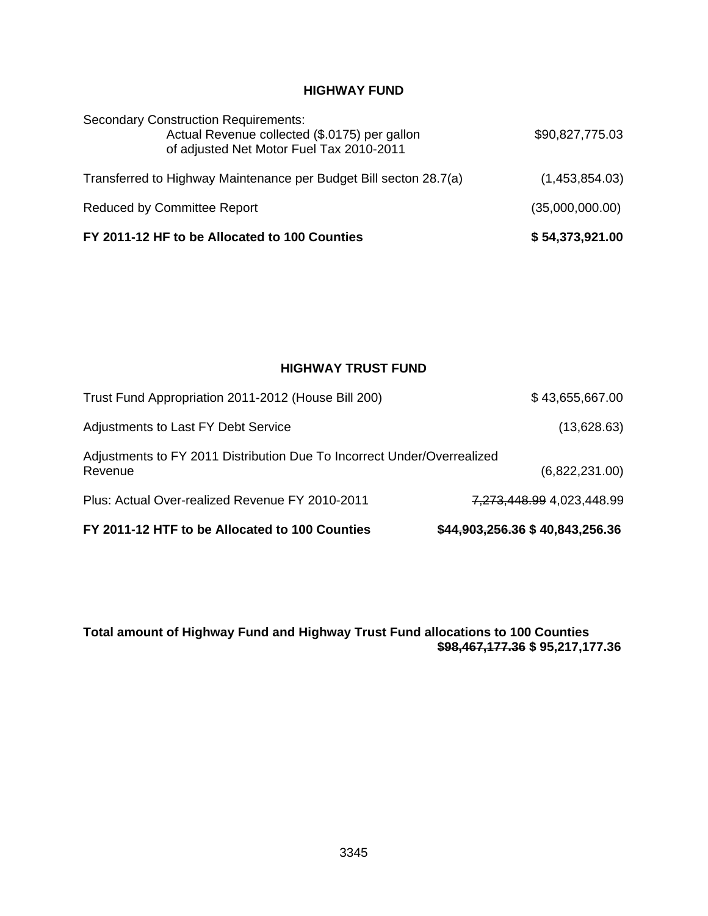## HIGHWAY FUND

| | |
|---|---|
| Secondary Construction Requirements:<br>Actual Revenue collected ($.0175) per gallon<br>of adjusted Net Motor Fuel Tax 2010-2011 | $90,827,775.03 |
| Transferred to Highway Maintenance per Budget Bill secton 28.7(a) | (1,453,854.03) |
| Reduced by Committee Report | (35,000,000.00) |
| **FY 2011-12 HF to be Allocated to 100 Counties** | **$ 54,373,921.00** |

## HIGHWAY TRUST FUND

| | |
|---|---|
| Trust Fund Appropriation 2011-2012 (House Bill 200) | $ 43,655,667.00 |
| Adjustments to Last FY Debt Service | (13,628.63) |
| Adjustments to FY 2011 Distribution Due To Incorrect Under/Overrealized Revenue | (6,822,231.00) |
| Plus: Actual Over-realized Revenue FY 2010-2011 | ~~7,273,448.99~~ 4,023,448.99 |
| **FY 2011-12 HTF to be Allocated to 100 Counties** | **~~$44,903,256.36~~ $ 40,843,256.36** |

**Total amount of Highway Fund and Highway Trust Fund allocations to 100 Counties ~~$98,467,177.36~~ $ 95,217,177.36**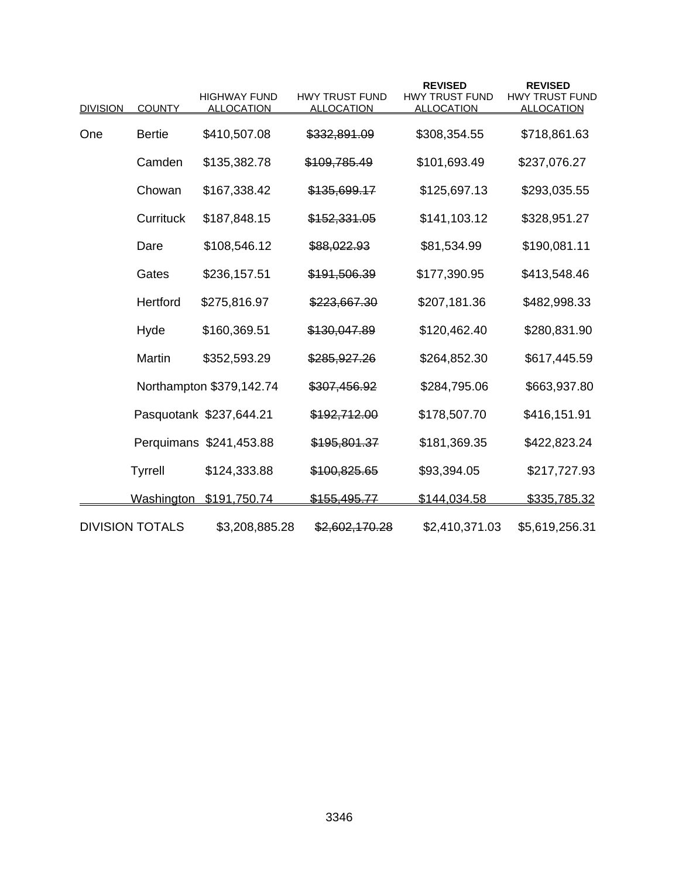| DIVISION | COUNTY | HIGHWAY FUND ALLOCATION | HWY TRUST FUND ALLOCATION | **REVISED** HWY TRUST FUND ALLOCATION | **REVISED** HWY TRUST FUND ALLOCATION |
|---|---|---|---|---|---|
| One | Bertie | $410,507.08 | ~~$332,891.09~~ | $308,354.55 | $718,861.63 |
| | Camden | $135,382.78 | ~~$109,785.49~~ | $101,693.49 | $237,076.27 |
| | Chowan | $167,338.42 | ~~$135,699.17~~ | $125,697.13 | $293,035.55 |
| | Currituck | $187,848.15 | ~~$152,331.05~~ | $141,103.12 | $328,951.27 |
| | Dare | $108,546.12 | ~~$88,022.93~~ | $81,534.99 | $190,081.11 |
| | Gates | $236,157.51 | ~~$191,506.39~~ | $177,390.95 | $413,548.46 |
| | Hertford | $275,816.97 | ~~$223,667.30~~ | $207,181.36 | $482,998.33 |
| | Hyde | $160,369.51 | ~~$130,047.89~~ | $120,462.40 | $280,831.90 |
| | Martin | $352,593.29 | ~~$285,927.26~~ | $264,852.30 | $617,445.59 |
| | Northampton | $379,142.74 | ~~$307,456.92~~ | $284,795.06 | $663,937.80 |
| | Pasquotank | $237,644.21 | ~~$192,712.00~~ | $178,507.70 | $416,151.91 |
| | Perquimans | $241,453.88 | ~~$195,801.37~~ | $181,369.35 | $422,823.24 |
| | Tyrrell | $124,333.88 | ~~$100,825.65~~ | $93,394.05 | $217,727.93 |
| | Washington | $191,750.74 | ~~$155,495.77~~ | $144,034.58 | $335,785.32 |
| DIVISION TOTALS | | $3,208,885.28 | ~~$2,602,170.28~~ | $2,410,371.03 | $5,619,256.31 |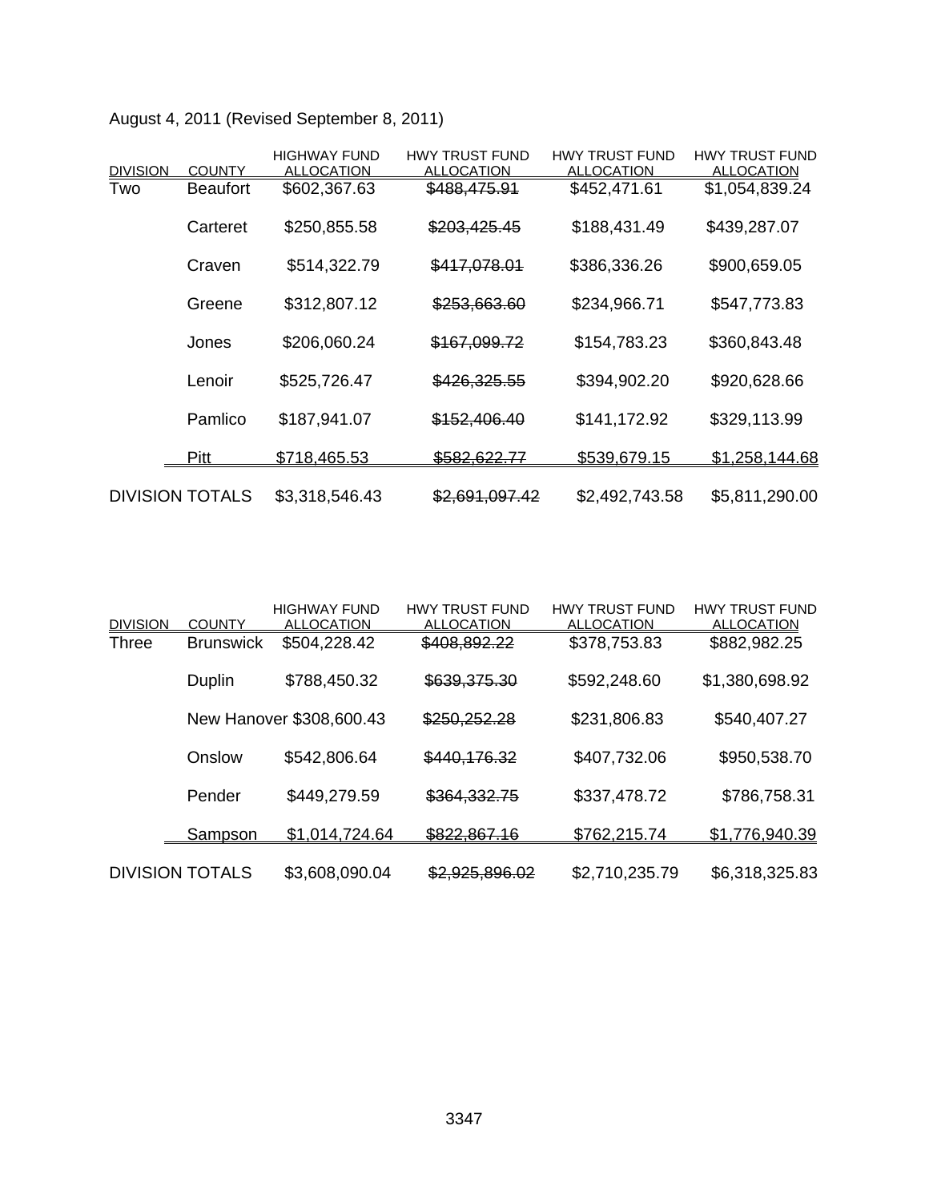August 4, 2011 (Revised September 8, 2011)

| DIVISION | COUNTY | HIGHWAY FUND ALLOCATION | HWY TRUST FUND ALLOCATION | HWY TRUST FUND ALLOCATION | HWY TRUST FUND ALLOCATION |
|---|---|---|---|---|---|
| Two | Beaufort | $602,367.63 | ~~$488,475.91~~ | $452,471.61 | $1,054,839.24 |
| | Carteret | $250,855.58 | ~~$203,425.45~~ | $188,431.49 | $439,287.07 |
| | Craven | $514,322.79 | ~~$417,078.01~~ | $386,336.26 | $900,659.05 |
| | Greene | $312,807.12 | ~~$253,663.60~~ | $234,966.71 | $547,773.83 |
| | Jones | $206,060.24 | ~~$167,099.72~~ | $154,783.23 | $360,843.48 |
| | Lenoir | $525,726.47 | ~~$426,325.55~~ | $394,902.20 | $920,628.66 |
| | Pamlico | $187,941.07 | ~~$152,406.40~~ | $141,172.92 | $329,113.99 |
| | Pitt | $718,465.53 | ~~$582,622.77~~ | $539,679.15 | $1,258,144.68 |
| DIVISION TOTALS | | $3,318,546.43 | ~~$2,691,097.42~~ | $2,492,743.58 | $5,811,290.00 |

| DIVISION | COUNTY | HIGHWAY FUND ALLOCATION | HWY TRUST FUND ALLOCATION | HWY TRUST FUND ALLOCATION | HWY TRUST FUND ALLOCATION |
|---|---|---|---|---|---|
| Three | Brunswick | $504,228.42 | ~~$408,892.22~~ | $378,753.83 | $882,982.25 |
| | Duplin | $788,450.32 | ~~$639,375.30~~ | $592,248.60 | $1,380,698.92 |
| | New Hanover | $308,600.43 | ~~$250,252.28~~ | $231,806.83 | $540,407.27 |
| | Onslow | $542,806.64 | ~~$440,176.32~~ | $407,732.06 | $950,538.70 |
| | Pender | $449,279.59 | ~~$364,332.75~~ | $337,478.72 | $786,758.31 |
| | Sampson | $1,014,724.64 | ~~$822,867.16~~ | $762,215.74 | $1,776,940.39 |
| DIVISION TOTALS | | $3,608,090.04 | ~~$2,925,896.02~~ | $2,710,235.79 | $6,318,325.83 |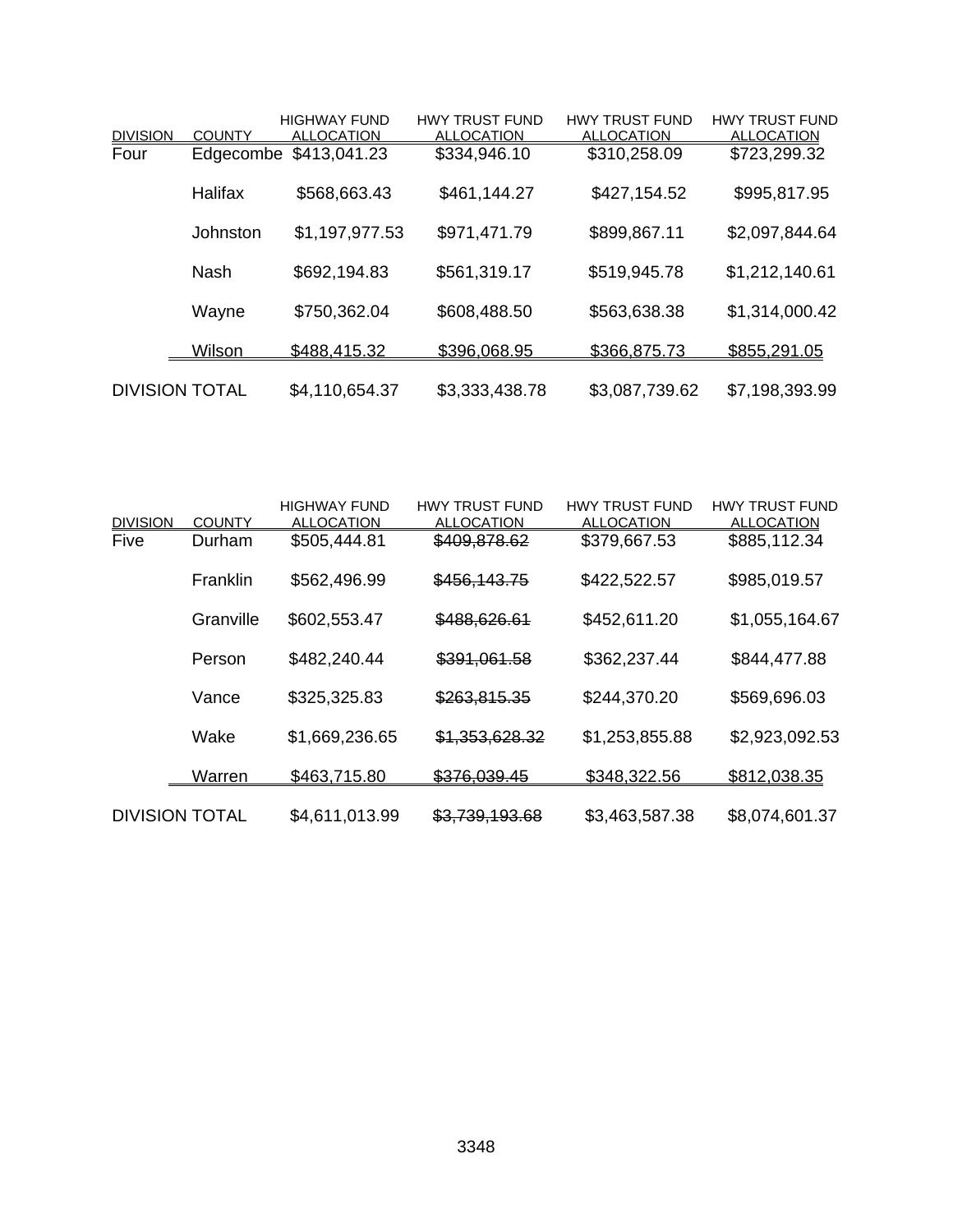| DIVISION | COUNTY | HIGHWAY FUND ALLOCATION | HWY TRUST FUND ALLOCATION | HWY TRUST FUND ALLOCATION | HWY TRUST FUND ALLOCATION |
|---|---|---|---|---|---|
| Four | Edgecombe | $413,041.23 | $334,946.10 | $310,258.09 | $723,299.32 |
| | Halifax | $568,663.43 | $461,144.27 | $427,154.52 | $995,817.95 |
| | Johnston | $1,197,977.53 | $971,471.79 | $899,867.11 | $2,097,844.64 |
| | Nash | $692,194.83 | $561,319.17 | $519,945.78 | $1,212,140.61 |
| | Wayne | $750,362.04 | $608,488.50 | $563,638.38 | $1,314,000.42 |
| | Wilson | $488,415.32 | $396,068.95 | $366,875.73 | $855,291.05 |
| DIVISION TOTAL | | $4,110,654.37 | $3,333,438.78 | $3,087,739.62 | $7,198,393.99 |

| DIVISION | COUNTY | HIGHWAY FUND ALLOCATION | HWY TRUST FUND ALLOCATION | HWY TRUST FUND ALLOCATION | HWY TRUST FUND ALLOCATION |
|---|---|---|---|---|---|
| Five | Durham | $505,444.81 | ~~$409,878.62~~ | $379,667.53 | $885,112.34 |
| | Franklin | $562,496.99 | ~~$456,143.75~~ | $422,522.57 | $985,019.57 |
| | Granville | $602,553.47 | ~~$488,626.61~~ | $452,611.20 | $1,055,164.67 |
| | Person | $482,240.44 | ~~$391,061.58~~ | $362,237.44 | $844,477.88 |
| | Vance | $325,325.83 | ~~$263,815.35~~ | $244,370.20 | $569,696.03 |
| | Wake | $1,669,236.65 | ~~$1,353,628.32~~ | $1,253,855.88 | $2,923,092.53 |
| | Warren | $463,715.80 | ~~$376,039.45~~ | $348,322.56 | $812,038.35 |
| DIVISION TOTAL | | $4,611,013.99 | ~~$3,739,193.68~~ | $3,463,587.38 | $8,074,601.37 |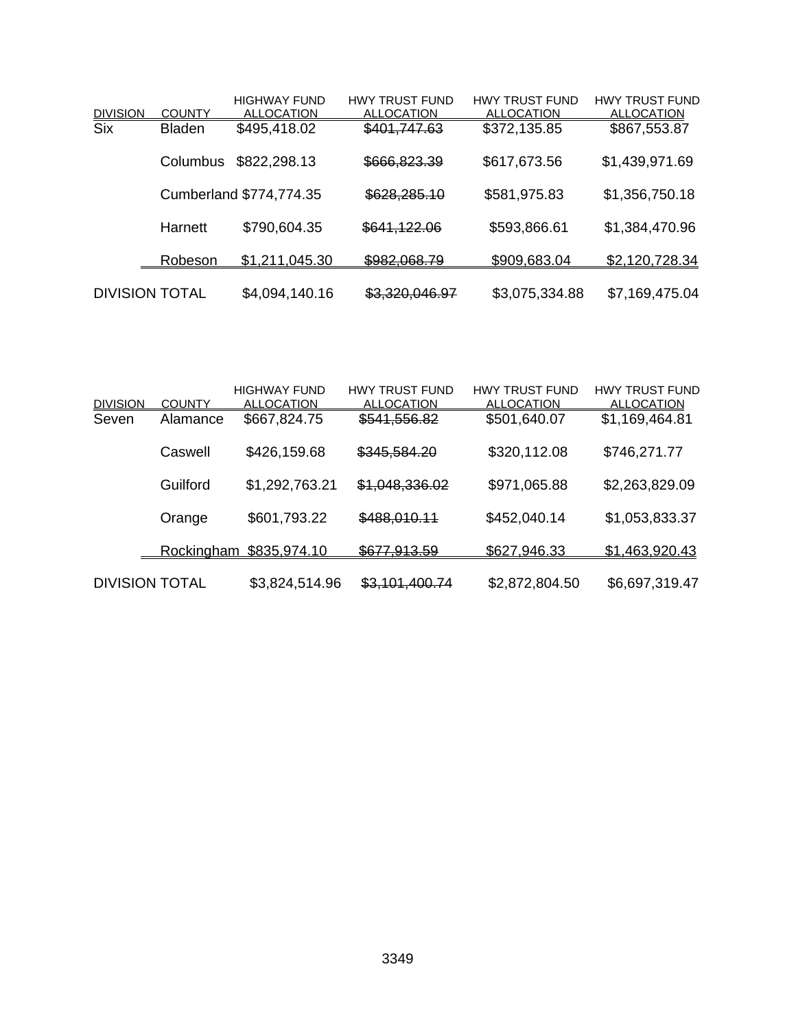| DIVISION | COUNTY | HIGHWAY FUND ALLOCATION | HWY TRUST FUND ALLOCATION | HWY TRUST FUND ALLOCATION | HWY TRUST FUND ALLOCATION |
|---|---|---|---|---|---|
| Six | Bladen | $495,418.02 | ~~$401,747.63~~ | $372,135.85 | $867,553.87 |
| | Columbus | $822,298.13 | ~~$666,823.39~~ | $617,673.56 | $1,439,971.69 |
| | Cumberland | $774,774.35 | ~~$628,285.10~~ | $581,975.83 | $1,356,750.18 |
| | Harnett | $790,604.35 | ~~$641,122.06~~ | $593,866.61 | $1,384,470.96 |
| | Robeson | $1,211,045.30 | ~~$982,068.79~~ | $909,683.04 | $2,120,728.34 |
| DIVISION TOTAL | | $4,094,140.16 | ~~$3,320,046.97~~ | $3,075,334.88 | $7,169,475.04 |

| DIVISION | COUNTY | HIGHWAY FUND ALLOCATION | HWY TRUST FUND ALLOCATION | HWY TRUST FUND ALLOCATION | HWY TRUST FUND ALLOCATION |
|---|---|---|---|---|---|
| Seven | Alamance | $667,824.75 | ~~$541,556.82~~ | $501,640.07 | $1,169,464.81 |
| | Caswell | $426,159.68 | ~~$345,584.20~~ | $320,112.08 | $746,271.77 |
| | Guilford | $1,292,763.21 | ~~$1,048,336.02~~ | $971,065.88 | $2,263,829.09 |
| | Orange | $601,793.22 | ~~$488,010.11~~ | $452,040.14 | $1,053,833.37 |
| | Rockingham | $835,974.10 | ~~$677,913.59~~ | $627,946.33 | $1,463,920.43 |
| DIVISION TOTAL | | $3,824,514.96 | ~~$3,101,400.74~~ | $2,872,804.50 | $6,697,319.47 |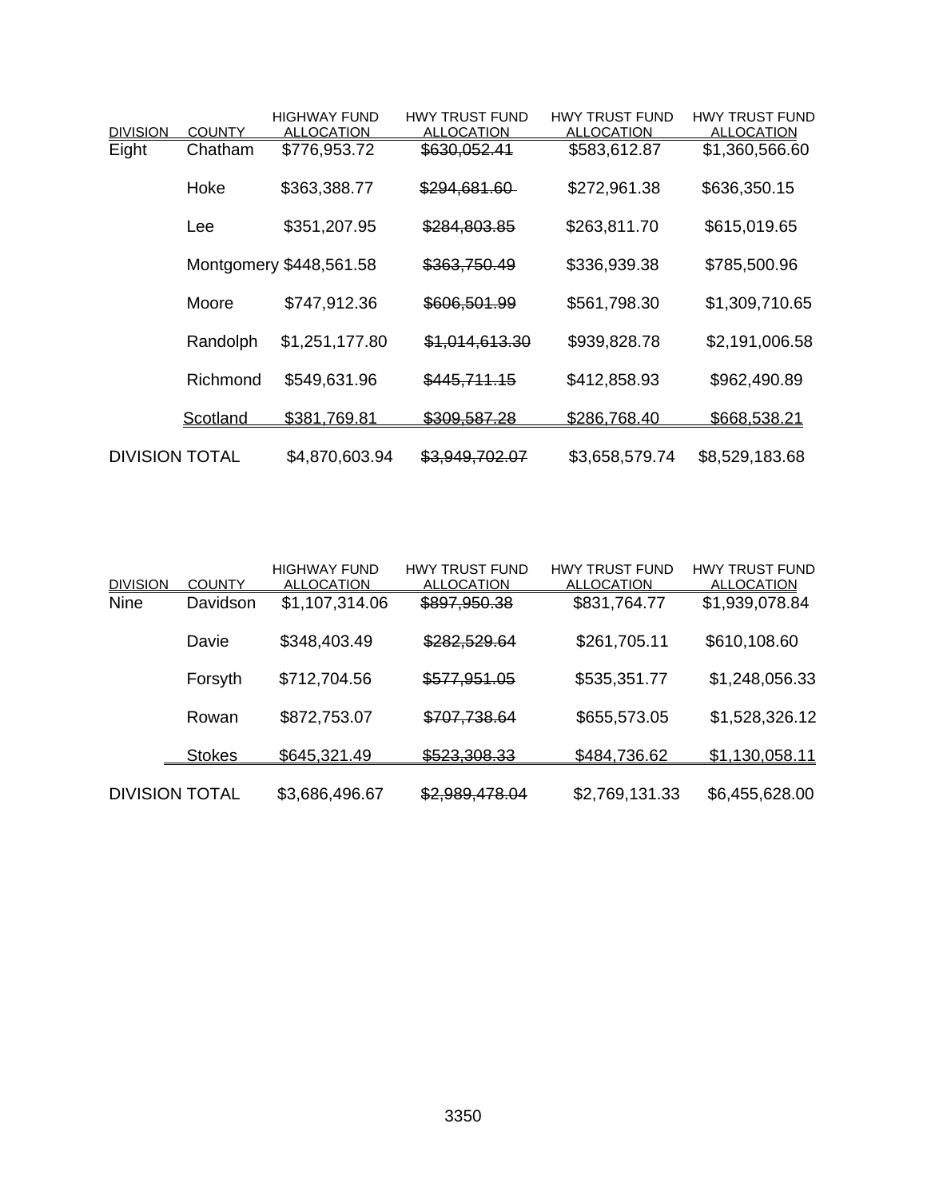| DIVISION | COUNTY | HIGHWAY FUND ALLOCATION | HWY TRUST FUND ALLOCATION | HWY TRUST FUND ALLOCATION | HWY TRUST FUND ALLOCATION |
|---|---|---|---|---|---|
| Eight | Chatham | $776,953.72 | ~~$630,052.41~~ | $583,612.87 | $1,360,566.60 |
| | Hoke | $363,388.77 | ~~$294,681.60~~ | $272,961.38 | $636,350.15 |
| | Lee | $351,207.95 | ~~$284,803.85~~ | $263,811.70 | $615,019.65 |
| | Montgomery | $448,561.58 | ~~$363,750.49~~ | $336,939.38 | $785,500.96 |
| | Moore | $747,912.36 | ~~$606,501.99~~ | $561,798.30 | $1,309,710.65 |
| | Randolph | $1,251,177.80 | ~~$1,014,613.30~~ | $939,828.78 | $2,191,006.58 |
| | Richmond | $549,631.96 | ~~$445,711.15~~ | $412,858.93 | $962,490.89 |
| | Scotland | $381,769.81 | ~~$309,587.28~~ | $286,768.40 | $668,538.21 |
| DIVISION TOTAL | | $4,870,603.94 | ~~$3,949,702.07~~ | $3,658,579.74 | $8,529,183.68 |

| DIVISION | COUNTY | HIGHWAY FUND ALLOCATION | HWY TRUST FUND ALLOCATION | HWY TRUST FUND ALLOCATION | HWY TRUST FUND ALLOCATION |
|---|---|---|---|---|---|
| Nine | Davidson | $1,107,314.06 | ~~$897,950.38~~ | $831,764.77 | $1,939,078.84 |
| | Davie | $348,403.49 | ~~$282,529.64~~ | $261,705.11 | $610,108.60 |
| | Forsyth | $712,704.56 | ~~$577,951.05~~ | $535,351.77 | $1,248,056.33 |
| | Rowan | $872,753.07 | ~~$707,738.64~~ | $655,573.05 | $1,528,326.12 |
| | Stokes | $645,321.49 | ~~$523,308.33~~ | $484,736.62 | $1,130,058.11 |
| DIVISION TOTAL | | $3,686,496.67 | ~~$2,989,478.04~~ | $2,769,131.33 | $6,455,628.00 |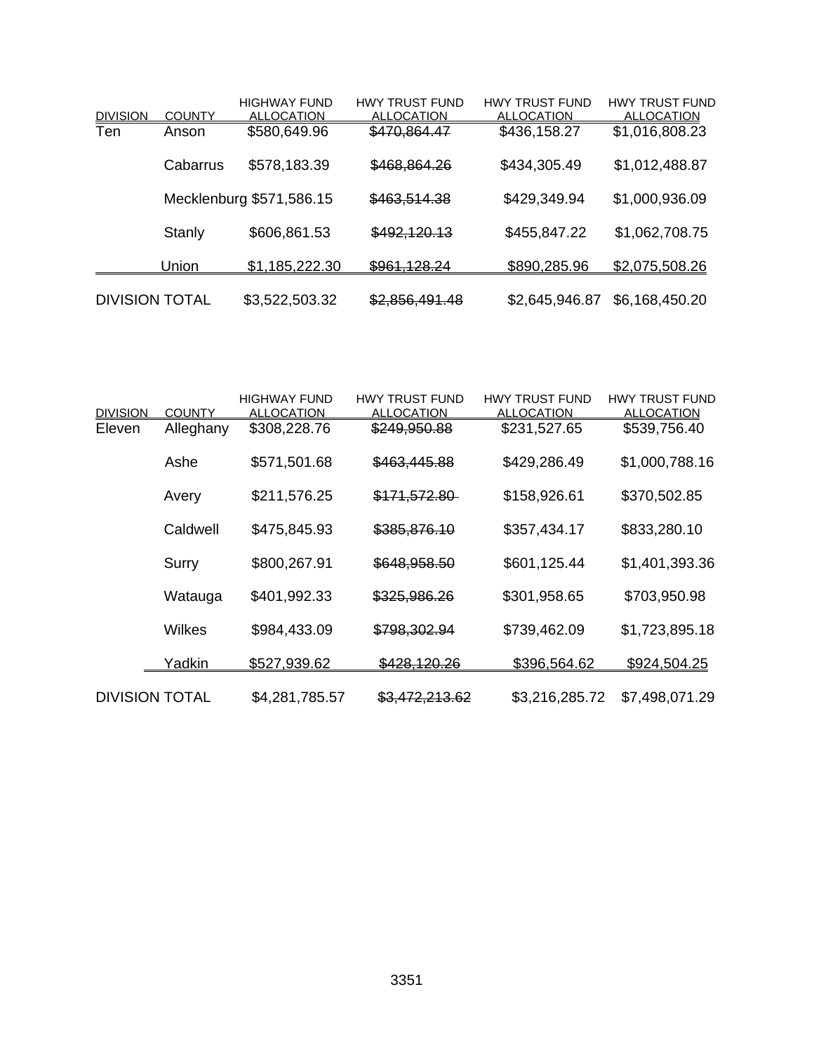| DIVISION | COUNTY | HIGHWAY FUND ALLOCATION | HWY TRUST FUND ALLOCATION | HWY TRUST FUND ALLOCATION | HWY TRUST FUND ALLOCATION |
|---|---|---|---|---|---|
| Ten | Anson | $580,649.96 | ~~$470,864.47~~ | $436,158.27 | $1,016,808.23 |
| | Cabarrus | $578,183.39 | ~~$468,864.26~~ | $434,305.49 | $1,012,488.87 |
| | Mecklenburg | $571,586.15 | ~~$463,514.38~~ | $429,349.94 | $1,000,936.09 |
| | Stanly | $606,861.53 | ~~$492,120.13~~ | $455,847.22 | $1,062,708.75 |
| | Union | $1,185,222.30 | ~~$961,128.24~~ | $890,285.96 | $2,075,508.26 |
| DIVISION TOTAL | | $3,522,503.32 | ~~$2,856,491.48~~ | $2,645,946.87 | $6,168,450.20 |

| DIVISION | COUNTY | HIGHWAY FUND ALLOCATION | HWY TRUST FUND ALLOCATION | HWY TRUST FUND ALLOCATION | HWY TRUST FUND ALLOCATION |
|---|---|---|---|---|---|
| Eleven | Alleghany | $308,228.76 | ~~$249,950.88~~ | $231,527.65 | $539,756.40 |
| | Ashe | $571,501.68 | ~~$463,445.88~~ | $429,286.49 | $1,000,788.16 |
| | Avery | $211,576.25 | ~~$171,572.80~~ | $158,926.61 | $370,502.85 |
| | Caldwell | $475,845.93 | ~~$385,876.10~~ | $357,434.17 | $833,280.10 |
| | Surry | $800,267.91 | ~~$648,958.50~~ | $601,125.44 | $1,401,393.36 |
| | Watauga | $401,992.33 | ~~$325,986.26~~ | $301,958.65 | $703,950.98 |
| | Wilkes | $984,433.09 | ~~$798,302.94~~ | $739,462.09 | $1,723,895.18 |
| | Yadkin | $527,939.62 | ~~$428,120.26~~ | $396,564.62 | $924,504.25 |
| DIVISION TOTAL | | $4,281,785.57 | ~~$3,472,213.62~~ | $3,216,285.72 | $7,498,071.29 |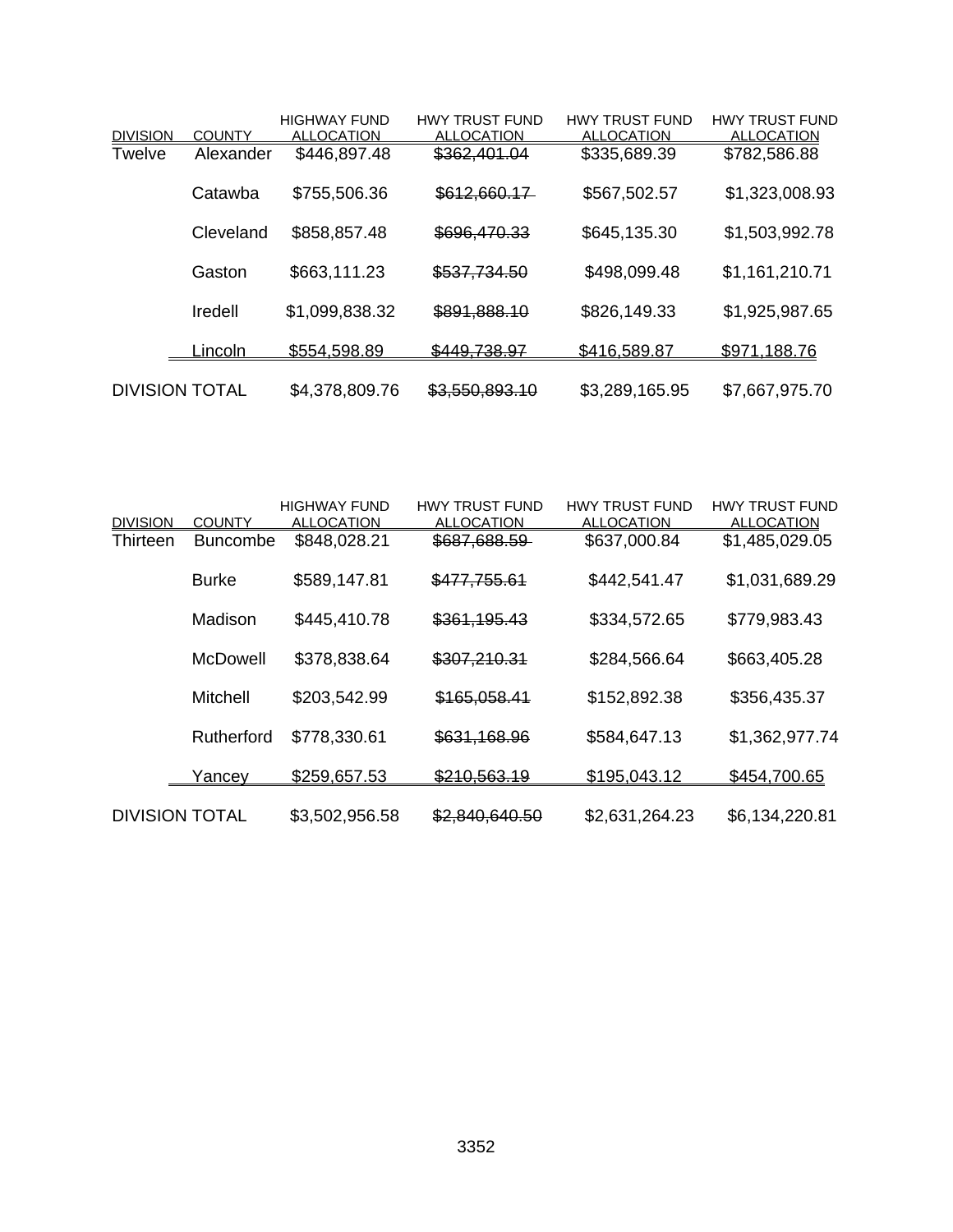| DIVISION | COUNTY | HIGHWAY FUND ALLOCATION | HWY TRUST FUND ALLOCATION | HWY TRUST FUND ALLOCATION | HWY TRUST FUND ALLOCATION |
|---|---|---|---|---|---|
| Twelve | Alexander | $446,897.48 | ~~$362,401.04~~ | $335,689.39 | $782,586.88 |
| | Catawba | $755,506.36 | ~~$612,660.17~~ | $567,502.57 | $1,323,008.93 |
| | Cleveland | $858,857.48 | ~~$696,470.33~~ | $645,135.30 | $1,503,992.78 |
| | Gaston | $663,111.23 | ~~$537,734.50~~ | $498,099.48 | $1,161,210.71 |
| | Iredell | $1,099,838.32 | ~~$891,888.10~~ | $826,149.33 | $1,925,987.65 |
| | Lincoln | $554,598.89 | ~~$449,738.97~~ | $416,589.87 | $971,188.76 |
| DIVISION TOTAL | | $4,378,809.76 | ~~$3,550,893.10~~ | $3,289,165.95 | $7,667,975.70 |

| DIVISION | COUNTY | HIGHWAY FUND ALLOCATION | HWY TRUST FUND ALLOCATION | HWY TRUST FUND ALLOCATION | HWY TRUST FUND ALLOCATION |
|---|---|---|---|---|---|
| Thirteen | Buncombe | $848,028.21 | ~~$687,688.59~~ | $637,000.84 | $1,485,029.05 |
| | Burke | $589,147.81 | ~~$477,755.61~~ | $442,541.47 | $1,031,689.29 |
| | Madison | $445,410.78 | ~~$361,195.43~~ | $334,572.65 | $779,983.43 |
| | McDowell | $378,838.64 | ~~$307,210.31~~ | $284,566.64 | $663,405.28 |
| | Mitchell | $203,542.99 | ~~$165,058.41~~ | $152,892.38 | $356,435.37 |
| | Rutherford | $778,330.61 | ~~$631,168.96~~ | $584,647.13 | $1,362,977.74 |
| | Yancey | $259,657.53 | ~~$210,563.19~~ | $195,043.12 | $454,700.65 |
| DIVISION TOTAL | | $3,502,956.58 | ~~$2,840,640.50~~ | $2,631,264.23 | $6,134,220.81 |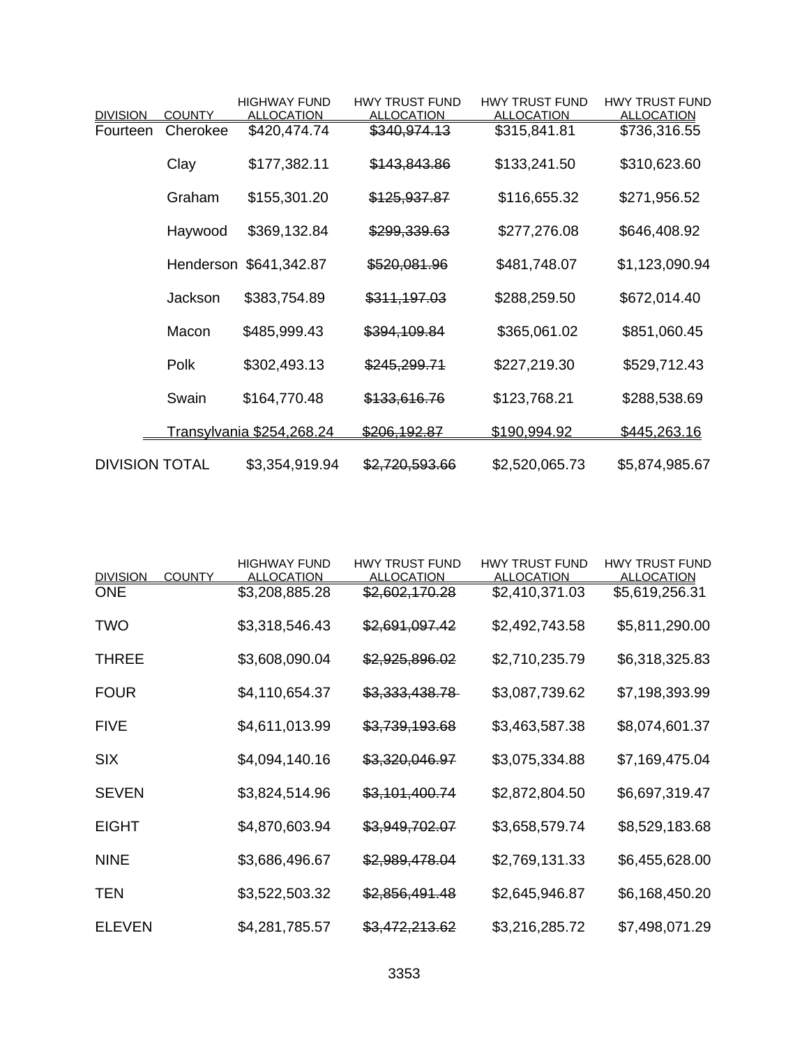| DIVISION | COUNTY | HIGHWAY FUND ALLOCATION | HWY TRUST FUND ALLOCATION | HWY TRUST FUND ALLOCATION | HWY TRUST FUND ALLOCATION |
|---|---|---|---|---|---|
| Fourteen | Cherokee | $420,474.74 | ~~$340,974.13~~ | $315,841.81 | $736,316.55 |
| | Clay | $177,382.11 | ~~$143,843.86~~ | $133,241.50 | $310,623.60 |
| | Graham | $155,301.20 | ~~$125,937.87~~ | $116,655.32 | $271,956.52 |
| | Haywood | $369,132.84 | ~~$299,339.63~~ | $277,276.08 | $646,408.92 |
| | Henderson | $641,342.87 | ~~$520,081.96~~ | $481,748.07 | $1,123,090.94 |
| | Jackson | $383,754.89 | ~~$311,197.03~~ | $288,259.50 | $672,014.40 |
| | Macon | $485,999.43 | ~~$394,109.84~~ | $365,061.02 | $851,060.45 |
| | Polk | $302,493.13 | ~~$245,299.71~~ | $227,219.30 | $529,712.43 |
| | Swain | $164,770.48 | ~~$133,616.76~~ | $123,768.21 | $288,538.69 |
| | Transylvania | $254,268.24 | ~~$206,192.87~~ | $190,994.92 | $445,263.16 |
| DIVISION TOTAL | | $3,354,919.94 | ~~$2,720,593.66~~ | $2,520,065.73 | $5,874,985.67 |

| DIVISION | COUNTY | HIGHWAY FUND ALLOCATION | HWY TRUST FUND ALLOCATION | HWY TRUST FUND ALLOCATION | HWY TRUST FUND ALLOCATION |
|---|---|---|---|---|---|
| ONE | | $3,208,885.28 | ~~$2,602,170.28~~ | $2,410,371.03 | $5,619,256.31 |
| TWO | | $3,318,546.43 | ~~$2,691,097.42~~ | $2,492,743.58 | $5,811,290.00 |
| THREE | | $3,608,090.04 | ~~$2,925,896.02~~ | $2,710,235.79 | $6,318,325.83 |
| FOUR | | $4,110,654.37 | ~~$3,333,438.78~~ | $3,087,739.62 | $7,198,393.99 |
| FIVE | | $4,611,013.99 | ~~$3,739,193.68~~ | $3,463,587.38 | $8,074,601.37 |
| SIX | | $4,094,140.16 | ~~$3,320,046.97~~ | $3,075,334.88 | $7,169,475.04 |
| SEVEN | | $3,824,514.96 | ~~$3,101,400.74~~ | $2,872,804.50 | $6,697,319.47 |
| EIGHT | | $4,870,603.94 | ~~$3,949,702.07~~ | $3,658,579.74 | $8,529,183.68 |
| NINE | | $3,686,496.67 | ~~$2,989,478.04~~ | $2,769,131.33 | $6,455,628.00 |
| TEN | | $3,522,503.32 | ~~$2,856,491.48~~ | $2,645,946.87 | $6,168,450.20 |
| ELEVEN | | $4,281,785.57 | ~~$3,472,213.62~~ | $3,216,285.72 | $7,498,071.29 |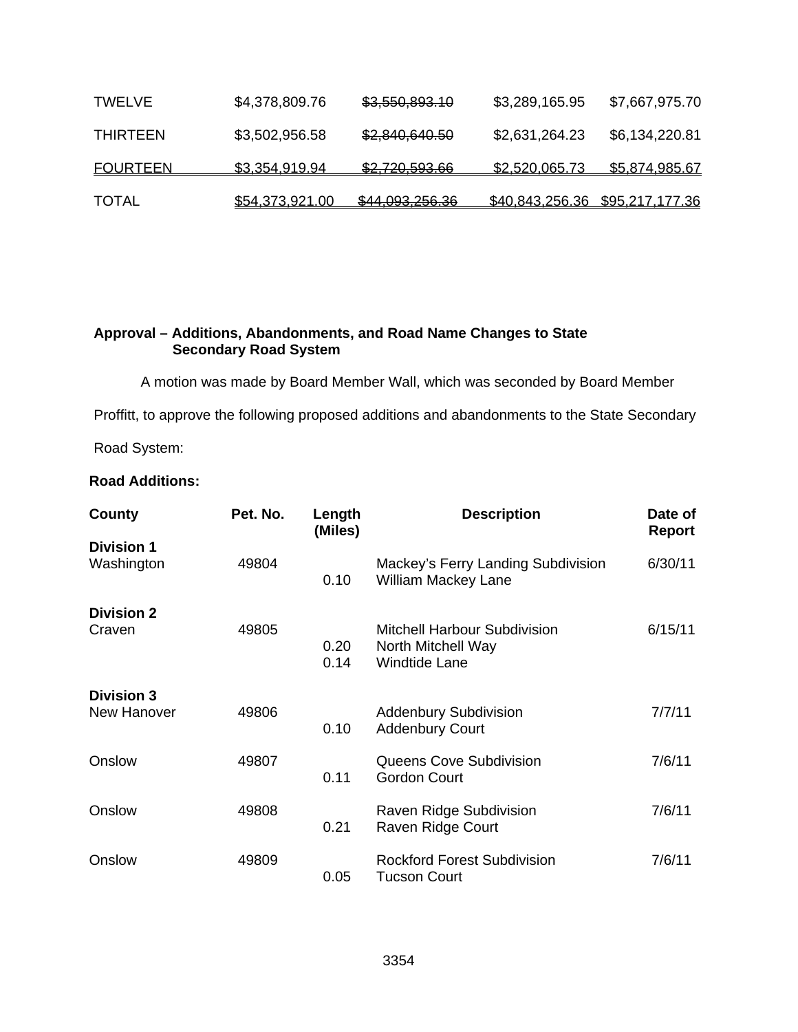| | | | | |
|---|---|---|---|---|
| TWELVE | \$4,378,809.76 | ~~\$3,550,893.10~~ | \$3,289,165.95 | \$7,667,975.70 |
| THIRTEEN | \$3,502,956.58 | ~~\$2,840,640.50~~ | \$2,631,264.23 | \$6,134,220.81 |
| FOURTEEN | \$3,354,919.94 | ~~\$2,720,593.66~~ | \$2,520,065.73 | \$5,874,985.67 |
| TOTAL | \$54,373,921.00 | ~~\$44,093,256.36~~ | \$40,843,256.36 | \$95,217,177.36 |

**Approval – Additions, Abandonments, and Road Name Changes to State Secondary Road System**

A motion was made by Board Member Wall, which was seconded by Board Member Proffitt, to approve the following proposed additions and abandonments to the State Secondary Road System:

**Road Additions:**

| County | Pet. No. | Length (Miles) | Description | Date of Report |
|---|---|---|---|---|
| **Division 1** | | | | |
| Washington | 49804 | | Mackey's Ferry Landing Subdivision | 6/30/11 |
| | | 0.10 | William Mackey Lane | |
| **Division 2** | | | | |
| Craven | 49805 | | Mitchell Harbour Subdivision | 6/15/11 |
| | | 0.20 | North Mitchell Way | |
| | | 0.14 | Windtide Lane | |
| **Division 3** | | | | |
| New Hanover | 49806 | | Addenbury Subdivision | 7/7/11 |
| | | 0.10 | Addenbury Court | |
| Onslow | 49807 | | Queens Cove Subdivision | 7/6/11 |
| | | 0.11 | Gordon Court | |
| Onslow | 49808 | | Raven Ridge Subdivision | 7/6/11 |
| | | 0.21 | Raven Ridge Court | |
| Onslow | 49809 | | Rockford Forest Subdivision | 7/6/11 |
| | | 0.05 | Tucson Court | |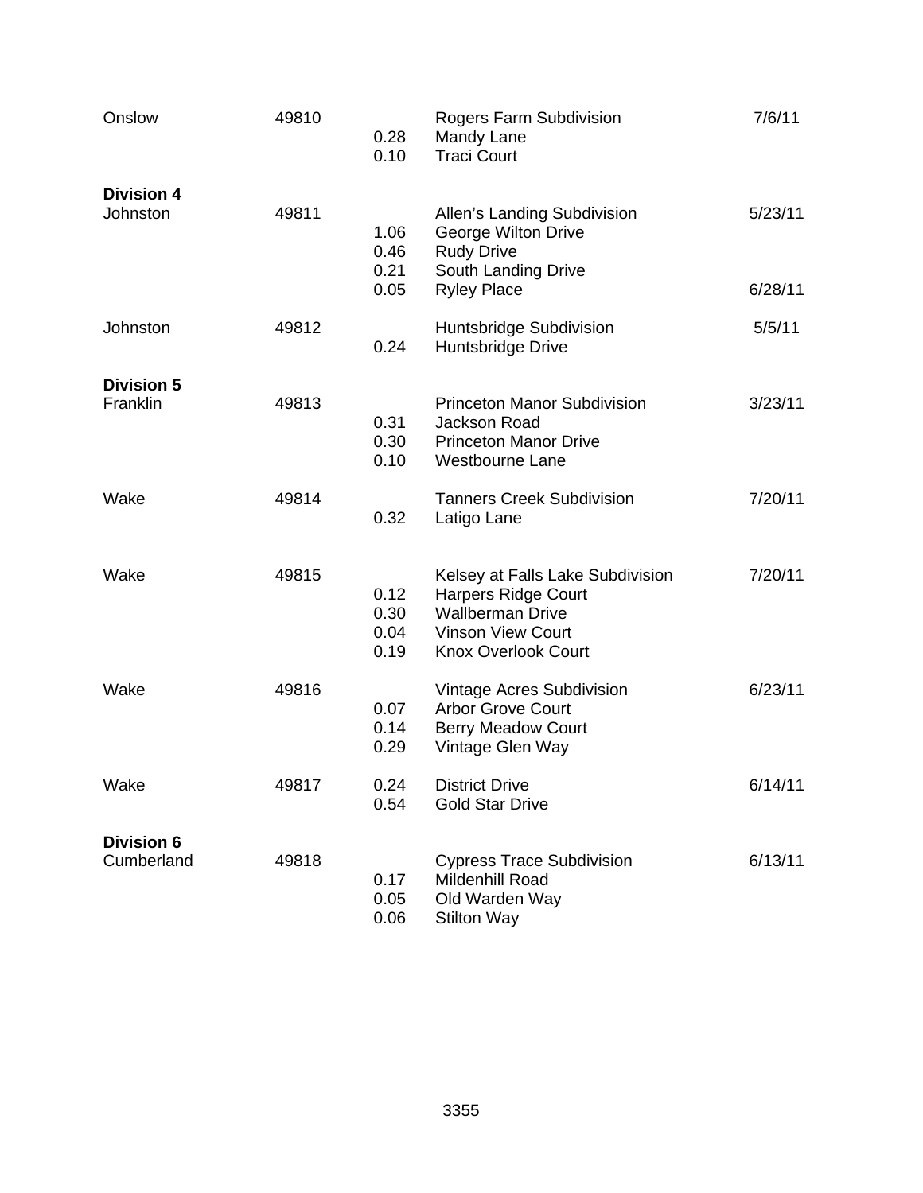| County | Number | Length | Location | Date |
|---|---|---|---|---|
| Onslow | 49810 | | Rogers Farm Subdivision | 7/6/11 |
| | | 0.28 | Mandy Lane | |
| | | 0.10 | Traci Court | |
| **Division 4** | | | | |
| Johnston | 49811 | | Allen's Landing Subdivision | 5/23/11 |
| | | 1.06 | George Wilton Drive | |
| | | 0.46 | Rudy Drive | |
| | | 0.21 | South Landing Drive | |
| | | 0.05 | Ryley Place | 6/28/11 |
| Johnston | 49812 | | Huntsbridge Subdivision | 5/5/11 |
| | | 0.24 | Huntsbridge Drive | |
| **Division 5** | | | | |
| Franklin | 49813 | | Princeton Manor Subdivision | 3/23/11 |
| | | 0.31 | Jackson Road | |
| | | 0.30 | Princeton Manor Drive | |
| | | 0.10 | Westbourne Lane | |
| Wake | 49814 | | Tanners Creek Subdivision | 7/20/11 |
| | | 0.32 | Latigo Lane | |
| Wake | 49815 | | Kelsey at Falls Lake Subdivision | 7/20/11 |
| | | 0.12 | Harpers Ridge Court | |
| | | 0.30 | Wallberman Drive | |
| | | 0.04 | Vinson View Court | |
| | | 0.19 | Knox Overlook Court | |
| Wake | 49816 | | Vintage Acres Subdivision | 6/23/11 |
| | | 0.07 | Arbor Grove Court | |
| | | 0.14 | Berry Meadow Court | |
| | | 0.29 | Vintage Glen Way | |
| Wake | 49817 | 0.24 | District Drive | 6/14/11 |
| | | 0.54 | Gold Star Drive | |
| **Division 6** | | | | |
| Cumberland | 49818 | | Cypress Trace Subdivision | 6/13/11 |
| | | 0.17 | Mildenhill Road | |
| | | 0.05 | Old Warden Way | |
| | | 0.06 | Stilton Way | |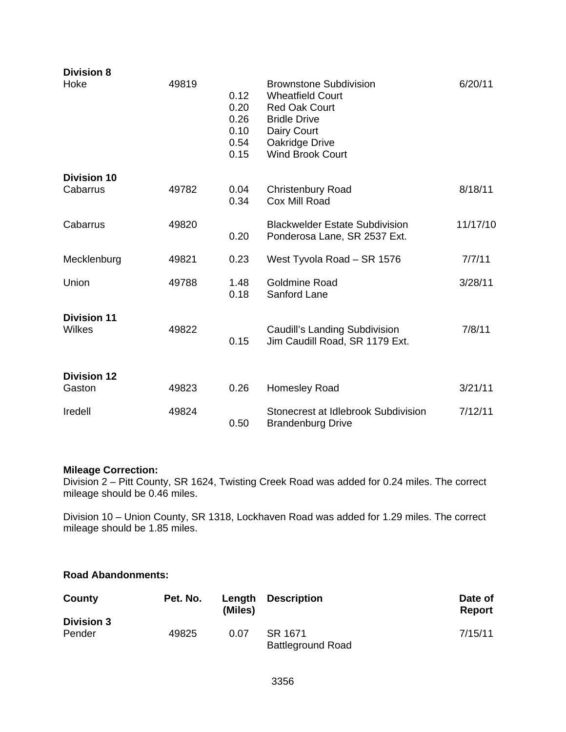| | | | | |
|---|---|---|---|---|
| **Division 8** | | | | |
| Hoke | 49819 | | Brownstone Subdivision | 6/20/11 |
| | | 0.12 | Wheatfield Court | |
| | | 0.20 | Red Oak Court | |
| | | 0.26 | Bridle Drive | |
| | | 0.10 | Dairy Court | |
| | | 0.54 | Oakridge Drive | |
| | | 0.15 | Wind Brook Court | |
| **Division 10** | | | | |
| Cabarrus | 49782 | 0.04 | Christenbury Road | 8/18/11 |
| | | 0.34 | Cox Mill Road | |
| Cabarrus | 49820 | | Blackwelder Estate Subdivision | 11/17/10 |
| | | 0.20 | Ponderosa Lane, SR 2537 Ext. | |
| Mecklenburg | 49821 | 0.23 | West Tyvola Road – SR 1576 | 7/7/11 |
| Union | 49788 | 1.48 | Goldmine Road | 3/28/11 |
| | | 0.18 | Sanford Lane | |
| **Division 11** | | | | |
| Wilkes | 49822 | | Caudill's Landing Subdivision | 7/8/11 |
| | | 0.15 | Jim Caudill Road, SR 1179 Ext. | |
| **Division 12** | | | | |
| Gaston | 49823 | 0.26 | Homesley Road | 3/21/11 |
| Iredell | 49824 | | Stonecrest at Idlebrook Subdivision | 7/12/11 |
| | | 0.50 | Brandenburg Drive | |

**Mileage Correction:**

Division 2 – Pitt County, SR 1624, Twisting Creek Road was added for 0.24 miles. The correct mileage should be 0.46 miles.

Division 10 – Union County, SR 1318, Lockhaven Road was added for 1.29 miles. The correct mileage should be 1.85 miles.

**Road Abandonments:**

| County | Pet. No. | Length (Miles) | Description | Date of Report |
|---|---|---|---|---|
| **Division 3** | | | | |
| Pender | 49825 | 0.07 | SR 1671 Battleground Road | 7/15/11 |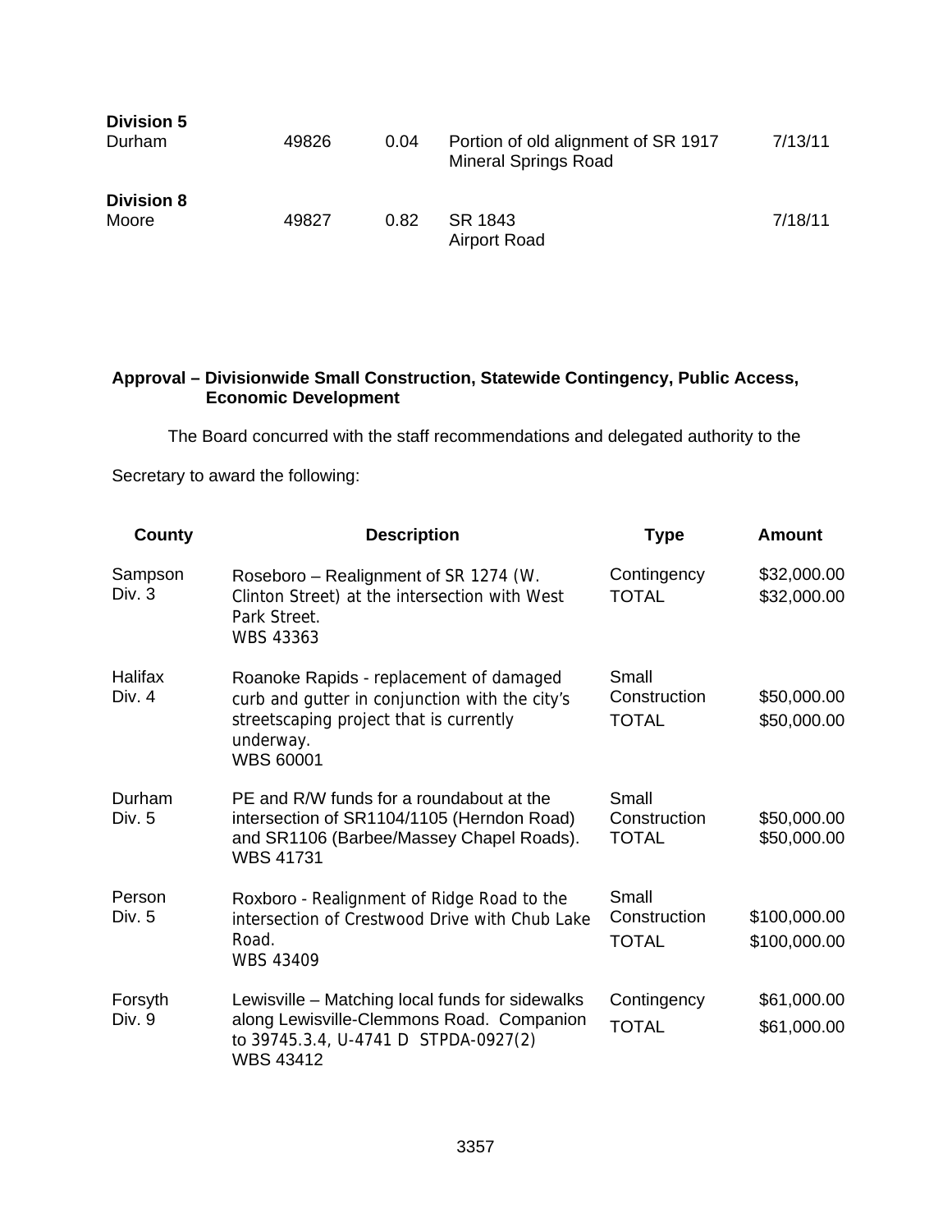**Division 5**

| | | | | |
|---|---|---|---|---|
| Durham | 49826 | 0.04 | Portion of old alignment of SR 1917 Mineral Springs Road | 7/13/11 |

**Division 8**

| | | | | |
|---|---|---|---|---|
| Moore | 49827 | 0.82 | SR 1843 Airport Road | 7/18/11 |

**Approval – Divisionwide Small Construction, Statewide Contingency, Public Access, Economic Development**

The Board concurred with the staff recommendations and delegated authority to the Secretary to award the following:

| County | Description | Type | Amount |
|---|---|---|---|
| Sampson Div. 3 | Roseboro – Realignment of SR 1274 (W. Clinton Street) at the intersection with West Park Street. WBS 43363 | Contingency TOTAL | \$32,000.00 \$32,000.00 |
| Halifax Div. 4 | Roanoke Rapids - replacement of damaged curb and gutter in conjunction with the city's streetscaping project that is currently underway. WBS 60001 | Small Construction TOTAL | \$50,000.00 \$50,000.00 |
| Durham Div. 5 | PE and R/W funds for a roundabout at the intersection of SR1104/1105 (Herndon Road) and SR1106 (Barbee/Massey Chapel Roads). WBS 41731 | Small Construction TOTAL | \$50,000.00 \$50,000.00 |
| Person Div. 5 | Roxboro - Realignment of Ridge Road to the intersection of Crestwood Drive with Chub Lake Road. WBS 43409 | Small Construction TOTAL | \$100,000.00 \$100,000.00 |
| Forsyth Div. 9 | Lewisville – Matching local funds for sidewalks along Lewisville-Clemmons Road. Companion to 39745.3.4, U-4741 D STPDA-0927(2) WBS 43412 | Contingency TOTAL | \$61,000.00 \$61,000.00 |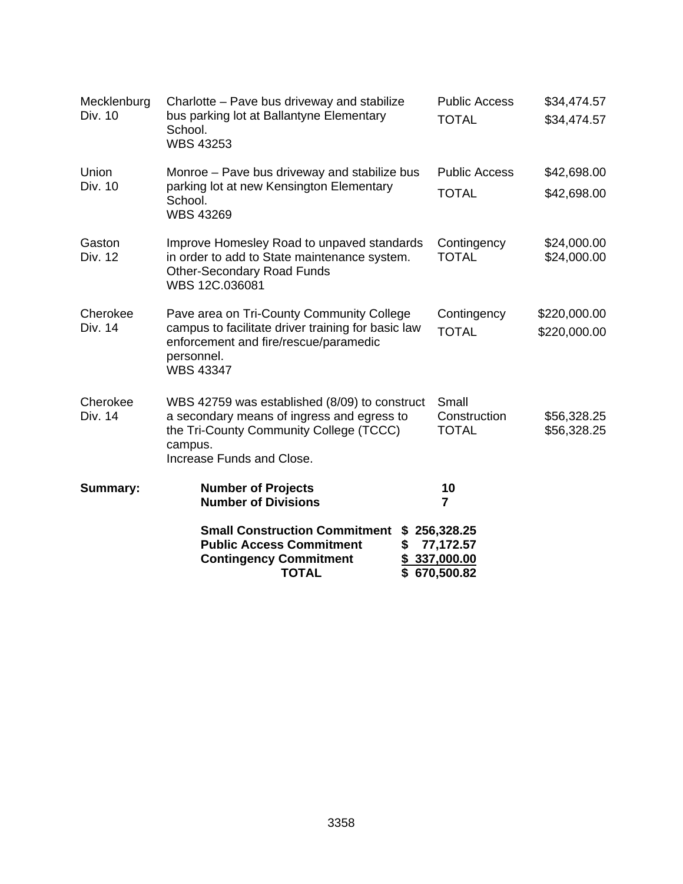| | | | |
|---|---|---|---|
| Mecklenburg<br>Div. 10 | Charlotte – Pave bus driveway and stabilize bus parking lot at Ballantyne Elementary School.<br>WBS 43253 | Public Access<br>TOTAL | \$34,474.57<br>\$34,474.57 |
| Union<br>Div. 10 | Monroe – Pave bus driveway and stabilize bus parking lot at new Kensington Elementary School.<br>WBS 43269 | Public Access<br>TOTAL | \$42,698.00<br>\$42,698.00 |
| Gaston<br>Div. 12 | Improve Homesley Road to unpaved standards in order to add to State maintenance system.<br>Other-Secondary Road Funds<br>WBS 12C.036081 | Contingency<br>TOTAL | \$24,000.00<br>\$24,000.00 |
| Cherokee<br>Div. 14 | Pave area on Tri-County Community College campus to facilitate driver training for basic law enforcement and fire/rescue/paramedic personnel.<br>WBS 43347 | Contingency<br>TOTAL | \$220,000.00<br>\$220,000.00 |
| Cherokee<br>Div. 14 | WBS 42759 was established (8/09) to construct a secondary means of ingress and egress to the Tri-County Community College (TCCC) campus.<br>Increase Funds and Close. | Small Construction<br>TOTAL | \$56,328.25<br>\$56,328.25 |

**Summary:**

| | |
|---|---|
| **Number of Projects** | **10** |
| **Number of Divisions** | **7** |
| | |
| **Small Construction Commitment** | **\$ 256,328.25** |
| **Public Access Commitment** | **\$ 77,172.57** |
| **Contingency Commitment** | **\$ 337,000.00** |
| **TOTAL** | **\$ 670,500.82** |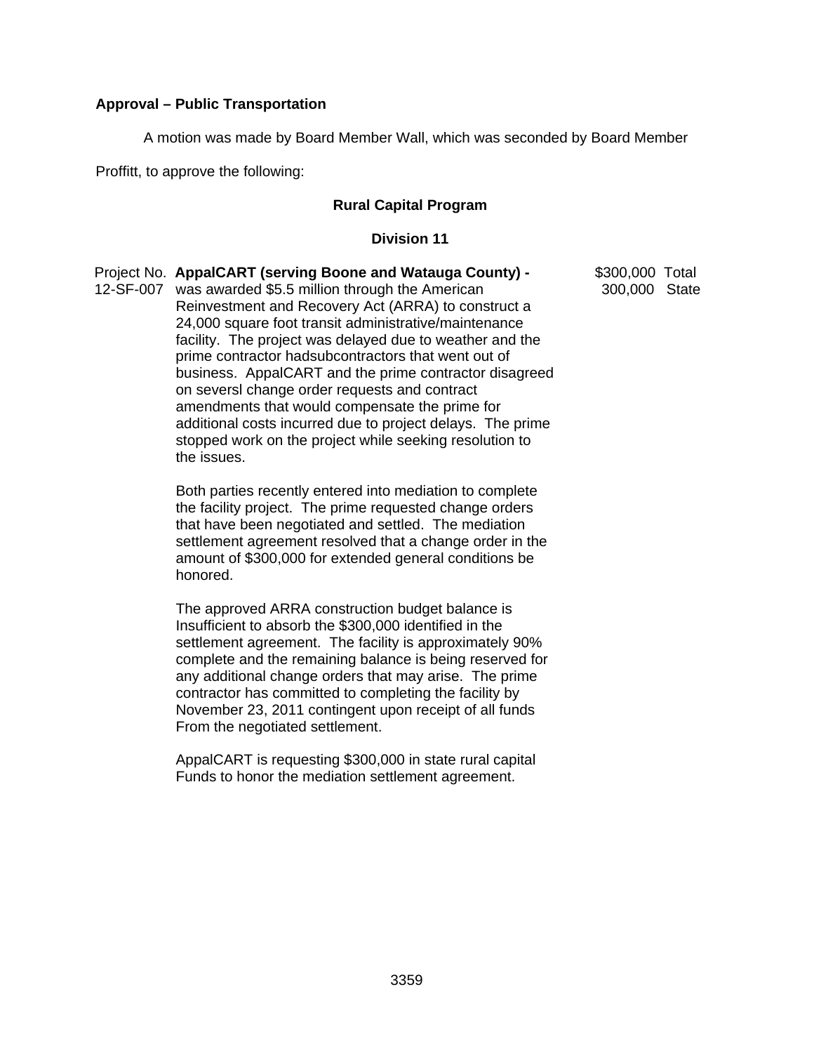**Approval – Public Transportation**

A motion was made by Board Member Wall, which was seconded by Board Member Proffitt, to approve the following:

**Rural Capital Program**

**Division 11**

| Project No. | Description | Amount | |
|---|---|---|---|
| 12-SF-007 | **AppalCART (serving Boone and Watauga County) -** was awarded $5.5 million through the American Reinvestment and Recovery Act (ARRA) to construct a 24,000 square foot transit administrative/maintenance facility. The project was delayed due to weather and the prime contractor hadsubcontractors that went out of business. AppalCART and the prime contractor disagreed on seversl change order requests and contract amendments that would compensate the prime for additional costs incurred due to project delays. The prime stopped work on the project while seeking resolution to the issues.<br><br>Both parties recently entered into mediation to complete the facility project. The prime requested change orders that have been negotiated and settled. The mediation settlement agreement resolved that a change order in the amount of $300,000 for extended general conditions be honored.<br><br>The approved ARRA construction budget balance is Insufficient to absorb the $300,000 identified in the settlement agreement. The facility is approximately 90% complete and the remaining balance is being reserved for any additional change orders that may arise. The prime contractor has committed to completing the facility by November 23, 2011 contingent upon receipt of all funds From the negotiated settlement.<br><br>AppalCART is requesting $300,000 in state rural capital Funds to honor the mediation settlement agreement. | $300,000<br>300,000 | Total<br>State |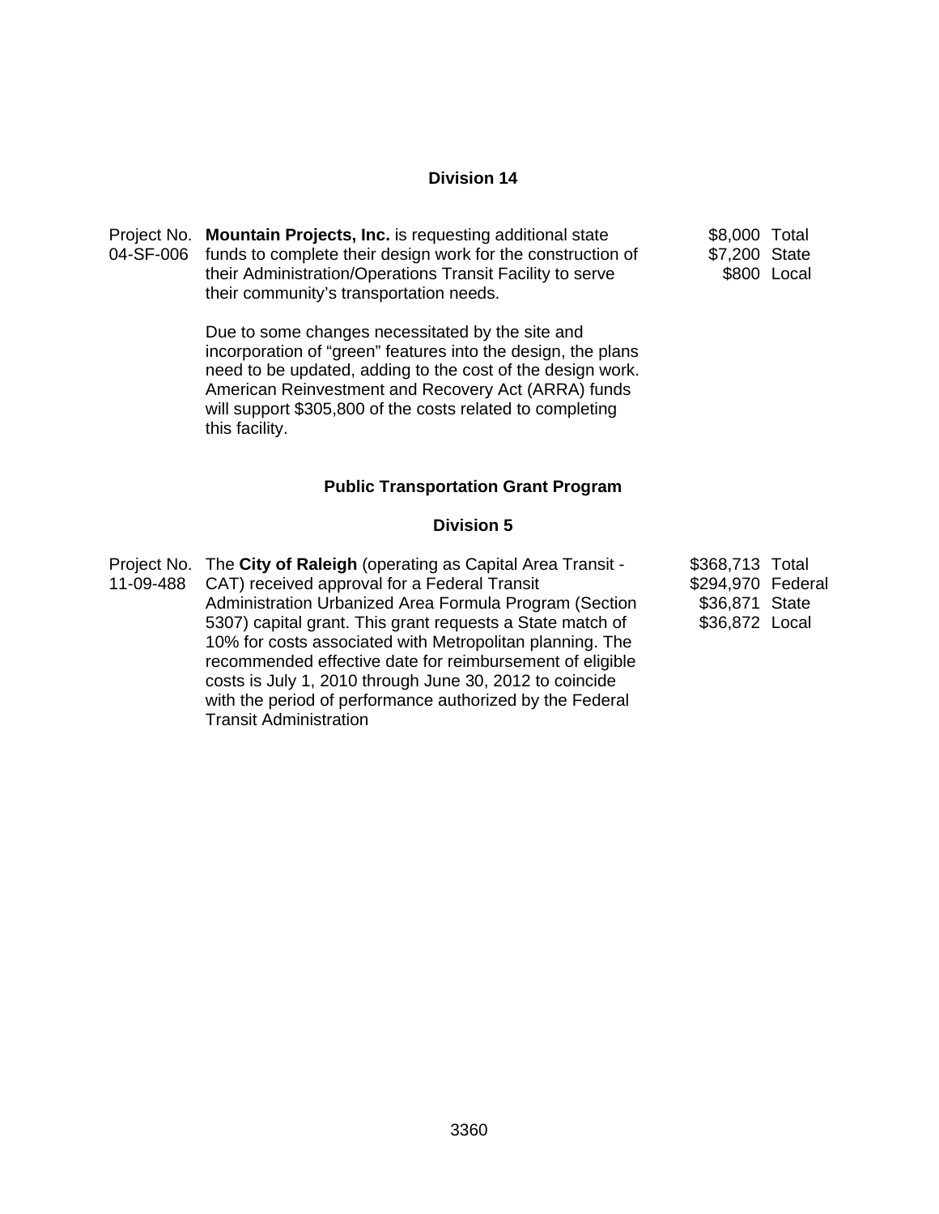## Division 14

| | | |
|---|---|---|
| Project No. 04-SF-006 | **Mountain Projects, Inc.** is requesting additional state funds to complete their design work for the construction of their Administration/Operations Transit Facility to serve their community's transportation needs.<br><br>Due to some changes necessitated by the site and incorporation of "green" features into the design, the plans need to be updated, adding to the cost of the design work. American Reinvestment and Recovery Act (ARRA) funds will support $305,800 of the costs related to completing this facility. | $8,000 Total<br>$7,200 State<br>$800 Local |

## Public Transportation Grant Program

## Division 5

| | | |
|---|---|---|
| Project No. 11-09-488 | The **City of Raleigh** (operating as Capital Area Transit - CAT) received approval for a Federal Transit Administration Urbanized Area Formula Program (Section 5307) capital grant. This grant requests a State match of 10% for costs associated with Metropolitan planning. The recommended effective date for reimbursement of eligible costs is July 1, 2010 through June 30, 2012 to coincide with the period of performance authorized by the Federal Transit Administration | $368,713 Total<br>$294,970 Federal<br>$36,871 State<br>$36,872 Local |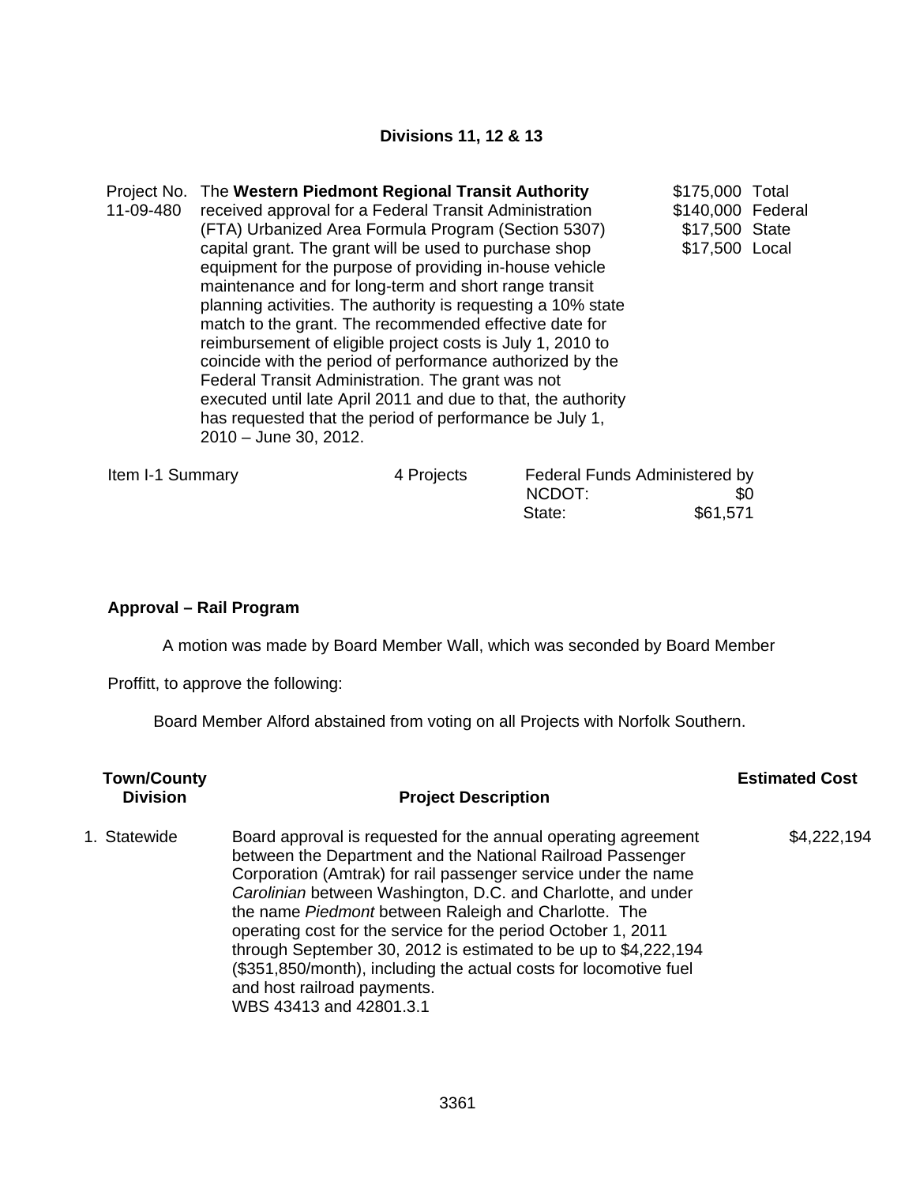**Divisions 11, 12 & 13**

| | | | |
|---|---|---|---|
| Project No. 11-09-480 | The **Western Piedmont Regional Transit Authority** received approval for a Federal Transit Administration (FTA) Urbanized Area Formula Program (Section 5307) capital grant. The grant will be used to purchase shop equipment for the purpose of providing in-house vehicle maintenance and for long-term and short range transit planning activities. The authority is requesting a 10% state match to the grant. The recommended effective date for reimbursement of eligible project costs is July 1, 2010 to coincide with the period of performance authorized by the Federal Transit Administration. The grant was not executed until late April 2011 and due to that, the authority has requested that the period of performance be July 1, 2010 – June 30, 2012. | $175,000<br>$140,000<br>$17,500<br>$17,500 | Total<br>Federal<br>State<br>Local |

| Item I-1 Summary | 4 Projects | Federal Funds Administered by NCDOT: | $0 |
|---|---|---|---|
| | | State: | $61,571 |

**Approval – Rail Program**

A motion was made by Board Member Wall, which was seconded by Board Member Proffitt, to approve the following:

Board Member Alford abstained from voting on all Projects with Norfolk Southern.

| Town/County Division | Project Description | Estimated Cost |
|---|---|---|
| 1. Statewide | Board approval is requested for the annual operating agreement between the Department and the National Railroad Passenger Corporation (Amtrak) for rail passenger service under the name *Carolinian* between Washington, D.C. and Charlotte, and under the name *Piedmont* between Raleigh and Charlotte. The operating cost for the service for the period October 1, 2011 through September 30, 2012 is estimated to be up to $4,222,194 ($351,850/month), including the actual costs for locomotive fuel and host railroad payments.<br>WBS 43413 and 42801.3.1 | $4,222,194 |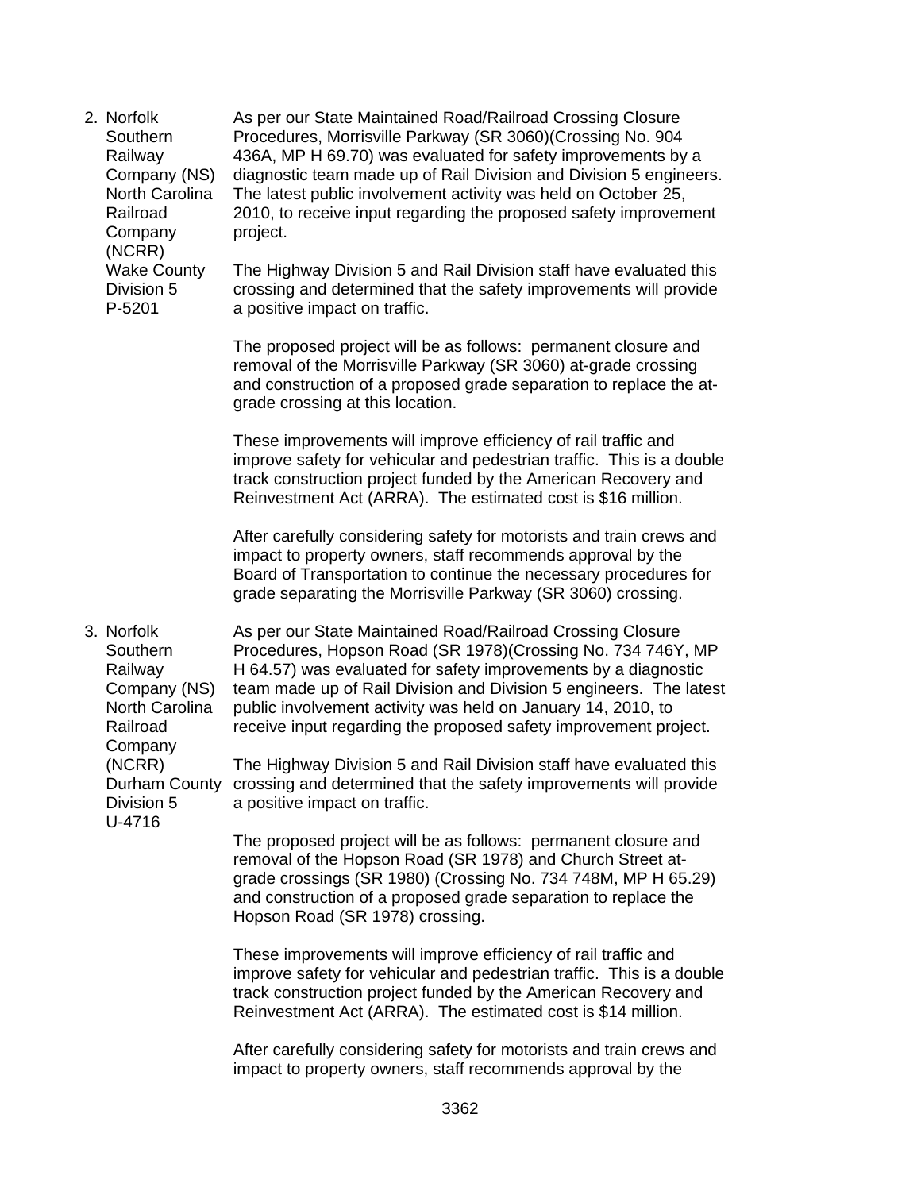2. Norfolk Southern Railway Company (NS) North Carolina Railroad Company (NCRR) Wake County Division 5 P-5201

As per our State Maintained Road/Railroad Crossing Closure Procedures, Morrisville Parkway (SR 3060)(Crossing No. 904 436A, MP H 69.70) was evaluated for safety improvements by a diagnostic team made up of Rail Division and Division 5 engineers. The latest public involvement activity was held on October 25, 2010, to receive input regarding the proposed safety improvement project.

The Highway Division 5 and Rail Division staff have evaluated this crossing and determined that the safety improvements will provide a positive impact on traffic.

The proposed project will be as follows: permanent closure and removal of the Morrisville Parkway (SR 3060) at-grade crossing and construction of a proposed grade separation to replace the at-grade crossing at this location.

These improvements will improve efficiency of rail traffic and improve safety for vehicular and pedestrian traffic. This is a double track construction project funded by the American Recovery and Reinvestment Act (ARRA). The estimated cost is $16 million.

After carefully considering safety for motorists and train crews and impact to property owners, staff recommends approval by the Board of Transportation to continue the necessary procedures for grade separating the Morrisville Parkway (SR 3060) crossing.

3. Norfolk Southern Railway Company (NS) North Carolina Railroad Company (NCRR) Durham County Division 5 U-4716

As per our State Maintained Road/Railroad Crossing Closure Procedures, Hopson Road (SR 1978)(Crossing No. 734 746Y, MP H 64.57) was evaluated for safety improvements by a diagnostic team made up of Rail Division and Division 5 engineers. The latest public involvement activity was held on January 14, 2010, to receive input regarding the proposed safety improvement project.

The Highway Division 5 and Rail Division staff have evaluated this crossing and determined that the safety improvements will provide a positive impact on traffic.

The proposed project will be as follows: permanent closure and removal of the Hopson Road (SR 1978) and Church Street at-grade crossings (SR 1980) (Crossing No. 734 748M, MP H 65.29) and construction of a proposed grade separation to replace the Hopson Road (SR 1978) crossing.

These improvements will improve efficiency of rail traffic and improve safety for vehicular and pedestrian traffic. This is a double track construction project funded by the American Recovery and Reinvestment Act (ARRA). The estimated cost is $14 million.

After carefully considering safety for motorists and train crews and impact to property owners, staff recommends approval by the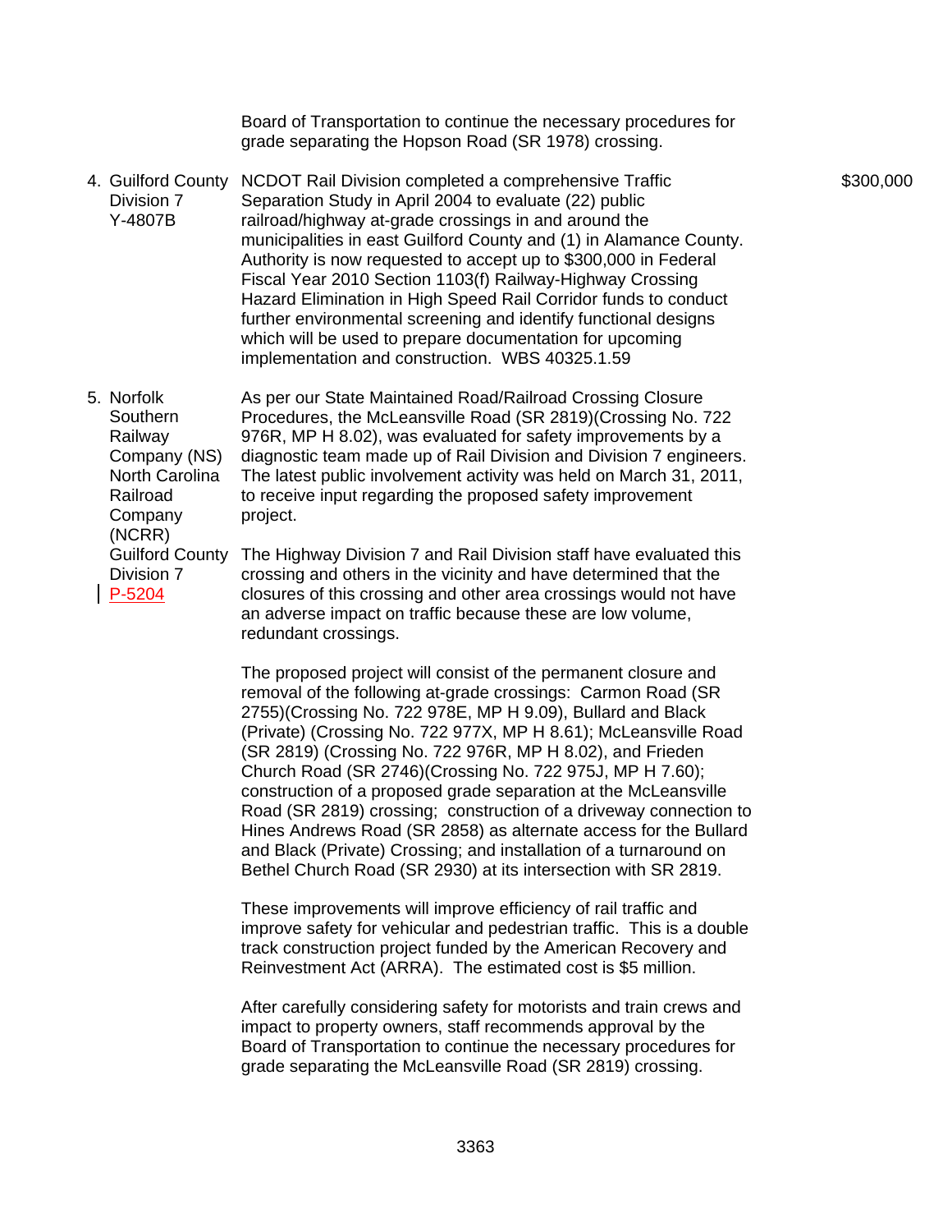Board of Transportation to continue the necessary procedures for grade separating the Hopson Road (SR 1978) crossing.

| | | | |
|---|---|---|---|
| 4. | Guilford County<br>Division 7<br>Y-4807B | NCDOT Rail Division completed a comprehensive Traffic Separation Study in April 2004 to evaluate (22) public railroad/highway at-grade crossings in and around the municipalities in east Guilford County and (1) in Alamance County. Authority is now requested to accept up to $300,000 in Federal Fiscal Year 2010 Section 1103(f) Railway-Highway Crossing Hazard Elimination in High Speed Rail Corridor funds to conduct further environmental screening and identify functional designs which will be used to prepare documentation for upcoming implementation and construction. WBS 40325.1.59 | $300,000 |
| 5. | Norfolk Southern Railway Company (NS)<br>North Carolina Railroad Company (NCRR)<br>Guilford County<br>Division 7<br>P-5204 | As per our State Maintained Road/Railroad Crossing Closure Procedures, the McLeansville Road (SR 2819)(Crossing No. 722 976R, MP H 8.02), was evaluated for safety improvements by a diagnostic team made up of Rail Division and Division 7 engineers. The latest public involvement activity was held on March 31, 2011, to receive input regarding the proposed safety improvement project.<br><br>The Highway Division 7 and Rail Division staff have evaluated this crossing and others in the vicinity and have determined that the closures of this crossing and other area crossings would not have an adverse impact on traffic because these are low volume, redundant crossings.<br><br>The proposed project will consist of the permanent closure and removal of the following at-grade crossings: Carmon Road (SR 2755)(Crossing No. 722 978E, MP H 9.09), Bullard and Black (Private) (Crossing No. 722 977X, MP H 8.61); McLeansville Road (SR 2819) (Crossing No. 722 976R, MP H 8.02), and Frieden Church Road (SR 2746)(Crossing No. 722 975J, MP H 7.60); construction of a proposed grade separation at the McLeansville Road (SR 2819) crossing; construction of a driveway connection to Hines Andrews Road (SR 2858) as alternate access for the Bullard and Black (Private) Crossing; and installation of a turnaround on Bethel Church Road (SR 2930) at its intersection with SR 2819.<br><br>These improvements will improve efficiency of rail traffic and improve safety for vehicular and pedestrian traffic. This is a double track construction project funded by the American Recovery and Reinvestment Act (ARRA). The estimated cost is $5 million.<br><br>After carefully considering safety for motorists and train crews and impact to property owners, staff recommends approval by the Board of Transportation to continue the necessary procedures for grade separating the McLeansville Road (SR 2819) crossing. | |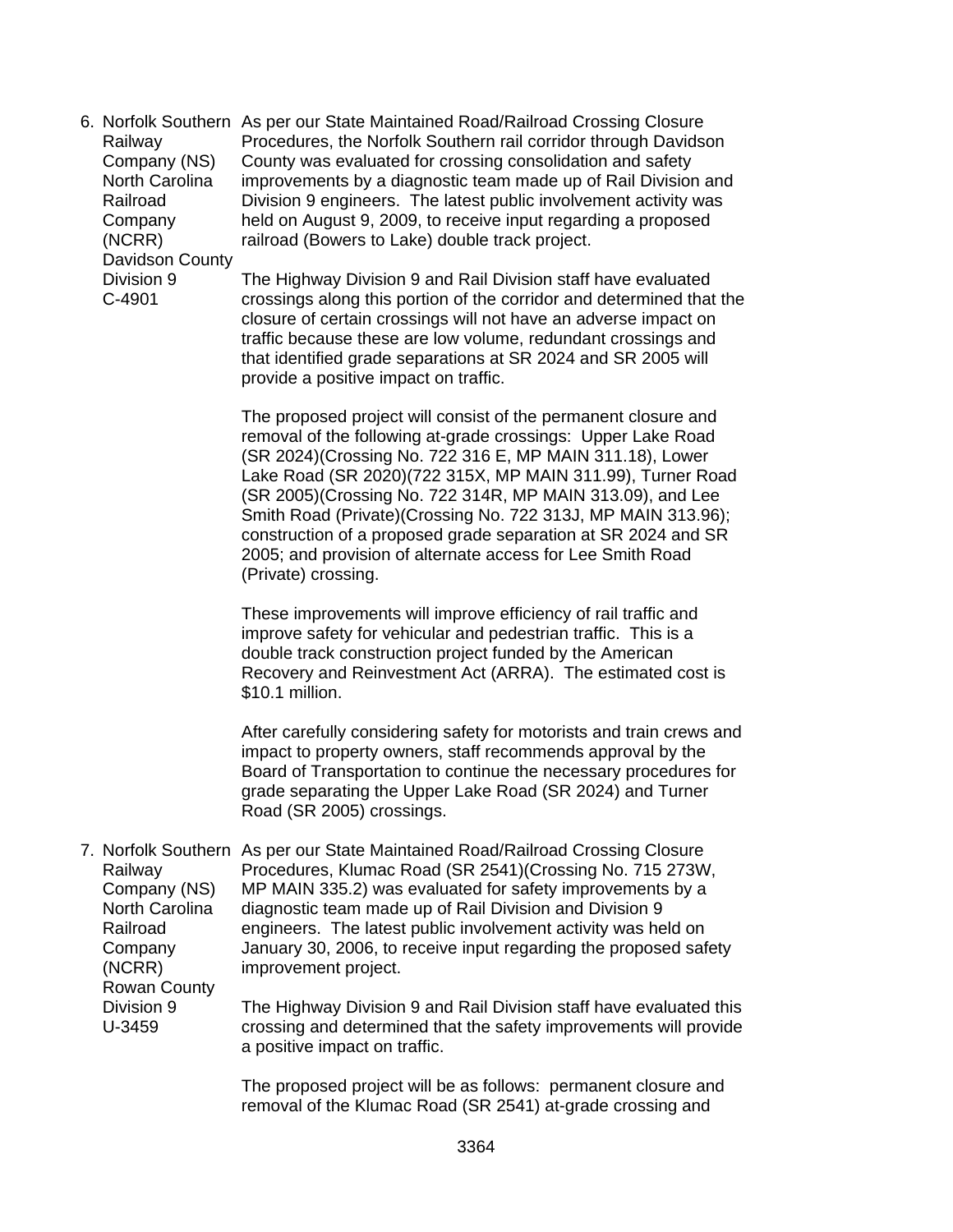6. Norfolk Southern Railway Company (NS) North Carolina Railroad Company (NCRR) Davidson County Division 9 C-4901

As per our State Maintained Road/Railroad Crossing Closure Procedures, the Norfolk Southern rail corridor through Davidson County was evaluated for crossing consolidation and safety improvements by a diagnostic team made up of Rail Division and Division 9 engineers. The latest public involvement activity was held on August 9, 2009, to receive input regarding a proposed railroad (Bowers to Lake) double track project.

The Highway Division 9 and Rail Division staff have evaluated crossings along this portion of the corridor and determined that the closure of certain crossings will not have an adverse impact on traffic because these are low volume, redundant crossings and that identified grade separations at SR 2024 and SR 2005 will provide a positive impact on traffic.

The proposed project will consist of the permanent closure and removal of the following at-grade crossings: Upper Lake Road (SR 2024)(Crossing No. 722 316 E, MP MAIN 311.18), Lower Lake Road (SR 2020)(722 315X, MP MAIN 311.99), Turner Road (SR 2005)(Crossing No. 722 314R, MP MAIN 313.09), and Lee Smith Road (Private)(Crossing No. 722 313J, MP MAIN 313.96); construction of a proposed grade separation at SR 2024 and SR 2005; and provision of alternate access for Lee Smith Road (Private) crossing.

These improvements will improve efficiency of rail traffic and improve safety for vehicular and pedestrian traffic. This is a double track construction project funded by the American Recovery and Reinvestment Act (ARRA). The estimated cost is $10.1 million.

After carefully considering safety for motorists and train crews and impact to property owners, staff recommends approval by the Board of Transportation to continue the necessary procedures for grade separating the Upper Lake Road (SR 2024) and Turner Road (SR 2005) crossings.

7. Norfolk Southern Railway Company (NS) North Carolina Railroad Company (NCRR) Rowan County Division 9 U-3459

As per our State Maintained Road/Railroad Crossing Closure Procedures, Klumac Road (SR 2541)(Crossing No. 715 273W, MP MAIN 335.2) was evaluated for safety improvements by a diagnostic team made up of Rail Division and Division 9 engineers. The latest public involvement activity was held on January 30, 2006, to receive input regarding the proposed safety improvement project.

The Highway Division 9 and Rail Division staff have evaluated this crossing and determined that the safety improvements will provide a positive impact on traffic.

The proposed project will be as follows: permanent closure and removal of the Klumac Road (SR 2541) at-grade crossing and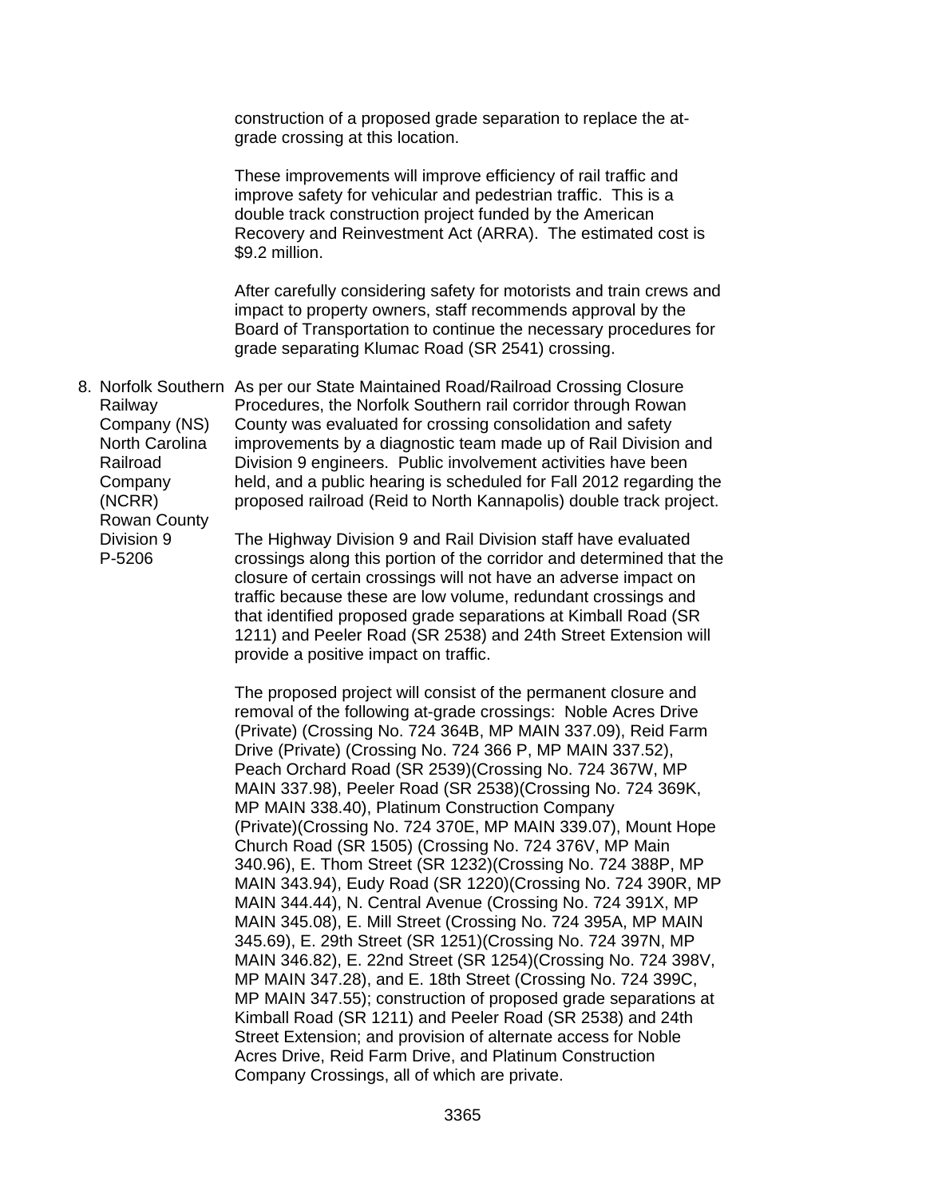construction of a proposed grade separation to replace the at-grade crossing at this location.

These improvements will improve efficiency of rail traffic and improve safety for vehicular and pedestrian traffic. This is a double track construction project funded by the American Recovery and Reinvestment Act (ARRA). The estimated cost is $9.2 million.

After carefully considering safety for motorists and train crews and impact to property owners, staff recommends approval by the Board of Transportation to continue the necessary procedures for grade separating Klumac Road (SR 2541) crossing.

8. Norfolk Southern Railway Company (NS)
North Carolina Railroad Company (NCRR)
Rowan County
Division 9
P-5206

As per our State Maintained Road/Railroad Crossing Closure Procedures, the Norfolk Southern rail corridor through Rowan County was evaluated for crossing consolidation and safety improvements by a diagnostic team made up of Rail Division and Division 9 engineers. Public involvement activities have been held, and a public hearing is scheduled for Fall 2012 regarding the proposed railroad (Reid to North Kannapolis) double track project.

The Highway Division 9 and Rail Division staff have evaluated crossings along this portion of the corridor and determined that the closure of certain crossings will not have an adverse impact on traffic because these are low volume, redundant crossings and that identified proposed grade separations at Kimball Road (SR 1211) and Peeler Road (SR 2538) and 24th Street Extension will provide a positive impact on traffic.

The proposed project will consist of the permanent closure and removal of the following at-grade crossings: Noble Acres Drive (Private) (Crossing No. 724 364B, MP MAIN 337.09), Reid Farm Drive (Private) (Crossing No. 724 366 P, MP MAIN 337.52), Peach Orchard Road (SR 2539)(Crossing No. 724 367W, MP MAIN 337.98), Peeler Road (SR 2538)(Crossing No. 724 369K, MP MAIN 338.40), Platinum Construction Company (Private)(Crossing No. 724 370E, MP MAIN 339.07), Mount Hope Church Road (SR 1505) (Crossing No. 724 376V, MP Main 340.96), E. Thom Street (SR 1232)(Crossing No. 724 388P, MP MAIN 343.94), Eudy Road (SR 1220)(Crossing No. 724 390R, MP MAIN 344.44), N. Central Avenue (Crossing No. 724 391X, MP MAIN 345.08), E. Mill Street (Crossing No. 724 395A, MP MAIN 345.69), E. 29th Street (SR 1251)(Crossing No. 724 397N, MP MAIN 346.82), E. 22nd Street (SR 1254)(Crossing No. 724 398V, MP MAIN 347.28), and E. 18th Street (Crossing No. 724 399C, MP MAIN 347.55); construction of proposed grade separations at Kimball Road (SR 1211) and Peeler Road (SR 2538) and 24th Street Extension; and provision of alternate access for Noble Acres Drive, Reid Farm Drive, and Platinum Construction Company Crossings, all of which are private.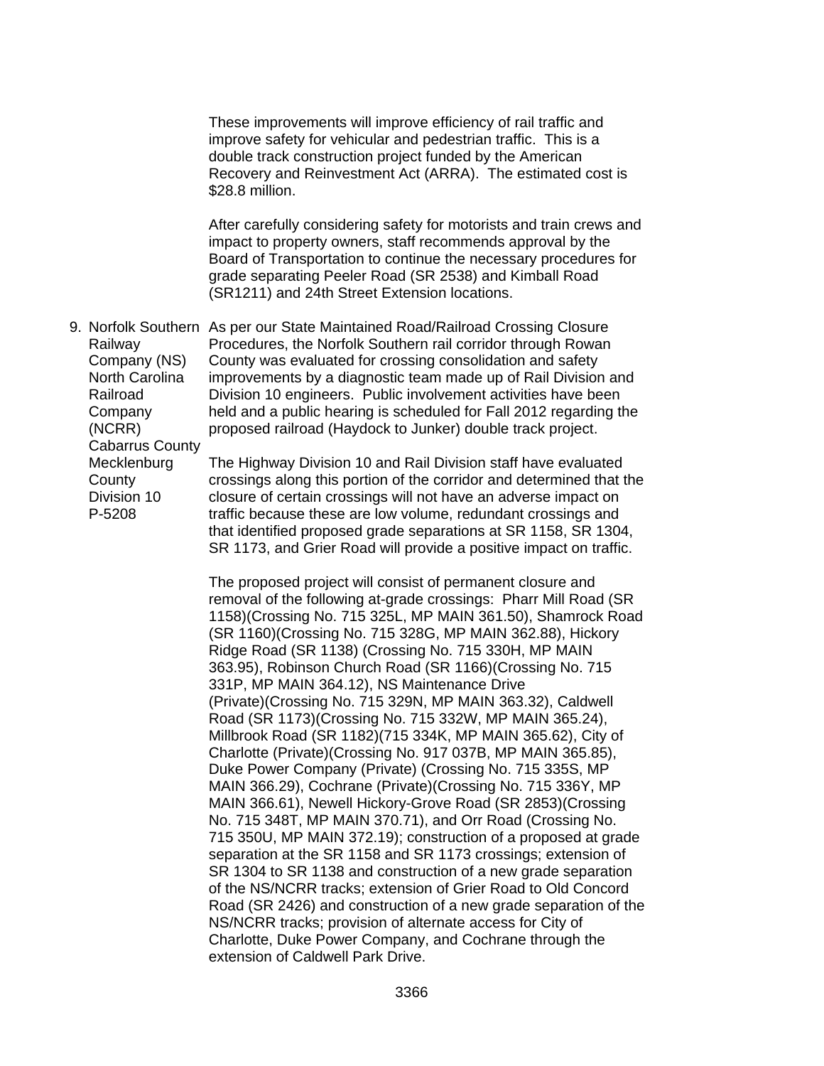These improvements will improve efficiency of rail traffic and improve safety for vehicular and pedestrian traffic. This is a double track construction project funded by the American Recovery and Reinvestment Act (ARRA). The estimated cost is $28.8 million.

After carefully considering safety for motorists and train crews and impact to property owners, staff recommends approval by the Board of Transportation to continue the necessary procedures for grade separating Peeler Road (SR 2538) and Kimball Road (SR1211) and 24th Street Extension locations.

9. Norfolk Southern Railway Company (NS) North Carolina Railroad Company (NCRR) Cabarrus County Mecklenburg County Division 10 P-5208

As per our State Maintained Road/Railroad Crossing Closure Procedures, the Norfolk Southern rail corridor through Rowan County was evaluated for crossing consolidation and safety improvements by a diagnostic team made up of Rail Division and Division 10 engineers. Public involvement activities have been held and a public hearing is scheduled for Fall 2012 regarding the proposed railroad (Haydock to Junker) double track project.

The Highway Division 10 and Rail Division staff have evaluated crossings along this portion of the corridor and determined that the closure of certain crossings will not have an adverse impact on traffic because these are low volume, redundant crossings and that identified proposed grade separations at SR 1158, SR 1304, SR 1173, and Grier Road will provide a positive impact on traffic.

The proposed project will consist of permanent closure and removal of the following at-grade crossings: Pharr Mill Road (SR 1158)(Crossing No. 715 325L, MP MAIN 361.50), Shamrock Road (SR 1160)(Crossing No. 715 328G, MP MAIN 362.88), Hickory Ridge Road (SR 1138) (Crossing No. 715 330H, MP MAIN 363.95), Robinson Church Road (SR 1166)(Crossing No. 715 331P, MP MAIN 364.12), NS Maintenance Drive (Private)(Crossing No. 715 329N, MP MAIN 363.32), Caldwell Road (SR 1173)(Crossing No. 715 332W, MP MAIN 365.24), Millbrook Road (SR 1182)(715 334K, MP MAIN 365.62), City of Charlotte (Private)(Crossing No. 917 037B, MP MAIN 365.85), Duke Power Company (Private) (Crossing No. 715 335S, MP MAIN 366.29), Cochrane (Private)(Crossing No. 715 336Y, MP MAIN 366.61), Newell Hickory-Grove Road (SR 2853)(Crossing No. 715 348T, MP MAIN 370.71), and Orr Road (Crossing No. 715 350U, MP MAIN 372.19); construction of a proposed at grade separation at the SR 1158 and SR 1173 crossings; extension of SR 1304 to SR 1138 and construction of a new grade separation of the NS/NCRR tracks; extension of Grier Road to Old Concord Road (SR 2426) and construction of a new grade separation of the NS/NCRR tracks; provision of alternate access for City of Charlotte, Duke Power Company, and Cochrane through the extension of Caldwell Park Drive.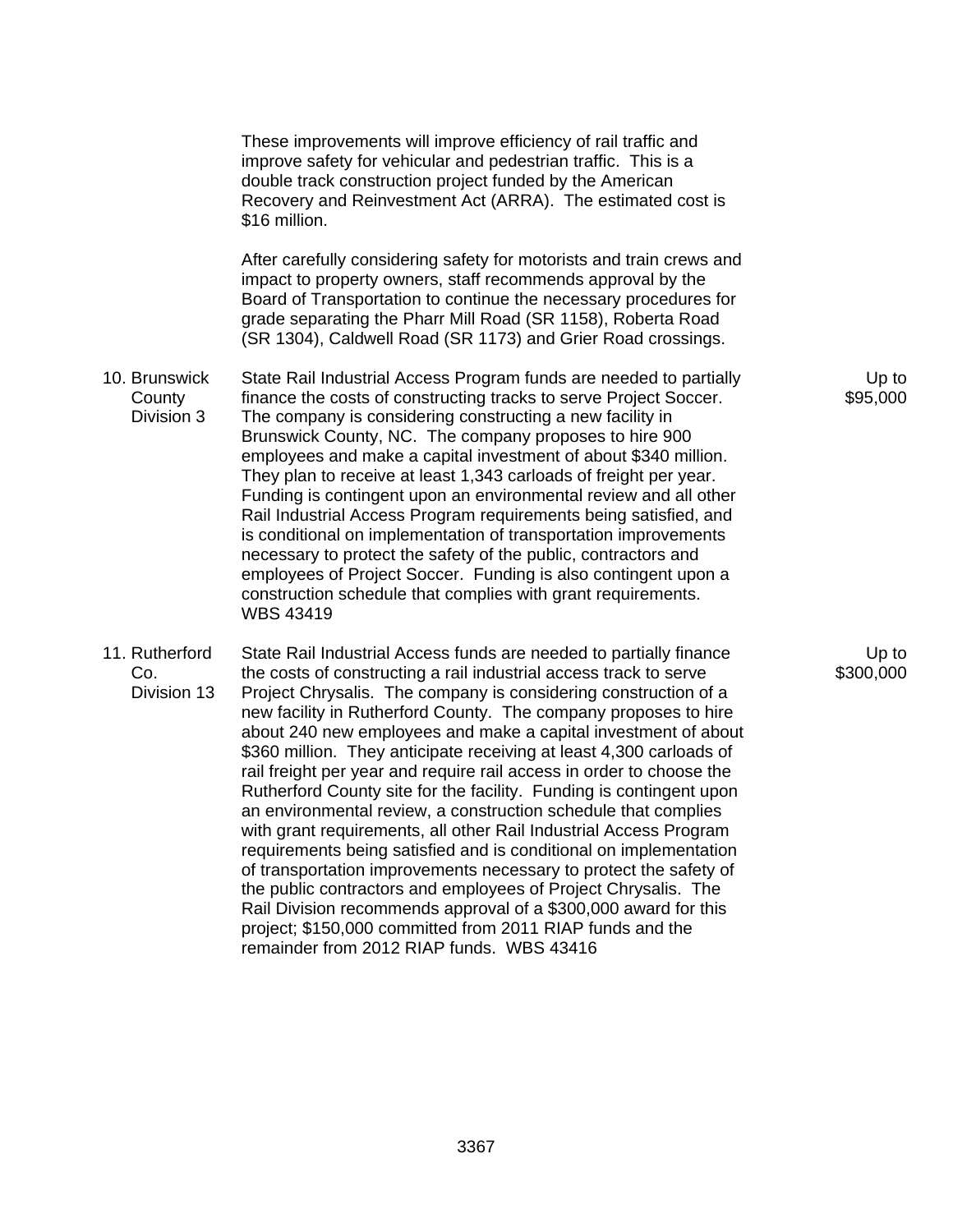These improvements will improve efficiency of rail traffic and improve safety for vehicular and pedestrian traffic. This is a double track construction project funded by the American Recovery and Reinvestment Act (ARRA). The estimated cost is $16 million.

After carefully considering safety for motorists and train crews and impact to property owners, staff recommends approval by the Board of Transportation to continue the necessary procedures for grade separating the Pharr Mill Road (SR 1158), Roberta Road (SR 1304), Caldwell Road (SR 1173) and Grier Road crossings.

| | | |
|---|---|---|
| 10. Brunswick County Division 3 | State Rail Industrial Access Program funds are needed to partially finance the costs of constructing tracks to serve Project Soccer. The company is considering constructing a new facility in Brunswick County, NC. The company proposes to hire 900 employees and make a capital investment of about $340 million. They plan to receive at least 1,343 carloads of freight per year. Funding is contingent upon an environmental review and all other Rail Industrial Access Program requirements being satisfied, and is conditional on implementation of transportation improvements necessary to protect the safety of the public, contractors and employees of Project Soccer. Funding is also contingent upon a construction schedule that complies with grant requirements. WBS 43419 | Up to $95,000 |
| 11. Rutherford Co. Division 13 | State Rail Industrial Access funds are needed to partially finance the costs of constructing a rail industrial access track to serve Project Chrysalis. The company is considering construction of a new facility in Rutherford County. The company proposes to hire about 240 new employees and make a capital investment of about $360 million. They anticipate receiving at least 4,300 carloads of rail freight per year and require rail access in order to choose the Rutherford County site for the facility. Funding is contingent upon an environmental review, a construction schedule that complies with grant requirements, all other Rail Industrial Access Program requirements being satisfied and is conditional on implementation of transportation improvements necessary to protect the safety of the public contractors and employees of Project Chrysalis. The Rail Division recommends approval of a $300,000 award for this project; $150,000 committed from 2011 RIAP funds and the remainder from 2012 RIAP funds. WBS 43416 | Up to $300,000 |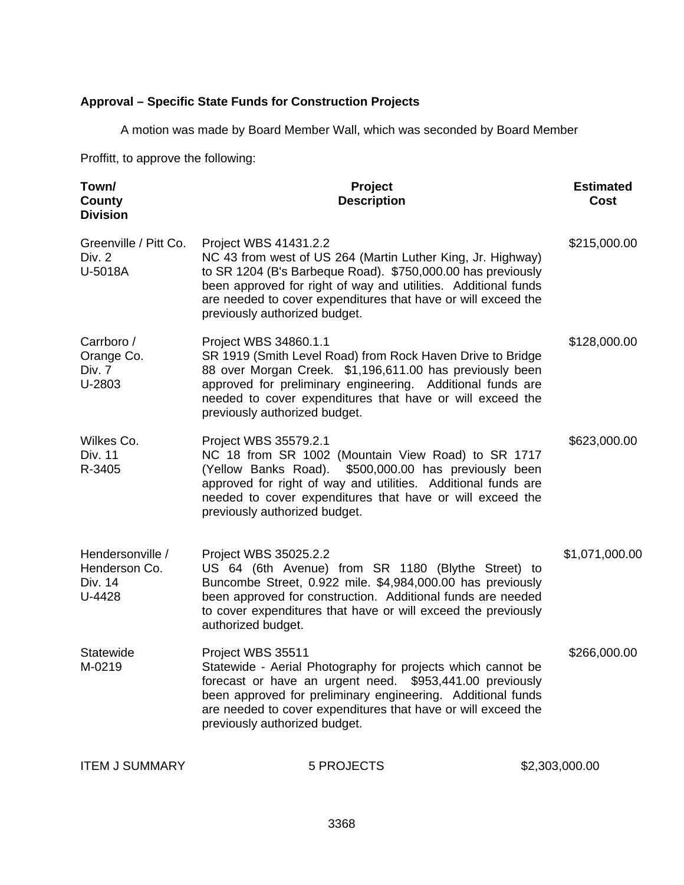**Approval – Specific State Funds for Construction Projects**

A motion was made by Board Member Wall, which was seconded by Board Member Proffitt, to approve the following:

| Town/ County Division | Project Description | Estimated Cost |
|---|---|---|
| Greenville / Pitt Co. Div. 2 U-5018A | Project WBS 41431.2.2 NC 43 from west of US 264 (Martin Luther King, Jr. Highway) to SR 1204 (B's Barbeque Road). $750,000.00 has previously been approved for right of way and utilities. Additional funds are needed to cover expenditures that have or will exceed the previously authorized budget. | $215,000.00 |
| Carrboro / Orange Co. Div. 7 U-2803 | Project WBS 34860.1.1 SR 1919 (Smith Level Road) from Rock Haven Drive to Bridge 88 over Morgan Creek. $1,196,611.00 has previously been approved for preliminary engineering. Additional funds are needed to cover expenditures that have or will exceed the previously authorized budget. | $128,000.00 |
| Wilkes Co. Div. 11 R-3405 | Project WBS 35579.2.1 NC 18 from SR 1002 (Mountain View Road) to SR 1717 (Yellow Banks Road). $500,000.00 has previously been approved for right of way and utilities. Additional funds are needed to cover expenditures that have or will exceed the previously authorized budget. | $623,000.00 |
| Hendersonville / Henderson Co. Div. 14 U-4428 | Project WBS 35025.2.2 US 64 (6th Avenue) from SR 1180 (Blythe Street) to Buncombe Street, 0.922 mile. $4,984,000.00 has previously been approved for construction. Additional funds are needed to cover expenditures that have or will exceed the previously authorized budget. | $1,071,000.00 |
| Statewide M-0219 | Project WBS 35511 Statewide - Aerial Photography for projects which cannot be forecast or have an urgent need. $953,441.00 previously been approved for preliminary engineering. Additional funds are needed to cover expenditures that have or will exceed the previously authorized budget. | $266,000.00 |
| ITEM J SUMMARY | 5 PROJECTS | $2,303,000.00 |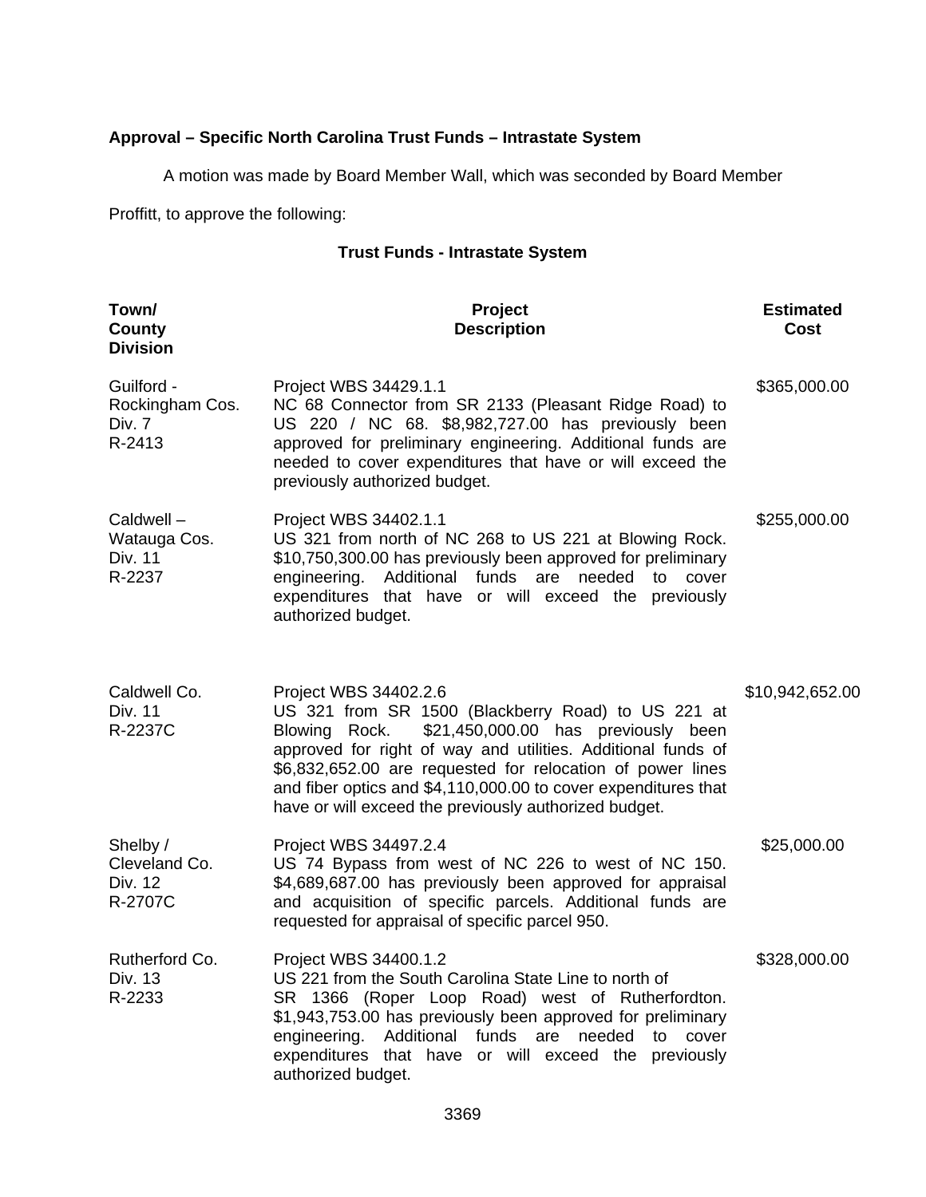**Approval – Specific North Carolina Trust Funds – Intrastate System**

A motion was made by Board Member Wall, which was seconded by Board Member Proffitt, to approve the following:

**Trust Funds - Intrastate System**

| Town/ County Division | Project Description | Estimated Cost |
|---|---|---|
| Guilford - Rockingham Cos. Div. 7 R-2413 | Project WBS 34429.1.1 NC 68 Connector from SR 2133 (Pleasant Ridge Road) to US 220 / NC 68. $8,982,727.00 has previously been approved for preliminary engineering. Additional funds are needed to cover expenditures that have or will exceed the previously authorized budget. | $365,000.00 |
| Caldwell – Watauga Cos. Div. 11 R-2237 | Project WBS 34402.1.1 US 321 from north of NC 268 to US 221 at Blowing Rock. $10,750,300.00 has previously been approved for preliminary engineering. Additional funds are needed to cover expenditures that have or will exceed the previously authorized budget. | $255,000.00 |
| Caldwell Co. Div. 11 R-2237C | Project WBS 34402.2.6 US 321 from SR 1500 (Blackberry Road) to US 221 at Blowing Rock. $21,450,000.00 has previously been approved for right of way and utilities. Additional funds of $6,832,652.00 are requested for relocation of power lines and fiber optics and $4,110,000.00 to cover expenditures that have or will exceed the previously authorized budget. | $10,942,652.00 |
| Shelby / Cleveland Co. Div. 12 R-2707C | Project WBS 34497.2.4 US 74 Bypass from west of NC 226 to west of NC 150. $4,689,687.00 has previously been approved for appraisal and acquisition of specific parcels. Additional funds are requested for appraisal of specific parcel 950. | $25,000.00 |
| Rutherford Co. Div. 13 R-2233 | Project WBS 34400.1.2 US 221 from the South Carolina State Line to north of SR 1366 (Roper Loop Road) west of Rutherfordton. $1,943,753.00 has previously been approved for preliminary engineering. Additional funds are needed to cover expenditures that have or will exceed the previously authorized budget. | $328,000.00 |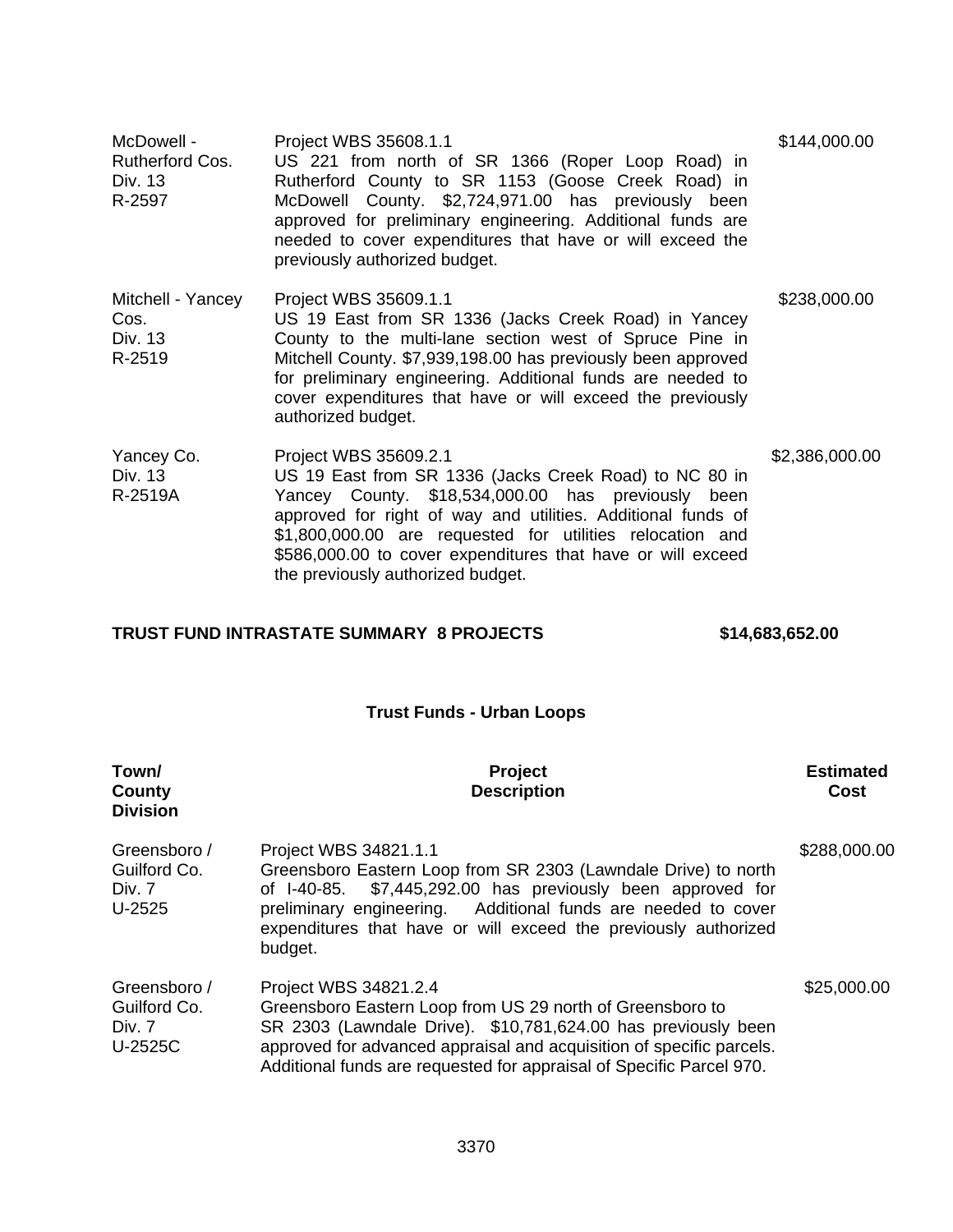| | | |
|---|---|---|
| McDowell - Rutherford Cos.<br>Div. 13<br>R-2597 | Project WBS 35608.1.1<br>US 221 from north of SR 1366 (Roper Loop Road) in Rutherford County to SR 1153 (Goose Creek Road) in McDowell County. $2,724,971.00 has previously been approved for preliminary engineering. Additional funds are needed to cover expenditures that have or will exceed the previously authorized budget. | $144,000.00 |
| Mitchell - Yancey Cos.<br>Div. 13<br>R-2519 | Project WBS 35609.1.1<br>US 19 East from SR 1336 (Jacks Creek Road) in Yancey County to the multi-lane section west of Spruce Pine in Mitchell County. $7,939,198.00 has previously been approved for preliminary engineering. Additional funds are needed to cover expenditures that have or will exceed the previously authorized budget. | $238,000.00 |
| Yancey Co.<br>Div. 13<br>R-2519A | Project WBS 35609.2.1<br>US 19 East from SR 1336 (Jacks Creek Road) to NC 80 in Yancey County. $18,534,000.00 has previously been approved for right of way and utilities. Additional funds of $1,800,000.00 are requested for utilities relocation and $586,000.00 to cover expenditures that have or will exceed the previously authorized budget. | $2,386,000.00 |

**TRUST FUND INTRASTATE SUMMARY 8 PROJECTS $14,683,652.00**

### Trust Funds - Urban Loops

| Town/ County Division | Project Description | Estimated Cost |
|---|---|---|
| Greensboro / Guilford Co.<br>Div. 7<br>U-2525 | Project WBS 34821.1.1<br>Greensboro Eastern Loop from SR 2303 (Lawndale Drive) to north of I-40-85. $7,445,292.00 has previously been approved for preliminary engineering. Additional funds are needed to cover expenditures that have or will exceed the previously authorized budget. | $288,000.00 |
| Greensboro / Guilford Co.<br>Div. 7<br>U-2525C | Project WBS 34821.2.4<br>Greensboro Eastern Loop from US 29 north of Greensboro to SR 2303 (Lawndale Drive). $10,781,624.00 has previously been approved for advanced appraisal and acquisition of specific parcels. Additional funds are requested for appraisal of Specific Parcel 970. | $25,000.00 |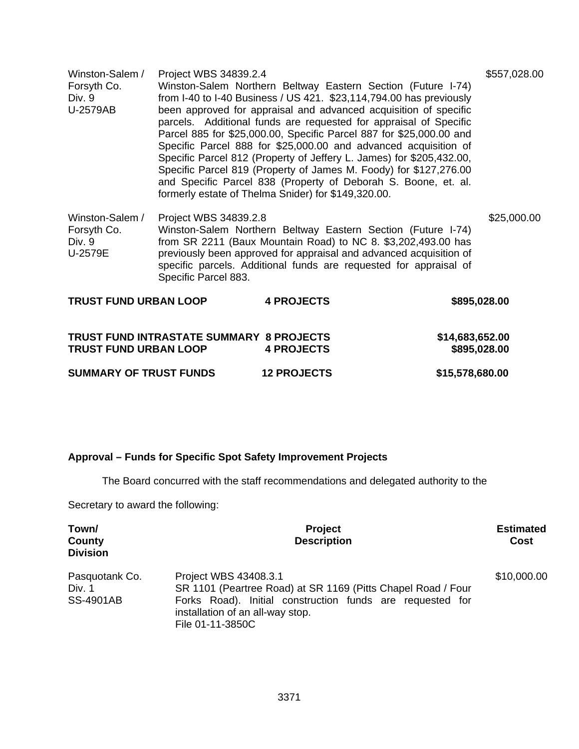| | | |
|---|---|---|
| Winston-Salem / Forsyth Co. Div. 9 U-2579AB | Project WBS 34839.2.4 Winston-Salem Northern Beltway Eastern Section (Future I-74) from I-40 to I-40 Business / US 421. $23,114,794.00 has previously been approved for appraisal and advanced acquisition of specific parcels. Additional funds are requested for appraisal of Specific Parcel 885 for $25,000.00, Specific Parcel 887 for $25,000.00 and Specific Parcel 888 for $25,000.00 and advanced acquisition of Specific Parcel 812 (Property of Jeffery L. James) for $205,432.00, Specific Parcel 819 (Property of James M. Foody) for $127,276.00 and Specific Parcel 838 (Property of Deborah S. Boone, et. al. formerly estate of Thelma Snider) for $149,320.00. | $557,028.00 |
| Winston-Salem / Forsyth Co. Div. 9 U-2579E | Project WBS 34839.2.8 Winston-Salem Northern Beltway Eastern Section (Future I-74) from SR 2211 (Baux Mountain Road) to NC 8. $3,202,493.00 has previously been approved for appraisal and advanced acquisition of specific parcels. Additional funds are requested for appraisal of Specific Parcel 883. | $25,000.00 |

| | | |
|---|---|---|
| **TRUST FUND URBAN LOOP** | **4 PROJECTS** | **$895,028.00** |
| | | |
| **TRUST FUND INTRASTATE SUMMARY** | **8 PROJECTS** | **$14,683,652.00** |
| **TRUST FUND URBAN LOOP** | **4 PROJECTS** | **$895,028.00** |
| | | |
| **SUMMARY OF TRUST FUNDS** | **12 PROJECTS** | **$15,578,680.00** |

**Approval – Funds for Specific Spot Safety Improvement Projects**

The Board concurred with the staff recommendations and delegated authority to the Secretary to award the following:

| Town/ County Division | Project Description | Estimated Cost |
|---|---|---|
| Pasquotank Co. Div. 1 SS-4901AB | Project WBS 43408.3.1 SR 1101 (Peartree Road) at SR 1169 (Pitts Chapel Road / Four Forks Road). Initial construction funds are requested for installation of an all-way stop. File 01-11-3850C | $10,000.00 |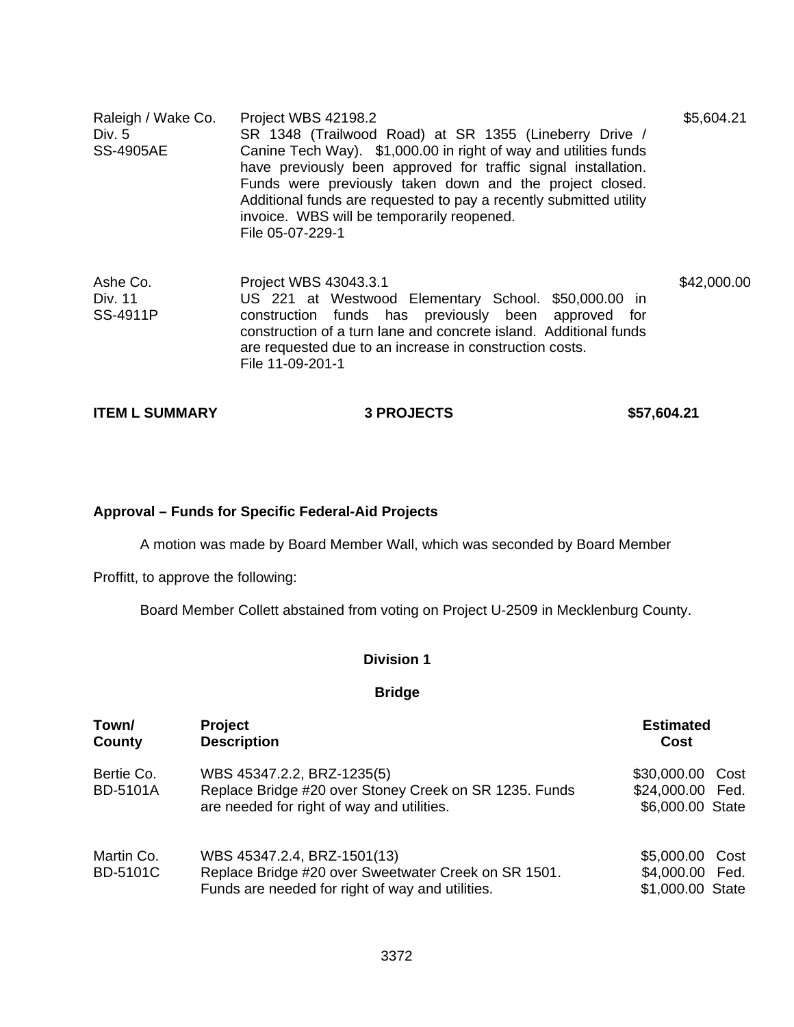| | | |
|---|---|---|
| Raleigh / Wake Co.<br>Div. 5<br>SS-4905AE | Project WBS 42198.2<br>SR 1348 (Trailwood Road) at SR 1355 (Lineberry Drive / Canine Tech Way). $1,000.00 in right of way and utilities funds have previously been approved for traffic signal installation. Funds were previously taken down and the project closed. Additional funds are requested to pay a recently submitted utility invoice. WBS will be temporarily reopened.<br>File 05-07-229-1 | $5,604.21 |
| Ashe Co.<br>Div. 11<br>SS-4911P | Project WBS 43043.3.1<br>US 221 at Westwood Elementary School. $50,000.00 in construction funds has previously been approved for construction of a turn lane and concrete island. Additional funds are requested due to an increase in construction costs.<br>File 11-09-201-1 | $42,000.00 |

**ITEM L SUMMARY** **3 PROJECTS** **$57,604.21**

**Approval – Funds for Specific Federal-Aid Projects**

A motion was made by Board Member Wall, which was seconded by Board Member Proffitt, to approve the following:

Board Member Collett abstained from voting on Project U-2509 in Mecklenburg County.

**Division 1**

**Bridge**

| Town/ County | Project Description | Estimated Cost |
|---|---|---|
| Bertie Co.<br>BD-5101A | WBS 45347.2.2, BRZ-1235(5)<br>Replace Bridge #20 over Stoney Creek on SR 1235. Funds are needed for right of way and utilities. | $30,000.00 Cost<br>$24,000.00 Fed.<br>$6,000.00 State |
| Martin Co.<br>BD-5101C | WBS 45347.2.4, BRZ-1501(13)<br>Replace Bridge #20 over Sweetwater Creek on SR 1501. Funds are needed for right of way and utilities. | $5,000.00 Cost<br>$4,000.00 Fed.<br>$1,000.00 State |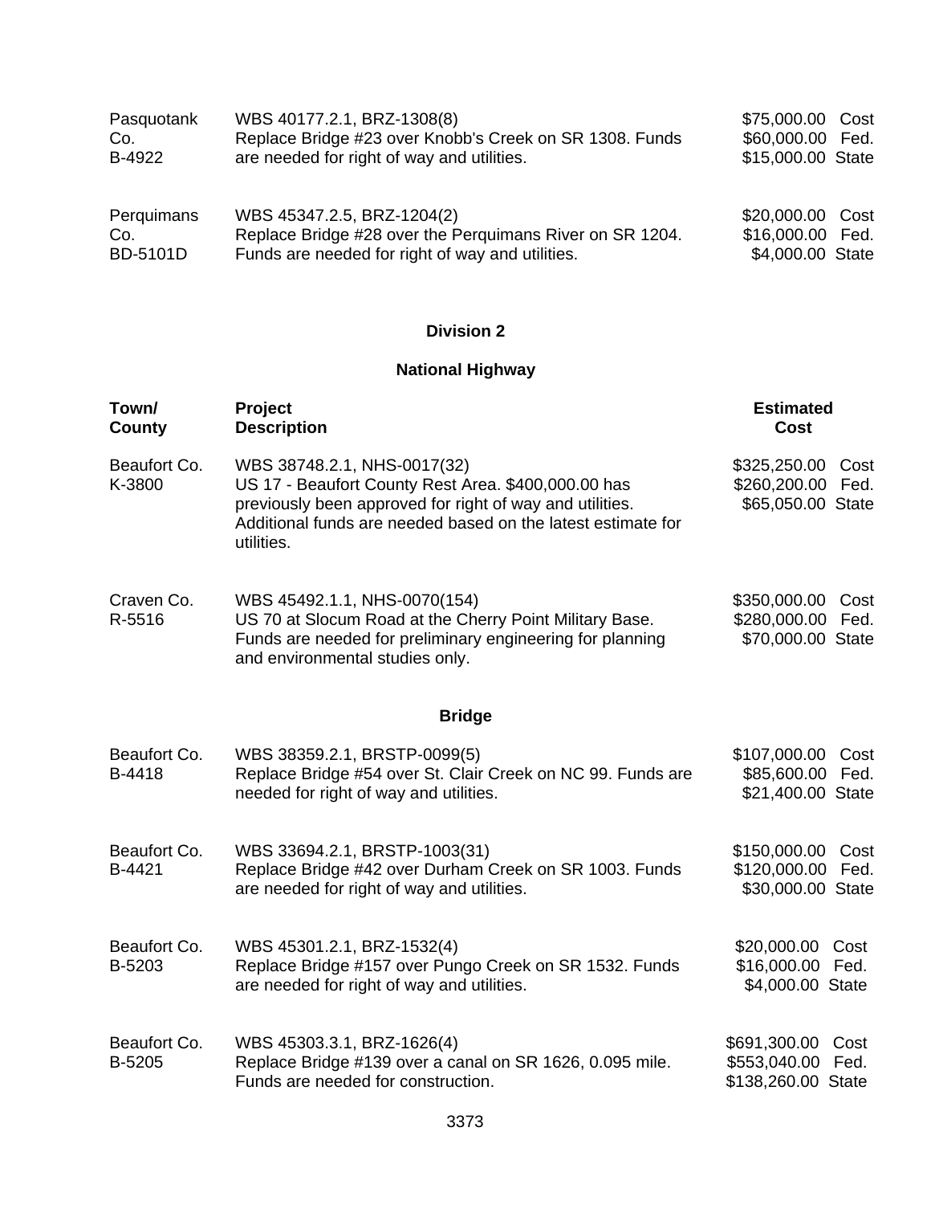| Town/ County | Project Description | Estimated Cost |
|---|---|---|
| Pasquotank Co. B-4922 | WBS 40177.2.1, BRZ-1308(8) Replace Bridge #23 over Knobb's Creek on SR 1308. Funds are needed for right of way and utilities. | \$75,000.00 Cost \$60,000.00 Fed. \$15,000.00 State |
| Perquimans Co. BD-5101D | WBS 45347.2.5, BRZ-1204(2) Replace Bridge #28 over the Perquimans River on SR 1204. Funds are needed for right of way and utilities. | \$20,000.00 Cost \$16,000.00 Fed. \$4,000.00 State |

## Division 2

### National Highway

| Town/ County | Project Description | Estimated Cost |
|---|---|---|
| Beaufort Co. K-3800 | WBS 38748.2.1, NHS-0017(32) US 17 - Beaufort County Rest Area. \$400,000.00 has previously been approved for right of way and utilities. Additional funds are needed based on the latest estimate for utilities. | \$325,250.00 Cost \$260,200.00 Fed. \$65,050.00 State |
| Craven Co. R-5516 | WBS 45492.1.1, NHS-0070(154) US 70 at Slocum Road at the Cherry Point Military Base. Funds are needed for preliminary engineering for planning and environmental studies only. | \$350,000.00 Cost \$280,000.00 Fed. \$70,000.00 State |

### Bridge

| Town/ County | Project Description | Estimated Cost |
|---|---|---|
| Beaufort Co. B-4418 | WBS 38359.2.1, BRSTP-0099(5) Replace Bridge #54 over St. Clair Creek on NC 99. Funds are needed for right of way and utilities. | \$107,000.00 Cost \$85,600.00 Fed. \$21,400.00 State |
| Beaufort Co. B-4421 | WBS 33694.2.1, BRSTP-1003(31) Replace Bridge #42 over Durham Creek on SR 1003. Funds are needed for right of way and utilities. | \$150,000.00 Cost \$120,000.00 Fed. \$30,000.00 State |
| Beaufort Co. B-5203 | WBS 45301.2.1, BRZ-1532(4) Replace Bridge #157 over Pungo Creek on SR 1532. Funds are needed for right of way and utilities. | \$20,000.00 Cost \$16,000.00 Fed. \$4,000.00 State |
| Beaufort Co. B-5205 | WBS 45303.3.1, BRZ-1626(4) Replace Bridge #139 over a canal on SR 1626, 0.095 mile. Funds are needed for construction. | \$691,300.00 Cost \$553,040.00 Fed. \$138,260.00 State |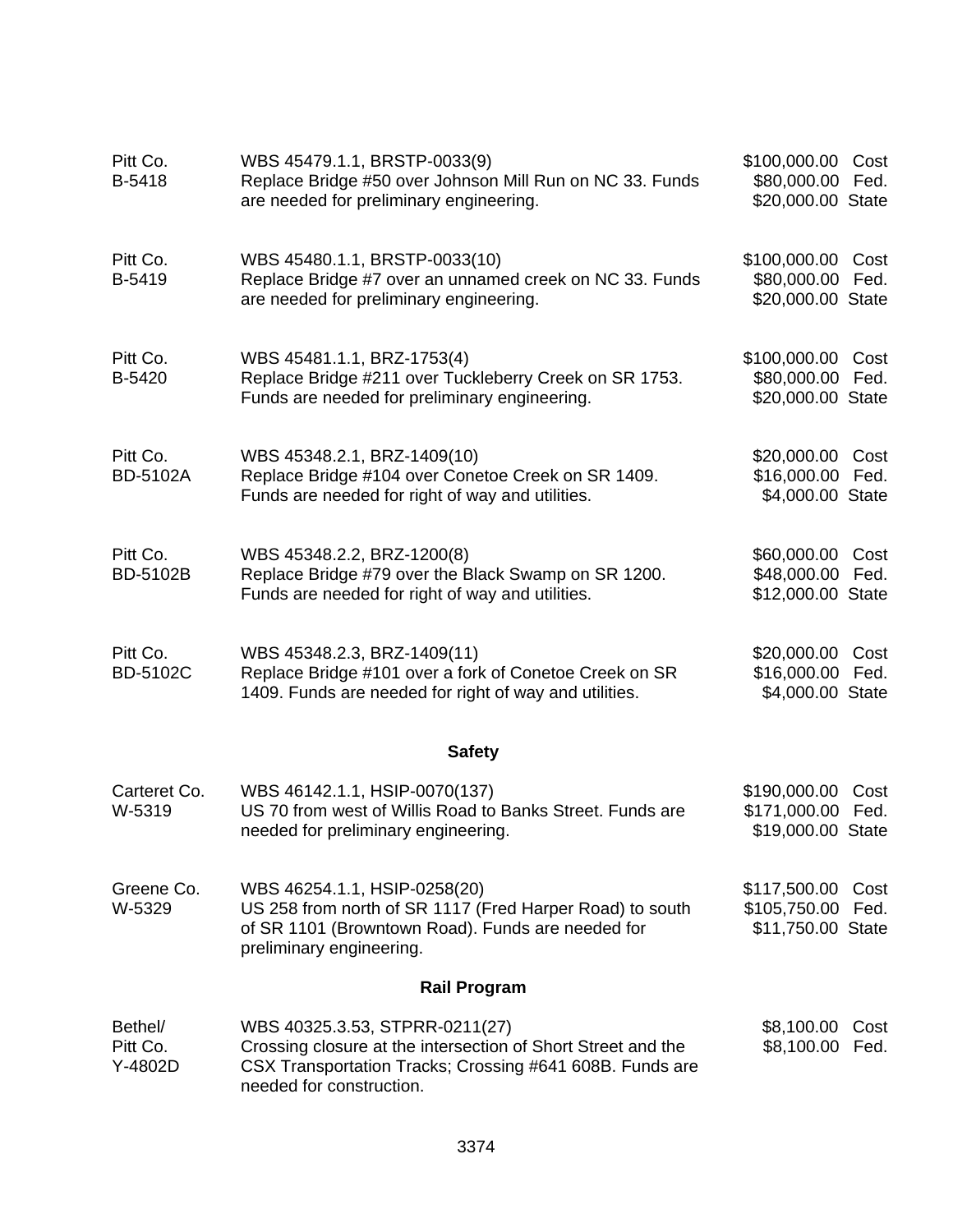| | | |
|---|---|---|
| Pitt Co.<br>B-5418 | WBS 45479.1.1, BRSTP-0033(9)<br>Replace Bridge #50 over Johnson Mill Run on NC 33. Funds are needed for preliminary engineering. | $100,000.00 Cost<br>$80,000.00 Fed.<br>$20,000.00 State |
| Pitt Co.<br>B-5419 | WBS 45480.1.1, BRSTP-0033(10)<br>Replace Bridge #7 over an unnamed creek on NC 33. Funds are needed for preliminary engineering. | $100,000.00 Cost<br>$80,000.00 Fed.<br>$20,000.00 State |
| Pitt Co.<br>B-5420 | WBS 45481.1.1, BRZ-1753(4)<br>Replace Bridge #211 over Tuckleberry Creek on SR 1753. Funds are needed for preliminary engineering. | $100,000.00 Cost<br>$80,000.00 Fed.<br>$20,000.00 State |
| Pitt Co.<br>BD-5102A | WBS 45348.2.1, BRZ-1409(10)<br>Replace Bridge #104 over Conetoe Creek on SR 1409. Funds are needed for right of way and utilities. | $20,000.00 Cost<br>$16,000.00 Fed.<br>$4,000.00 State |
| Pitt Co.<br>BD-5102B | WBS 45348.2.2, BRZ-1200(8)<br>Replace Bridge #79 over the Black Swamp on SR 1200. Funds are needed for right of way and utilities. | $60,000.00 Cost<br>$48,000.00 Fed.<br>$12,000.00 State |
| Pitt Co.<br>BD-5102C | WBS 45348.2.3, BRZ-1409(11)<br>Replace Bridge #101 over a fork of Conetoe Creek on SR 1409. Funds are needed for right of way and utilities. | $20,000.00 Cost<br>$16,000.00 Fed.<br>$4,000.00 State |

### Safety

| | | |
|---|---|---|
| Carteret Co.<br>W-5319 | WBS 46142.1.1, HSIP-0070(137)<br>US 70 from west of Willis Road to Banks Street. Funds are needed for preliminary engineering. | $190,000.00 Cost<br>$171,000.00 Fed.<br>$19,000.00 State |
| Greene Co.<br>W-5329 | WBS 46254.1.1, HSIP-0258(20)<br>US 258 from north of SR 1117 (Fred Harper Road) to south of SR 1101 (Browntown Road). Funds are needed for preliminary engineering. | $117,500.00 Cost<br>$105,750.00 Fed.<br>$11,750.00 State |

### Rail Program

| | | |
|---|---|---|
| Bethel/<br>Pitt Co.<br>Y-4802D | WBS 40325.3.53, STPRR-0211(27)<br>Crossing closure at the intersection of Short Street and the CSX Transportation Tracks; Crossing #641 608B. Funds are needed for construction. | $8,100.00 Cost<br>$8,100.00 Fed. |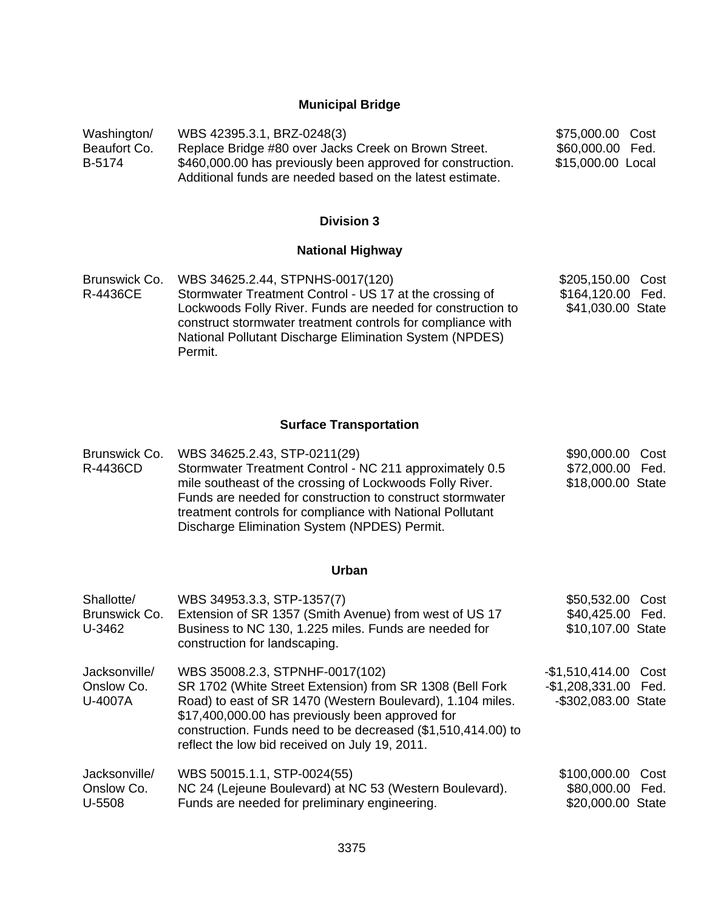### Municipal Bridge

| | | |
|---|---|---|
| Washington/<br>Beaufort Co.<br>B-5174 | WBS 42395.3.1, BRZ-0248(3)<br>Replace Bridge #80 over Jacks Creek on Brown Street. $460,000.00 has previously been approved for construction. Additional funds are needed based on the latest estimate. | $75,000.00 Cost<br>$60,000.00 Fed.<br>$15,000.00 Local |

## Division 3

### National Highway

| | | |
|---|---|---|
| Brunswick Co.<br>R-4436CE | WBS 34625.2.44, STPNHS-0017(120)<br>Stormwater Treatment Control - US 17 at the crossing of Lockwoods Folly River. Funds are needed for construction to construct stormwater treatment controls for compliance with National Pollutant Discharge Elimination System (NPDES) Permit. | $205,150.00 Cost<br>$164,120.00 Fed.<br>$41,030.00 State |

### Surface Transportation

| | | |
|---|---|---|
| Brunswick Co.<br>R-4436CD | WBS 34625.2.43, STP-0211(29)<br>Stormwater Treatment Control - NC 211 approximately 0.5 mile southeast of the crossing of Lockwoods Folly River. Funds are needed for construction to construct stormwater treatment controls for compliance with National Pollutant Discharge Elimination System (NPDES) Permit. | $90,000.00 Cost<br>$72,000.00 Fed.<br>$18,000.00 State |

### Urban

| | | |
|---|---|---|
| Shallotte/<br>Brunswick Co.<br>U-3462 | WBS 34953.3.3, STP-1357(7)<br>Extension of SR 1357 (Smith Avenue) from west of US 17 Business to NC 130, 1.225 miles. Funds are needed for construction for landscaping. | $50,532.00 Cost<br>$40,425.00 Fed.<br>$10,107.00 State |
| Jacksonville/<br>Onslow Co.<br>U-4007A | WBS 35008.2.3, STPNHF-0017(102)<br>SR 1702 (White Street Extension) from SR 1308 (Bell Fork Road) to east of SR 1470 (Western Boulevard), 1.104 miles. $17,400,000.00 has previously been approved for construction. Funds need to be decreased ($1,510,414.00) to reflect the low bid received on July 19, 2011. | -$1,510,414.00 Cost<br>-$1,208,331.00 Fed.<br>-$302,083.00 State |
| Jacksonville/<br>Onslow Co.<br>U-5508 | WBS 50015.1.1, STP-0024(55)<br>NC 24 (Lejeune Boulevard) at NC 53 (Western Boulevard). Funds are needed for preliminary engineering. | $100,000.00 Cost<br>$80,000.00 Fed.<br>$20,000.00 State |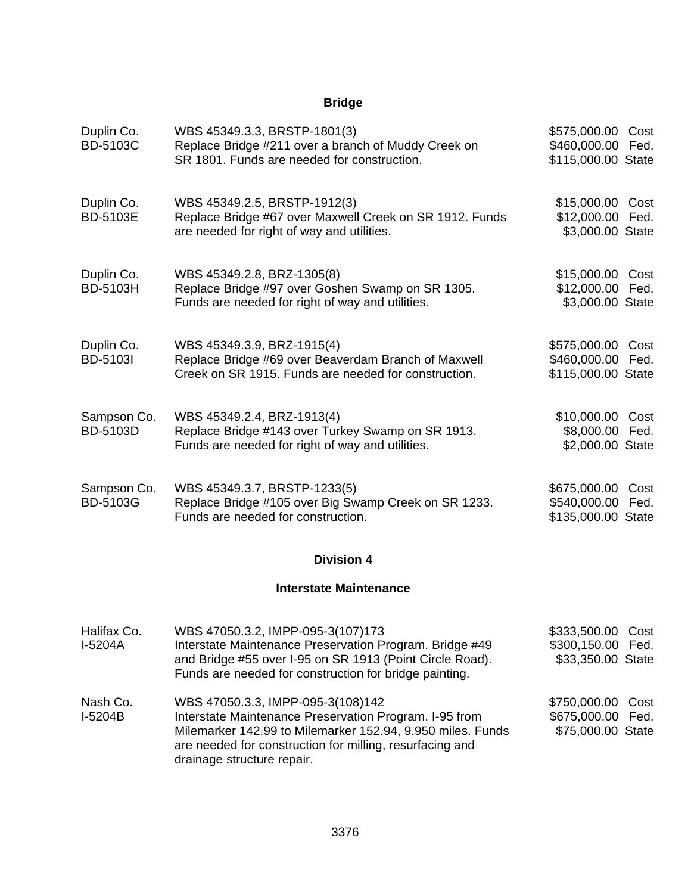## Bridge

| | | |
|---|---|---|
| Duplin Co.<br>BD-5103C | WBS 45349.3.3, BRSTP-1801(3)<br>Replace Bridge #211 over a branch of Muddy Creek on SR 1801. Funds are needed for construction. | $575,000.00 Cost<br>$460,000.00 Fed.<br>$115,000.00 State |
| Duplin Co.<br>BD-5103E | WBS 45349.2.5, BRSTP-1912(3)<br>Replace Bridge #67 over Maxwell Creek on SR 1912. Funds are needed for right of way and utilities. | $15,000.00 Cost<br>$12,000.00 Fed.<br>$3,000.00 State |
| Duplin Co.<br>BD-5103H | WBS 45349.2.8, BRZ-1305(8)<br>Replace Bridge #97 over Goshen Swamp on SR 1305. Funds are needed for right of way and utilities. | $15,000.00 Cost<br>$12,000.00 Fed.<br>$3,000.00 State |
| Duplin Co.<br>BD-5103I | WBS 45349.3.9, BRZ-1915(4)<br>Replace Bridge #69 over Beaverdam Branch of Maxwell Creek on SR 1915. Funds are needed for construction. | $575,000.00 Cost<br>$460,000.00 Fed.<br>$115,000.00 State |
| Sampson Co.<br>BD-5103D | WBS 45349.2.4, BRZ-1913(4)<br>Replace Bridge #143 over Turkey Swamp on SR 1913. Funds are needed for right of way and utilities. | $10,000.00 Cost<br>$8,000.00 Fed.<br>$2,000.00 State |
| Sampson Co.<br>BD-5103G | WBS 45349.3.7, BRSTP-1233(5)<br>Replace Bridge #105 over Big Swamp Creek on SR 1233. Funds are needed for construction. | $675,000.00 Cost<br>$540,000.00 Fed.<br>$135,000.00 State |

## Division 4

### Interstate Maintenance

| | | |
|---|---|---|
| Halifax Co.<br>I-5204A | WBS 47050.3.2, IMPP-095-3(107)173<br>Interstate Maintenance Preservation Program. Bridge #49 and Bridge #55 over I-95 on SR 1913 (Point Circle Road). Funds are needed for construction for bridge painting. | $333,500.00 Cost<br>$300,150.00 Fed.<br>$33,350.00 State |
| Nash Co.<br>I-5204B | WBS 47050.3.3, IMPP-095-3(108)142<br>Interstate Maintenance Preservation Program. I-95 from Milemarker 142.99 to Milemarker 152.94, 9.950 miles. Funds are needed for construction for milling, resurfacing and drainage structure repair. | $750,000.00 Cost<br>$675,000.00 Fed.<br>$75,000.00 State |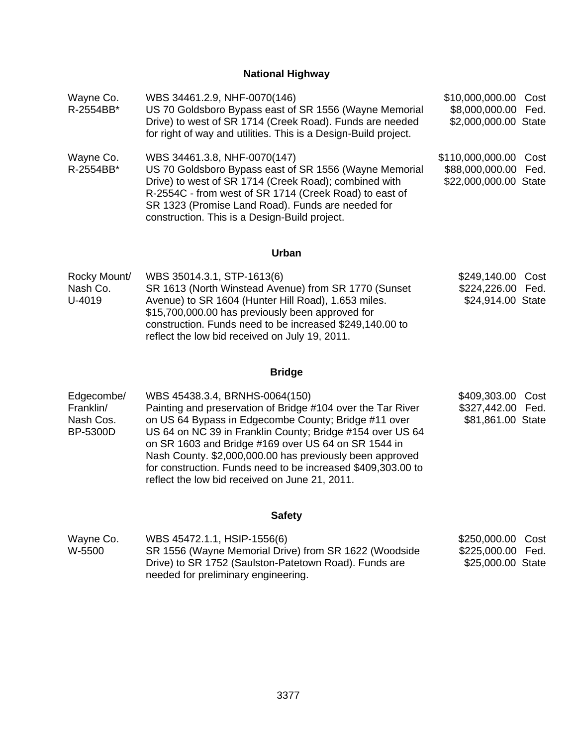## National Highway

| | | |
|---|---|---|
| Wayne Co.<br>R-2554BB* | WBS 34461.2.9, NHF-0070(146)<br>US 70 Goldsboro Bypass east of SR 1556 (Wayne Memorial Drive) to west of SR 1714 (Creek Road). Funds are needed for right of way and utilities. This is a Design-Build project. | $10,000,000.00 Cost<br>$8,000,000.00 Fed.<br>$2,000,000.00 State |
| Wayne Co.<br>R-2554BB* | WBS 34461.3.8, NHF-0070(147)<br>US 70 Goldsboro Bypass east of SR 1556 (Wayne Memorial Drive) to west of SR 1714 (Creek Road); combined with R-2554C - from west of SR 1714 (Creek Road) to east of SR 1323 (Promise Land Road). Funds are needed for construction. This is a Design-Build project. | $110,000,000.00 Cost<br>$88,000,000.00 Fed.<br>$22,000,000.00 State |

## Urban

| | | |
|---|---|---|
| Rocky Mount/<br>Nash Co.<br>U-4019 | WBS 35014.3.1, STP-1613(6)<br>SR 1613 (North Winstead Avenue) from SR 1770 (Sunset Avenue) to SR 1604 (Hunter Hill Road), 1.653 miles. $15,700,000.00 has previously been approved for construction. Funds need to be increased $249,140.00 to reflect the low bid received on July 19, 2011. | $249,140.00 Cost<br>$224,226.00 Fed.<br>$24,914.00 State |

## Bridge

| | | |
|---|---|---|
| Edgecombe/<br>Franklin/<br>Nash Cos.<br>BP-5300D | WBS 45438.3.4, BRNHS-0064(150)<br>Painting and preservation of Bridge #104 over the Tar River on US 64 Bypass in Edgecombe County; Bridge #11 over US 64 on NC 39 in Franklin County; Bridge #154 over US 64 on SR 1603 and Bridge #169 over US 64 on SR 1544 in Nash County. $2,000,000.00 has previously been approved for construction. Funds need to be increased $409,303.00 to reflect the low bid received on June 21, 2011. | $409,303.00 Cost<br>$327,442.00 Fed.<br>$81,861.00 State |

## Safety

| | | |
|---|---|---|
| Wayne Co.<br>W-5500 | WBS 45472.1.1, HSIP-1556(6)<br>SR 1556 (Wayne Memorial Drive) from SR 1622 (Woodside Drive) to SR 1752 (Saulston-Patetown Road). Funds are needed for preliminary engineering. | $250,000.00 Cost<br>$225,000.00 Fed.<br>$25,000.00 State |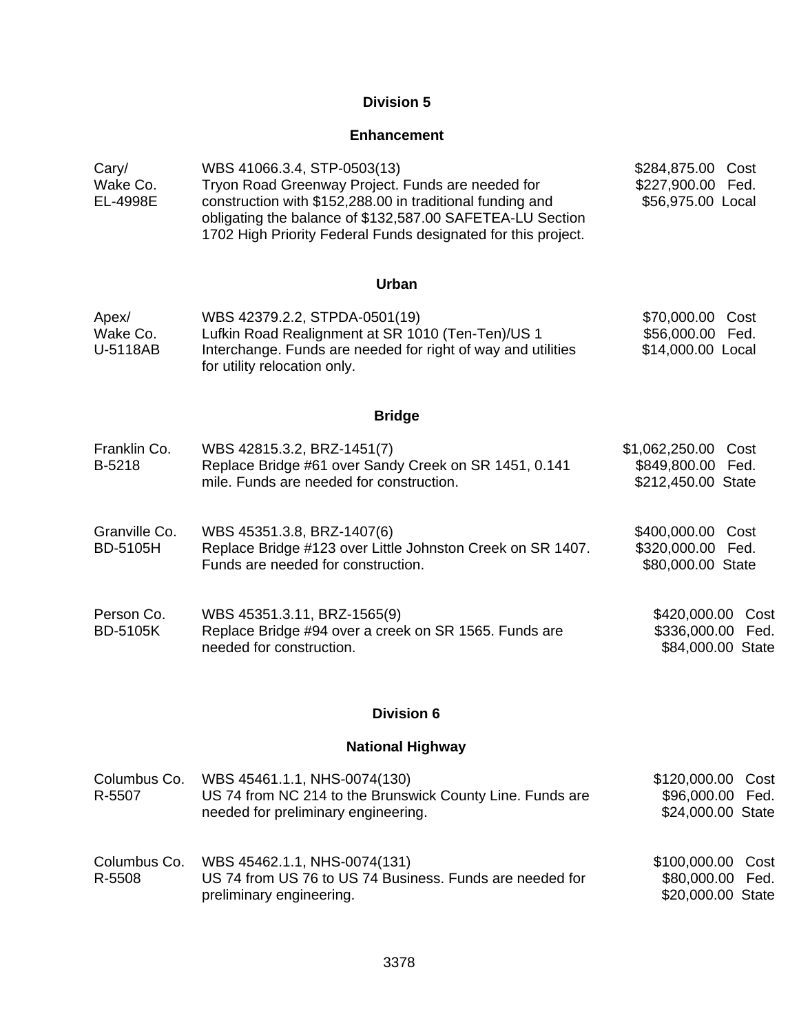## Division 5

### Enhancement

| | | |
|---|---|---|
| Cary/<br>Wake Co.<br>EL-4998E | WBS 41066.3.4, STP-0503(13)<br>Tryon Road Greenway Project. Funds are needed for construction with $152,288.00 in traditional funding and obligating the balance of $132,587.00 SAFETEA-LU Section 1702 High Priority Federal Funds designated for this project. | $284,875.00 Cost<br>$227,900.00 Fed.<br>$56,975.00 Local |

### Urban

| | | |
|---|---|---|
| Apex/<br>Wake Co.<br>U-5118AB | WBS 42379.2.2, STPDA-0501(19)<br>Lufkin Road Realignment at SR 1010 (Ten-Ten)/US 1 Interchange. Funds are needed for right of way and utilities for utility relocation only. | $70,000.00 Cost<br>$56,000.00 Fed.<br>$14,000.00 Local |

### Bridge

| | | |
|---|---|---|
| Franklin Co.<br>B-5218 | WBS 42815.3.2, BRZ-1451(7)<br>Replace Bridge #61 over Sandy Creek on SR 1451, 0.141 mile. Funds are needed for construction. | $1,062,250.00 Cost<br>$849,800.00 Fed.<br>$212,450.00 State |
| Granville Co.<br>BD-5105H | WBS 45351.3.8, BRZ-1407(6)<br>Replace Bridge #123 over Little Johnston Creek on SR 1407. Funds are needed for construction. | $400,000.00 Cost<br>$320,000.00 Fed.<br>$80,000.00 State |
| Person Co.<br>BD-5105K | WBS 45351.3.11, BRZ-1565(9)<br>Replace Bridge #94 over a creek on SR 1565. Funds are needed for construction. | $420,000.00 Cost<br>$336,000.00 Fed.<br>$84,000.00 State |

## Division 6

### National Highway

| | | |
|---|---|---|
| Columbus Co.<br>R-5507 | WBS 45461.1.1, NHS-0074(130)<br>US 74 from NC 214 to the Brunswick County Line. Funds are needed for preliminary engineering. | $120,000.00 Cost<br>$96,000.00 Fed.<br>$24,000.00 State |
| Columbus Co.<br>R-5508 | WBS 45462.1.1, NHS-0074(131)<br>US 74 from US 76 to US 74 Business. Funds are needed for preliminary engineering. | $100,000.00 Cost<br>$80,000.00 Fed.<br>$20,000.00 State |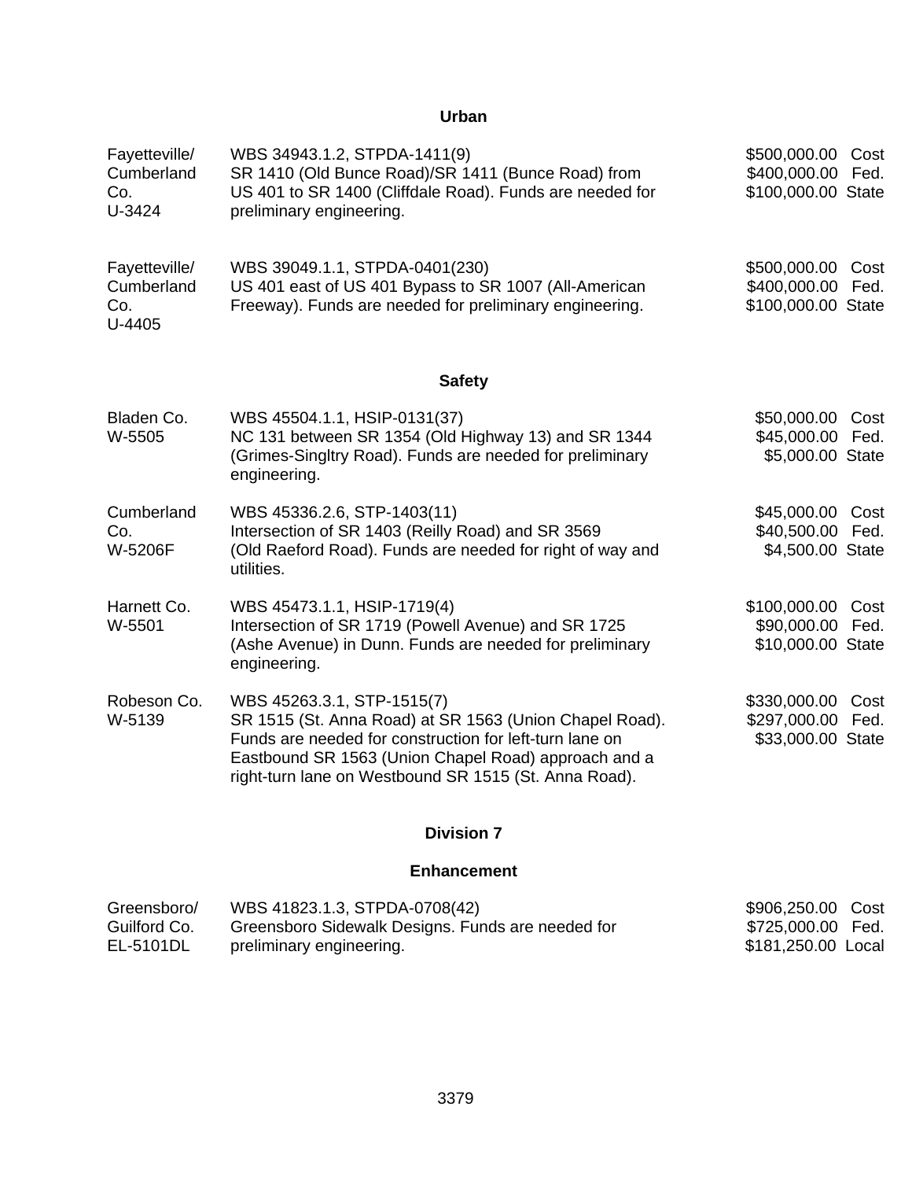## Urban

| | | |
|---|---|---|
| Fayetteville/ Cumberland Co. U-3424 | WBS 34943.1.2, STPDA-1411(9) SR 1410 (Old Bunce Road)/SR 1411 (Bunce Road) from US 401 to SR 1400 (Cliffdale Road). Funds are needed for preliminary engineering. | \$500,000.00 Cost \$400,000.00 Fed. \$100,000.00 State |
| Fayetteville/ Cumberland Co. U-4405 | WBS 39049.1.1, STPDA-0401(230) US 401 east of US 401 Bypass to SR 1007 (All-American Freeway). Funds are needed for preliminary engineering. | \$500,000.00 Cost \$400,000.00 Fed. \$100,000.00 State |

## Safety

| | | |
|---|---|---|
| Bladen Co. W-5505 | WBS 45504.1.1, HSIP-0131(37) NC 131 between SR 1354 (Old Highway 13) and SR 1344 (Grimes-Singltry Road). Funds are needed for preliminary engineering. | \$50,000.00 Cost \$45,000.00 Fed. \$5,000.00 State |
| Cumberland Co. W-5206F | WBS 45336.2.6, STP-1403(11) Intersection of SR 1403 (Reilly Road) and SR 3569 (Old Raeford Road). Funds are needed for right of way and utilities. | \$45,000.00 Cost \$40,500.00 Fed. \$4,500.00 State |
| Harnett Co. W-5501 | WBS 45473.1.1, HSIP-1719(4) Intersection of SR 1719 (Powell Avenue) and SR 1725 (Ashe Avenue) in Dunn. Funds are needed for preliminary engineering. | \$100,000.00 Cost \$90,000.00 Fed. \$10,000.00 State |
| Robeson Co. W-5139 | WBS 45263.3.1, STP-1515(7) SR 1515 (St. Anna Road) at SR 1563 (Union Chapel Road). Funds are needed for construction for left-turn lane on Eastbound SR 1563 (Union Chapel Road) approach and a right-turn lane on Westbound SR 1515 (St. Anna Road). | \$330,000.00 Cost \$297,000.00 Fed. \$33,000.00 State |

## Division 7

## Enhancement

| | | |
|---|---|---|
| Greensboro/ Guilford Co. EL-5101DL | WBS 41823.1.3, STPDA-0708(42) Greensboro Sidewalk Designs. Funds are needed for preliminary engineering. | \$906,250.00 Cost \$725,000.00 Fed. \$181,250.00 Local |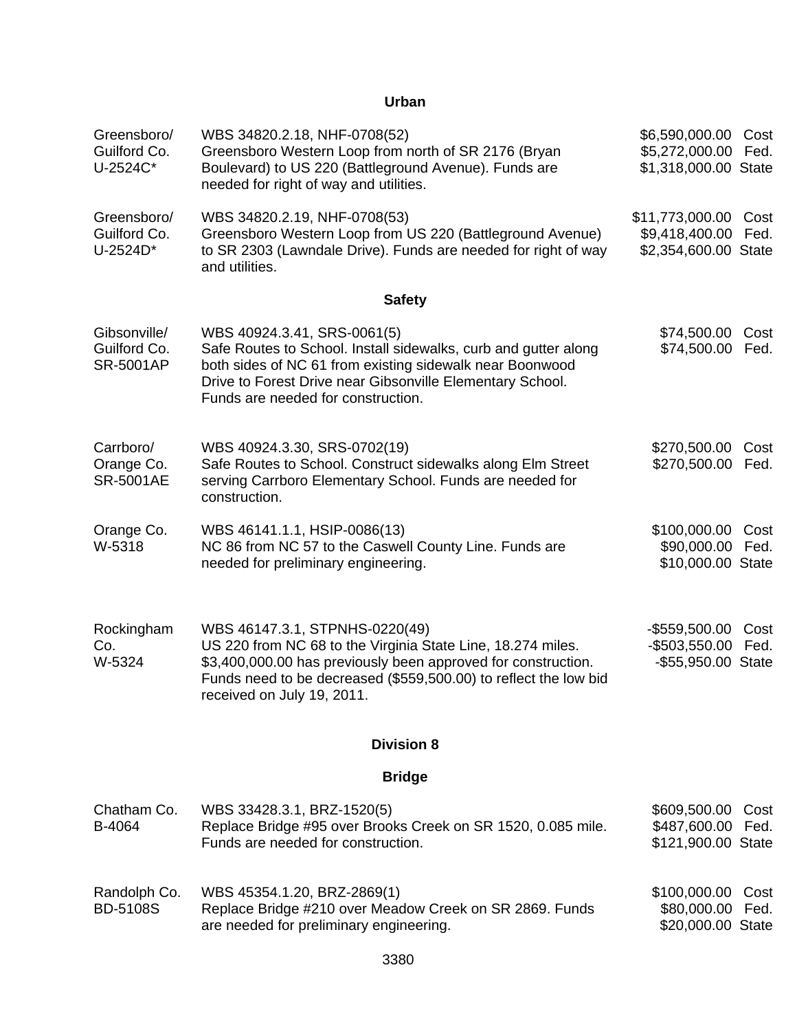### Urban

| | | |
|---|---|---|
| Greensboro/ Guilford Co. U-2524C* | WBS 34820.2.18, NHF-0708(52) Greensboro Western Loop from north of SR 2176 (Bryan Boulevard) to US 220 (Battleground Avenue). Funds are needed for right of way and utilities. | $6,590,000.00 Cost<br>$5,272,000.00 Fed.<br>$1,318,000.00 State |
| Greensboro/ Guilford Co. U-2524D* | WBS 34820.2.19, NHF-0708(53) Greensboro Western Loop from US 220 (Battleground Avenue) to SR 2303 (Lawndale Drive). Funds are needed for right of way and utilities. | $11,773,000.00 Cost<br>$9,418,400.00 Fed.<br>$2,354,600.00 State |

### Safety

| | | |
|---|---|---|
| Gibsonville/ Guilford Co. SR-5001AP | WBS 40924.3.41, SRS-0061(5) Safe Routes to School. Install sidewalks, curb and gutter along both sides of NC 61 from existing sidewalk near Boonwood Drive to Forest Drive near Gibsonville Elementary School. Funds are needed for construction. | $74,500.00 Cost<br>$74,500.00 Fed. |
| Carrboro/ Orange Co. SR-5001AE | WBS 40924.3.30, SRS-0702(19) Safe Routes to School. Construct sidewalks along Elm Street serving Carrboro Elementary School. Funds are needed for construction. | $270,500.00 Cost<br>$270,500.00 Fed. |
| Orange Co. W-5318 | WBS 46141.1.1, HSIP-0086(13) NC 86 from NC 57 to the Caswell County Line. Funds are needed for preliminary engineering. | $100,000.00 Cost<br>$90,000.00 Fed.<br>$10,000.00 State |
| Rockingham Co. W-5324 | WBS 46147.3.1, STPNHS-0220(49) US 220 from NC 68 to the Virginia State Line, 18.274 miles. $3,400,000.00 has previously been approved for construction. Funds need to be decreased ($559,500.00) to reflect the low bid received on July 19, 2011. | -$559,500.00 Cost<br>-$503,550.00 Fed.<br>-$55,950.00 State |

## Division 8

### Bridge

| | | |
|---|---|---|
| Chatham Co. B-4064 | WBS 33428.3.1, BRZ-1520(5) Replace Bridge #95 over Brooks Creek on SR 1520, 0.085 mile. Funds are needed for construction. | $609,500.00 Cost<br>$487,600.00 Fed.<br>$121,900.00 State |
| Randolph Co. BD-5108S | WBS 45354.1.20, BRZ-2869(1) Replace Bridge #210 over Meadow Creek on SR 2869. Funds are needed for preliminary engineering. | $100,000.00 Cost<br>$80,000.00 Fed.<br>$20,000.00 State |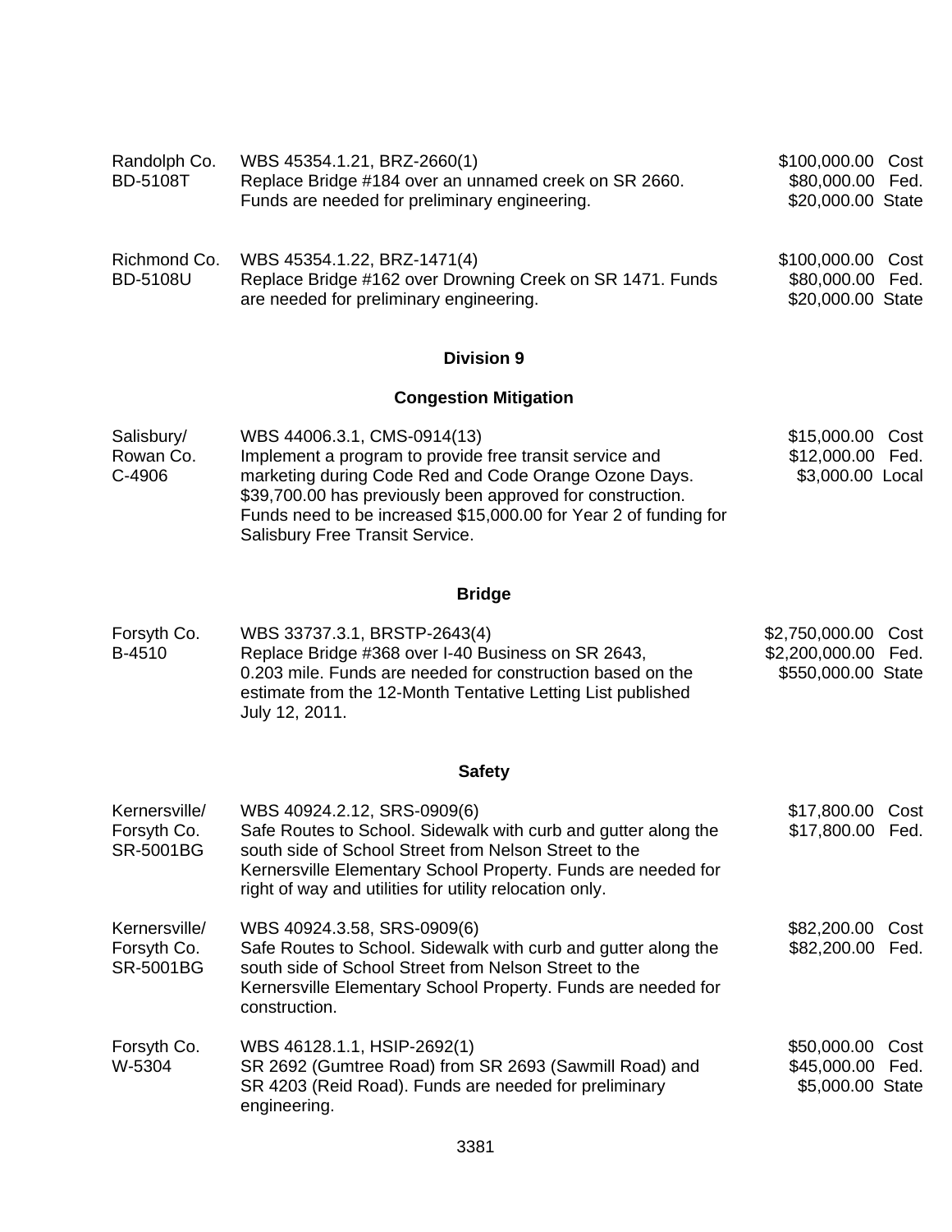| | | |
|---|---|---|
| Randolph Co.<br>BD-5108T | WBS 45354.1.21, BRZ-2660(1)<br>Replace Bridge #184 over an unnamed creek on SR 2660. Funds are needed for preliminary engineering. | $100,000.00 Cost<br>$80,000.00 Fed.<br>$20,000.00 State |
| Richmond Co.<br>BD-5108U | WBS 45354.1.22, BRZ-1471(4)<br>Replace Bridge #162 over Drowning Creek on SR 1471. Funds are needed for preliminary engineering. | $100,000.00 Cost<br>$80,000.00 Fed.<br>$20,000.00 State |

## Division 9

### Congestion Mitigation

| | | |
|---|---|---|
| Salisbury/<br>Rowan Co.<br>C-4906 | WBS 44006.3.1, CMS-0914(13)<br>Implement a program to provide free transit service and marketing during Code Red and Code Orange Ozone Days. $39,700.00 has previously been approved for construction. Funds need to be increased $15,000.00 for Year 2 of funding for Salisbury Free Transit Service. | $15,000.00 Cost<br>$12,000.00 Fed.<br>$3,000.00 Local |

### Bridge

| | | |
|---|---|---|
| Forsyth Co.<br>B-4510 | WBS 33737.3.1, BRSTP-2643(4)<br>Replace Bridge #368 over I-40 Business on SR 2643, 0.203 mile. Funds are needed for construction based on the estimate from the 12-Month Tentative Letting List published July 12, 2011. | $2,750,000.00 Cost<br>$2,200,000.00 Fed.<br>$550,000.00 State |

### Safety

| | | |
|---|---|---|
| Kernersville/<br>Forsyth Co.<br>SR-5001BG | WBS 40924.2.12, SRS-0909(6)<br>Safe Routes to School. Sidewalk with curb and gutter along the south side of School Street from Nelson Street to the Kernersville Elementary School Property. Funds are needed for right of way and utilities for utility relocation only. | $17,800.00 Cost<br>$17,800.00 Fed. |
| Kernersville/<br>Forsyth Co.<br>SR-5001BG | WBS 40924.3.58, SRS-0909(6)<br>Safe Routes to School. Sidewalk with curb and gutter along the south side of School Street from Nelson Street to the Kernersville Elementary School Property. Funds are needed for construction. | $82,200.00 Cost<br>$82,200.00 Fed. |
| Forsyth Co.<br>W-5304 | WBS 46128.1.1, HSIP-2692(1)<br>SR 2692 (Gumtree Road) from SR 2693 (Sawmill Road) and SR 4203 (Reid Road). Funds are needed for preliminary engineering. | $50,000.00 Cost<br>$45,000.00 Fed.<br>$5,000.00 State |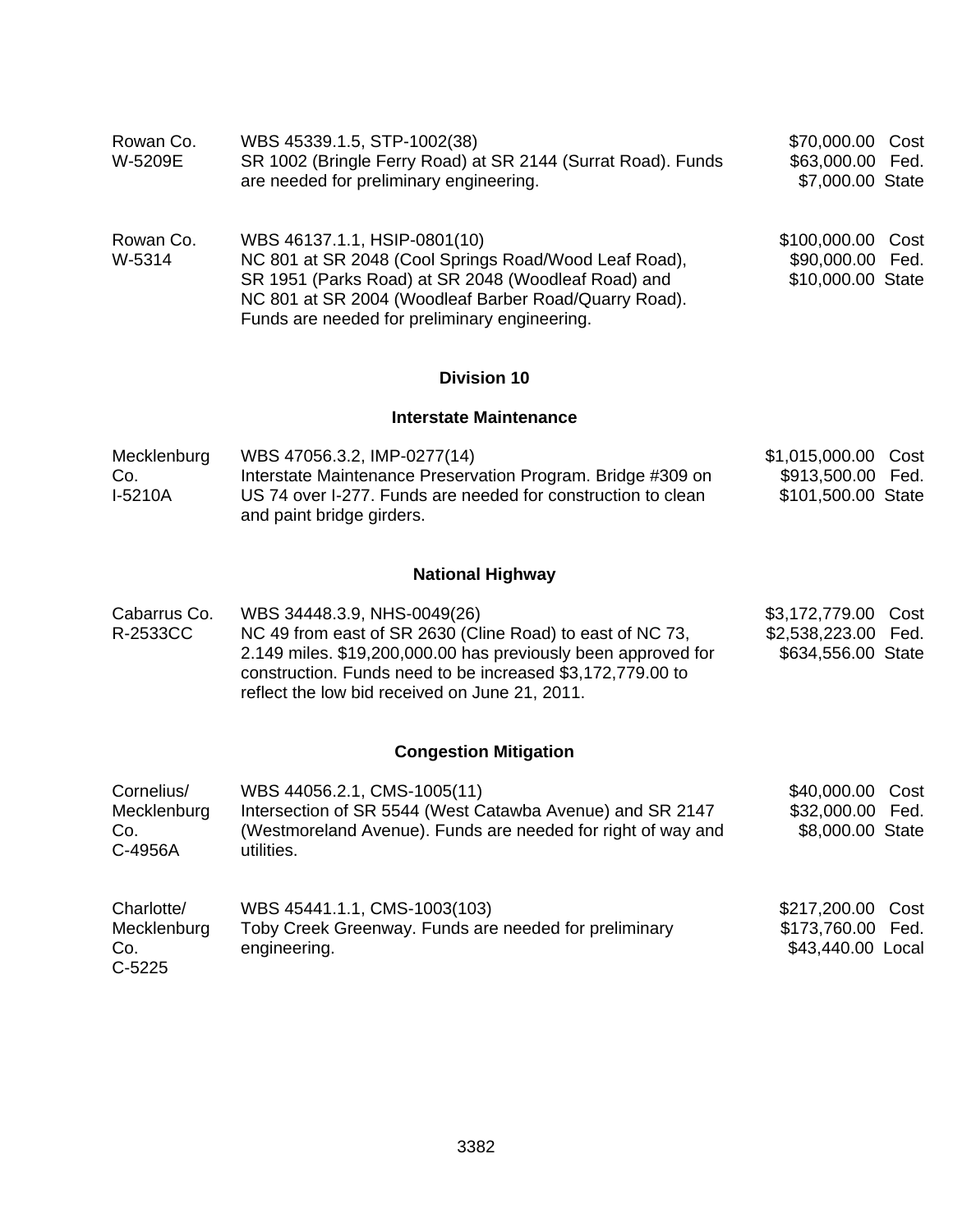| | | |
|---|---|---|
| Rowan Co.<br>W-5209E | WBS 45339.1.5, STP-1002(38)<br>SR 1002 (Bringle Ferry Road) at SR 2144 (Surrat Road). Funds are needed for preliminary engineering. | \$70,000.00 Cost<br>\$63,000.00 Fed.<br>\$7,000.00 State |
| Rowan Co.<br>W-5314 | WBS 46137.1.1, HSIP-0801(10)<br>NC 801 at SR 2048 (Cool Springs Road/Wood Leaf Road), SR 1951 (Parks Road) at SR 2048 (Woodleaf Road) and NC 801 at SR 2004 (Woodleaf Barber Road/Quarry Road). Funds are needed for preliminary engineering. | \$100,000.00 Cost<br>\$90,000.00 Fed.<br>\$10,000.00 State |

## Division 10

### Interstate Maintenance

| | | |
|---|---|---|
| Mecklenburg Co.<br>I-5210A | WBS 47056.3.2, IMP-0277(14)<br>Interstate Maintenance Preservation Program. Bridge #309 on US 74 over I-277. Funds are needed for construction to clean and paint bridge girders. | \$1,015,000.00 Cost<br>\$913,500.00 Fed.<br>\$101,500.00 State |

### National Highway

| | | |
|---|---|---|
| Cabarrus Co.<br>R-2533CC | WBS 34448.3.9, NHS-0049(26)<br>NC 49 from east of SR 2630 (Cline Road) to east of NC 73, 2.149 miles. \$19,200,000.00 has previously been approved for construction. Funds need to be increased \$3,172,779.00 to reflect the low bid received on June 21, 2011. | \$3,172,779.00 Cost<br>\$2,538,223.00 Fed.<br>\$634,556.00 State |

### Congestion Mitigation

| | | |
|---|---|---|
| Cornelius/ Mecklenburg Co.<br>C-4956A | WBS 44056.2.1, CMS-1005(11)<br>Intersection of SR 5544 (West Catawba Avenue) and SR 2147 (Westmoreland Avenue). Funds are needed for right of way and utilities. | \$40,000.00 Cost<br>\$32,000.00 Fed.<br>\$8,000.00 State |
| Charlotte/ Mecklenburg Co.<br>C-5225 | WBS 45441.1.1, CMS-1003(103)<br>Toby Creek Greenway. Funds are needed for preliminary engineering. | \$217,200.00 Cost<br>\$173,760.00 Fed.<br>\$43,440.00 Local |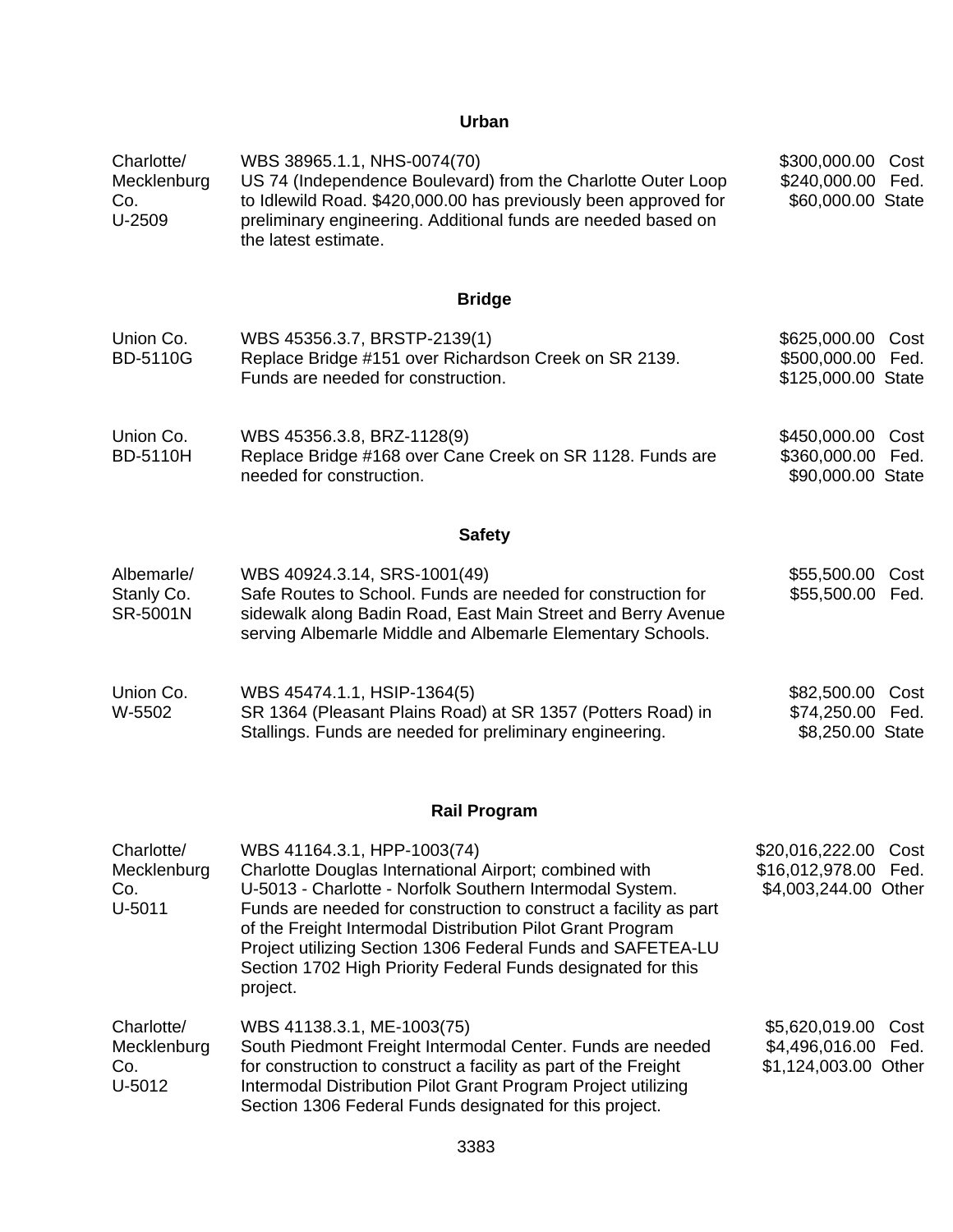## Urban

| | | |
|---|---|---|
| Charlotte/ Mecklenburg Co. U-2509 | WBS 38965.1.1, NHS-0074(70) US 74 (Independence Boulevard) from the Charlotte Outer Loop to Idlewild Road. $420,000.00 has previously been approved for preliminary engineering. Additional funds are needed based on the latest estimate. | $300,000.00 Cost<br>$240,000.00 Fed.<br>$60,000.00 State |

## Bridge

| | | |
|---|---|---|
| Union Co. BD-5110G | WBS 45356.3.7, BRSTP-2139(1) Replace Bridge #151 over Richardson Creek on SR 2139. Funds are needed for construction. | $625,000.00 Cost<br>$500,000.00 Fed.<br>$125,000.00 State |
| Union Co. BD-5110H | WBS 45356.3.8, BRZ-1128(9) Replace Bridge #168 over Cane Creek on SR 1128. Funds are needed for construction. | $450,000.00 Cost<br>$360,000.00 Fed.<br>$90,000.00 State |

## Safety

| | | |
|---|---|---|
| Albemarle/ Stanly Co. SR-5001N | WBS 40924.3.14, SRS-1001(49) Safe Routes to School. Funds are needed for construction for sidewalk along Badin Road, East Main Street and Berry Avenue serving Albemarle Middle and Albemarle Elementary Schools. | $55,500.00 Cost<br>$55,500.00 Fed. |
| Union Co. W-5502 | WBS 45474.1.1, HSIP-1364(5) SR 1364 (Pleasant Plains Road) at SR 1357 (Potters Road) in Stallings. Funds are needed for preliminary engineering. | $82,500.00 Cost<br>$74,250.00 Fed.<br>$8,250.00 State |

## Rail Program

| | | |
|---|---|---|
| Charlotte/ Mecklenburg Co. U-5011 | WBS 41164.3.1, HPP-1003(74) Charlotte Douglas International Airport; combined with U-5013 - Charlotte - Norfolk Southern Intermodal System. Funds are needed for construction to construct a facility as part of the Freight Intermodal Distribution Pilot Grant Program Project utilizing Section 1306 Federal Funds and SAFETEA-LU Section 1702 High Priority Federal Funds designated for this project. | $20,016,222.00 Cost<br>$16,012,978.00 Fed.<br>$4,003,244.00 Other |
| Charlotte/ Mecklenburg Co. U-5012 | WBS 41138.3.1, ME-1003(75) South Piedmont Freight Intermodal Center. Funds are needed for construction to construct a facility as part of the Freight Intermodal Distribution Pilot Grant Program Project utilizing Section 1306 Federal Funds designated for this project. | $5,620,019.00 Cost<br>$4,496,016.00 Fed.<br>$1,124,003.00 Other |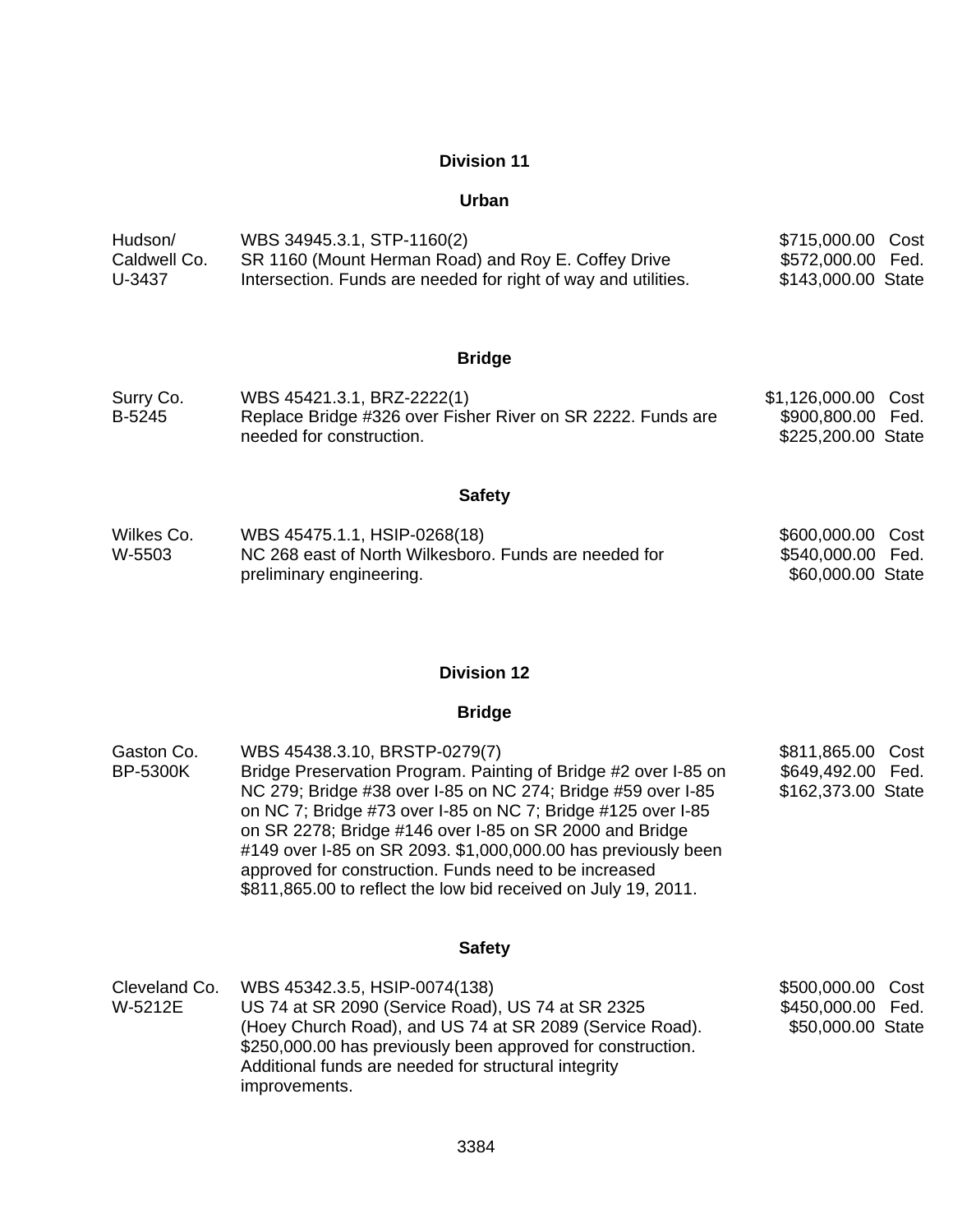## Division 11

### Urban

| | | |
|---|---|---|
| Hudson/<br>Caldwell Co.<br>U-3437 | WBS 34945.3.1, STP-1160(2)<br>SR 1160 (Mount Herman Road) and Roy E. Coffey Drive Intersection. Funds are needed for right of way and utilities. | $715,000.00 Cost<br>$572,000.00 Fed.<br>$143,000.00 State |

### Bridge

| | | |
|---|---|---|
| Surry Co.<br>B-5245 | WBS 45421.3.1, BRZ-2222(1)<br>Replace Bridge #326 over Fisher River on SR 2222. Funds are needed for construction. | $1,126,000.00 Cost<br>$900,800.00 Fed.<br>$225,200.00 State |

### Safety

| | | |
|---|---|---|
| Wilkes Co.<br>W-5503 | WBS 45475.1.1, HSIP-0268(18)<br>NC 268 east of North Wilkesboro. Funds are needed for preliminary engineering. | $600,000.00 Cost<br>$540,000.00 Fed.<br>$60,000.00 State |

## Division 12

### Bridge

| | | |
|---|---|---|
| Gaston Co.<br>BP-5300K | WBS 45438.3.10, BRSTP-0279(7)<br>Bridge Preservation Program. Painting of Bridge #2 over I-85 on NC 279; Bridge #38 over I-85 on NC 274; Bridge #59 over I-85 on NC 7; Bridge #73 over I-85 on NC 7; Bridge #125 over I-85 on SR 2278; Bridge #146 over I-85 on SR 2000 and Bridge #149 over I-85 on SR 2093. $1,000,000.00 has previously been approved for construction. Funds need to be increased $811,865.00 to reflect the low bid received on July 19, 2011. | $811,865.00 Cost<br>$649,492.00 Fed.<br>$162,373.00 State |

### Safety

| | | |
|---|---|---|
| Cleveland Co.<br>W-5212E | WBS 45342.3.5, HSIP-0074(138)<br>US 74 at SR 2090 (Service Road), US 74 at SR 2325 (Hoey Church Road), and US 74 at SR 2089 (Service Road). $250,000.00 has previously been approved for construction. Additional funds are needed for structural integrity improvements. | $500,000.00 Cost<br>$450,000.00 Fed.<br>$50,000.00 State |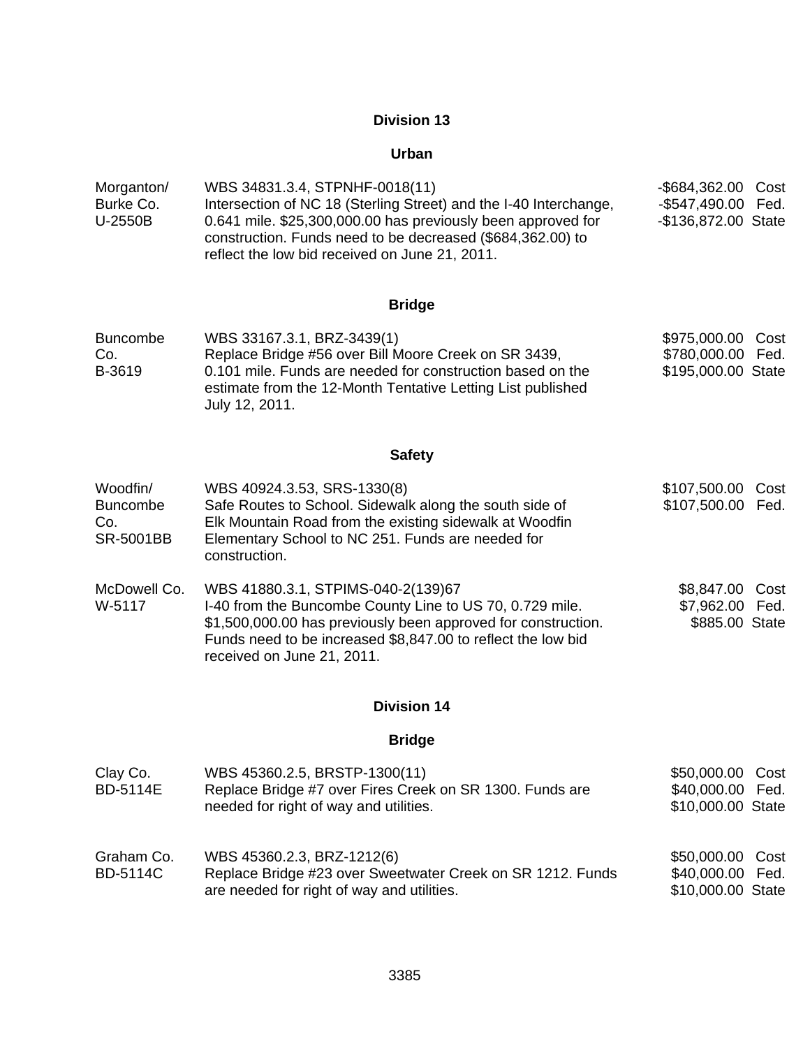## Division 13

### Urban

| | | |
|---|---|---|
| Morganton/ Burke Co. U-2550B | WBS 34831.3.4, STPNHF-0018(11) Intersection of NC 18 (Sterling Street) and the I-40 Interchange, 0.641 mile. $25,300,000.00 has previously been approved for construction. Funds need to be decreased ($684,362.00) to reflect the low bid received on June 21, 2011. | -$684,362.00 Cost<br>-$547,490.00 Fed.<br>-$136,872.00 State |

### Bridge

| | | |
|---|---|---|
| Buncombe Co. B-3619 | WBS 33167.3.1, BRZ-3439(1) Replace Bridge #56 over Bill Moore Creek on SR 3439, 0.101 mile. Funds are needed for construction based on the estimate from the 12-Month Tentative Letting List published July 12, 2011. | $975,000.00 Cost<br>$780,000.00 Fed.<br>$195,000.00 State |

### Safety

| | | |
|---|---|---|
| Woodfin/ Buncombe Co. SR-5001BB | WBS 40924.3.53, SRS-1330(8) Safe Routes to School. Sidewalk along the south side of Elk Mountain Road from the existing sidewalk at Woodfin Elementary School to NC 251. Funds are needed for construction. | $107,500.00 Cost<br>$107,500.00 Fed. |
| McDowell Co. W-5117 | WBS 41880.3.1, STPIMS-040-2(139)67 I-40 from the Buncombe County Line to US 70, 0.729 mile. $1,500,000.00 has previously been approved for construction. Funds need to be increased $8,847.00 to reflect the low bid received on June 21, 2011. | $8,847.00 Cost<br>$7,962.00 Fed.<br>$885.00 State |

## Division 14

### Bridge

| | | |
|---|---|---|
| Clay Co. BD-5114E | WBS 45360.2.5, BRSTP-1300(11) Replace Bridge #7 over Fires Creek on SR 1300. Funds are needed for right of way and utilities. | $50,000.00 Cost<br>$40,000.00 Fed.<br>$10,000.00 State |
| Graham Co. BD-5114C | WBS 45360.2.3, BRZ-1212(6) Replace Bridge #23 over Sweetwater Creek on SR 1212. Funds are needed for right of way and utilities. | $50,000.00 Cost<br>$40,000.00 Fed.<br>$10,000.00 State |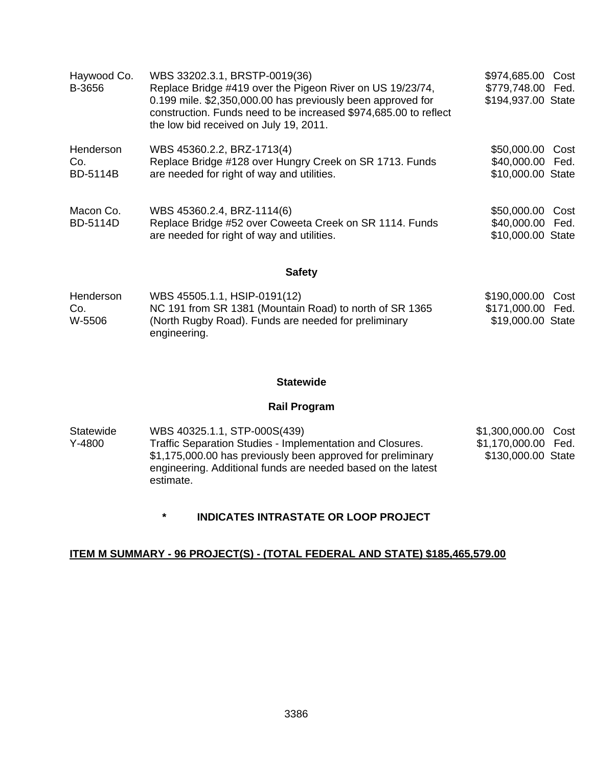| | | |
|---|---|---|
| Haywood Co.<br>B-3656 | WBS 33202.3.1, BRSTP-0019(36)<br>Replace Bridge #419 over the Pigeon River on US 19/23/74, 0.199 mile. $2,350,000.00 has previously been approved for construction. Funds need to be increased $974,685.00 to reflect the low bid received on July 19, 2011. | $974,685.00 Cost<br>$779,748.00 Fed.<br>$194,937.00 State |
| Henderson Co.<br>BD-5114B | WBS 45360.2.2, BRZ-1713(4)<br>Replace Bridge #128 over Hungry Creek on SR 1713. Funds are needed for right of way and utilities. | $50,000.00 Cost<br>$40,000.00 Fed.<br>$10,000.00 State |
| Macon Co.<br>BD-5114D | WBS 45360.2.4, BRZ-1114(6)<br>Replace Bridge #52 over Coweeta Creek on SR 1114. Funds are needed for right of way and utilities. | $50,000.00 Cost<br>$40,000.00 Fed.<br>$10,000.00 State |

**Safety**

| | | |
|---|---|---|
| Henderson Co.<br>W-5506 | WBS 45505.1.1, HSIP-0191(12)<br>NC 191 from SR 1381 (Mountain Road) to north of SR 1365 (North Rugby Road). Funds are needed for preliminary engineering. | $190,000.00 Cost<br>$171,000.00 Fed.<br>$19,000.00 State |

**Statewide**

**Rail Program**

| | | |
|---|---|---|
| Statewide<br>Y-4800 | WBS 40325.1.1, STP-000S(439)<br>Traffic Separation Studies - Implementation and Closures. $1,175,000.00 has previously been approved for preliminary engineering. Additional funds are needed based on the latest estimate. | $1,300,000.00 Cost<br>$1,170,000.00 Fed.<br>$130,000.00 State |

**\* INDICATES INTRASTATE OR LOOP PROJECT**

**ITEM M SUMMARY - 96 PROJECT(S) - (TOTAL FEDERAL AND STATE) $185,465,579.00**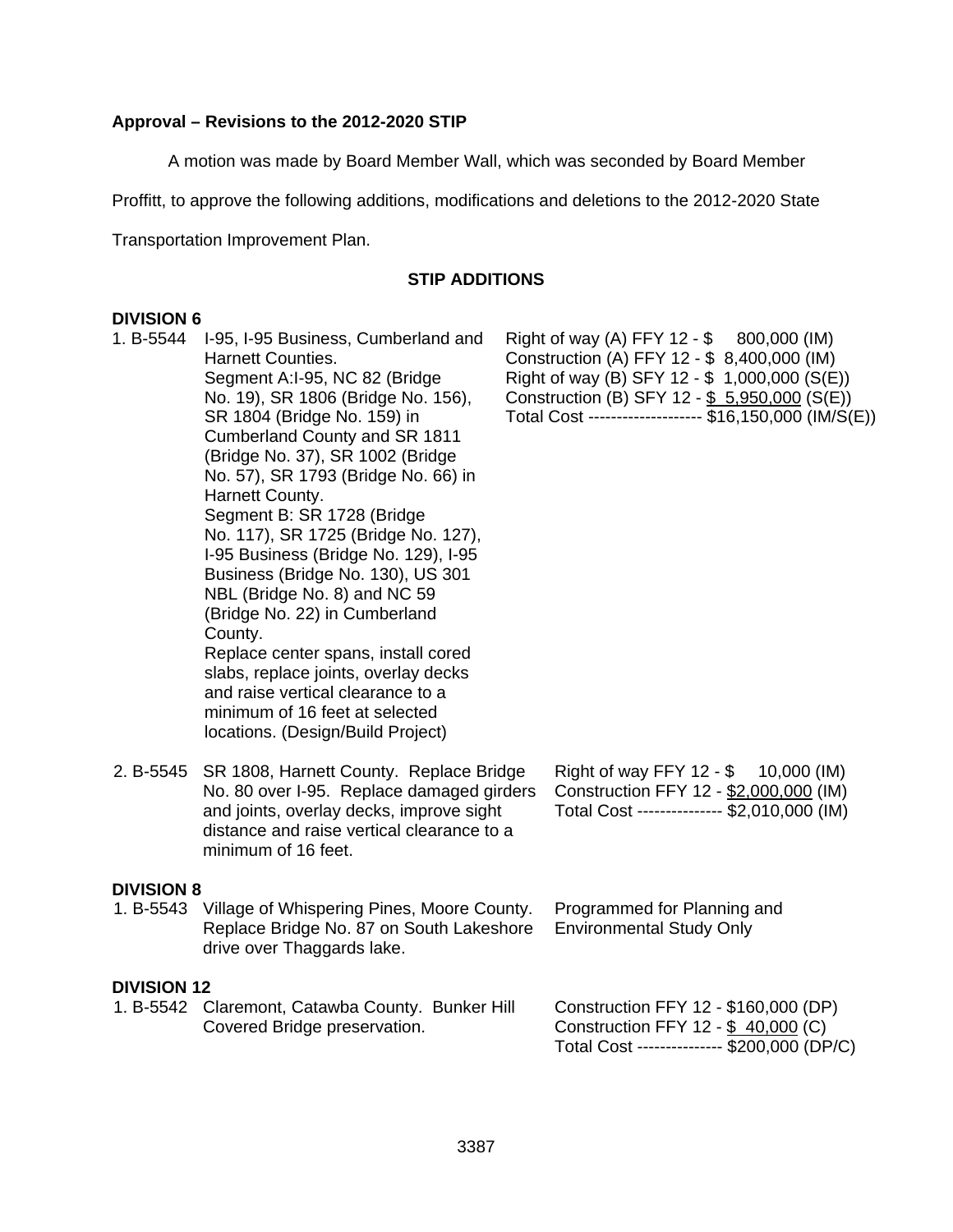**Approval – Revisions to the 2012-2020 STIP**

A motion was made by Board Member Wall, which was seconded by Board Member Proffitt, to approve the following additions, modifications and deletions to the 2012-2020 State Transportation Improvement Plan.

**STIP ADDITIONS**

**DIVISION 6**

| | | | |
|---|---|---|---|
| 1. | B-5544 | I-95, I-95 Business, Cumberland and Harnett Counties. Segment A:I-95, NC 82 (Bridge No. 19), SR 1806 (Bridge No. 156), SR 1804 (Bridge No. 159) in Cumberland County and SR 1811 (Bridge No. 37), SR 1002 (Bridge No. 57), SR 1793 (Bridge No. 66) in Harnett County. Segment B: SR 1728 (Bridge No. 117), SR 1725 (Bridge No. 127), I-95 Business (Bridge No. 129), I-95 Business (Bridge No. 130), US 301 NBL (Bridge No. 8) and NC 59 (Bridge No. 22) in Cumberland County. Replace center spans, install cored slabs, replace joints, overlay decks and raise vertical clearance to a minimum of 16 feet at selected locations. (Design/Build Project) | Right of way (A) FFY 12 - $ 800,000 (IM)<br>Construction (A) FFY 12 - $ 8,400,000 (IM)<br>Right of way (B) SFY 12 - $ 1,000,000 (S(E))<br>Construction (B) SFY 12 - $ 5,950,000 (S(E))<br>Total Cost ------------------- $16,150,000 (IM/S(E)) |
| 2. | B-5545 | SR 1808, Harnett County. Replace Bridge No. 80 over I-95. Replace damaged girders and joints, overlay decks, improve sight distance and raise vertical clearance to a minimum of 16 feet. | Right of way FFY 12 - $ 10,000 (IM)<br>Construction FFY 12 - $2,000,000 (IM)<br>Total Cost -------------- $2,010,000 (IM) |

**DIVISION 8**

| | | | |
|---|---|---|---|
| 1. | B-5543 | Village of Whispering Pines, Moore County. Replace Bridge No. 87 on South Lakeshore drive over Thaggards lake. | Programmed for Planning and Environmental Study Only |

**DIVISION 12**

| | | | |
|---|---|---|---|
| 1. | B-5542 | Claremont, Catawba County. Bunker Hill Covered Bridge preservation. | Construction FFY 12 - $160,000 (DP)<br>Construction FFY 12 - $ 40,000 (C)<br>Total Cost -------------- $200,000 (DP/C) |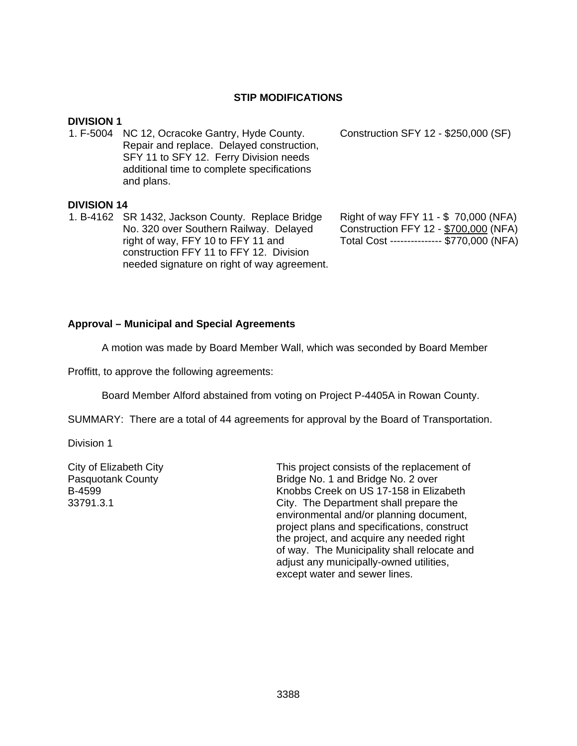## STIP MODIFICATIONS

**DIVISION 1**

| | | |
|---|---|---|
| 1. F-5004 | NC 12, Ocracoke Gantry, Hyde County. Repair and replace. Delayed construction, SFY 11 to SFY 12. Ferry Division needs additional time to complete specifications and plans. | Construction SFY 12 - $250,000 (SF) |

**DIVISION 14**

| | | |
|---|---|---|
| 1. B-4162 | SR 1432, Jackson County. Replace Bridge No. 320 over Southern Railway. Delayed right of way, FFY 10 to FFY 11 and construction FFY 11 to FFY 12. Division needed signature on right of way agreement. | Right of way FFY 11 - $ 70,000 (NFA)<br>Construction FFY 12 - $700,000 (NFA)<br>Total Cost --------------- $770,000 (NFA) |

**Approval – Municipal and Special Agreements**

A motion was made by Board Member Wall, which was seconded by Board Member Proffitt, to approve the following agreements:

Board Member Alford abstained from voting on Project P-4405A in Rowan County.

SUMMARY: There are a total of 44 agreements for approval by the Board of Transportation.

Division 1

| | |
|---|---|
| City of Elizabeth City<br>Pasquotank County<br>B-4599<br>33791.3.1 | This project consists of the replacement of Bridge No. 1 and Bridge No. 2 over Knobbs Creek on US 17-158 in Elizabeth City. The Department shall prepare the environmental and/or planning document, project plans and specifications, construct the project, and acquire any needed right of way. The Municipality shall relocate and adjust any municipally-owned utilities, except water and sewer lines. |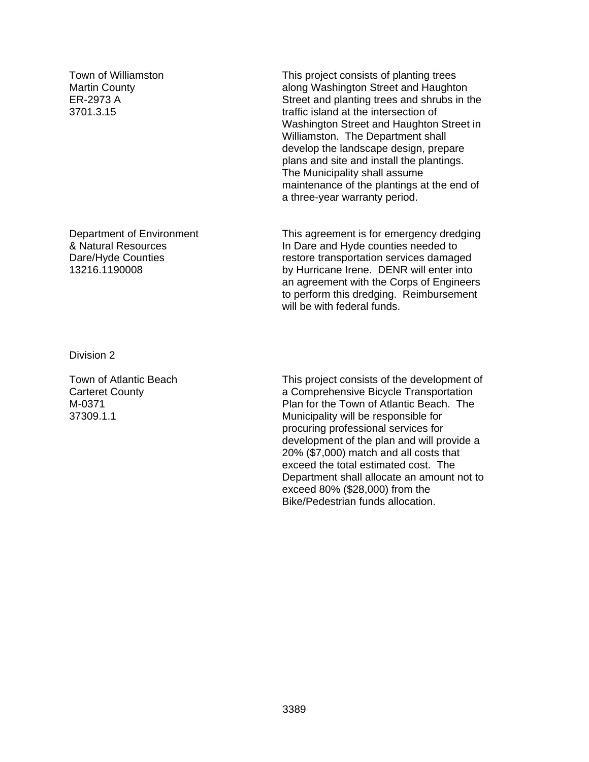| | |
|---|---|
| Town of Williamston<br>Martin County<br>ER-2973 A<br>3701.3.15 | This project consists of planting trees along Washington Street and Haughton Street and planting trees and shrubs in the traffic island at the intersection of Washington Street and Haughton Street in Williamston. The Department shall develop the landscape design, prepare plans and site and install the plantings. The Municipality shall assume maintenance of the plantings at the end of a three-year warranty period. |
| Department of Environment<br>& Natural Resources<br>Dare/Hyde Counties<br>13216.1190008 | This agreement is for emergency dredging In Dare and Hyde counties needed to restore transportation services damaged by Hurricane Irene. DENR will enter into an agreement with the Corps of Engineers to perform this dredging. Reimbursement will be with federal funds. |

Division 2

| | |
|---|---|
| Town of Atlantic Beach<br>Carteret County<br>M-0371<br>37309.1.1 | This project consists of the development of a Comprehensive Bicycle Transportation Plan for the Town of Atlantic Beach. The Municipality will be responsible for procuring professional services for development of the plan and will provide a 20% ($7,000) match and all costs that exceed the total estimated cost. The Department shall allocate an amount not to exceed 80% ($28,000) from the Bike/Pedestrian funds allocation. |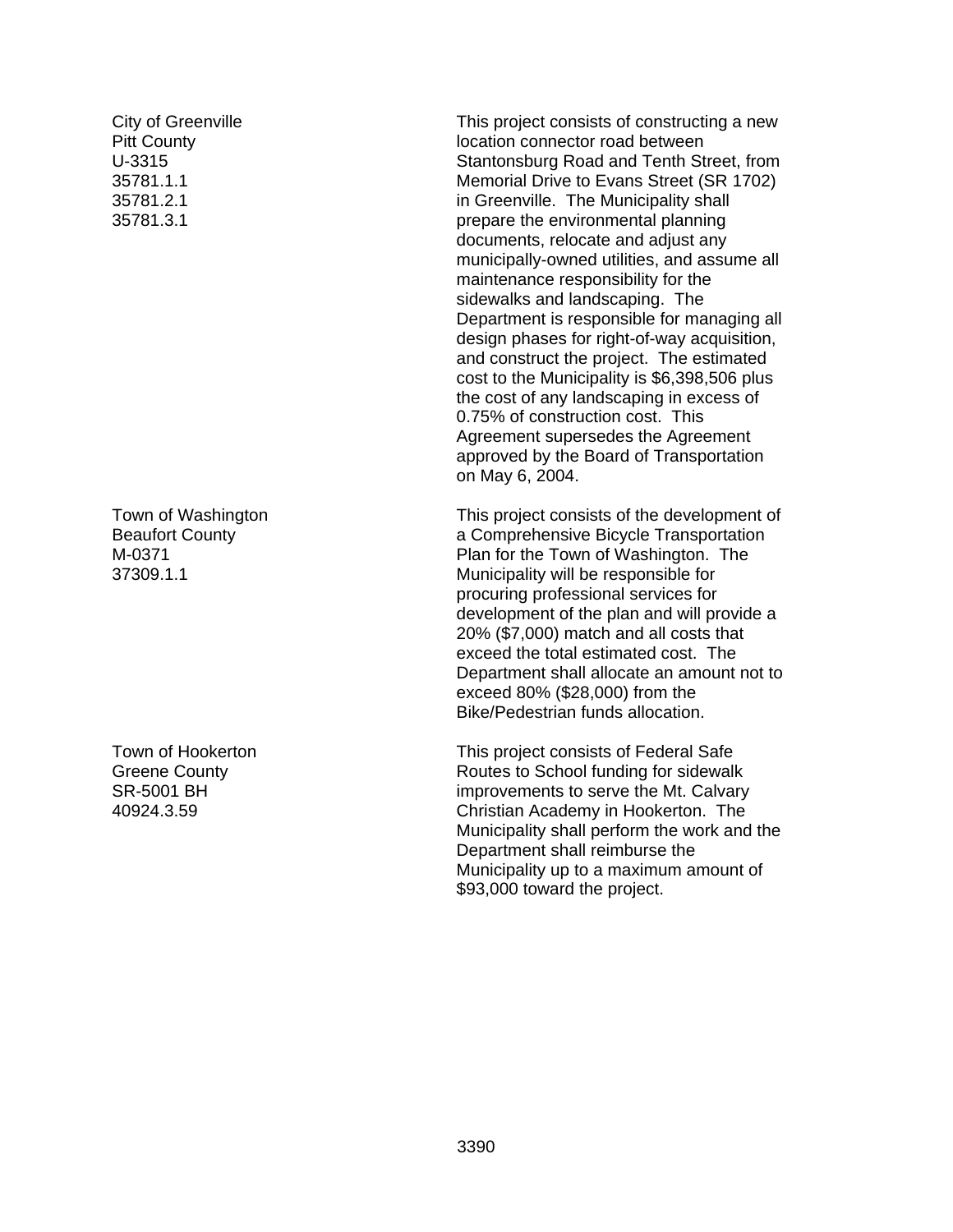| | |
|---|---|
| City of Greenville<br>Pitt County<br>U-3315<br>35781.1.1<br>35781.2.1<br>35781.3.1 | This project consists of constructing a new location connector road between Stantonsburg Road and Tenth Street, from Memorial Drive to Evans Street (SR 1702) in Greenville. The Municipality shall prepare the environmental planning documents, relocate and adjust any municipally-owned utilities, and assume all maintenance responsibility for the sidewalks and landscaping. The Department is responsible for managing all design phases for right-of-way acquisition, and construct the project. The estimated cost to the Municipality is $6,398,506 plus the cost of any landscaping in excess of 0.75% of construction cost. This Agreement supersedes the Agreement approved by the Board of Transportation on May 6, 2004. |
| Town of Washington<br>Beaufort County<br>M-0371<br>37309.1.1 | This project consists of the development of a Comprehensive Bicycle Transportation Plan for the Town of Washington. The Municipality will be responsible for procuring professional services for development of the plan and will provide a 20% ($7,000) match and all costs that exceed the total estimated cost. The Department shall allocate an amount not to exceed 80% ($28,000) from the Bike/Pedestrian funds allocation. |
| Town of Hookerton<br>Greene County<br>SR-5001 BH<br>40924.3.59 | This project consists of Federal Safe Routes to School funding for sidewalk improvements to serve the Mt. Calvary Christian Academy in Hookerton. The Municipality shall perform the work and the Department shall reimburse the Municipality up to a maximum amount of $93,000 toward the project. |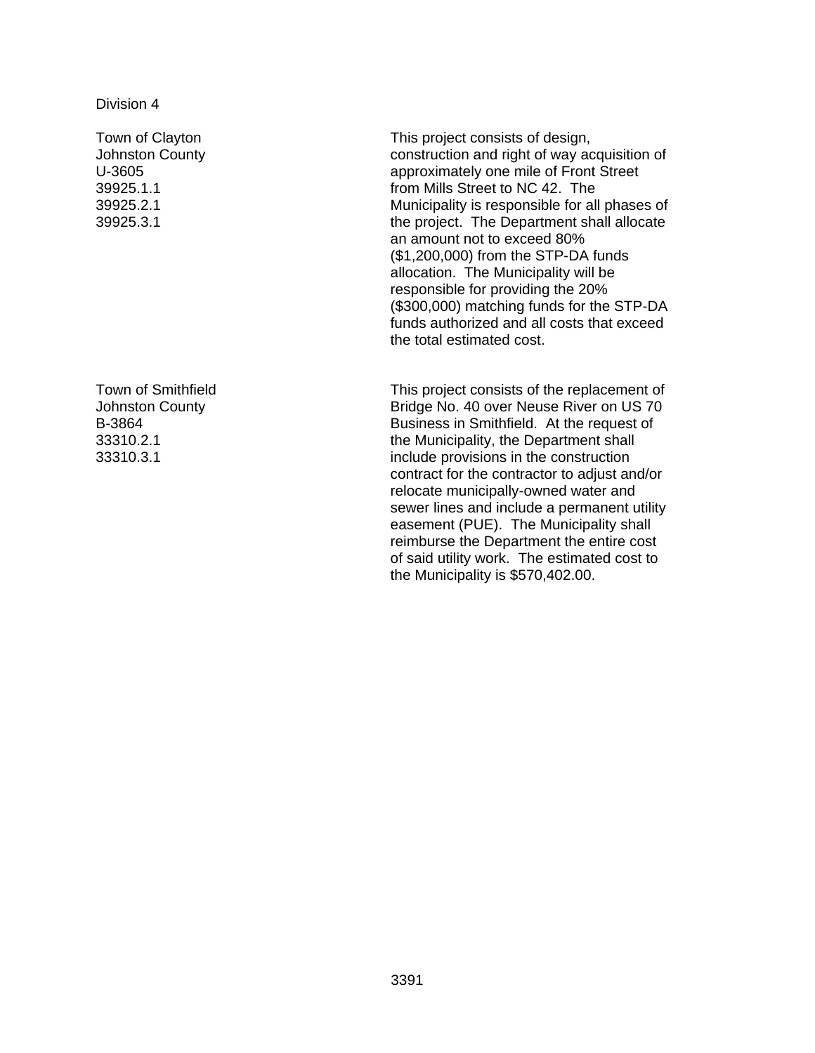Division 4

| | |
|---|---|
| Town of Clayton<br>Johnston County<br>U-3605<br>39925.1.1<br>39925.2.1<br>39925.3.1 | This project consists of design, construction and right of way acquisition of approximately one mile of Front Street from Mills Street to NC 42. The Municipality is responsible for all phases of the project. The Department shall allocate an amount not to exceed 80% ($1,200,000) from the STP-DA funds allocation. The Municipality will be responsible for providing the 20% ($300,000) matching funds for the STP-DA funds authorized and all costs that exceed the total estimated cost. |
| Town of Smithfield<br>Johnston County<br>B-3864<br>33310.2.1<br>33310.3.1 | This project consists of the replacement of Bridge No. 40 over Neuse River on US 70 Business in Smithfield. At the request of the Municipality, the Department shall include provisions in the construction contract for the contractor to adjust and/or relocate municipally-owned water and sewer lines and include a permanent utility easement (PUE). The Municipality shall reimburse the Department the entire cost of said utility work. The estimated cost to the Municipality is $570,402.00. |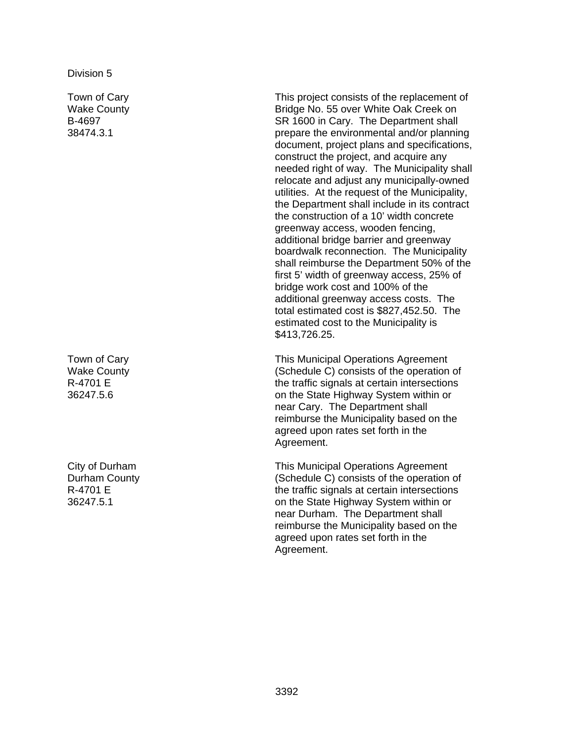Division 5

| | |
|---|---|
| Town of Cary<br>Wake County<br>B-4697<br>38474.3.1 | This project consists of the replacement of Bridge No. 55 over White Oak Creek on SR 1600 in Cary. The Department shall prepare the environmental and/or planning document, project plans and specifications, construct the project, and acquire any needed right of way. The Municipality shall relocate and adjust any municipally-owned utilities. At the request of the Municipality, the Department shall include in its contract the construction of a 10' width concrete greenway access, wooden fencing, additional bridge barrier and greenway boardwalk reconnection. The Municipality shall reimburse the Department 50% of the first 5' width of greenway access, 25% of bridge work cost and 100% of the additional greenway access costs. The total estimated cost is $827,452.50. The estimated cost to the Municipality is $413,726.25. |
| Town of Cary<br>Wake County<br>R-4701 E<br>36247.5.6 | This Municipal Operations Agreement (Schedule C) consists of the operation of the traffic signals at certain intersections on the State Highway System within or near Cary. The Department shall reimburse the Municipality based on the agreed upon rates set forth in the Agreement. |
| City of Durham<br>Durham County<br>R-4701 E<br>36247.5.1 | This Municipal Operations Agreement (Schedule C) consists of the operation of the traffic signals at certain intersections on the State Highway System within or near Durham. The Department shall reimburse the Municipality based on the agreed upon rates set forth in the Agreement. |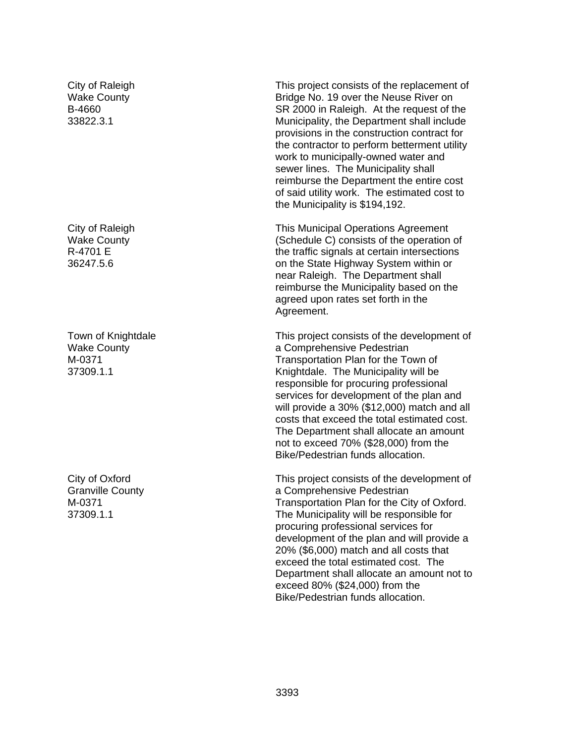| | |
|---|---|
| City of Raleigh<br>Wake County<br>B-4660<br>33822.3.1 | This project consists of the replacement of Bridge No. 19 over the Neuse River on SR 2000 in Raleigh. At the request of the Municipality, the Department shall include provisions in the construction contract for the contractor to perform betterment utility work to municipally-owned water and sewer lines. The Municipality shall reimburse the Department the entire cost of said utility work. The estimated cost to the Municipality is $194,192. |
| City of Raleigh<br>Wake County<br>R-4701 E<br>36247.5.6 | This Municipal Operations Agreement (Schedule C) consists of the operation of the traffic signals at certain intersections on the State Highway System within or near Raleigh. The Department shall reimburse the Municipality based on the agreed upon rates set forth in the Agreement. |
| Town of Knightdale<br>Wake County<br>M-0371<br>37309.1.1 | This project consists of the development of a Comprehensive Pedestrian Transportation Plan for the Town of Knightdale. The Municipality will be responsible for procuring professional services for development of the plan and will provide a 30% ($12,000) match and all costs that exceed the total estimated cost. The Department shall allocate an amount not to exceed 70% ($28,000) from the Bike/Pedestrian funds allocation. |
| City of Oxford<br>Granville County<br>M-0371<br>37309.1.1 | This project consists of the development of a Comprehensive Pedestrian Transportation Plan for the City of Oxford. The Municipality will be responsible for procuring professional services for development of the plan and will provide a 20% ($6,000) match and all costs that exceed the total estimated cost. The Department shall allocate an amount not to exceed 80% ($24,000) from the Bike/Pedestrian funds allocation. |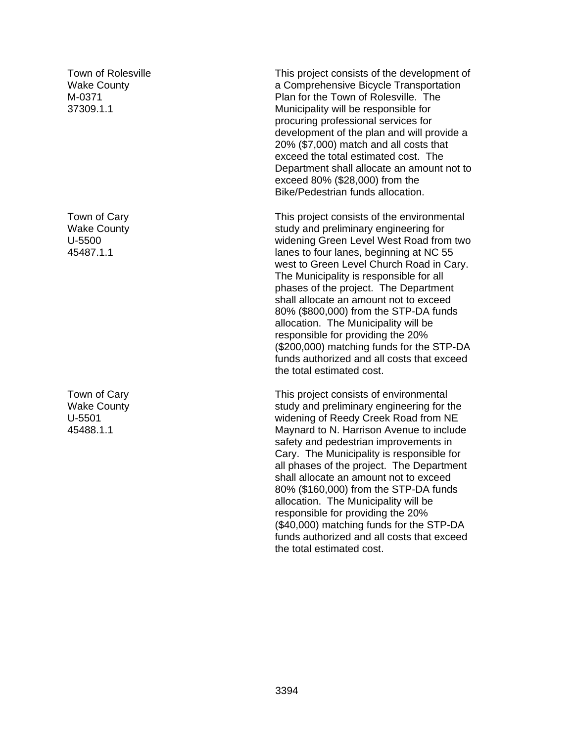| | |
|---|---|
| Town of Rolesville<br>Wake County<br>M-0371<br>37309.1.1 | This project consists of the development of a Comprehensive Bicycle Transportation Plan for the Town of Rolesville. The Municipality will be responsible for procuring professional services for development of the plan and will provide a 20% ($7,000) match and all costs that exceed the total estimated cost. The Department shall allocate an amount not to exceed 80% ($28,000) from the Bike/Pedestrian funds allocation. |
| Town of Cary<br>Wake County<br>U-5500<br>45487.1.1 | This project consists of the environmental study and preliminary engineering for widening Green Level West Road from two lanes to four lanes, beginning at NC 55 west to Green Level Church Road in Cary. The Municipality is responsible for all phases of the project. The Department shall allocate an amount not to exceed 80% ($800,000) from the STP-DA funds allocation. The Municipality will be responsible for providing the 20% ($200,000) matching funds for the STP-DA funds authorized and all costs that exceed the total estimated cost. |
| Town of Cary<br>Wake County<br>U-5501<br>45488.1.1 | This project consists of environmental study and preliminary engineering for the widening of Reedy Creek Road from NE Maynard to N. Harrison Avenue to include safety and pedestrian improvements in Cary. The Municipality is responsible for all phases of the project. The Department shall allocate an amount not to exceed 80% ($160,000) from the STP-DA funds allocation. The Municipality will be responsible for providing the 20% ($40,000) matching funds for the STP-DA funds authorized and all costs that exceed the total estimated cost. |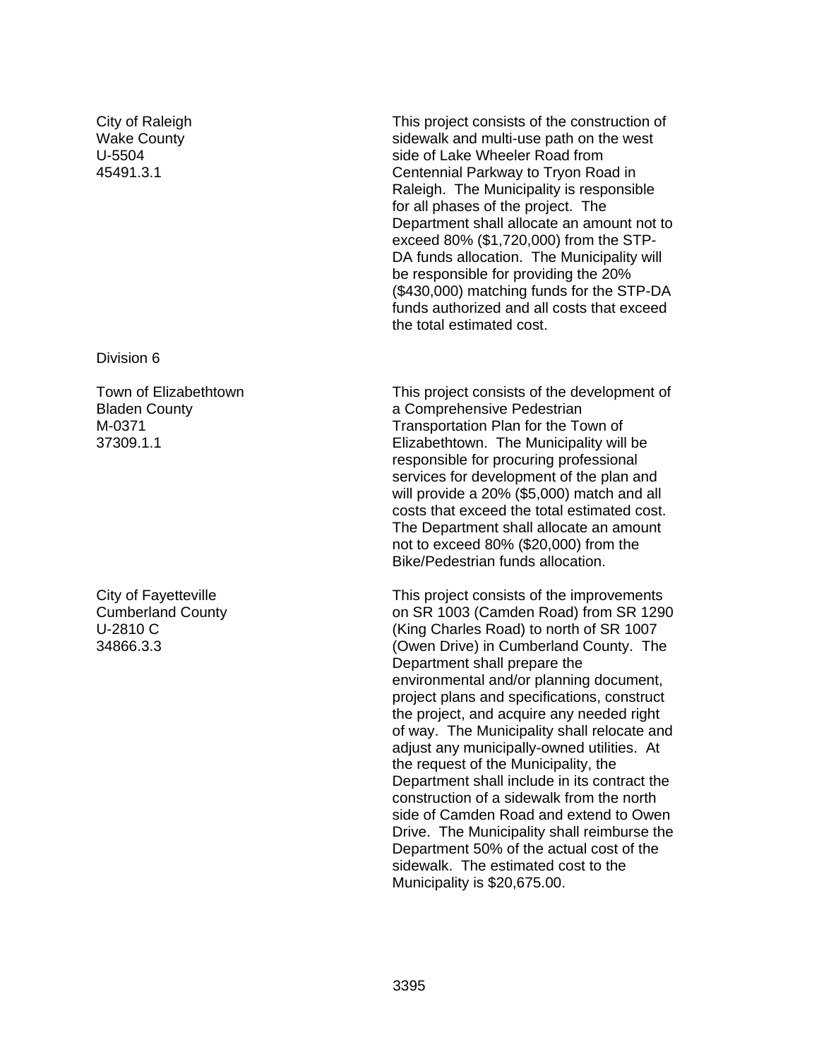City of Raleigh
Wake County
U-5504
45491.3.1

This project consists of the construction of sidewalk and multi-use path on the west side of Lake Wheeler Road from Centennial Parkway to Tryon Road in Raleigh. The Municipality is responsible for all phases of the project. The Department shall allocate an amount not to exceed 80% ($1,720,000) from the STP-DA funds allocation. The Municipality will be responsible for providing the 20% ($430,000) matching funds for the STP-DA funds authorized and all costs that exceed the total estimated cost.

Division 6

Town of Elizabethtown
Bladen County
M-0371
37309.1.1

This project consists of the development of a Comprehensive Pedestrian Transportation Plan for the Town of Elizabethtown. The Municipality will be responsible for procuring professional services for development of the plan and will provide a 20% ($5,000) match and all costs that exceed the total estimated cost. The Department shall allocate an amount not to exceed 80% ($20,000) from the Bike/Pedestrian funds allocation.

City of Fayetteville
Cumberland County
U-2810 C
34866.3.3

This project consists of the improvements on SR 1003 (Camden Road) from SR 1290 (King Charles Road) to north of SR 1007 (Owen Drive) in Cumberland County. The Department shall prepare the environmental and/or planning document, project plans and specifications, construct the project, and acquire any needed right of way. The Municipality shall relocate and adjust any municipally-owned utilities. At the request of the Municipality, the Department shall include in its contract the construction of a sidewalk from the north side of Camden Road and extend to Owen Drive. The Municipality shall reimburse the Department 50% of the actual cost of the sidewalk. The estimated cost to the Municipality is $20,675.00.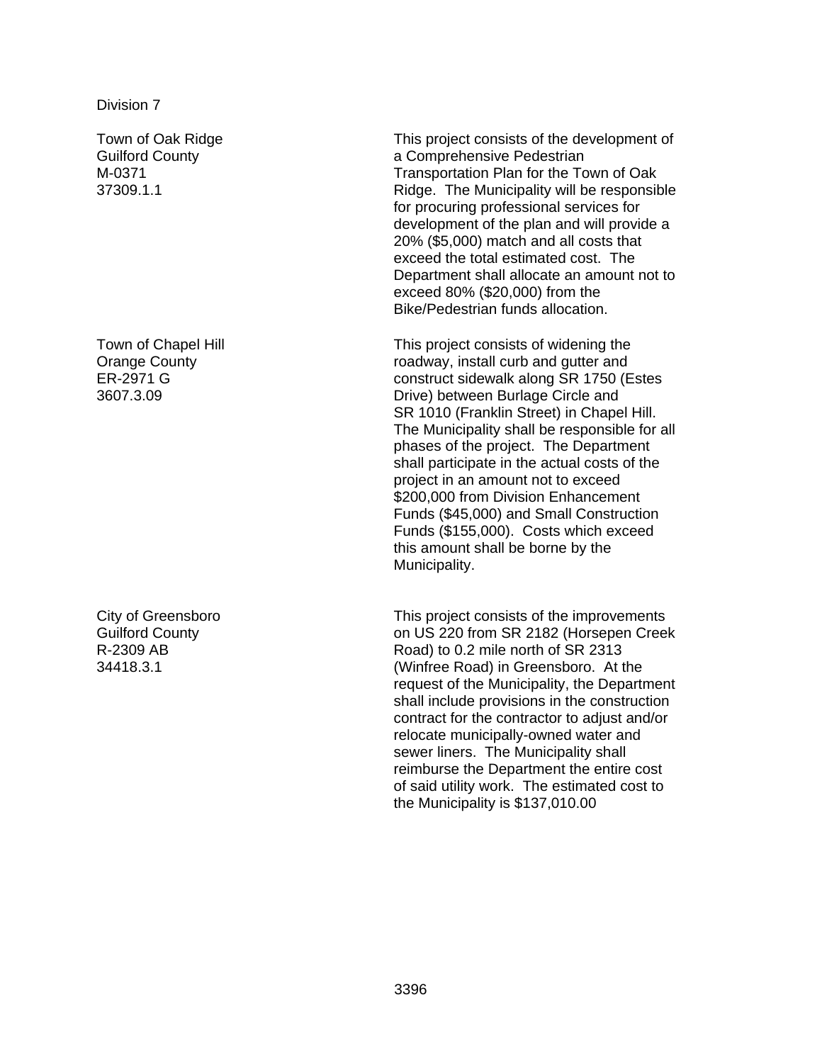Division 7

Town of Oak Ridge
Guilford County
M-0371
37309.1.1

This project consists of the development of a Comprehensive Pedestrian Transportation Plan for the Town of Oak Ridge. The Municipality will be responsible for procuring professional services for development of the plan and will provide a 20% ($5,000) match and all costs that exceed the total estimated cost. The Department shall allocate an amount not to exceed 80% ($20,000) from the Bike/Pedestrian funds allocation.

Town of Chapel Hill
Orange County
ER-2971 G
3607.3.09

This project consists of widening the roadway, install curb and gutter and construct sidewalk along SR 1750 (Estes Drive) between Burlage Circle and SR 1010 (Franklin Street) in Chapel Hill. The Municipality shall be responsible for all phases of the project. The Department shall participate in the actual costs of the project in an amount not to exceed $200,000 from Division Enhancement Funds ($45,000) and Small Construction Funds ($155,000). Costs which exceed this amount shall be borne by the Municipality.

City of Greensboro
Guilford County
R-2309 AB
34418.3.1

This project consists of the improvements on US 220 from SR 2182 (Horsepen Creek Road) to 0.2 mile north of SR 2313 (Winfree Road) in Greensboro. At the request of the Municipality, the Department shall include provisions in the construction contract for the contractor to adjust and/or relocate municipally-owned water and sewer liners. The Municipality shall reimburse the Department the entire cost of said utility work. The estimated cost to the Municipality is $137,010.00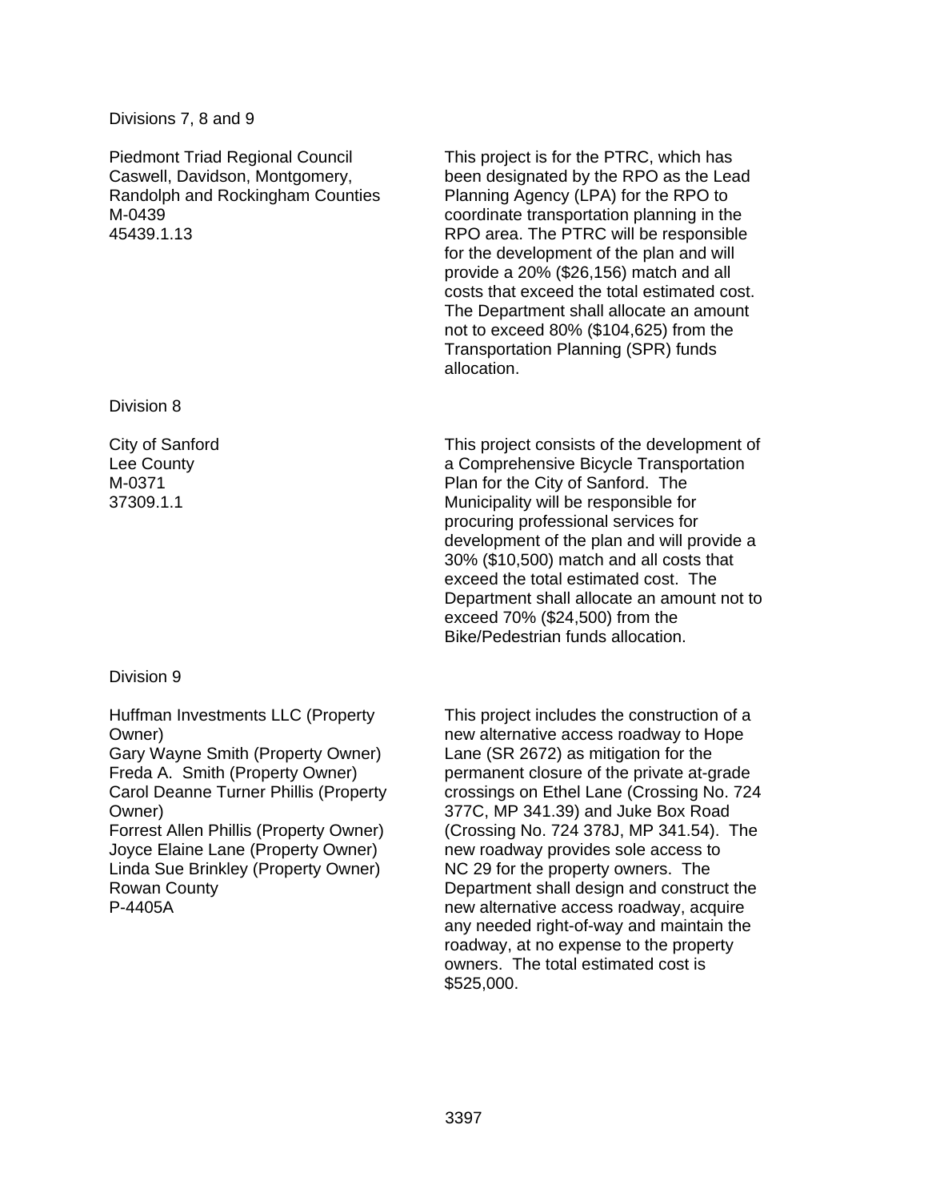Divisions 7, 8 and 9

| | |
|---|---|
| Piedmont Triad Regional Council<br>Caswell, Davidson, Montgomery, Randolph and Rockingham Counties<br>M-0439<br>45439.1.13 | This project is for the PTRC, which has been designated by the RPO as the Lead Planning Agency (LPA) for the RPO to coordinate transportation planning in the RPO area. The PTRC will be responsible for the development of the plan and will provide a 20% ($26,156) match and all costs that exceed the total estimated cost. The Department shall allocate an amount not to exceed 80% ($104,625) from the Transportation Planning (SPR) funds allocation. |

Division 8

| | |
|---|---|
| City of Sanford<br>Lee County<br>M-0371<br>37309.1.1 | This project consists of the development of a Comprehensive Bicycle Transportation Plan for the City of Sanford. The Municipality will be responsible for procuring professional services for development of the plan and will provide a 30% ($10,500) match and all costs that exceed the total estimated cost. The Department shall allocate an amount not to exceed 70% ($24,500) from the Bike/Pedestrian funds allocation. |

Division 9

| | |
|---|---|
| Huffman Investments LLC (Property Owner)<br>Gary Wayne Smith (Property Owner)<br>Freda A. Smith (Property Owner)<br>Carol Deanne Turner Phillis (Property Owner)<br>Forrest Allen Phillis (Property Owner)<br>Joyce Elaine Lane (Property Owner)<br>Linda Sue Brinkley (Property Owner)<br>Rowan County<br>P-4405A | This project includes the construction of a new alternative access roadway to Hope Lane (SR 2672) as mitigation for the permanent closure of the private at-grade crossings on Ethel Lane (Crossing No. 724 377C, MP 341.39) and Juke Box Road (Crossing No. 724 378J, MP 341.54). The new roadway provides sole access to NC 29 for the property owners. The Department shall design and construct the new alternative access roadway, acquire any needed right-of-way and maintain the roadway, at no expense to the property owners. The total estimated cost is $525,000. |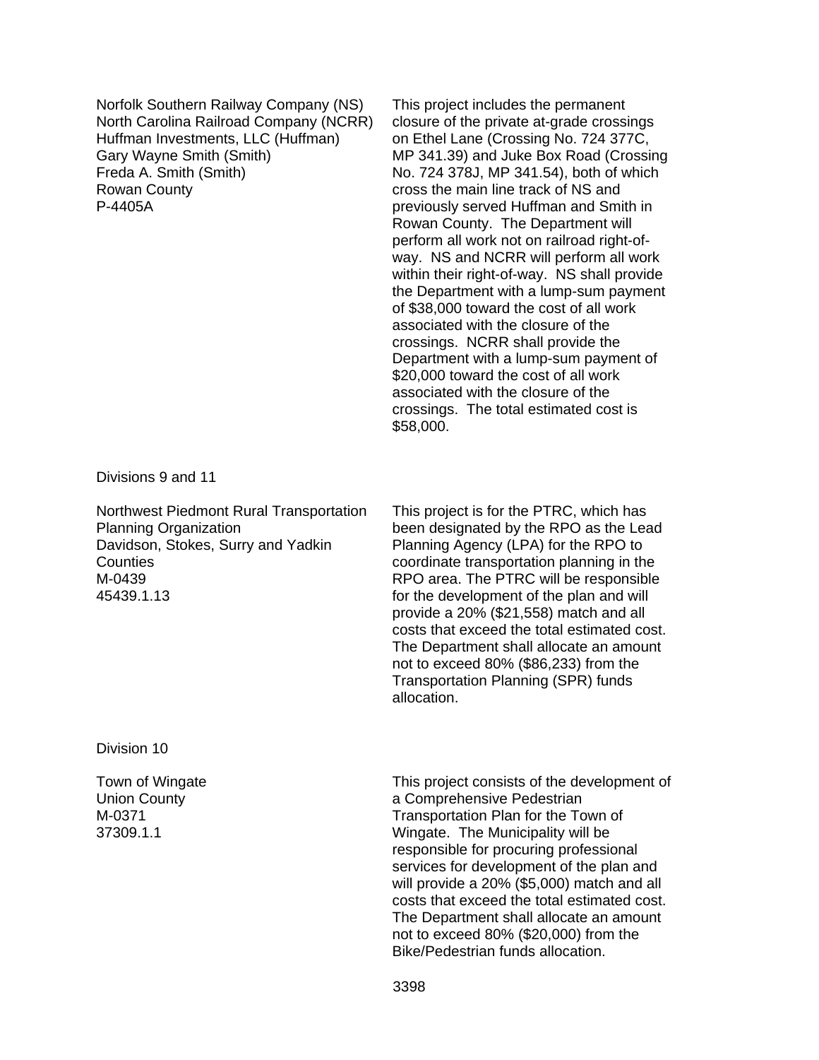Norfolk Southern Railway Company (NS)
North Carolina Railroad Company (NCRR)
Huffman Investments, LLC (Huffman)
Gary Wayne Smith (Smith)
Freda A. Smith (Smith)
Rowan County
P-4405A

This project includes the permanent closure of the private at-grade crossings on Ethel Lane (Crossing No. 724 377C, MP 341.39) and Juke Box Road (Crossing No. 724 378J, MP 341.54), both of which cross the main line track of NS and previously served Huffman and Smith in Rowan County. The Department will perform all work not on railroad right-of-way. NS and NCRR will perform all work within their right-of-way. NS shall provide the Department with a lump-sum payment of $38,000 toward the cost of all work associated with the closure of the crossings. NCRR shall provide the Department with a lump-sum payment of $20,000 toward the cost of all work associated with the closure of the crossings. The total estimated cost is $58,000.

Divisions 9 and 11

Northwest Piedmont Rural Transportation Planning Organization
Davidson, Stokes, Surry and Yadkin Counties
M-0439
45439.1.13

This project is for the PTRC, which has been designated by the RPO as the Lead Planning Agency (LPA) for the RPO to coordinate transportation planning in the RPO area. The PTRC will be responsible for the development of the plan and will provide a 20% ($21,558) match and all costs that exceed the total estimated cost. The Department shall allocate an amount not to exceed 80% ($86,233) from the Transportation Planning (SPR) funds allocation.

Division 10

Town of Wingate
Union County
M-0371
37309.1.1

This project consists of the development of a Comprehensive Pedestrian Transportation Plan for the Town of Wingate. The Municipality will be responsible for procuring professional services for development of the plan and will provide a 20% ($5,000) match and all costs that exceed the total estimated cost. The Department shall allocate an amount not to exceed 80% ($20,000) from the Bike/Pedestrian funds allocation.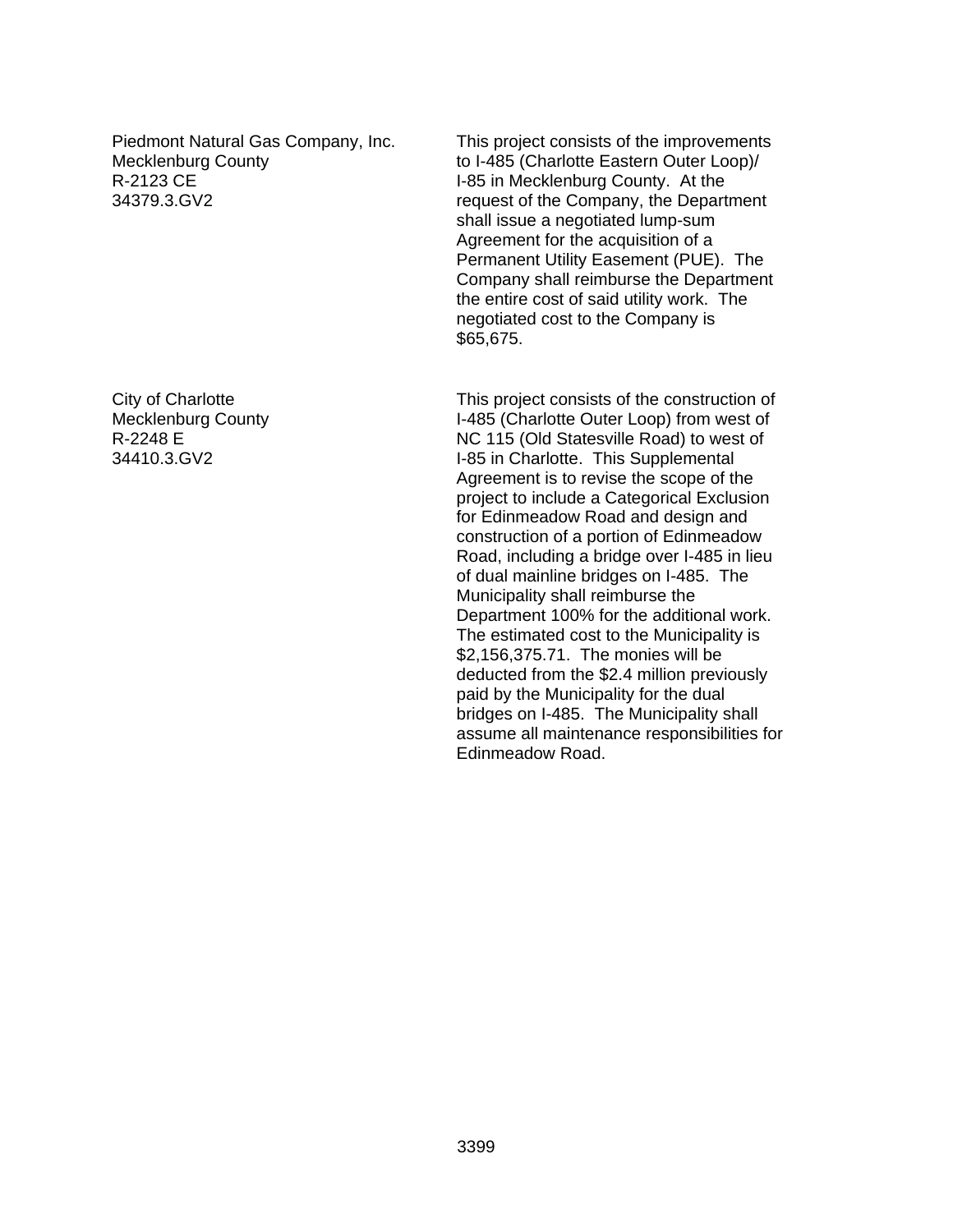Piedmont Natural Gas Company, Inc.
Mecklenburg County
R-2123 CE
34379.3.GV2

This project consists of the improvements to I-485 (Charlotte Eastern Outer Loop)/ I-85 in Mecklenburg County. At the request of the Company, the Department shall issue a negotiated lump-sum Agreement for the acquisition of a Permanent Utility Easement (PUE). The Company shall reimburse the Department the entire cost of said utility work. The negotiated cost to the Company is $65,675.

City of Charlotte
Mecklenburg County
R-2248 E
34410.3.GV2

This project consists of the construction of I-485 (Charlotte Outer Loop) from west of NC 115 (Old Statesville Road) to west of I-85 in Charlotte. This Supplemental Agreement is to revise the scope of the project to include a Categorical Exclusion for Edinmeadow Road and design and construction of a portion of Edinmeadow Road, including a bridge over I-485 in lieu of dual mainline bridges on I-485. The Municipality shall reimburse the Department 100% for the additional work. The estimated cost to the Municipality is $2,156,375.71. The monies will be deducted from the $2.4 million previously paid by the Municipality for the dual bridges on I-485. The Municipality shall assume all maintenance responsibilities for Edinmeadow Road.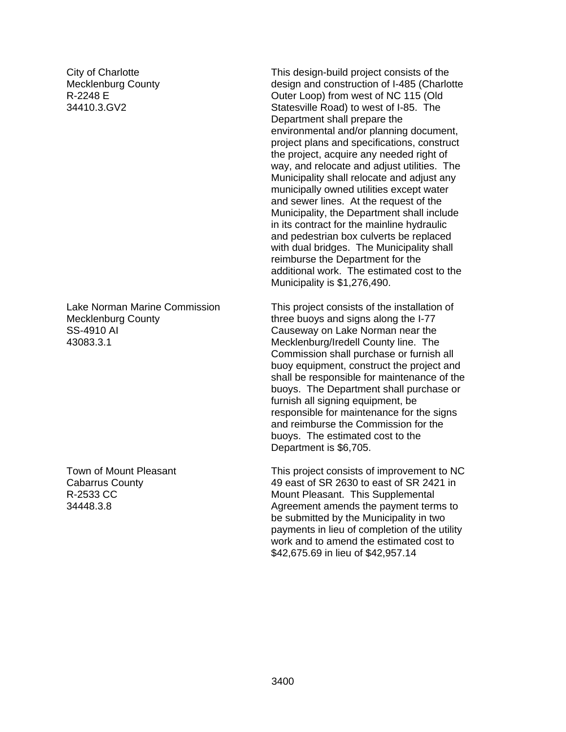City of Charlotte
Mecklenburg County
R-2248 E
34410.3.GV2

This design-build project consists of the design and construction of I-485 (Charlotte Outer Loop) from west of NC 115 (Old Statesville Road) to west of I-85. The Department shall prepare the environmental and/or planning document, project plans and specifications, construct the project, acquire any needed right of way, and relocate and adjust utilities. The Municipality shall relocate and adjust any municipally owned utilities except water and sewer lines. At the request of the Municipality, the Department shall include in its contract for the mainline hydraulic and pedestrian box culverts be replaced with dual bridges. The Municipality shall reimburse the Department for the additional work. The estimated cost to the Municipality is $1,276,490.

Lake Norman Marine Commission
Mecklenburg County
SS-4910 AI
43083.3.1

This project consists of the installation of three buoys and signs along the I-77 Causeway on Lake Norman near the Mecklenburg/Iredell County line. The Commission shall purchase or furnish all buoy equipment, construct the project and shall be responsible for maintenance of the buoys. The Department shall purchase or furnish all signing equipment, be responsible for maintenance for the signs and reimburse the Commission for the buoys. The estimated cost to the Department is $6,705.

Town of Mount Pleasant
Cabarrus County
R-2533 CC
34448.3.8

This project consists of improvement to NC 49 east of SR 2630 to east of SR 2421 in Mount Pleasant. This Supplemental Agreement amends the payment terms to be submitted by the Municipality in two payments in lieu of completion of the utility work and to amend the estimated cost to $42,675.69 in lieu of $42,957.14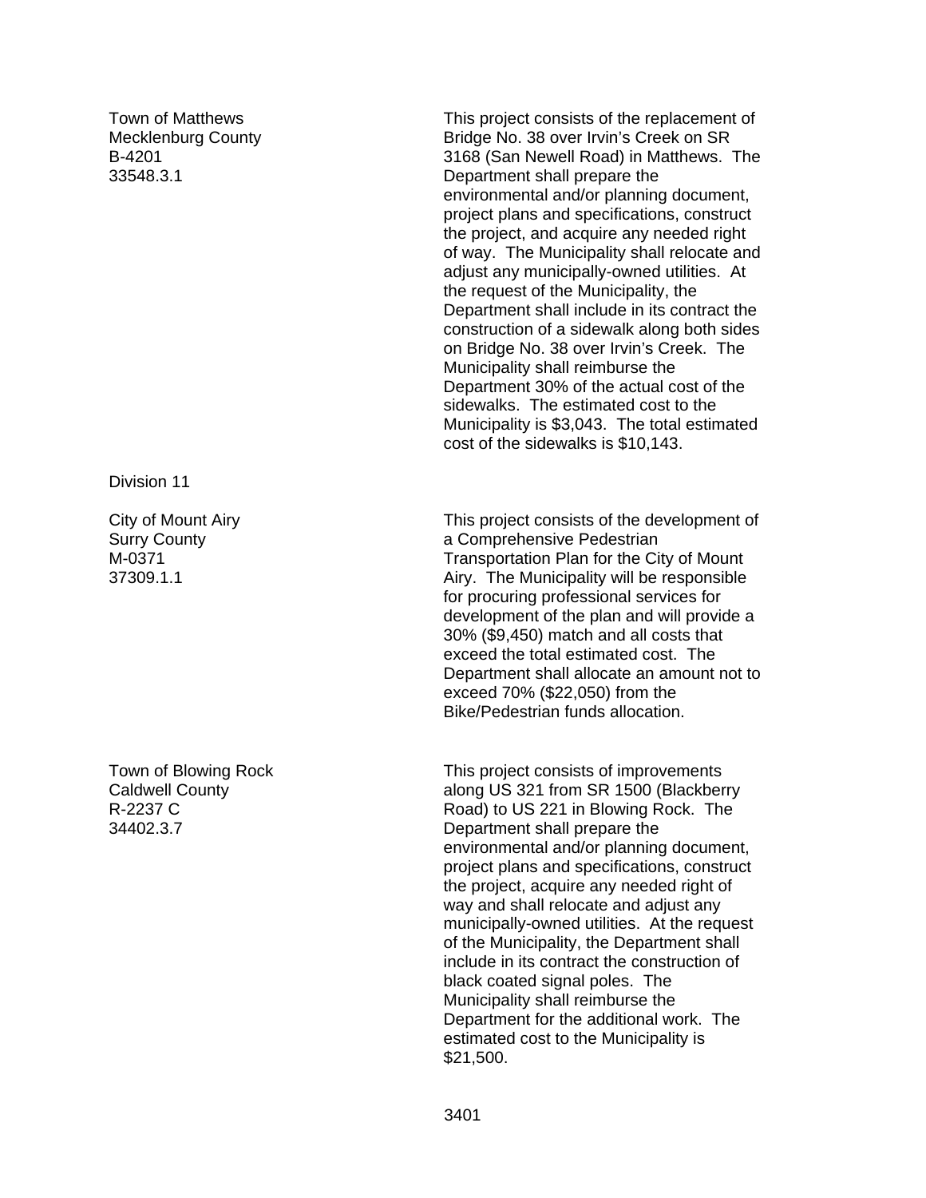Town of Matthews
Mecklenburg County
B-4201
33548.3.1

This project consists of the replacement of Bridge No. 38 over Irvin's Creek on SR 3168 (San Newell Road) in Matthews. The Department shall prepare the environmental and/or planning document, project plans and specifications, construct the project, and acquire any needed right of way. The Municipality shall relocate and adjust any municipally-owned utilities. At the request of the Municipality, the Department shall include in its contract the construction of a sidewalk along both sides on Bridge No. 38 over Irvin's Creek. The Municipality shall reimburse the Department 30% of the actual cost of the sidewalks. The estimated cost to the Municipality is $3,043. The total estimated cost of the sidewalks is $10,143.

Division 11

City of Mount Airy
Surry County
M-0371
37309.1.1

This project consists of the development of a Comprehensive Pedestrian Transportation Plan for the City of Mount Airy. The Municipality will be responsible for procuring professional services for development of the plan and will provide a 30% ($9,450) match and all costs that exceed the total estimated cost. The Department shall allocate an amount not to exceed 70% ($22,050) from the Bike/Pedestrian funds allocation.

Town of Blowing Rock
Caldwell County
R-2237 C
34402.3.7

This project consists of improvements along US 321 from SR 1500 (Blackberry Road) to US 221 in Blowing Rock. The Department shall prepare the environmental and/or planning document, project plans and specifications, construct the project, acquire any needed right of way and shall relocate and adjust any municipally-owned utilities. At the request of the Municipality, the Department shall include in its contract the construction of black coated signal poles. The Municipality shall reimburse the Department for the additional work. The estimated cost to the Municipality is $21,500.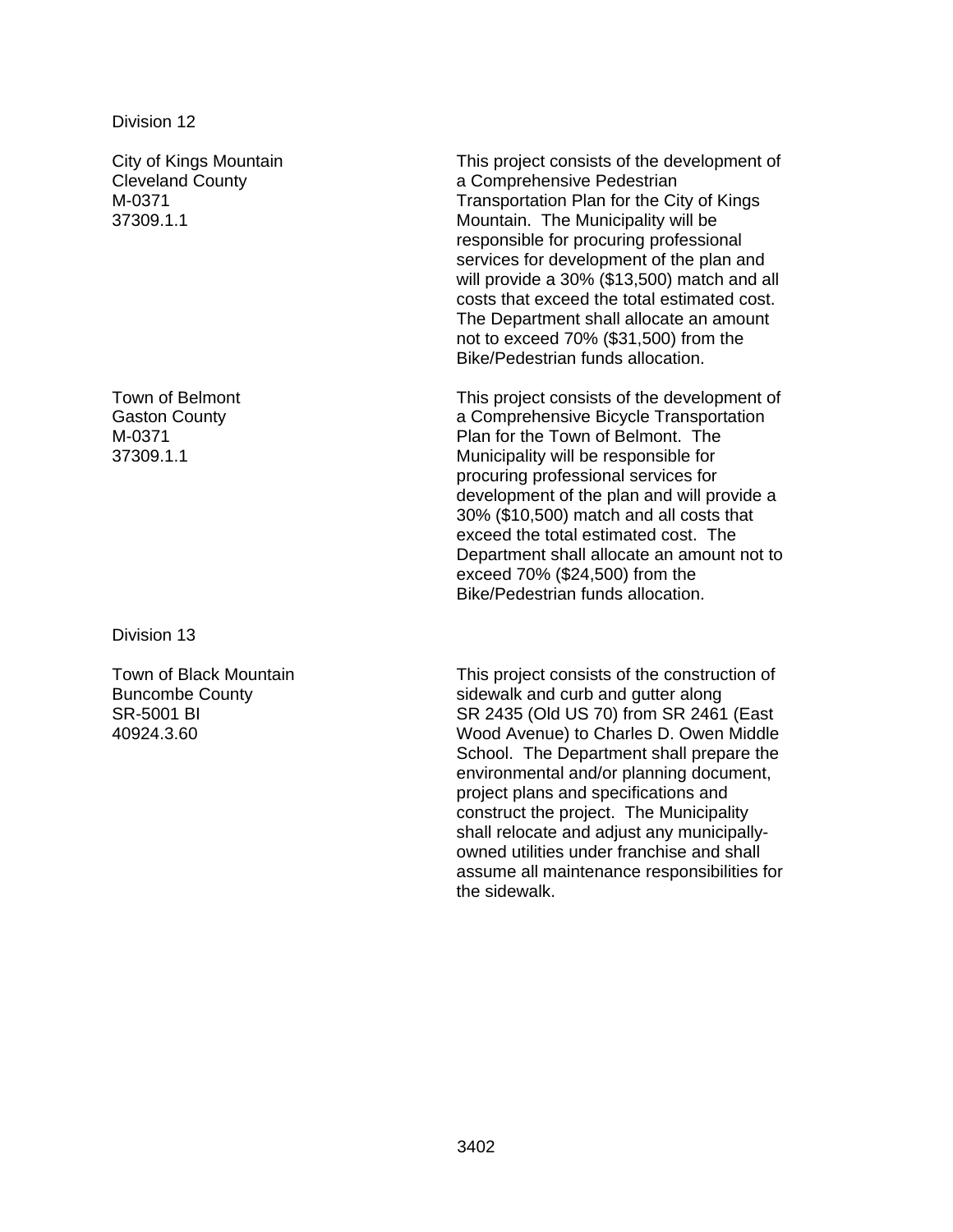Division 12

| | |
|---|---|
| City of Kings Mountain<br>Cleveland County<br>M-0371<br>37309.1.1 | This project consists of the development of a Comprehensive Pedestrian Transportation Plan for the City of Kings Mountain. The Municipality will be responsible for procuring professional services for development of the plan and will provide a 30% ($13,500) match and all costs that exceed the total estimated cost. The Department shall allocate an amount not to exceed 70% ($31,500) from the Bike/Pedestrian funds allocation. |
| Town of Belmont<br>Gaston County<br>M-0371<br>37309.1.1 | This project consists of the development of a Comprehensive Bicycle Transportation Plan for the Town of Belmont. The Municipality will be responsible for procuring professional services for development of the plan and will provide a 30% ($10,500) match and all costs that exceed the total estimated cost. The Department shall allocate an amount not to exceed 70% ($24,500) from the Bike/Pedestrian funds allocation. |

Division 13

| | |
|---|---|
| Town of Black Mountain<br>Buncombe County<br>SR-5001 BI<br>40924.3.60 | This project consists of the construction of sidewalk and curb and gutter along SR 2435 (Old US 70) from SR 2461 (East Wood Avenue) to Charles D. Owen Middle School. The Department shall prepare the environmental and/or planning document, project plans and specifications and construct the project. The Municipality shall relocate and adjust any municipally-owned utilities under franchise and shall assume all maintenance responsibilities for the sidewalk. |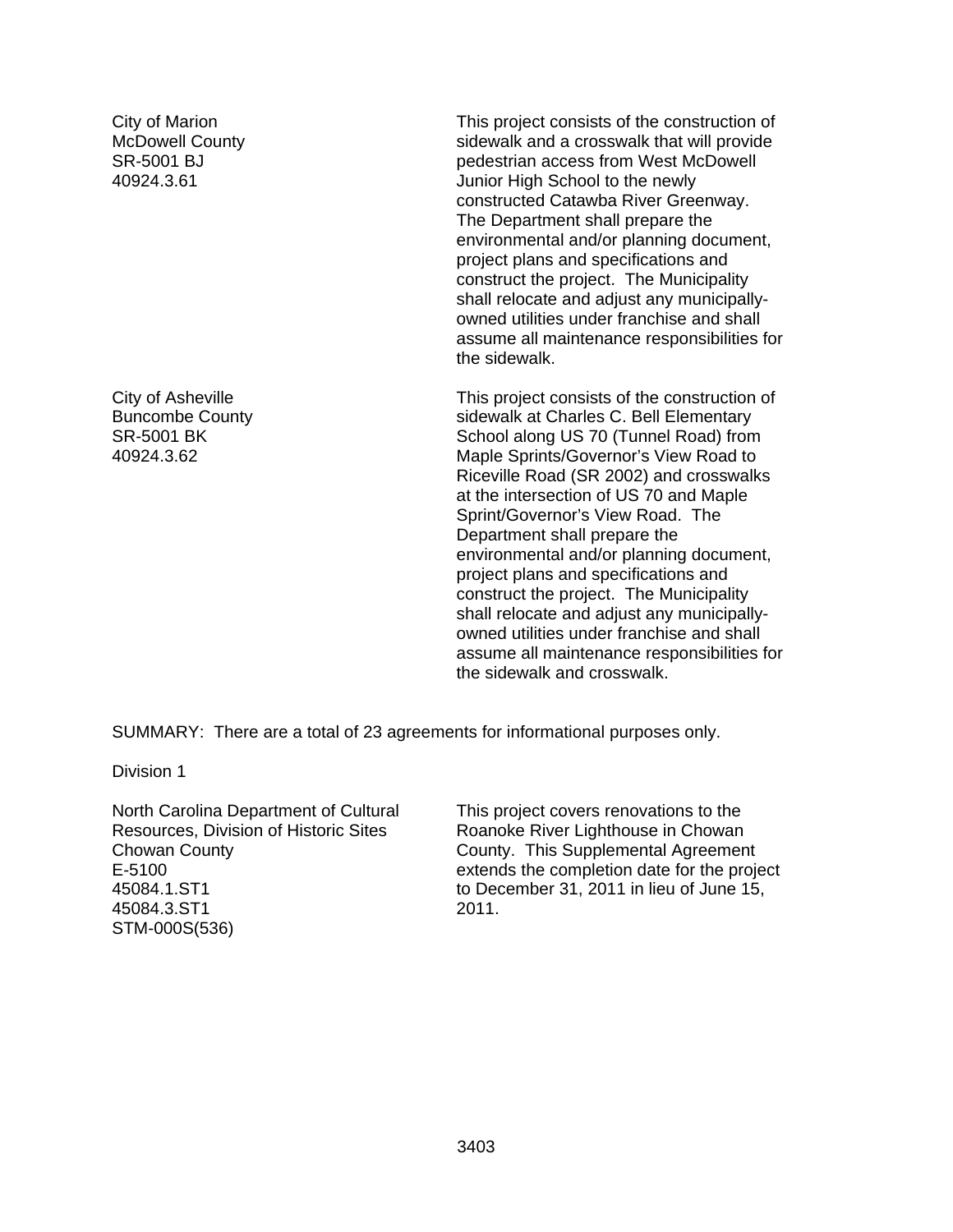City of Marion
McDowell County
SR-5001 BJ
40924.3.61

This project consists of the construction of sidewalk and a crosswalk that will provide pedestrian access from West McDowell Junior High School to the newly constructed Catawba River Greenway. The Department shall prepare the environmental and/or planning document, project plans and specifications and construct the project. The Municipality shall relocate and adjust any municipally-owned utilities under franchise and shall assume all maintenance responsibilities for the sidewalk.

City of Asheville
Buncombe County
SR-5001 BK
40924.3.62

This project consists of the construction of sidewalk at Charles C. Bell Elementary School along US 70 (Tunnel Road) from Maple Sprints/Governor's View Road to Riceville Road (SR 2002) and crosswalks at the intersection of US 70 and Maple Sprint/Governor's View Road. The Department shall prepare the environmental and/or planning document, project plans and specifications and construct the project. The Municipality shall relocate and adjust any municipally-owned utilities under franchise and shall assume all maintenance responsibilities for the sidewalk and crosswalk.

SUMMARY: There are a total of 23 agreements for informational purposes only.

Division 1

North Carolina Department of Cultural Resources, Division of Historic Sites
Chowan County
E-5100
45084.1.ST1
45084.3.ST1
STM-000S(536)

This project covers renovations to the Roanoke River Lighthouse in Chowan County. This Supplemental Agreement extends the completion date for the project to December 31, 2011 in lieu of June 15, 2011.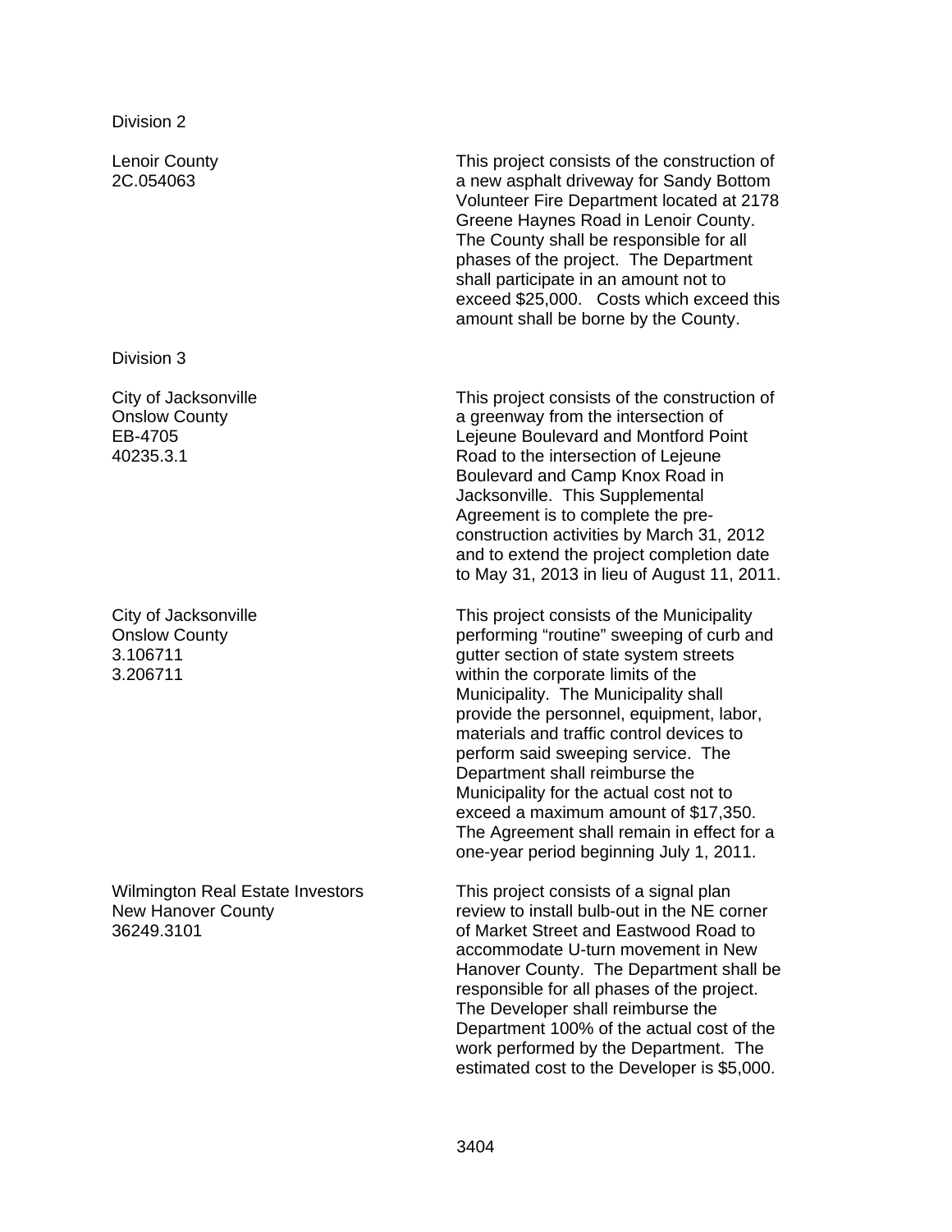Division 2

| | |
|---|---|
| Lenoir County<br>2C.054063 | This project consists of the construction of a new asphalt driveway for Sandy Bottom Volunteer Fire Department located at 2178 Greene Haynes Road in Lenoir County. The County shall be responsible for all phases of the project. The Department shall participate in an amount not to exceed \$25,000. Costs which exceed this amount shall be borne by the County. |

Division 3

| | |
|---|---|
| City of Jacksonville<br>Onslow County<br>EB-4705<br>40235.3.1 | This project consists of the construction of a greenway from the intersection of Lejeune Boulevard and Montford Point Road to the intersection of Lejeune Boulevard and Camp Knox Road in Jacksonville. This Supplemental Agreement is to complete the pre-construction activities by March 31, 2012 and to extend the project completion date to May 31, 2013 in lieu of August 11, 2011. |
| City of Jacksonville<br>Onslow County<br>3.106711<br>3.206711 | This project consists of the Municipality performing “routine” sweeping of curb and gutter section of state system streets within the corporate limits of the Municipality. The Municipality shall provide the personnel, equipment, labor, materials and traffic control devices to perform said sweeping service. The Department shall reimburse the Municipality for the actual cost not to exceed a maximum amount of \$17,350. The Agreement shall remain in effect for a one-year period beginning July 1, 2011. |
| Wilmington Real Estate Investors<br>New Hanover County<br>36249.3101 | This project consists of a signal plan review to install bulb-out in the NE corner of Market Street and Eastwood Road to accommodate U-turn movement in New Hanover County. The Department shall be responsible for all phases of the project. The Developer shall reimburse the Department 100% of the actual cost of the work performed by the Department. The estimated cost to the Developer is \$5,000. |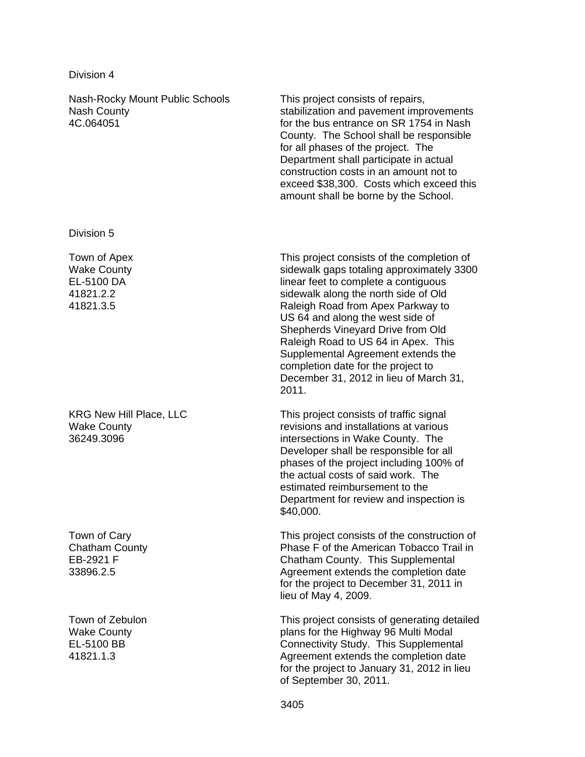Division 4

| | |
|---|---|
| Nash-Rocky Mount Public Schools<br>Nash County<br>4C.064051 | This project consists of repairs, stabilization and pavement improvements for the bus entrance on SR 1754 in Nash County. The School shall be responsible for all phases of the project. The Department shall participate in actual construction costs in an amount not to exceed $38,300. Costs which exceed this amount shall be borne by the School. |

Division 5

| | |
|---|---|
| Town of Apex<br>Wake County<br>EL-5100 DA<br>41821.2.2<br>41821.3.5 | This project consists of the completion of sidewalk gaps totaling approximately 3300 linear feet to complete a contiguous sidewalk along the north side of Old Raleigh Road from Apex Parkway to US 64 and along the west side of Shepherds Vineyard Drive from Old Raleigh Road to US 64 in Apex. This Supplemental Agreement extends the completion date for the project to December 31, 2012 in lieu of March 31, 2011. |
| KRG New Hill Place, LLC<br>Wake County<br>36249.3096 | This project consists of traffic signal revisions and installations at various intersections in Wake County. The Developer shall be responsible for all phases of the project including 100% of the actual costs of said work. The estimated reimbursement to the Department for review and inspection is $40,000. |
| Town of Cary<br>Chatham County<br>EB-2921 F<br>33896.2.5 | This project consists of the construction of Phase F of the American Tobacco Trail in Chatham County. This Supplemental Agreement extends the completion date for the project to December 31, 2011 in lieu of May 4, 2009. |
| Town of Zebulon<br>Wake County<br>EL-5100 BB<br>41821.1.3 | This project consists of generating detailed plans for the Highway 96 Multi Modal Connectivity Study. This Supplemental Agreement extends the completion date for the project to January 31, 2012 in lieu of September 30, 2011. |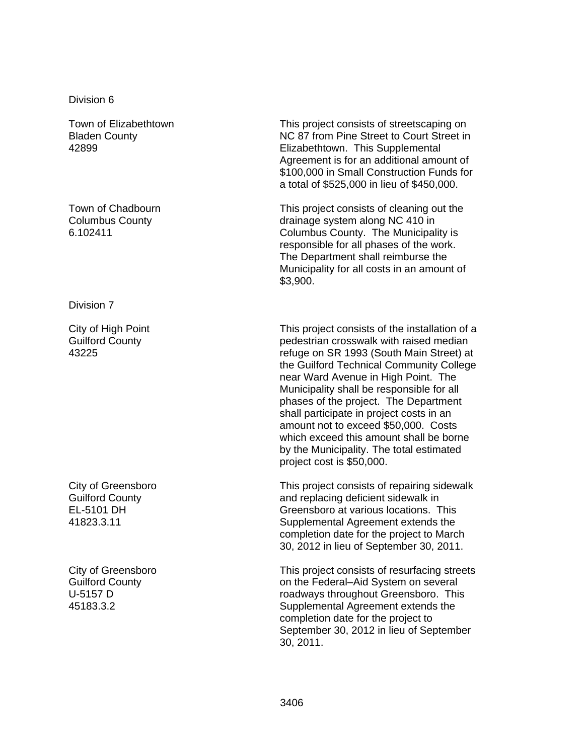Division 6

| | |
|---|---|
| Town of Elizabethtown<br>Bladen County<br>42899 | This project consists of streetscaping on NC 87 from Pine Street to Court Street in Elizabethtown. This Supplemental Agreement is for an additional amount of $100,000 in Small Construction Funds for a total of $525,000 in lieu of $450,000. |
| Town of Chadbourn<br>Columbus County<br>6.102411 | This project consists of cleaning out the drainage system along NC 410 in Columbus County. The Municipality is responsible for all phases of the work. The Department shall reimburse the Municipality for all costs in an amount of $3,900. |

Division 7

| | |
|---|---|
| City of High Point<br>Guilford County<br>43225 | This project consists of the installation of a pedestrian crosswalk with raised median refuge on SR 1993 (South Main Street) at the Guilford Technical Community College near Ward Avenue in High Point. The Municipality shall be responsible for all phases of the project. The Department shall participate in project costs in an amount not to exceed $50,000. Costs which exceed this amount shall be borne by the Municipality. The total estimated project cost is $50,000. |
| City of Greensboro<br>Guilford County<br>EL-5101 DH<br>41823.3.11 | This project consists of repairing sidewalk and replacing deficient sidewalk in Greensboro at various locations. This Supplemental Agreement extends the completion date for the project to March 30, 2012 in lieu of September 30, 2011. |
| City of Greensboro<br>Guilford County<br>U-5157 D<br>45183.3.2 | This project consists of resurfacing streets on the Federal–Aid System on several roadways throughout Greensboro. This Supplemental Agreement extends the completion date for the project to September 30, 2012 in lieu of September 30, 2011. |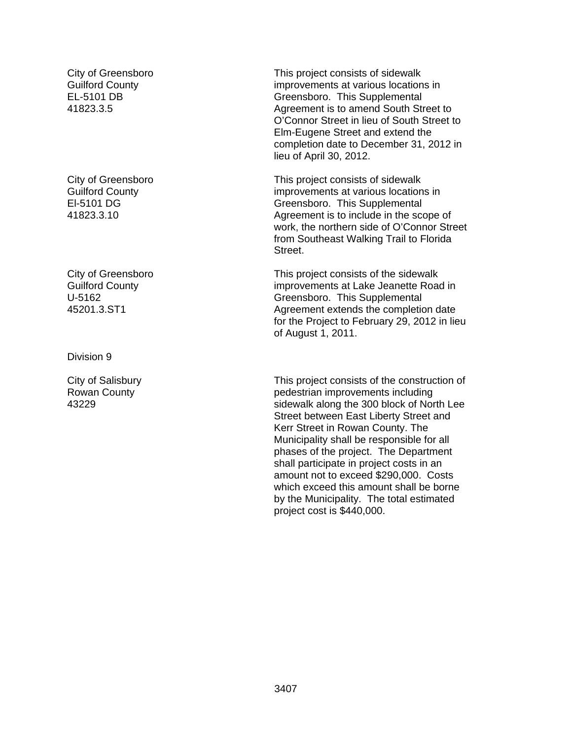City of Greensboro
Guilford County
EL-5101 DB
41823.3.5

This project consists of sidewalk improvements at various locations in Greensboro. This Supplemental Agreement is to amend South Street to O'Connor Street in lieu of South Street to Elm-Eugene Street and extend the completion date to December 31, 2012 in lieu of April 30, 2012.

City of Greensboro
Guilford County
El-5101 DG
41823.3.10

This project consists of sidewalk improvements at various locations in Greensboro. This Supplemental Agreement is to include in the scope of work, the northern side of O'Connor Street from Southeast Walking Trail to Florida Street.

City of Greensboro
Guilford County
U-5162
45201.3.ST1

This project consists of the sidewalk improvements at Lake Jeanette Road in Greensboro. This Supplemental Agreement extends the completion date for the Project to February 29, 2012 in lieu of August 1, 2011.

Division 9

City of Salisbury
Rowan County
43229

This project consists of the construction of pedestrian improvements including sidewalk along the 300 block of North Lee Street between East Liberty Street and Kerr Street in Rowan County. The Municipality shall be responsible for all phases of the project. The Department shall participate in project costs in an amount not to exceed $290,000. Costs which exceed this amount shall be borne by the Municipality. The total estimated project cost is $440,000.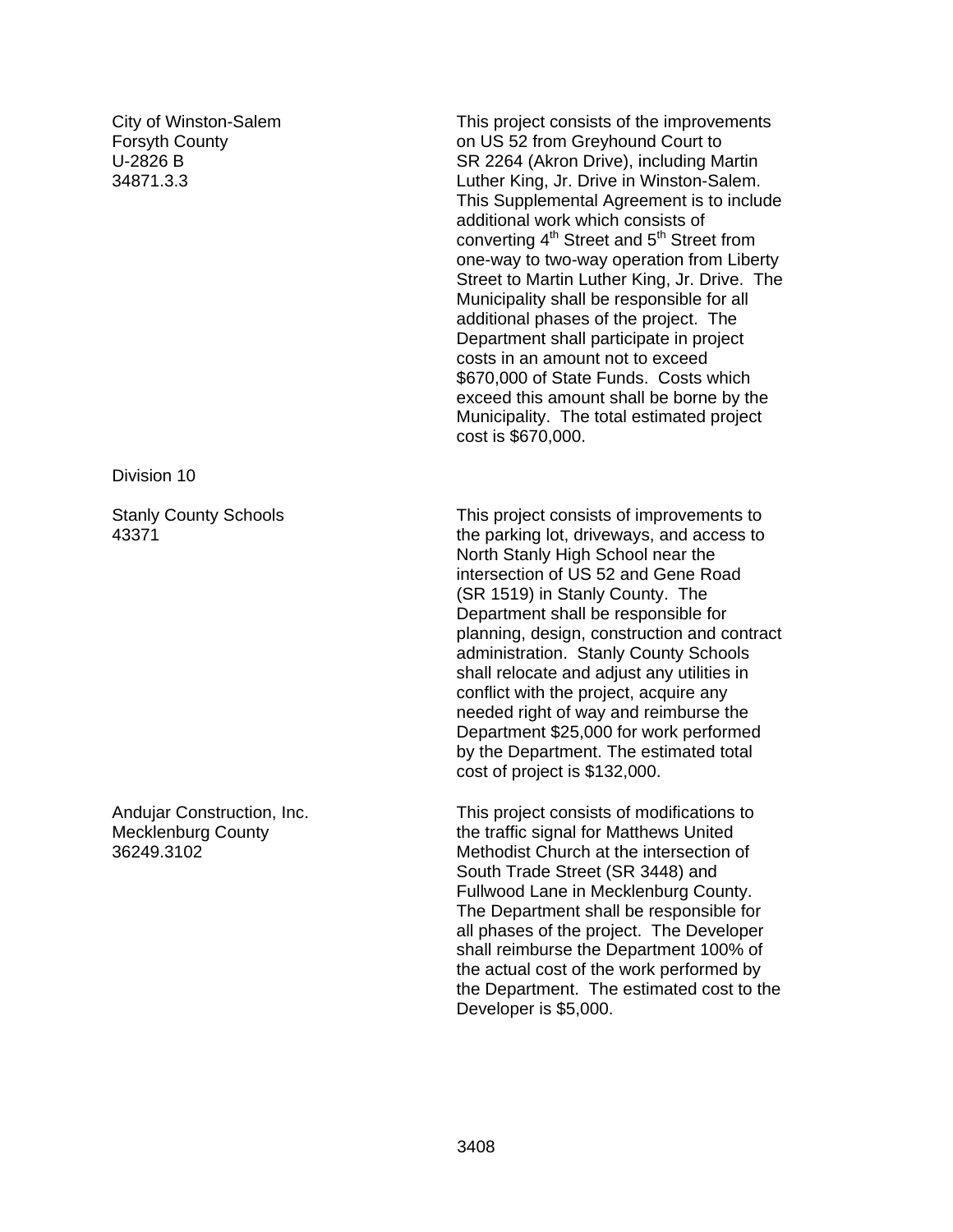City of Winston-Salem
Forsyth County
U-2826 B
34871.3.3

This project consists of the improvements on US 52 from Greyhound Court to SR 2264 (Akron Drive), including Martin Luther King, Jr. Drive in Winston-Salem. This Supplemental Agreement is to include additional work which consists of converting 4th Street and 5th Street from one-way to two-way operation from Liberty Street to Martin Luther King, Jr. Drive. The Municipality shall be responsible for all additional phases of the project. The Department shall participate in project costs in an amount not to exceed $670,000 of State Funds. Costs which exceed this amount shall be borne by the Municipality. The total estimated project cost is $670,000.

Division 10

Stanly County Schools
43371

This project consists of improvements to the parking lot, driveways, and access to North Stanly High School near the intersection of US 52 and Gene Road (SR 1519) in Stanly County. The Department shall be responsible for planning, design, construction and contract administration. Stanly County Schools shall relocate and adjust any utilities in conflict with the project, acquire any needed right of way and reimburse the Department $25,000 for work performed by the Department. The estimated total cost of project is $132,000.

Andujar Construction, Inc.
Mecklenburg County
36249.3102

This project consists of modifications to the traffic signal for Matthews United Methodist Church at the intersection of South Trade Street (SR 3448) and Fullwood Lane in Mecklenburg County. The Department shall be responsible for all phases of the project. The Developer shall reimburse the Department 100% of the actual cost of the work performed by the Department. The estimated cost to the Developer is $5,000.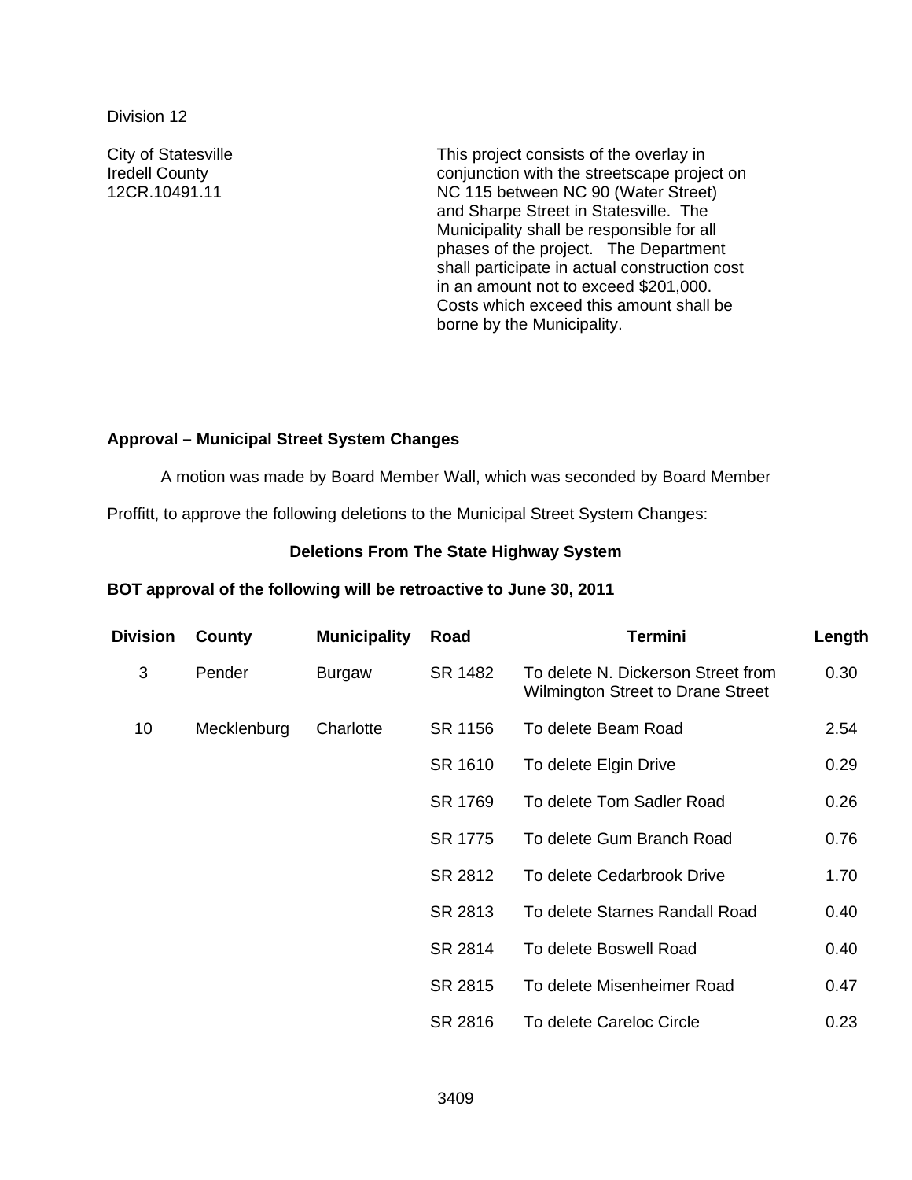Division 12

City of Statesville
Iredell County
12CR.10491.11

This project consists of the overlay in conjunction with the streetscape project on NC 115 between NC 90 (Water Street) and Sharpe Street in Statesville. The Municipality shall be responsible for all phases of the project. The Department shall participate in actual construction cost in an amount not to exceed $201,000. Costs which exceed this amount shall be borne by the Municipality.

**Approval – Municipal Street System Changes**

A motion was made by Board Member Wall, which was seconded by Board Member Proffitt, to approve the following deletions to the Municipal Street System Changes:

**Deletions From The State Highway System**

**BOT approval of the following will be retroactive to June 30, 2011**

| Division | County | Municipality | Road | Termini | Length |
|---|---|---|---|---|---|
| 3 | Pender | Burgaw | SR 1482 | To delete N. Dickerson Street from Wilmington Street to Drane Street | 0.30 |
| 10 | Mecklenburg | Charlotte | SR 1156 | To delete Beam Road | 2.54 |
| | | | SR 1610 | To delete Elgin Drive | 0.29 |
| | | | SR 1769 | To delete Tom Sadler Road | 0.26 |
| | | | SR 1775 | To delete Gum Branch Road | 0.76 |
| | | | SR 2812 | To delete Cedarbrook Drive | 1.70 |
| | | | SR 2813 | To delete Starnes Randall Road | 0.40 |
| | | | SR 2814 | To delete Boswell Road | 0.40 |
| | | | SR 2815 | To delete Misenheimer Road | 0.47 |
| | | | SR 2816 | To delete Careloc Circle | 0.23 |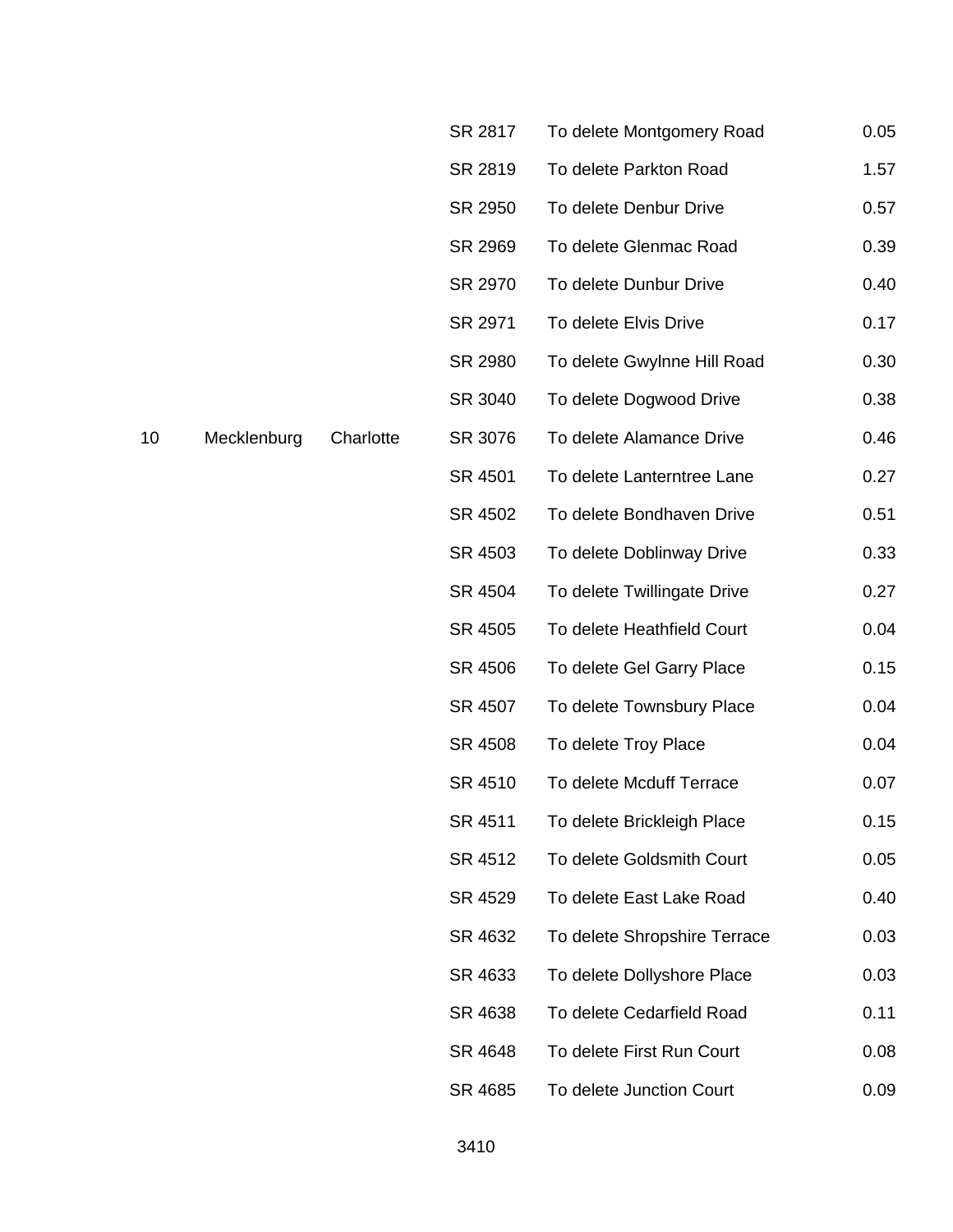|  |  |  |  |  |  |
|---|---|---|---|---|---|
|  |  |  | SR 2817 | To delete Montgomery Road | 0.05 |
|  |  |  | SR 2819 | To delete Parkton Road | 1.57 |
|  |  |  | SR 2950 | To delete Denbur Drive | 0.57 |
|  |  |  | SR 2969 | To delete Glenmac Road | 0.39 |
|  |  |  | SR 2970 | To delete Dunbur Drive | 0.40 |
|  |  |  | SR 2971 | To delete Elvis Drive | 0.17 |
|  |  |  | SR 2980 | To delete Gwylnne Hill Road | 0.30 |
|  |  |  | SR 3040 | To delete Dogwood Drive | 0.38 |
| 10 | Mecklenburg | Charlotte | SR 3076 | To delete Alamance Drive | 0.46 |
|  |  |  | SR 4501 | To delete Lanterntree Lane | 0.27 |
|  |  |  | SR 4502 | To delete Bondhaven Drive | 0.51 |
|  |  |  | SR 4503 | To delete Doblinway Drive | 0.33 |
|  |  |  | SR 4504 | To delete Twillingate Drive | 0.27 |
|  |  |  | SR 4505 | To delete Heathfield Court | 0.04 |
|  |  |  | SR 4506 | To delete Gel Garry Place | 0.15 |
|  |  |  | SR 4507 | To delete Townsbury Place | 0.04 |
|  |  |  | SR 4508 | To delete Troy Place | 0.04 |
|  |  |  | SR 4510 | To delete Mcduff Terrace | 0.07 |
|  |  |  | SR 4511 | To delete Brickleigh Place | 0.15 |
|  |  |  | SR 4512 | To delete Goldsmith Court | 0.05 |
|  |  |  | SR 4529 | To delete East Lake Road | 0.40 |
|  |  |  | SR 4632 | To delete Shropshire Terrace | 0.03 |
|  |  |  | SR 4633 | To delete Dollyshore Place | 0.03 |
|  |  |  | SR 4638 | To delete Cedarfield Road | 0.11 |
|  |  |  | SR 4648 | To delete First Run Court | 0.08 |
|  |  |  | SR 4685 | To delete Junction Court | 0.09 |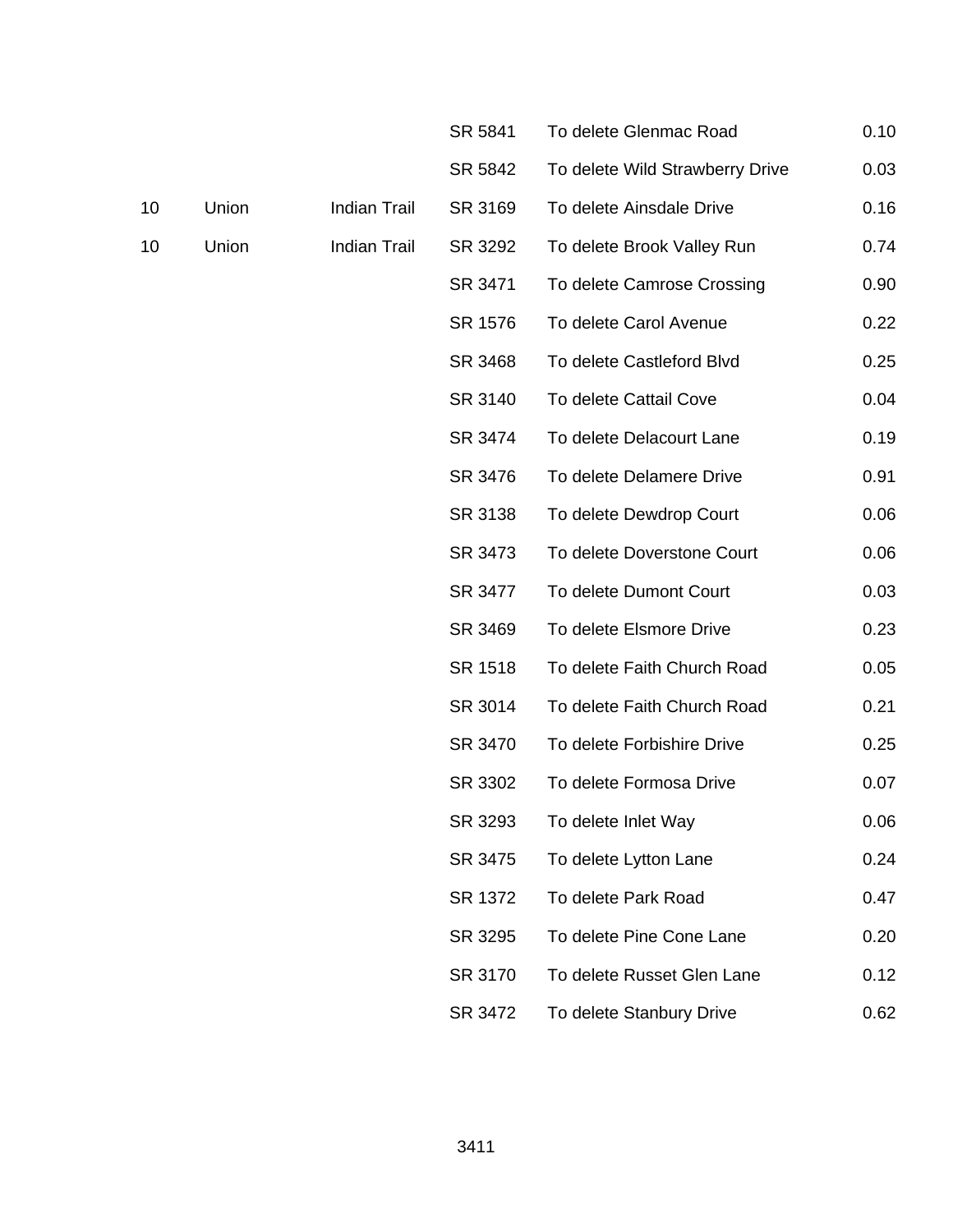| | | | | | |
|---|---|---|---|---|---|
| | | | SR 5841 | To delete Glenmac Road | 0.10 |
| | | | SR 5842 | To delete Wild Strawberry Drive | 0.03 |
| 10 | Union | Indian Trail | SR 3169 | To delete Ainsdale Drive | 0.16 |
| 10 | Union | Indian Trail | SR 3292 | To delete Brook Valley Run | 0.74 |
| | | | SR 3471 | To delete Camrose Crossing | 0.90 |
| | | | SR 1576 | To delete Carol Avenue | 0.22 |
| | | | SR 3468 | To delete Castleford Blvd | 0.25 |
| | | | SR 3140 | To delete Cattail Cove | 0.04 |
| | | | SR 3474 | To delete Delacourt Lane | 0.19 |
| | | | SR 3476 | To delete Delamere Drive | 0.91 |
| | | | SR 3138 | To delete Dewdrop Court | 0.06 |
| | | | SR 3473 | To delete Doverstone Court | 0.06 |
| | | | SR 3477 | To delete Dumont Court | 0.03 |
| | | | SR 3469 | To delete Elsmore Drive | 0.23 |
| | | | SR 1518 | To delete Faith Church Road | 0.05 |
| | | | SR 3014 | To delete Faith Church Road | 0.21 |
| | | | SR 3470 | To delete Forbishire Drive | 0.25 |
| | | | SR 3302 | To delete Formosa Drive | 0.07 |
| | | | SR 3293 | To delete Inlet Way | 0.06 |
| | | | SR 3475 | To delete Lytton Lane | 0.24 |
| | | | SR 1372 | To delete Park Road | 0.47 |
| | | | SR 3295 | To delete Pine Cone Lane | 0.20 |
| | | | SR 3170 | To delete Russet Glen Lane | 0.12 |
| | | | SR 3472 | To delete Stanbury Drive | 0.62 |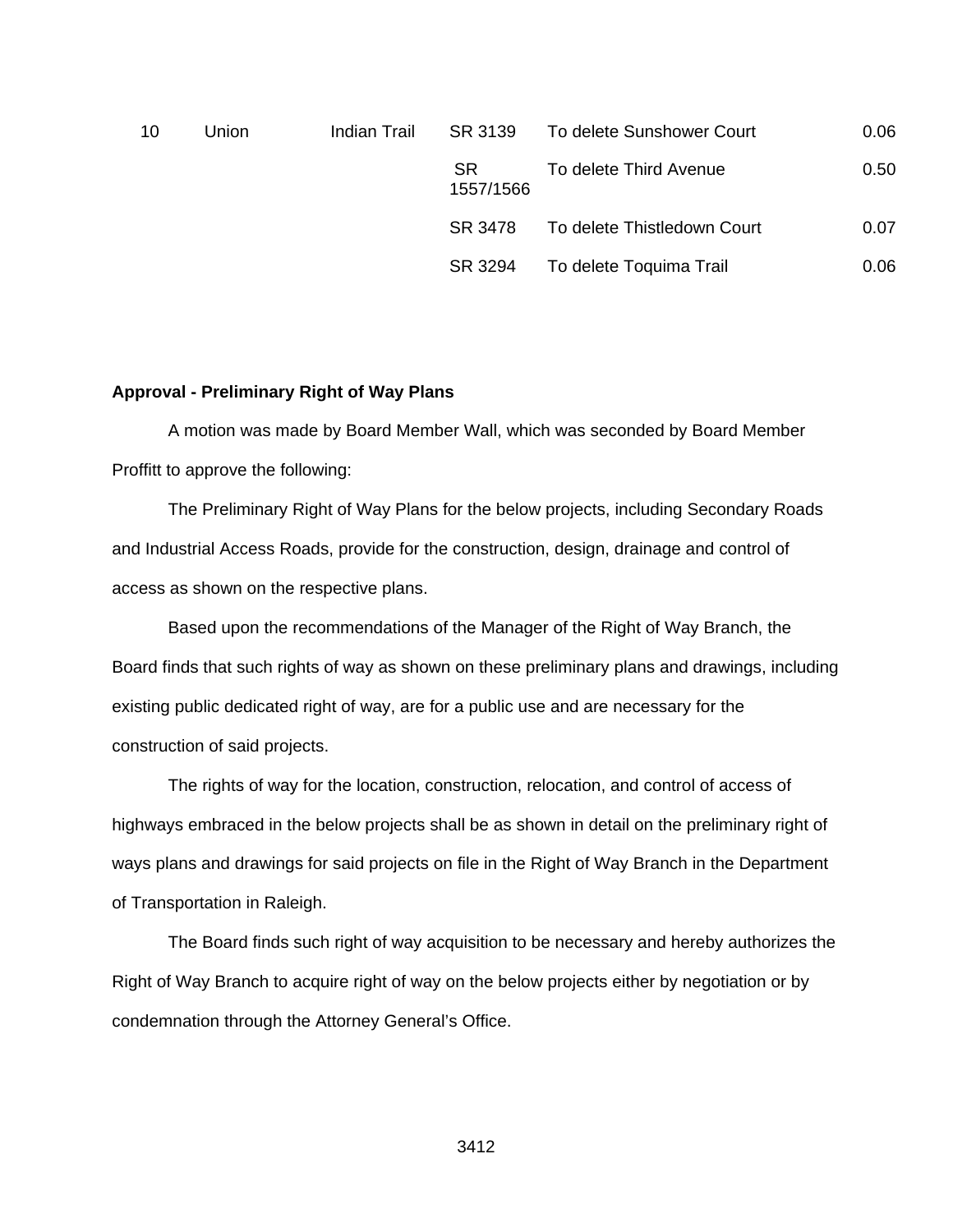| | | | | | |
|---|---|---|---|---|---|
| 10 | Union | Indian Trail | SR 3139 | To delete Sunshower Court | 0.06 |
| | | | SR 1557/1566 | To delete Third Avenue | 0.50 |
| | | | SR 3478 | To delete Thistledown Court | 0.07 |
| | | | SR 3294 | To delete Toquima Trail | 0.06 |

**Approval - Preliminary Right of Way Plans**

A motion was made by Board Member Wall, which was seconded by Board Member Proffitt to approve the following:

The Preliminary Right of Way Plans for the below projects, including Secondary Roads and Industrial Access Roads, provide for the construction, design, drainage and control of access as shown on the respective plans.

Based upon the recommendations of the Manager of the Right of Way Branch, the Board finds that such rights of way as shown on these preliminary plans and drawings, including existing public dedicated right of way, are for a public use and are necessary for the construction of said projects.

The rights of way for the location, construction, relocation, and control of access of highways embraced in the below projects shall be as shown in detail on the preliminary right of ways plans and drawings for said projects on file in the Right of Way Branch in the Department of Transportation in Raleigh.

The Board finds such right of way acquisition to be necessary and hereby authorizes the Right of Way Branch to acquire right of way on the below projects either by negotiation or by condemnation through the Attorney General's Office.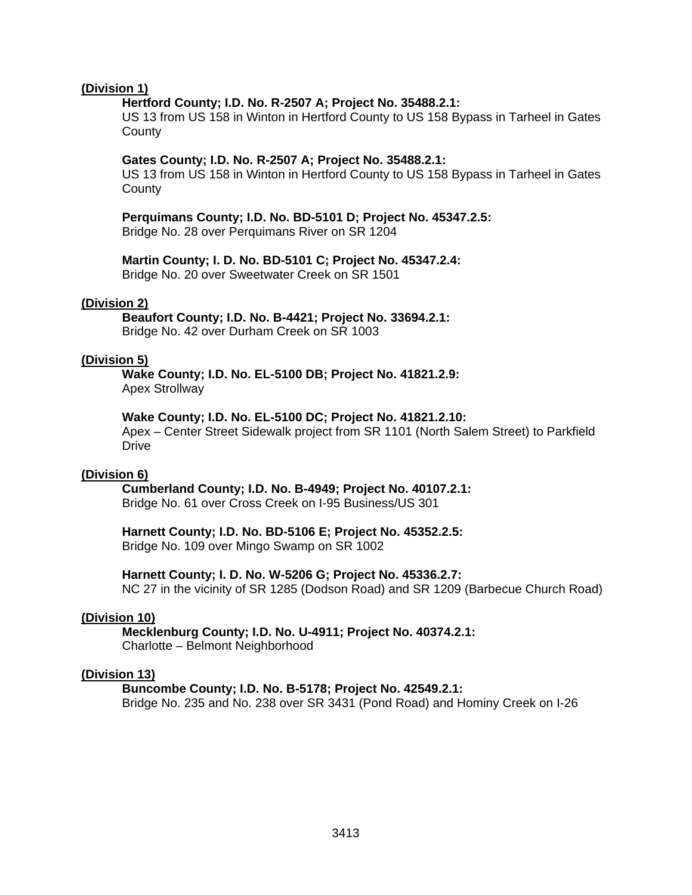<u>**(Division 1)**</u>

**Hertford County; I.D. No. R-2507 A; Project No. 35488.2.1:**
US 13 from US 158 in Winton in Hertford County to US 158 Bypass in Tarheel in Gates County

**Gates County; I.D. No. R-2507 A; Project No. 35488.2.1:**
US 13 from US 158 in Winton in Hertford County to US 158 Bypass in Tarheel in Gates County

**Perquimans County; I.D. No. BD-5101 D; Project No. 45347.2.5:**
Bridge No. 28 over Perquimans River on SR 1204

**Martin County; I. D. No. BD-5101 C; Project No. 45347.2.4:**
Bridge No. 20 over Sweetwater Creek on SR 1501

<u>**(Division 2)**</u>

**Beaufort County; I.D. No. B-4421; Project No. 33694.2.1:**
Bridge No. 42 over Durham Creek on SR 1003

<u>**(Division 5)**</u>

**Wake County; I.D. No. EL-5100 DB; Project No. 41821.2.9:**
Apex Strollway

**Wake County; I.D. No. EL-5100 DC; Project No. 41821.2.10:**
Apex – Center Street Sidewalk project from SR 1101 (North Salem Street) to Parkfield Drive

<u>**(Division 6)**</u>

**Cumberland County; I.D. No. B-4949; Project No. 40107.2.1:**
Bridge No. 61 over Cross Creek on I-95 Business/US 301

**Harnett County; I.D. No. BD-5106 E; Project No. 45352.2.5:**
Bridge No. 109 over Mingo Swamp on SR 1002

**Harnett County; I. D. No. W-5206 G; Project No. 45336.2.7:**
NC 27 in the vicinity of SR 1285 (Dodson Road) and SR 1209 (Barbecue Church Road)

<u>**(Division 10)**</u>

**Mecklenburg County; I.D. No. U-4911; Project No. 40374.2.1:**
Charlotte – Belmont Neighborhood

<u>**(Division 13)**</u>

**Buncombe County; I.D. No. B-5178; Project No. 42549.2.1:**
Bridge No. 235 and No. 238 over SR 3431 (Pond Road) and Hominy Creek on I-26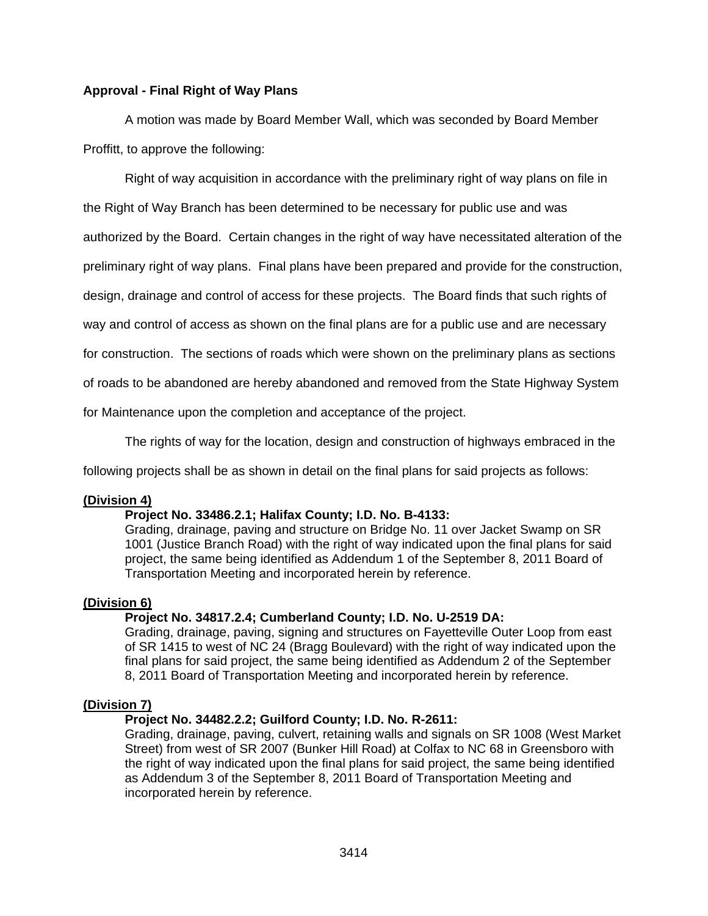**Approval - Final Right of Way Plans**

A motion was made by Board Member Wall, which was seconded by Board Member Proffitt, to approve the following:

Right of way acquisition in accordance with the preliminary right of way plans on file in the Right of Way Branch has been determined to be necessary for public use and was authorized by the Board. Certain changes in the right of way have necessitated alteration of the preliminary right of way plans. Final plans have been prepared and provide for the construction, design, drainage and control of access for these projects. The Board finds that such rights of way and control of access as shown on the final plans are for a public use and are necessary for construction. The sections of roads which were shown on the preliminary plans as sections of roads to be abandoned are hereby abandoned and removed from the State Highway System for Maintenance upon the completion and acceptance of the project.

The rights of way for the location, design and construction of highways embraced in the following projects shall be as shown in detail on the final plans for said projects as follows:

**(Division 4)**

**Project No. 33486.2.1; Halifax County; I.D. No. B-4133:**
Grading, drainage, paving and structure on Bridge No. 11 over Jacket Swamp on SR 1001 (Justice Branch Road) with the right of way indicated upon the final plans for said project, the same being identified as Addendum 1 of the September 8, 2011 Board of Transportation Meeting and incorporated herein by reference.

**(Division 6)**

**Project No. 34817.2.4; Cumberland County; I.D. No. U-2519 DA:**
Grading, drainage, paving, signing and structures on Fayetteville Outer Loop from east of SR 1415 to west of NC 24 (Bragg Boulevard) with the right of way indicated upon the final plans for said project, the same being identified as Addendum 2 of the September 8, 2011 Board of Transportation Meeting and incorporated herein by reference.

**(Division 7)**

**Project No. 34482.2.2; Guilford County; I.D. No. R-2611:**
Grading, drainage, paving, culvert, retaining walls and signals on SR 1008 (West Market Street) from west of SR 2007 (Bunker Hill Road) at Colfax to NC 68 in Greensboro with the right of way indicated upon the final plans for said project, the same being identified as Addendum 3 of the September 8, 2011 Board of Transportation Meeting and incorporated herein by reference.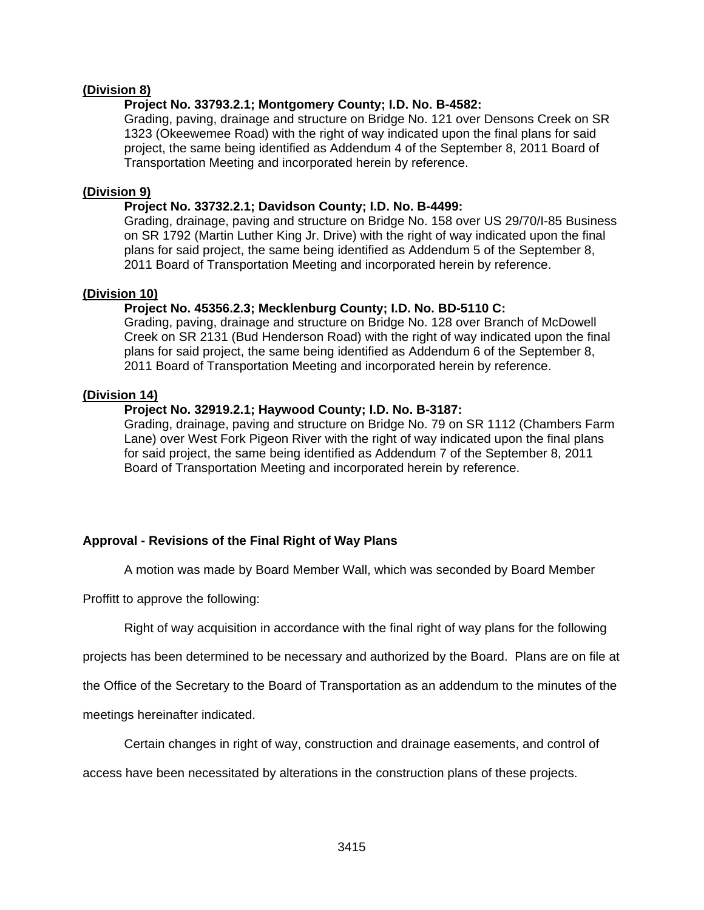**(Division 8)**

**Project No. 33793.2.1; Montgomery County; I.D. No. B-4582:**

Grading, paving, drainage and structure on Bridge No. 121 over Densons Creek on SR 1323 (Okeewemee Road) with the right of way indicated upon the final plans for said project, the same being identified as Addendum 4 of the September 8, 2011 Board of Transportation Meeting and incorporated herein by reference.

**(Division 9)**

**Project No. 33732.2.1; Davidson County; I.D. No. B-4499:**

Grading, drainage, paving and structure on Bridge No. 158 over US 29/70/I-85 Business on SR 1792 (Martin Luther King Jr. Drive) with the right of way indicated upon the final plans for said project, the same being identified as Addendum 5 of the September 8, 2011 Board of Transportation Meeting and incorporated herein by reference.

**(Division 10)**

**Project No. 45356.2.3; Mecklenburg County; I.D. No. BD-5110 C:**

Grading, paving, drainage and structure on Bridge No. 128 over Branch of McDowell Creek on SR 2131 (Bud Henderson Road) with the right of way indicated upon the final plans for said project, the same being identified as Addendum 6 of the September 8, 2011 Board of Transportation Meeting and incorporated herein by reference.

**(Division 14)**

**Project No. 32919.2.1; Haywood County; I.D. No. B-3187:**

Grading, drainage, paving and structure on Bridge No. 79 on SR 1112 (Chambers Farm Lane) over West Fork Pigeon River with the right of way indicated upon the final plans for said project, the same being identified as Addendum 7 of the September 8, 2011 Board of Transportation Meeting and incorporated herein by reference.

**Approval - Revisions of the Final Right of Way Plans**

A motion was made by Board Member Wall, which was seconded by Board Member Proffitt to approve the following:

Right of way acquisition in accordance with the final right of way plans for the following projects has been determined to be necessary and authorized by the Board. Plans are on file at the Office of the Secretary to the Board of Transportation as an addendum to the minutes of the meetings hereinafter indicated.

Certain changes in right of way, construction and drainage easements, and control of access have been necessitated by alterations in the construction plans of these projects.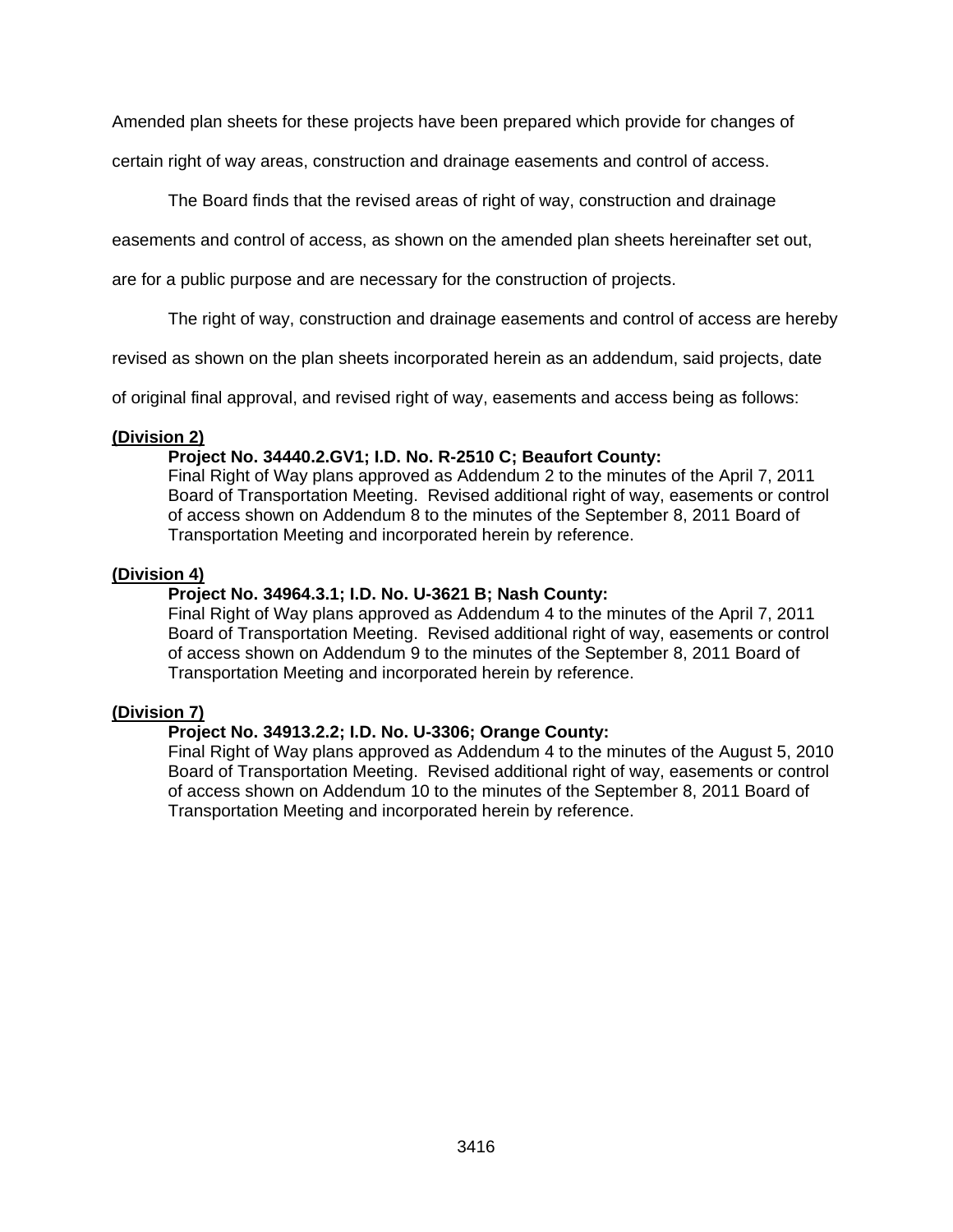Amended plan sheets for these projects have been prepared which provide for changes of certain right of way areas, construction and drainage easements and control of access.

The Board finds that the revised areas of right of way, construction and drainage easements and control of access, as shown on the amended plan sheets hereinafter set out, are for a public purpose and are necessary for the construction of projects.

The right of way, construction and drainage easements and control of access are hereby revised as shown on the plan sheets incorporated herein as an addendum, said projects, date of original final approval, and revised right of way, easements and access being as follows:

**(Division 2)**

**Project No. 34440.2.GV1; I.D. No. R-2510 C; Beaufort County:**
Final Right of Way plans approved as Addendum 2 to the minutes of the April 7, 2011 Board of Transportation Meeting. Revised additional right of way, easements or control of access shown on Addendum 8 to the minutes of the September 8, 2011 Board of Transportation Meeting and incorporated herein by reference.

**(Division 4)**

**Project No. 34964.3.1; I.D. No. U-3621 B; Nash County:**
Final Right of Way plans approved as Addendum 4 to the minutes of the April 7, 2011 Board of Transportation Meeting. Revised additional right of way, easements or control of access shown on Addendum 9 to the minutes of the September 8, 2011 Board of Transportation Meeting and incorporated herein by reference.

**(Division 7)**

**Project No. 34913.2.2; I.D. No. U-3306; Orange County:**
Final Right of Way plans approved as Addendum 4 to the minutes of the August 5, 2010 Board of Transportation Meeting. Revised additional right of way, easements or control of access shown on Addendum 10 to the minutes of the September 8, 2011 Board of Transportation Meeting and incorporated herein by reference.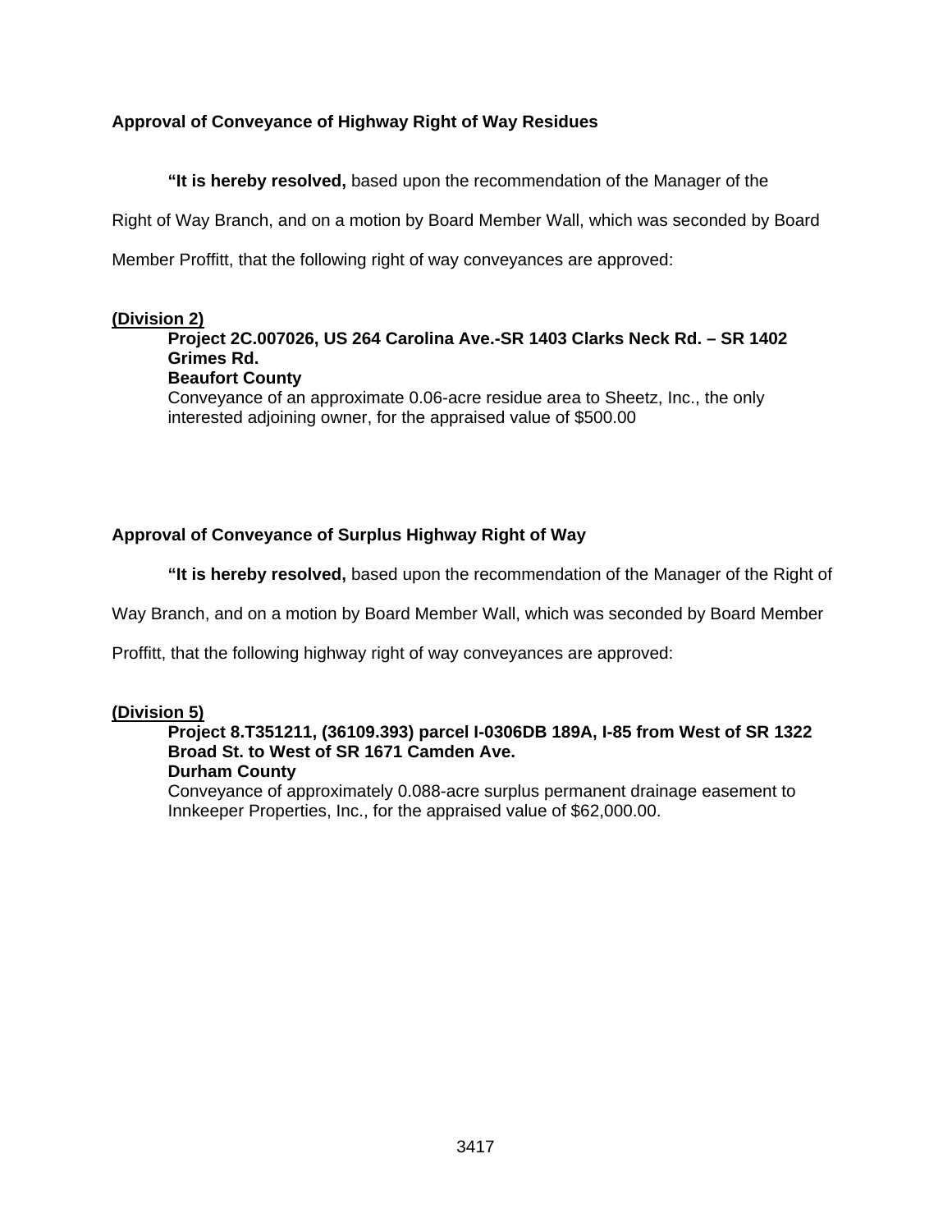**Approval of Conveyance of Highway Right of Way Residues**

**"It is hereby resolved,** based upon the recommendation of the Manager of the Right of Way Branch, and on a motion by Board Member Wall, which was seconded by Board Member Proffitt, that the following right of way conveyances are approved:

**(Division 2)**

**Project 2C.007026, US 264 Carolina Ave.-SR 1403 Clarks Neck Rd. – SR 1402 Grimes Rd.**
**Beaufort County**
Conveyance of an approximate 0.06-acre residue area to Sheetz, Inc., the only interested adjoining owner, for the appraised value of $500.00

**Approval of Conveyance of Surplus Highway Right of Way**

**"It is hereby resolved,** based upon the recommendation of the Manager of the Right of Way Branch, and on a motion by Board Member Wall, which was seconded by Board Member Proffitt, that the following highway right of way conveyances are approved:

**(Division 5)**

**Project 8.T351211, (36109.393) parcel I-0306DB 189A, I-85 from West of SR 1322 Broad St. to West of SR 1671 Camden Ave.**
**Durham County**
Conveyance of approximately 0.088-acre surplus permanent drainage easement to Innkeeper Properties, Inc., for the appraised value of $62,000.00.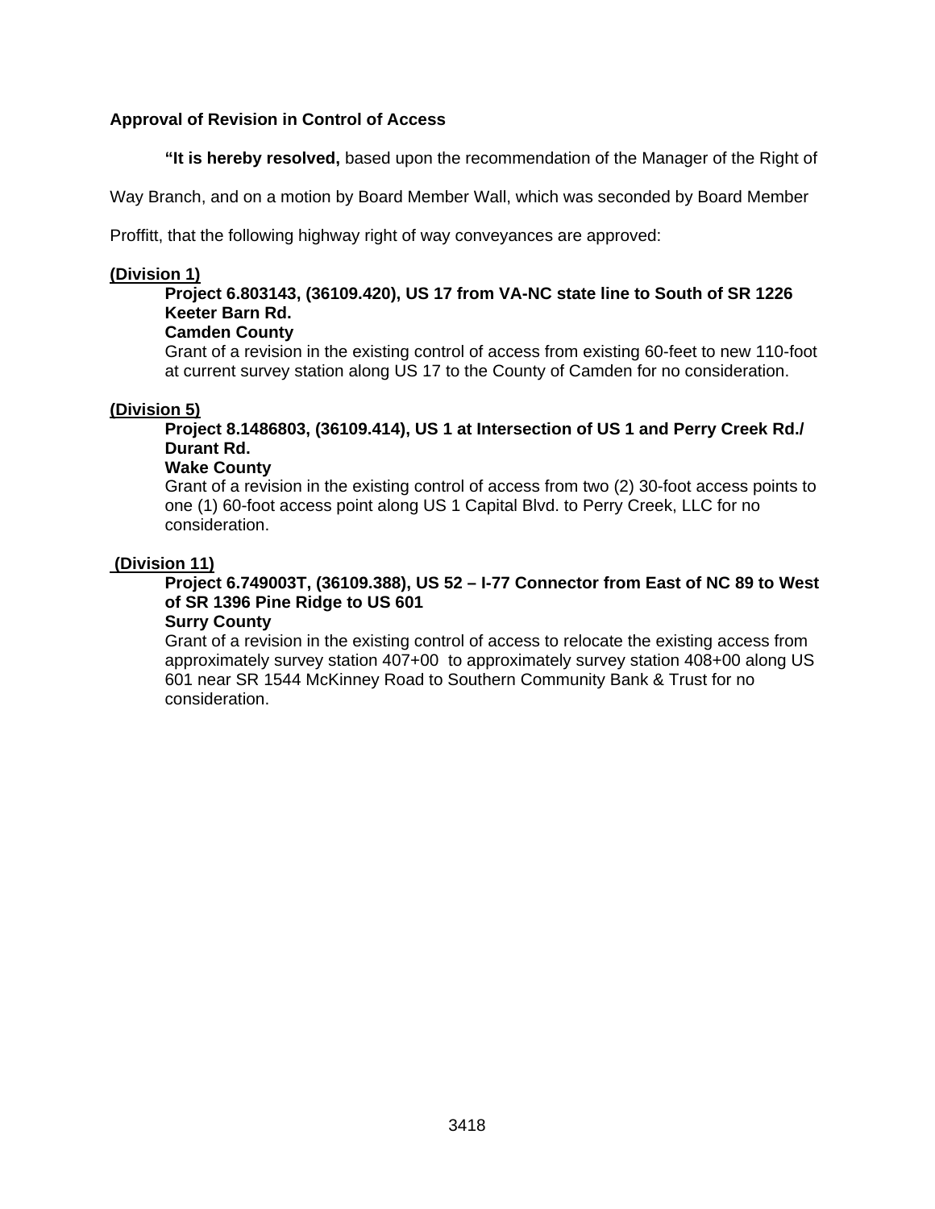**Approval of Revision in Control of Access**

**"It is hereby resolved,** based upon the recommendation of the Manager of the Right of Way Branch, and on a motion by Board Member Wall, which was seconded by Board Member Proffitt, that the following highway right of way conveyances are approved:

**<u>(Division 1)</u>**

**Project 6.803143, (36109.420), US 17 from VA-NC state line to South of SR 1226 Keeter Barn Rd.**
**Camden County**
Grant of a revision in the existing control of access from existing 60-feet to new 110-foot at current survey station along US 17 to the County of Camden for no consideration.

**<u>(Division 5)</u>**

**Project 8.1486803, (36109.414), US 1 at Intersection of US 1 and Perry Creek Rd./ Durant Rd.**
**Wake County**
Grant of a revision in the existing control of access from two (2) 30-foot access points to one (1) 60-foot access point along US 1 Capital Blvd. to Perry Creek, LLC for no consideration.

**<u>(Division 11)</u>**

**Project 6.749003T, (36109.388), US 52 – I-77 Connector from East of NC 89 to West of SR 1396 Pine Ridge to US 601**
**Surry County**
Grant of a revision in the existing control of access to relocate the existing access from approximately survey station 407+00 to approximately survey station 408+00 along US 601 near SR 1544 McKinney Road to Southern Community Bank & Trust for no consideration.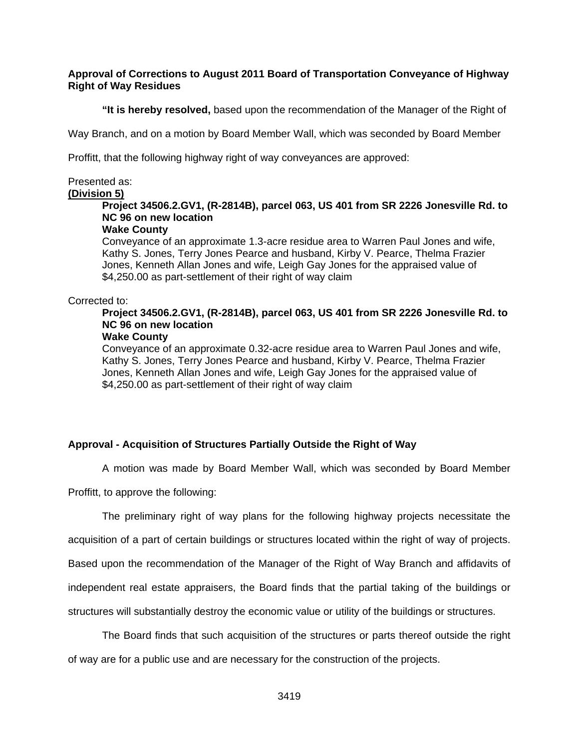**Approval of Corrections to August 2011 Board of Transportation Conveyance of Highway Right of Way Residues**

**"It is hereby resolved,** based upon the recommendation of the Manager of the Right of Way Branch, and on a motion by Board Member Wall, which was seconded by Board Member Proffitt, that the following highway right of way conveyances are approved:

Presented as:

**(Division 5)**

> **Project 34506.2.GV1, (R-2814B), parcel 063, US 401 from SR 2226 Jonesville Rd. to NC 96 on new location**
> **Wake County**
> Conveyance of an approximate 1.3-acre residue area to Warren Paul Jones and wife, Kathy S. Jones, Terry Jones Pearce and husband, Kirby V. Pearce, Thelma Frazier Jones, Kenneth Allan Jones and wife, Leigh Gay Jones for the appraised value of $4,250.00 as part-settlement of their right of way claim

Corrected to:

> **Project 34506.2.GV1, (R-2814B), parcel 063, US 401 from SR 2226 Jonesville Rd. to NC 96 on new location**
> **Wake County**
> Conveyance of an approximate 0.32-acre residue area to Warren Paul Jones and wife, Kathy S. Jones, Terry Jones Pearce and husband, Kirby V. Pearce, Thelma Frazier Jones, Kenneth Allan Jones and wife, Leigh Gay Jones for the appraised value of $4,250.00 as part-settlement of their right of way claim

**Approval - Acquisition of Structures Partially Outside the Right of Way**

A motion was made by Board Member Wall, which was seconded by Board Member Proffitt, to approve the following:

The preliminary right of way plans for the following highway projects necessitate the acquisition of a part of certain buildings or structures located within the right of way of projects. Based upon the recommendation of the Manager of the Right of Way Branch and affidavits of independent real estate appraisers, the Board finds that the partial taking of the buildings or structures will substantially destroy the economic value or utility of the buildings or structures.

The Board finds that such acquisition of the structures or parts thereof outside the right of way are for a public use and are necessary for the construction of the projects.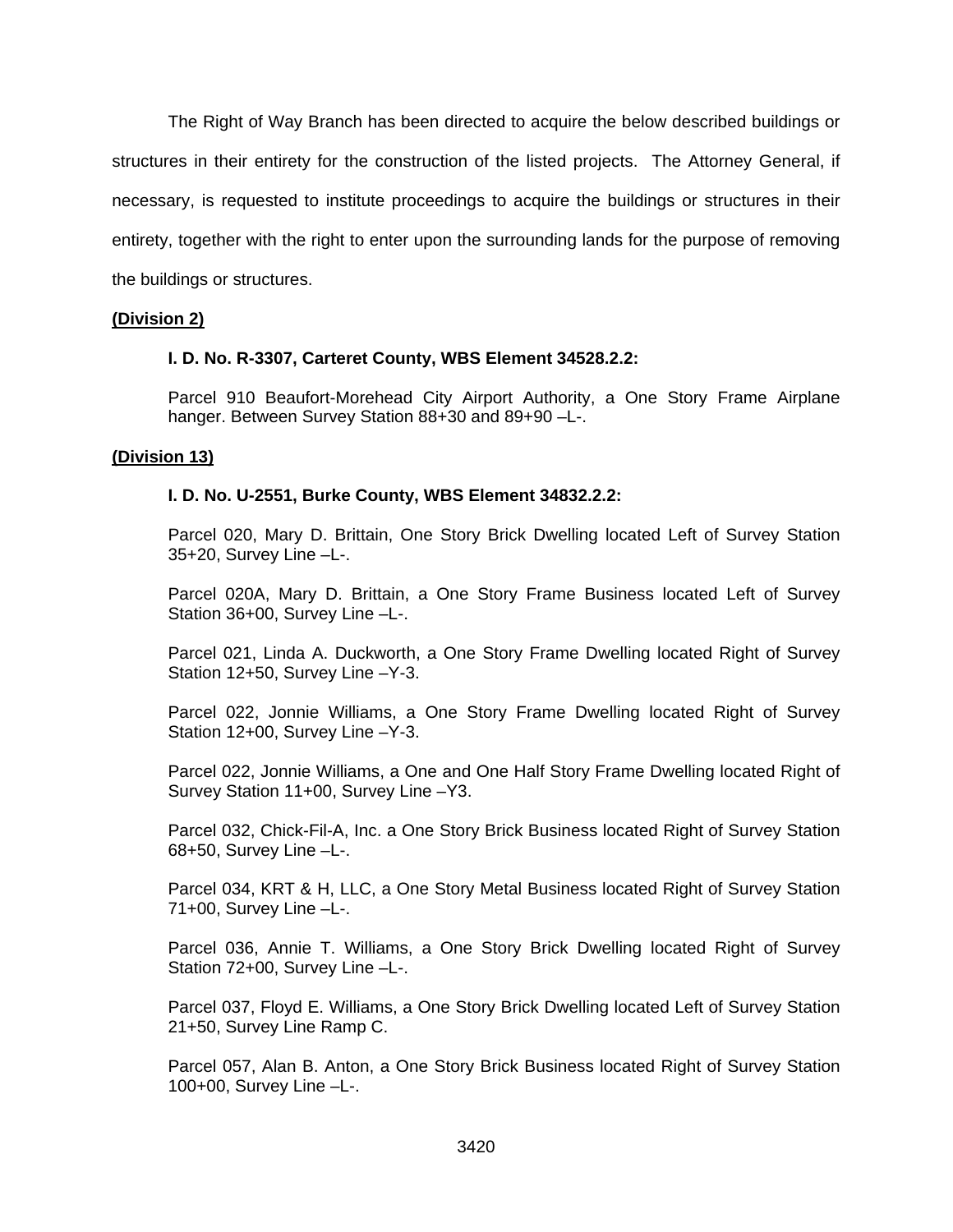The Right of Way Branch has been directed to acquire the below described buildings or structures in their entirety for the construction of the listed projects. The Attorney General, if necessary, is requested to institute proceedings to acquire the buildings or structures in their entirety, together with the right to enter upon the surrounding lands for the purpose of removing the buildings or structures.

**(Division 2)**

**I. D. No. R-3307, Carteret County, WBS Element 34528.2.2:**

Parcel 910 Beaufort-Morehead City Airport Authority, a One Story Frame Airplane hanger. Between Survey Station 88+30 and 89+90 –L-.

**(Division 13)**

**I. D. No. U-2551, Burke County, WBS Element 34832.2.2:**

Parcel 020, Mary D. Brittain, One Story Brick Dwelling located Left of Survey Station 35+20, Survey Line –L-.

Parcel 020A, Mary D. Brittain, a One Story Frame Business located Left of Survey Station 36+00, Survey Line –L-.

Parcel 021, Linda A. Duckworth, a One Story Frame Dwelling located Right of Survey Station 12+50, Survey Line –Y-3.

Parcel 022, Jonnie Williams, a One Story Frame Dwelling located Right of Survey Station 12+00, Survey Line –Y-3.

Parcel 022, Jonnie Williams, a One and One Half Story Frame Dwelling located Right of Survey Station 11+00, Survey Line –Y3.

Parcel 032, Chick-Fil-A, Inc. a One Story Brick Business located Right of Survey Station 68+50, Survey Line –L-.

Parcel 034, KRT & H, LLC, a One Story Metal Business located Right of Survey Station 71+00, Survey Line –L-.

Parcel 036, Annie T. Williams, a One Story Brick Dwelling located Right of Survey Station 72+00, Survey Line –L-.

Parcel 037, Floyd E. Williams, a One Story Brick Dwelling located Left of Survey Station 21+50, Survey Line Ramp C.

Parcel 057, Alan B. Anton, a One Story Brick Business located Right of Survey Station 100+00, Survey Line –L-.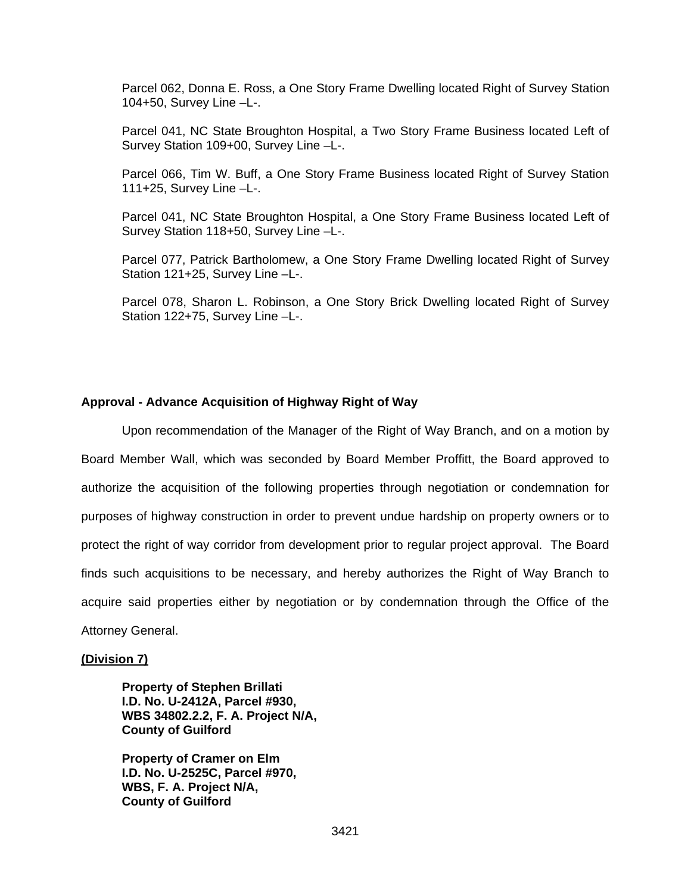Parcel 062, Donna E. Ross, a One Story Frame Dwelling located Right of Survey Station 104+50, Survey Line –L-.

Parcel 041, NC State Broughton Hospital, a Two Story Frame Business located Left of Survey Station 109+00, Survey Line –L-.

Parcel 066, Tim W. Buff, a One Story Frame Business located Right of Survey Station 111+25, Survey Line –L-.

Parcel 041, NC State Broughton Hospital, a One Story Frame Business located Left of Survey Station 118+50, Survey Line –L-.

Parcel 077, Patrick Bartholomew, a One Story Frame Dwelling located Right of Survey Station 121+25, Survey Line –L-.

Parcel 078, Sharon L. Robinson, a One Story Brick Dwelling located Right of Survey Station 122+75, Survey Line –L-.

**Approval - Advance Acquisition of Highway Right of Way**

Upon recommendation of the Manager of the Right of Way Branch, and on a motion by Board Member Wall, which was seconded by Board Member Proffitt, the Board approved to authorize the acquisition of the following properties through negotiation or condemnation for purposes of highway construction in order to prevent undue hardship on property owners or to protect the right of way corridor from development prior to regular project approval. The Board finds such acquisitions to be necessary, and hereby authorizes the Right of Way Branch to acquire said properties either by negotiation or by condemnation through the Office of the Attorney General.

**(Division 7)**

**Property of Stephen Brillati**
**I.D. No. U-2412A, Parcel #930,**
**WBS 34802.2.2, F. A. Project N/A,**
**County of Guilford**

**Property of Cramer on Elm**
**I.D. No. U-2525C, Parcel #970,**
**WBS, F. A. Project N/A,**
**County of Guilford**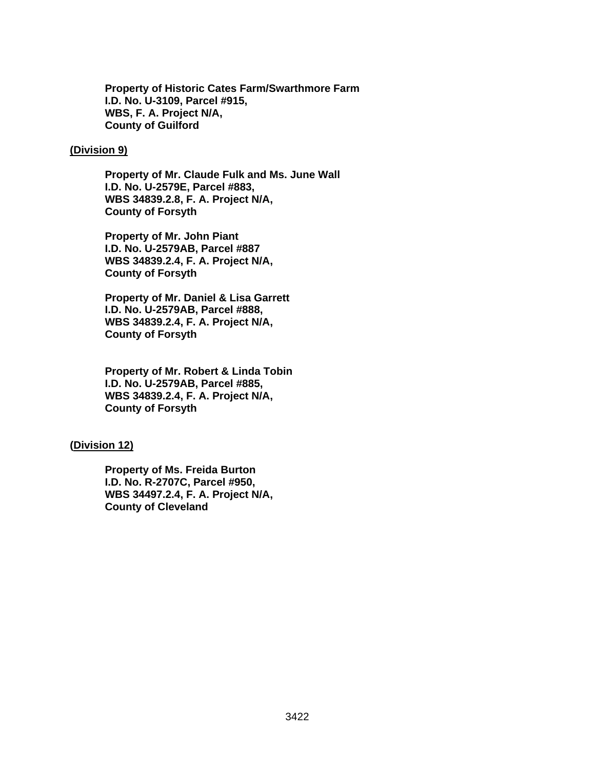**Property of Historic Cates Farm/Swarthmore Farm**
**I.D. No. U-3109, Parcel #915,**
**WBS, F. A. Project N/A,**
**County of Guilford**

**(Division 9)**

**Property of Mr. Claude Fulk and Ms. June Wall**
**I.D. No. U-2579E, Parcel #883,**
**WBS 34839.2.8, F. A. Project N/A,**
**County of Forsyth**

**Property of Mr. John Piant**
**I.D. No. U-2579AB, Parcel #887**
**WBS 34839.2.4, F. A. Project N/A,**
**County of Forsyth**

**Property of Mr. Daniel & Lisa Garrett**
**I.D. No. U-2579AB, Parcel #888,**
**WBS 34839.2.4, F. A. Project N/A,**
**County of Forsyth**

**Property of Mr. Robert & Linda Tobin**
**I.D. No. U-2579AB, Parcel #885,**
**WBS 34839.2.4, F. A. Project N/A,**
**County of Forsyth**

**(Division 12)**

**Property of Ms. Freida Burton**
**I.D. No. R-2707C, Parcel #950,**
**WBS 34497.2.4, F. A. Project N/A,**
**County of Cleveland**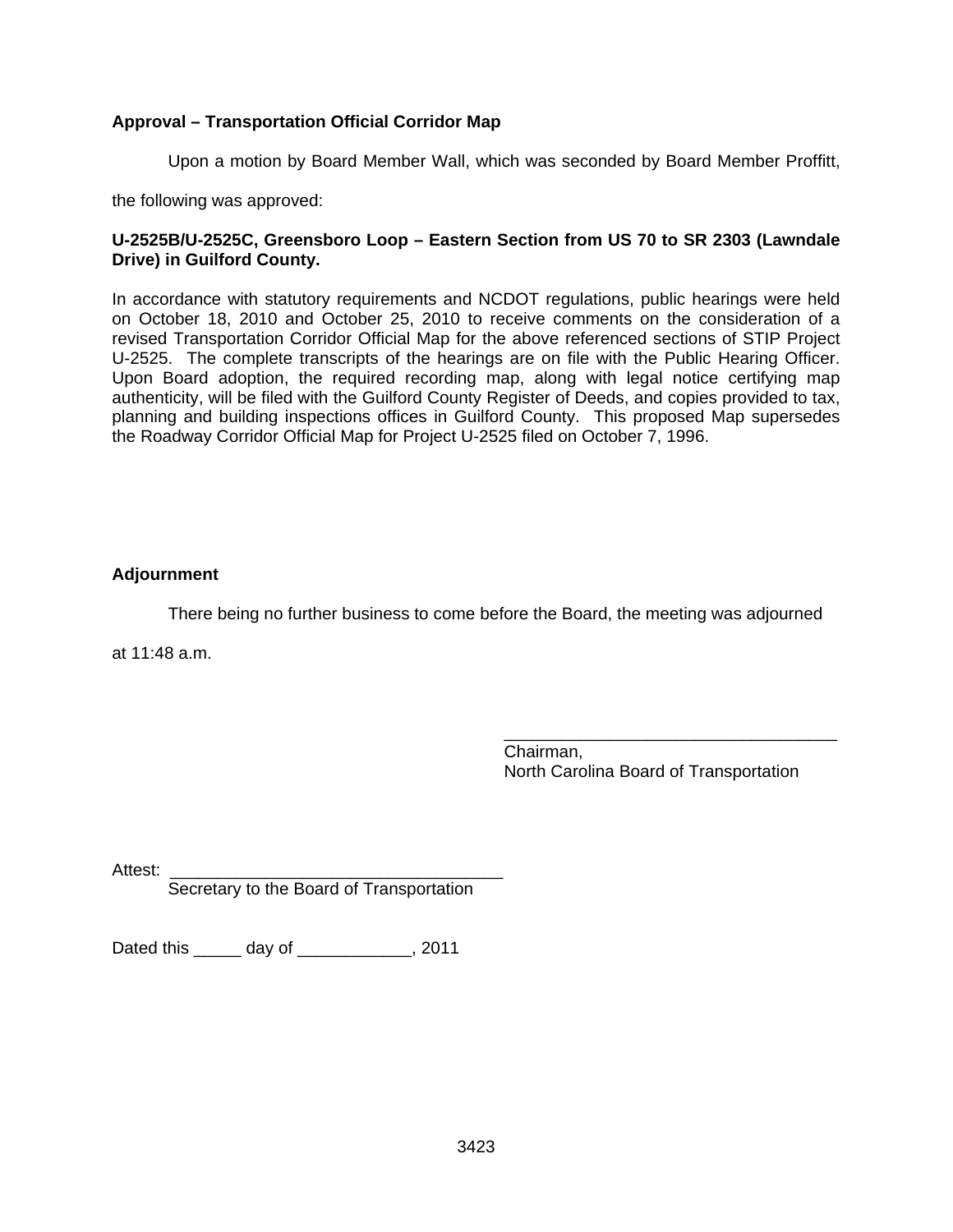**Approval – Transportation Official Corridor Map**

Upon a motion by Board Member Wall, which was seconded by Board Member Proffitt, the following was approved:

**U-2525B/U-2525C, Greensboro Loop – Eastern Section from US 70 to SR 2303 (Lawndale Drive) in Guilford County.**

In accordance with statutory requirements and NCDOT regulations, public hearings were held on October 18, 2010 and October 25, 2010 to receive comments on the consideration of a revised Transportation Corridor Official Map for the above referenced sections of STIP Project U-2525. The complete transcripts of the hearings are on file with the Public Hearing Officer. Upon Board adoption, the required recording map, along with legal notice certifying map authenticity, will be filed with the Guilford County Register of Deeds, and copies provided to tax, planning and building inspections offices in Guilford County. This proposed Map supersedes the Roadway Corridor Official Map for Project U-2525 filed on October 7, 1996.

**Adjournment**

There being no further business to come before the Board, the meeting was adjourned at 11:48 a.m.

\_\_\_\_\_\_\_\_\_\_\_\_\_\_\_\_\_\_\_\_\_\_\_\_\_\_\_\_\_\_\_\_\_\_\_
Chairman,
North Carolina Board of Transportation

Attest: \_\_\_\_\_\_\_\_\_\_\_\_\_\_\_\_\_\_\_\_\_\_\_\_\_\_\_\_\_\_\_\_\_\_\_
Secretary to the Board of Transportation

Dated this \_\_\_\_\_ day of \_\_\_\_\_\_\_\_\_\_\_\_, 2011